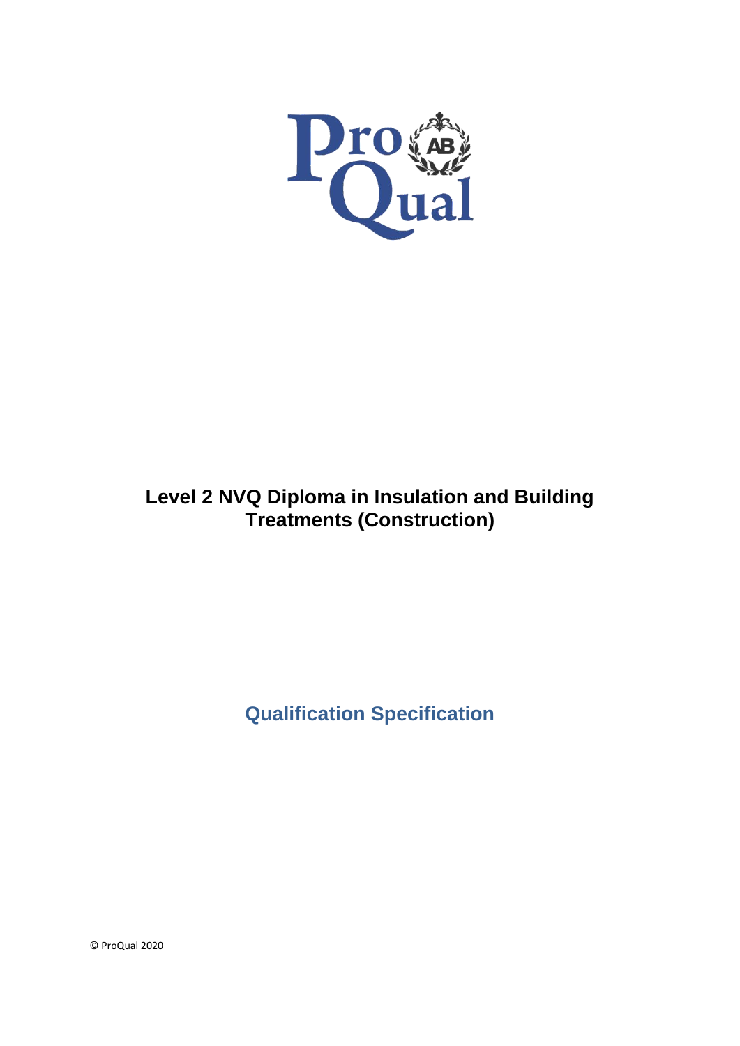# Level 2 NVQ Diploma in Insulation and Building Treatments (Construction)

## Qualification Specification

© ProQual 2020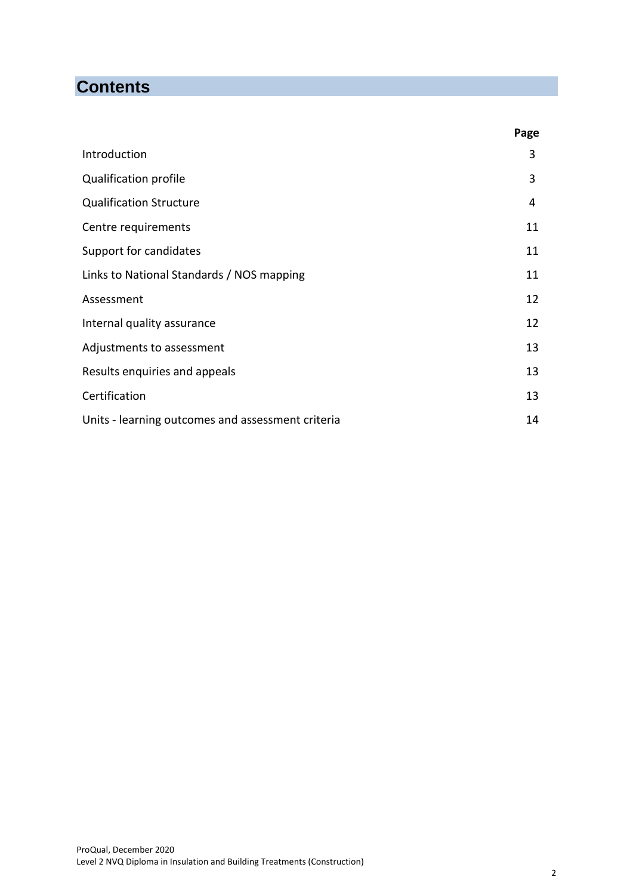# Contents

| | Page |
|---|---|
| Introduction | 3 |
| Qualification profile | 3 |
| Qualification Structure | 4 |
| Centre requirements | 11 |
| Support for candidates | 11 |
| Links to National Standards / NOS mapping | 11 |
| Assessment | 12 |
| Internal quality assurance | 12 |
| Adjustments to assessment | 13 |
| Results enquiries and appeals | 13 |
| Certification | 13 |
| Units - learning outcomes and assessment criteria | 14 |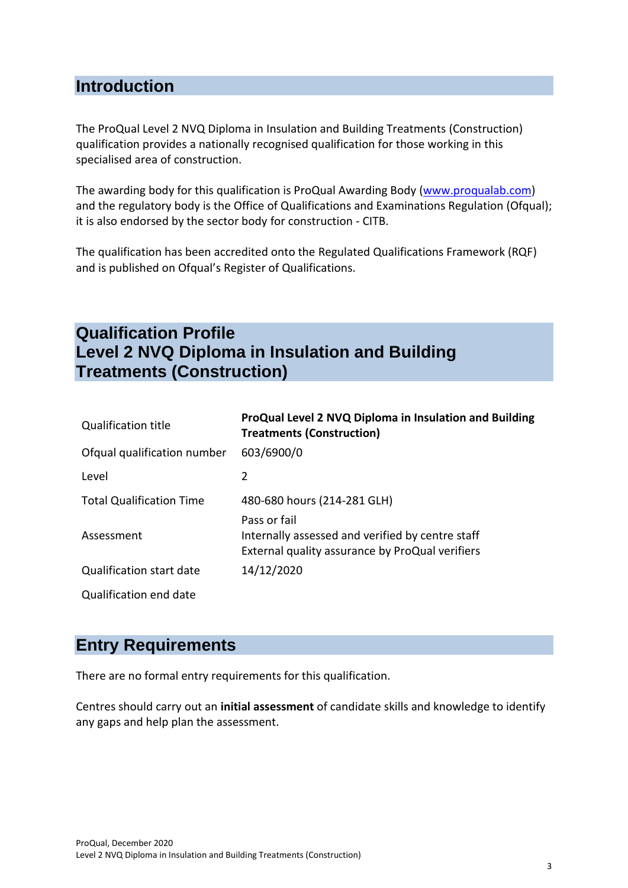## Introduction

The ProQual Level 2 NVQ Diploma in Insulation and Building Treatments (Construction) qualification provides a nationally recognised qualification for those working in this specialised area of construction.

The awarding body for this qualification is ProQual Awarding Body (www.proqualab.com) and the regulatory body is the Office of Qualifications and Examinations Regulation (Ofqual); it is also endorsed by the sector body for construction - CITB.

The qualification has been accredited onto the Regulated Qualifications Framework (RQF) and is published on Ofqual's Register of Qualifications.

## Qualification Profile
## Level 2 NVQ Diploma in Insulation and Building Treatments (Construction)

| | |
|---|---|
| Qualification title | **ProQual Level 2 NVQ Diploma in Insulation and Building Treatments (Construction)** |
| Ofqual qualification number | 603/6900/0 |
| Level | 2 |
| Total Qualification Time | 480-680 hours (214-281 GLH) |
| Assessment | Pass or fail<br>Internally assessed and verified by centre staff<br>External quality assurance by ProQual verifiers |
| Qualification start date | 14/12/2020 |
| Qualification end date | |

## Entry Requirements

There are no formal entry requirements for this qualification.

Centres should carry out an **initial assessment** of candidate skills and knowledge to identify any gaps and help plan the assessment.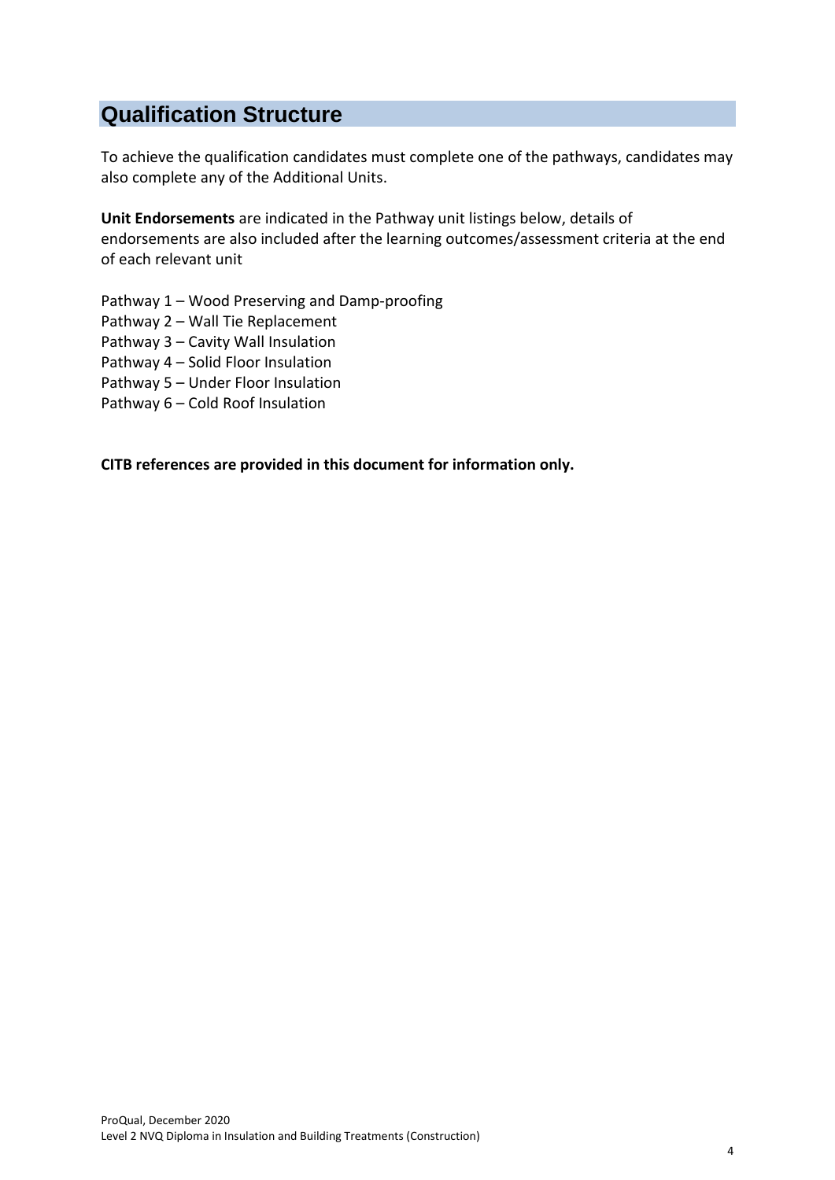## Qualification Structure

To achieve the qualification candidates must complete one of the pathways, candidates may also complete any of the Additional Units.

**Unit Endorsements** are indicated in the Pathway unit listings below, details of endorsements are also included after the learning outcomes/assessment criteria at the end of each relevant unit

Pathway 1 – Wood Preserving and Damp-proofing
Pathway 2 – Wall Tie Replacement
Pathway 3 – Cavity Wall Insulation
Pathway 4 – Solid Floor Insulation
Pathway 5 – Under Floor Insulation
Pathway 6 – Cold Roof Insulation

**CITB references are provided in this document for information only.**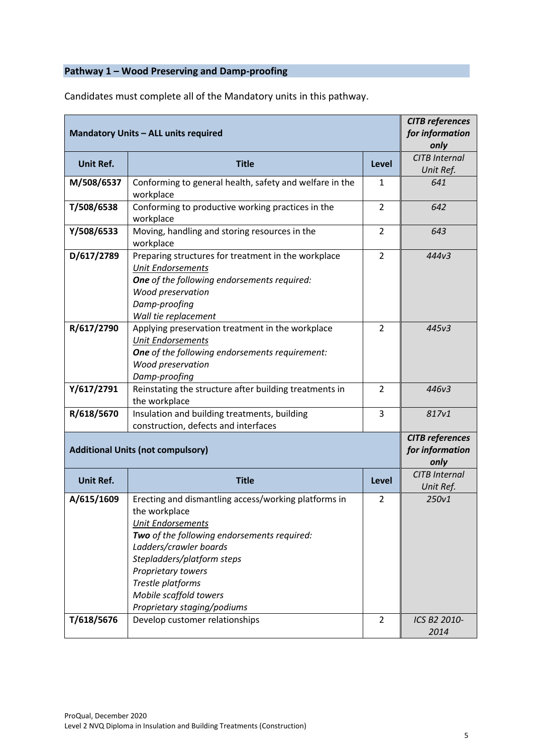## Pathway 1 – Wood Preserving and Damp-proofing

Candidates must complete all of the Mandatory units in this pathway.

| **Mandatory Units – ALL units required** | | | ***CITB references for information only*** |
|---|---|---|---|
| **Unit Ref.** | **Title** | **Level** | *CITB Internal Unit Ref.* |
| **M/508/6537** | Conforming to general health, safety and welfare in the workplace | 1 | *641* |
| **T/508/6538** | Conforming to productive working practices in the workplace | 2 | *642* |
| **Y/508/6533** | Moving, handling and storing resources in the workplace | 2 | *643* |
| **D/617/2789** | Preparing structures for treatment in the workplace<br>*Unit Endorsements*<br>***One** of the following endorsements required:*<br>*Wood preservation*<br>*Damp-proofing*<br>*Wall tie replacement* | 2 | *444v3* |
| **R/617/2790** | Applying preservation treatment in the workplace<br>*Unit Endorsements*<br>***One** of the following endorsements requirement:*<br>*Wood preservation*<br>*Damp-proofing* | 2 | *445v3* |
| **Y/617/2791** | Reinstating the structure after building treatments in the workplace | 2 | *446v3* |
| **R/618/5670** | Insulation and building treatments, building construction, defects and interfaces | 3 | *817v1* |
| **Additional Units (not compulsory)** | | | ***CITB references for information only*** |
| **Unit Ref.** | **Title** | **Level** | *CITB Internal Unit Ref.* |
| **A/615/1609** | Erecting and dismantling access/working platforms in the workplace<br>*Unit Endorsements*<br>***Two** of the following endorsements required:*<br>*Ladders/crawler boards*<br>*Stepladders/platform steps*<br>*Proprietary towers*<br>*Trestle platforms*<br>*Mobile scaffold towers*<br>*Proprietary staging/podiums* | 2 | *250v1* |
| **T/618/5676** | Develop customer relationships | 2 | *ICS B2 2010-2014* |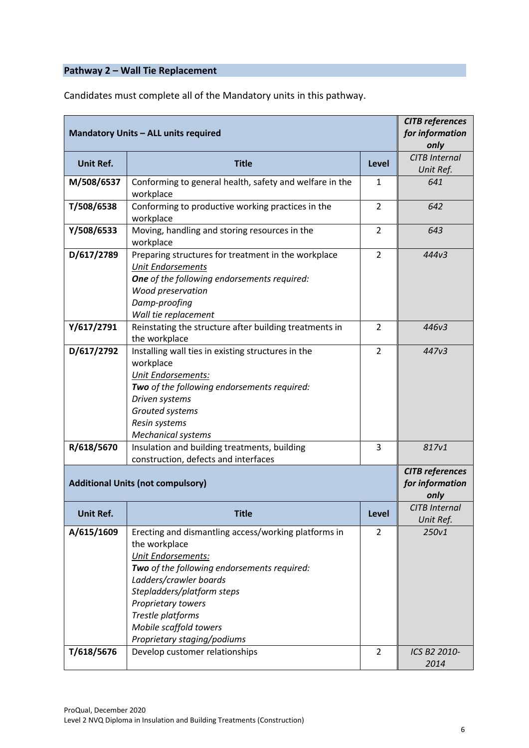## Pathway 2 – Wall Tie Replacement

Candidates must complete all of the Mandatory units in this pathway.

| **Mandatory Units – ALL units required** | | | ***CITB references for information only*** |
|---|---|---|---|
| **Unit Ref.** | **Title** | **Level** | *CITB Internal Unit Ref.* |
| **M/508/6537** | Conforming to general health, safety and welfare in the workplace | 1 | *641* |
| **T/508/6538** | Conforming to productive working practices in the workplace | 2 | *642* |
| **Y/508/6533** | Moving, handling and storing resources in the workplace | 2 | *643* |
| **D/617/2789** | Preparing structures for treatment in the workplace<br>*Unit Endorsements*<br>***One** of the following endorsements required:*<br>*Wood preservation*<br>*Damp-proofing*<br>*Wall tie replacement* | 2 | *444v3* |
| **Y/617/2791** | Reinstating the structure after building treatments in the workplace | 2 | *446v3* |
| **D/617/2792** | Installing wall ties in existing structures in the workplace<br>*Unit Endorsements:*<br>***Two** of the following endorsements required:*<br>*Driven systems*<br>*Grouted systems*<br>*Resin systems*<br>*Mechanical systems* | 2 | *447v3* |
| **R/618/5670** | Insulation and building treatments, building construction, defects and interfaces | 3 | *817v1* |

| **Additional Units (not compulsory)** | | | ***CITB references for information only*** |
|---|---|---|---|
| **Unit Ref.** | **Title** | **Level** | *CITB Internal Unit Ref.* |
| **A/615/1609** | Erecting and dismantling access/working platforms in the workplace<br>*Unit Endorsements:*<br>***Two** of the following endorsements required:*<br>*Ladders/crawler boards*<br>*Stepladders/platform steps*<br>*Proprietary towers*<br>*Trestle platforms*<br>*Mobile scaffold towers*<br>*Proprietary staging/podiums* | 2 | *250v1* |
| **T/618/5676** | Develop customer relationships | 2 | *ICS B2 2010-2014* |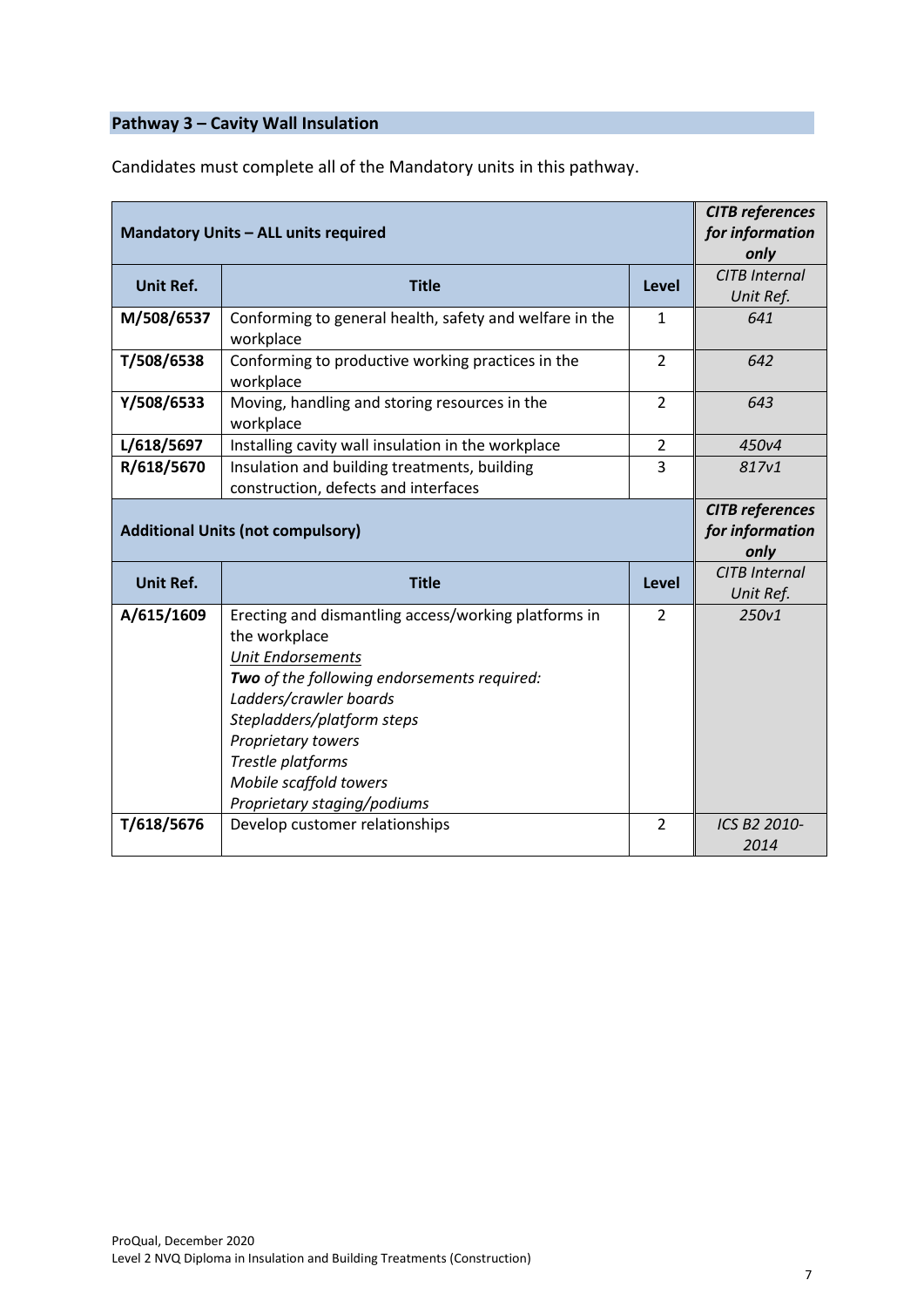## Pathway 3 – Cavity Wall Insulation

Candidates must complete all of the Mandatory units in this pathway.

| **Mandatory Units – ALL units required** | | | ***CITB references for information only*** |
|---|---|---|---|
| **Unit Ref.** | **Title** | **Level** | *CITB Internal Unit Ref.* |
| **M/508/6537** | Conforming to general health, safety and welfare in the workplace | 1 | *641* |
| **T/508/6538** | Conforming to productive working practices in the workplace | 2 | *642* |
| **Y/508/6533** | Moving, handling and storing resources in the workplace | 2 | *643* |
| **L/618/5697** | Installing cavity wall insulation in the workplace | 2 | *450v4* |
| **R/618/5670** | Insulation and building treatments, building construction, defects and interfaces | 3 | *817v1* |
| **Additional Units (not compulsory)** | | | ***CITB references for information only*** |
| **Unit Ref.** | **Title** | **Level** | *CITB Internal Unit Ref.* |
| **A/615/1609** | Erecting and dismantling access/working platforms in the workplace<br>*Unit Endorsements*<br>***Two*** *of the following endorsements required:*<br>*Ladders/crawler boards*<br>*Stepladders/platform steps*<br>*Proprietary towers*<br>*Trestle platforms*<br>*Mobile scaffold towers*<br>*Proprietary staging/podiums* | 2 | *250v1* |
| **T/618/5676** | Develop customer relationships | 2 | *ICS B2 2010-2014* |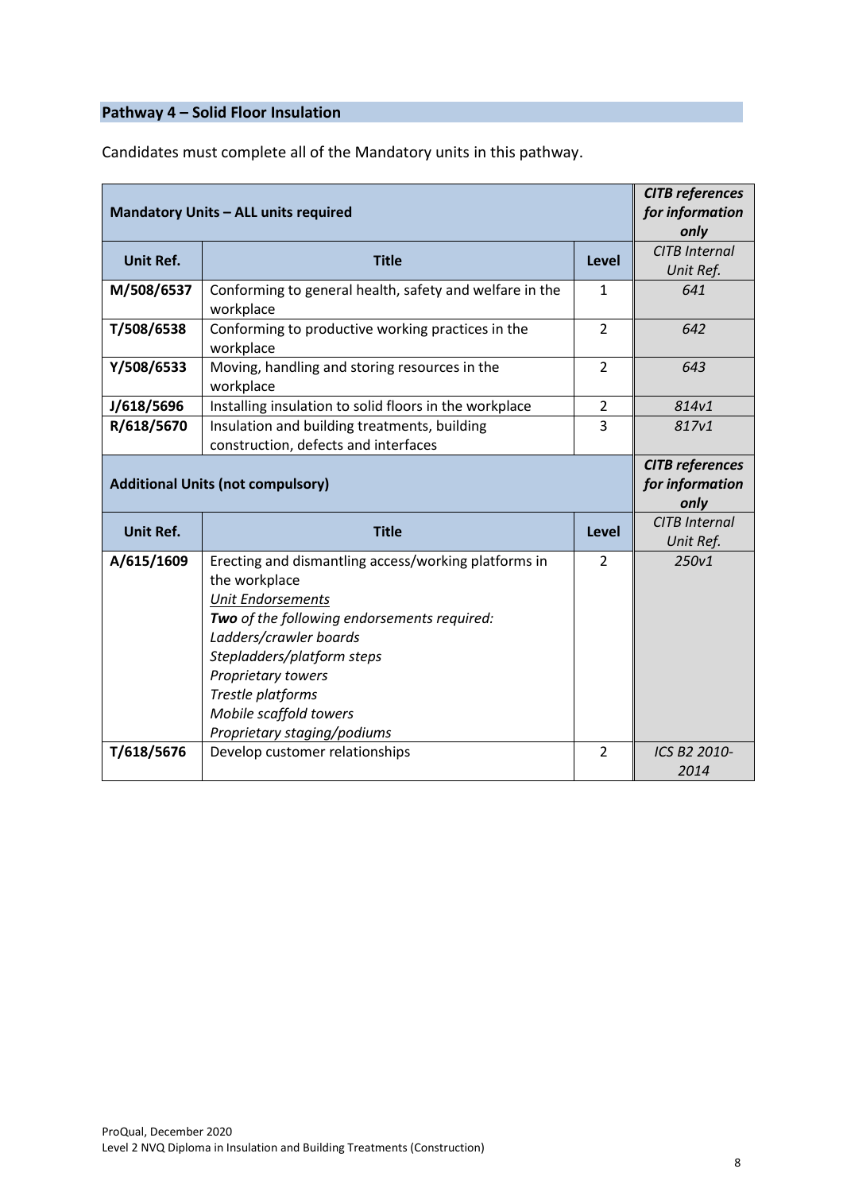## Pathway 4 – Solid Floor Insulation

Candidates must complete all of the Mandatory units in this pathway.

| **Mandatory Units – ALL units required** | | | ***CITB references for information only*** |
|---|---|---|---|
| **Unit Ref.** | **Title** | **Level** | *CITB Internal Unit Ref.* |
| **M/508/6537** | Conforming to general health, safety and welfare in the workplace | 1 | *641* |
| **T/508/6538** | Conforming to productive working practices in the workplace | 2 | *642* |
| **Y/508/6533** | Moving, handling and storing resources in the workplace | 2 | *643* |
| **J/618/5696** | Installing insulation to solid floors in the workplace | 2 | *814v1* |
| **R/618/5670** | Insulation and building treatments, building construction, defects and interfaces | 3 | *817v1* |

| **Additional Units (not compulsory)** | | | ***CITB references for information only*** |
|---|---|---|---|
| **Unit Ref.** | **Title** | **Level** | *CITB Internal Unit Ref.* |
| **A/615/1609** | Erecting and dismantling access/working platforms in the workplace<br>*Unit Endorsements*<br>***Two** of the following endorsements required:*<br>*Ladders/crawler boards*<br>*Stepladders/platform steps*<br>*Proprietary towers*<br>*Trestle platforms*<br>*Mobile scaffold towers*<br>*Proprietary staging/podiums* | 2 | *250v1* |
| **T/618/5676** | Develop customer relationships | 2 | *ICS B2 2010-2014* |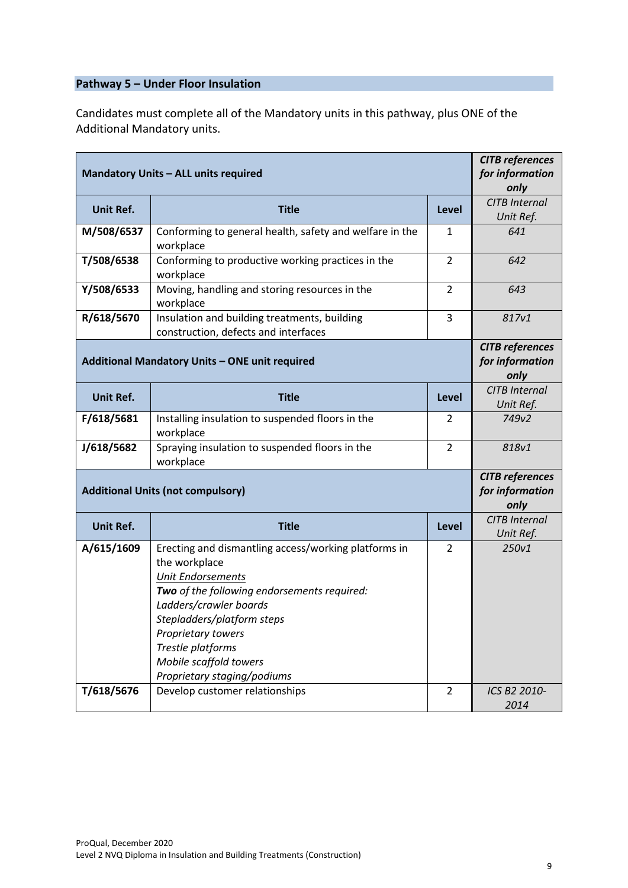## Pathway 5 – Under Floor Insulation

Candidates must complete all of the Mandatory units in this pathway, plus ONE of the Additional Mandatory units.

| **Mandatory Units – ALL units required** | | | ***CITB references for information only*** |
|---|---|---|---|
| **Unit Ref.** | **Title** | **Level** | *CITB Internal Unit Ref.* |
| **M/508/6537** | Conforming to general health, safety and welfare in the workplace | 1 | *641* |
| **T/508/6538** | Conforming to productive working practices in the workplace | 2 | *642* |
| **Y/508/6533** | Moving, handling and storing resources in the workplace | 2 | *643* |
| **R/618/5670** | Insulation and building treatments, building construction, defects and interfaces | 3 | *817v1* |
| **Additional Mandatory Units – ONE unit required** | | | ***CITB references for information only*** |
| **Unit Ref.** | **Title** | **Level** | *CITB Internal Unit Ref.* |
| **F/618/5681** | Installing insulation to suspended floors in the workplace | 2 | *749v2* |
| **J/618/5682** | Spraying insulation to suspended floors in the workplace | 2 | *818v1* |
| **Additional Units (not compulsory)** | | | ***CITB references for information only*** |
| **Unit Ref.** | **Title** | **Level** | *CITB Internal Unit Ref.* |
| **A/615/1609** | Erecting and dismantling access/working platforms in the workplace<br>*Unit Endorsements*<br>***Two** of the following endorsements required:*<br>*Ladders/crawler boards*<br>*Stepladders/platform steps*<br>*Proprietary towers*<br>*Trestle platforms*<br>*Mobile scaffold towers*<br>*Proprietary staging/podiums* | 2 | *250v1* |
| **T/618/5676** | Develop customer relationships | 2 | *ICS B2 2010-2014* |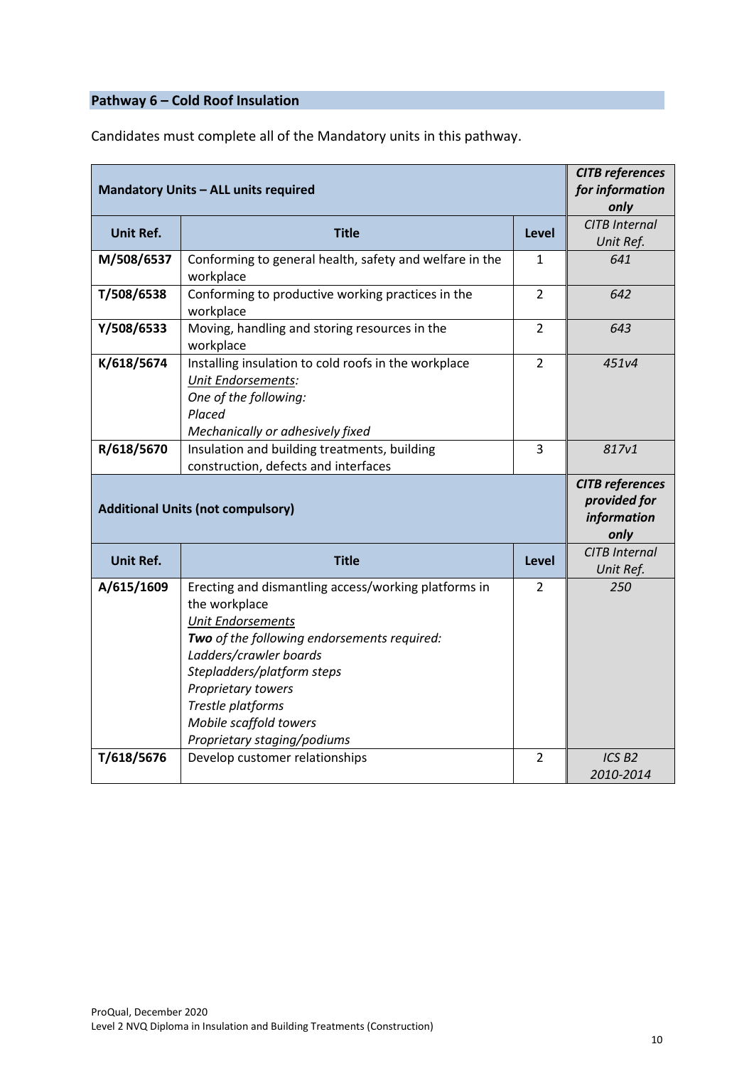## Pathway 6 – Cold Roof Insulation

Candidates must complete all of the Mandatory units in this pathway.

| **Mandatory Units – ALL units required** | | | ***CITB references for information only*** |
|---|---|---|---|
| **Unit Ref.** | **Title** | **Level** | *CITB Internal Unit Ref.* |
| **M/508/6537** | Conforming to general health, safety and welfare in the workplace | 1 | *641* |
| **T/508/6538** | Conforming to productive working practices in the workplace | 2 | *642* |
| **Y/508/6533** | Moving, handling and storing resources in the workplace | 2 | *643* |
| **K/618/5674** | Installing insulation to cold roofs in the workplace<br>*Unit Endorsements:*<br>*One of the following:*<br>*Placed*<br>*Mechanically or adhesively fixed* | 2 | *451v4* |
| **R/618/5670** | Insulation and building treatments, building construction, defects and interfaces | 3 | *817v1* |
| **Additional Units (not compulsory)** | | | ***CITB references provided for information only*** |
| **Unit Ref.** | **Title** | **Level** | *CITB Internal Unit Ref.* |
| **A/615/1609** | Erecting and dismantling access/working platforms in the workplace<br>*Unit Endorsements*<br>***Two*** *of the following endorsements required:*<br>*Ladders/crawler boards*<br>*Stepladders/platform steps*<br>*Proprietary towers*<br>*Trestle platforms*<br>*Mobile scaffold towers*<br>*Proprietary staging/podiums* | 2 | *250* |
| **T/618/5676** | Develop customer relationships | 2 | *ICS B2 2010-2014* |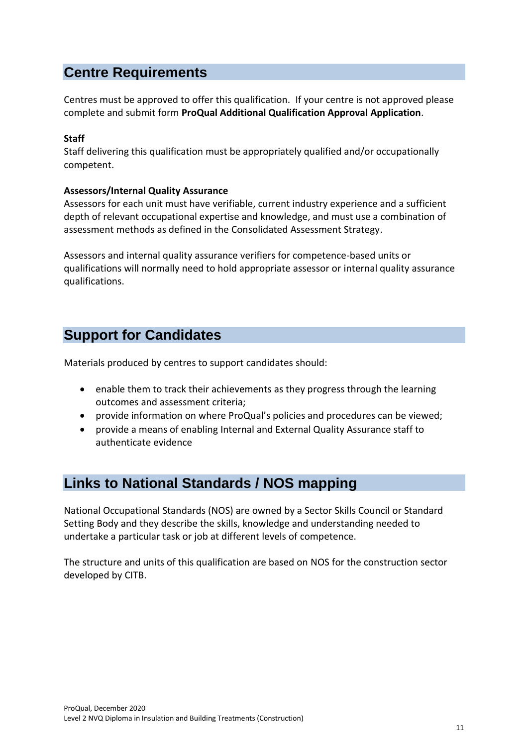## Centre Requirements

Centres must be approved to offer this qualification. If your centre is not approved please complete and submit form **ProQual Additional Qualification Approval Application**.

**Staff**
Staff delivering this qualification must be appropriately qualified and/or occupationally competent.

**Assessors/Internal Quality Assurance**
Assessors for each unit must have verifiable, current industry experience and a sufficient depth of relevant occupational expertise and knowledge, and must use a combination of assessment methods as defined in the Consolidated Assessment Strategy.

Assessors and internal quality assurance verifiers for competence-based units or qualifications will normally need to hold appropriate assessor or internal quality assurance qualifications.

## Support for Candidates

Materials produced by centres to support candidates should:

- enable them to track their achievements as they progress through the learning outcomes and assessment criteria;
- provide information on where ProQual's policies and procedures can be viewed;
- provide a means of enabling Internal and External Quality Assurance staff to authenticate evidence

## Links to National Standards / NOS mapping

National Occupational Standards (NOS) are owned by a Sector Skills Council or Standard Setting Body and they describe the skills, knowledge and understanding needed to undertake a particular task or job at different levels of competence.

The structure and units of this qualification are based on NOS for the construction sector developed by CITB.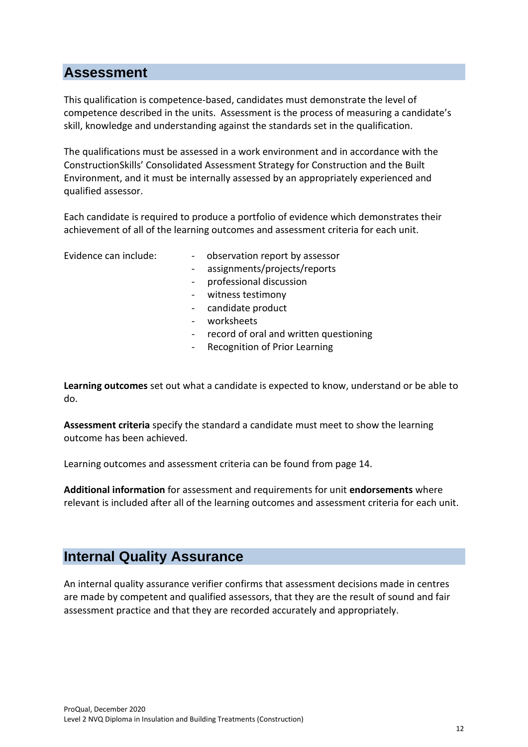## Assessment

This qualification is competence-based, candidates must demonstrate the level of competence described in the units. Assessment is the process of measuring a candidate's skill, knowledge and understanding against the standards set in the qualification.

The qualifications must be assessed in a work environment and in accordance with the ConstructionSkills' Consolidated Assessment Strategy for Construction and the Built Environment, and it must be internally assessed by an appropriately experienced and qualified assessor.

Each candidate is required to produce a portfolio of evidence which demonstrates their achievement of all of the learning outcomes and assessment criteria for each unit.

Evidence can include:

- observation report by assessor
- assignments/projects/reports
- professional discussion
- witness testimony
- candidate product
- worksheets
- record of oral and written questioning
- Recognition of Prior Learning

**Learning outcomes** set out what a candidate is expected to know, understand or be able to do.

**Assessment criteria** specify the standard a candidate must meet to show the learning outcome has been achieved.

Learning outcomes and assessment criteria can be found from page 14.

**Additional information** for assessment and requirements for unit **endorsements** where relevant is included after all of the learning outcomes and assessment criteria for each unit.

## Internal Quality Assurance

An internal quality assurance verifier confirms that assessment decisions made in centres are made by competent and qualified assessors, that they are the result of sound and fair assessment practice and that they are recorded accurately and appropriately.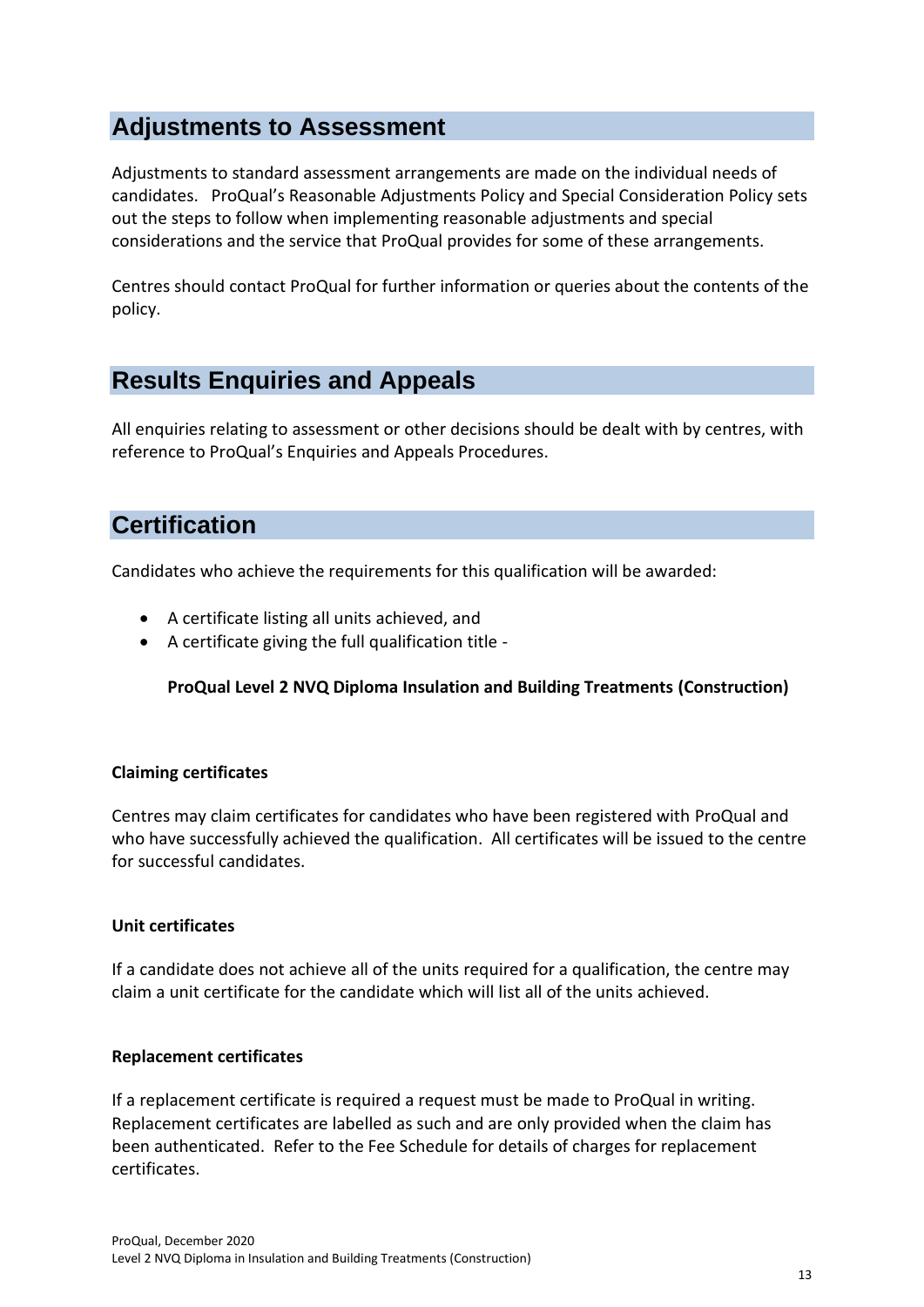## Adjustments to Assessment

Adjustments to standard assessment arrangements are made on the individual needs of candidates. ProQual's Reasonable Adjustments Policy and Special Consideration Policy sets out the steps to follow when implementing reasonable adjustments and special considerations and the service that ProQual provides for some of these arrangements.

Centres should contact ProQual for further information or queries about the contents of the policy.

## Results Enquiries and Appeals

All enquiries relating to assessment or other decisions should be dealt with by centres, with reference to ProQual's Enquiries and Appeals Procedures.

## Certification

Candidates who achieve the requirements for this qualification will be awarded:

- A certificate listing all units achieved, and
- A certificate giving the full qualification title -

  **ProQual Level 2 NVQ Diploma Insulation and Building Treatments (Construction)**

**Claiming certificates**

Centres may claim certificates for candidates who have been registered with ProQual and who have successfully achieved the qualification. All certificates will be issued to the centre for successful candidates.

**Unit certificates**

If a candidate does not achieve all of the units required for a qualification, the centre may claim a unit certificate for the candidate which will list all of the units achieved.

**Replacement certificates**

If a replacement certificate is required a request must be made to ProQual in writing. Replacement certificates are labelled as such and are only provided when the claim has been authenticated. Refer to the Fee Schedule for details of charges for replacement certificates.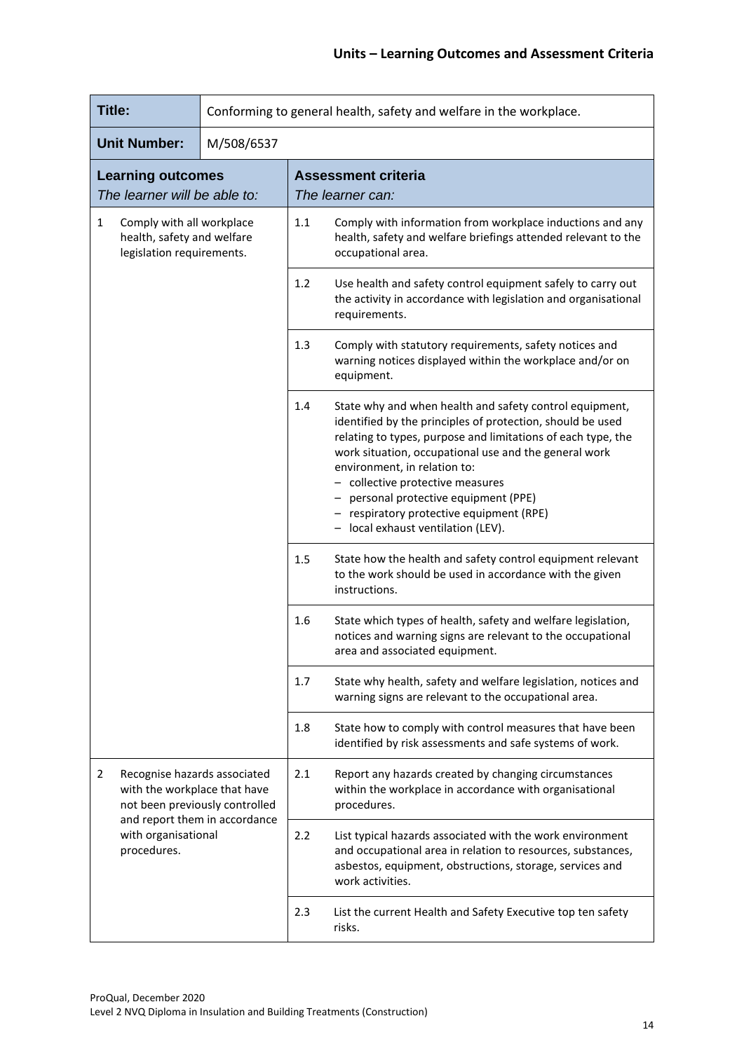## Units – Learning Outcomes and Assessment Criteria

| **Title:** | Conforming to general health, safety and welfare in the workplace. | | |
|---|---|---|---|
| **Unit Number:** | M/508/6537 | | |
| **Learning outcomes** *The learner will be able to:* | | **Assessment criteria** *The learner can:* | |
| 1 Comply with all workplace health, safety and welfare legislation requirements. | | 1.1 | Comply with information from workplace inductions and any health, safety and welfare briefings attended relevant to the occupational area. |
| | | 1.2 | Use health and safety control equipment safely to carry out the activity in accordance with legislation and organisational requirements. |
| | | 1.3 | Comply with statutory requirements, safety notices and warning notices displayed within the workplace and/or on equipment. |
| | | 1.4 | State why and when health and safety control equipment, identified by the principles of protection, should be used relating to types, purpose and limitations of each type, the work situation, occupational use and the general work environment, in relation to:<br>– collective protective measures<br>– personal protective equipment (PPE)<br>– respiratory protective equipment (RPE)<br>– local exhaust ventilation (LEV). |
| | | 1.5 | State how the health and safety control equipment relevant to the work should be used in accordance with the given instructions. |
| | | 1.6 | State which types of health, safety and welfare legislation, notices and warning signs are relevant to the occupational area and associated equipment. |
| | | 1.7 | State why health, safety and welfare legislation, notices and warning signs are relevant to the occupational area. |
| | | 1.8 | State how to comply with control measures that have been identified by risk assessments and safe systems of work. |
| 2 Recognise hazards associated with the workplace that have not been previously controlled and report them in accordance with organisational procedures. | | 2.1 | Report any hazards created by changing circumstances within the workplace in accordance with organisational procedures. |
| | | 2.2 | List typical hazards associated with the work environment and occupational area in relation to resources, substances, asbestos, equipment, obstructions, storage, services and work activities. |
| | | 2.3 | List the current Health and Safety Executive top ten safety risks. |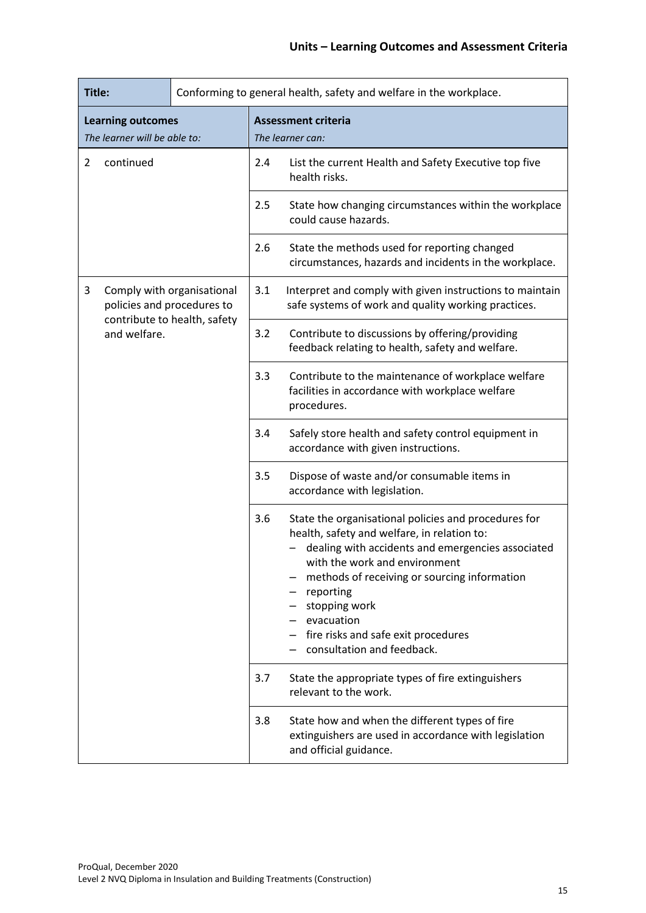## Units – Learning Outcomes and Assessment Criteria

| **Title:** | Conforming to general health, safety and welfare in the workplace. | | |
|---|---|---|---|
| **Learning outcomes** *The learner will be able to:* | | **Assessment criteria** *The learner can:* | |
| 2 continued | | 2.4 | List the current Health and Safety Executive top five health risks. |
| | | 2.5 | State how changing circumstances within the workplace could cause hazards. |
| | | 2.6 | State the methods used for reporting changed circumstances, hazards and incidents in the workplace. |
| 3 Comply with organisational policies and procedures to contribute to health, safety and welfare. | | 3.1 | Interpret and comply with given instructions to maintain safe systems of work and quality working practices. |
| | | 3.2 | Contribute to discussions by offering/providing feedback relating to health, safety and welfare. |
| | | 3.3 | Contribute to the maintenance of workplace welfare facilities in accordance with workplace welfare procedures. |
| | | 3.4 | Safely store health and safety control equipment in accordance with given instructions. |
| | | 3.5 | Dispose of waste and/or consumable items in accordance with legislation. |
| | | 3.6 | State the organisational policies and procedures for health, safety and welfare, in relation to: <br>– dealing with accidents and emergencies associated with the work and environment <br>– methods of receiving or sourcing information <br>– reporting <br>– stopping work <br>– evacuation <br>– fire risks and safe exit procedures <br>– consultation and feedback. |
| | | 3.7 | State the appropriate types of fire extinguishers relevant to the work. |
| | | 3.8 | State how and when the different types of fire extinguishers are used in accordance with legislation and official guidance. |

ProQual, December 2020
Level 2 NVQ Diploma in Insulation and Building Treatments (Construction)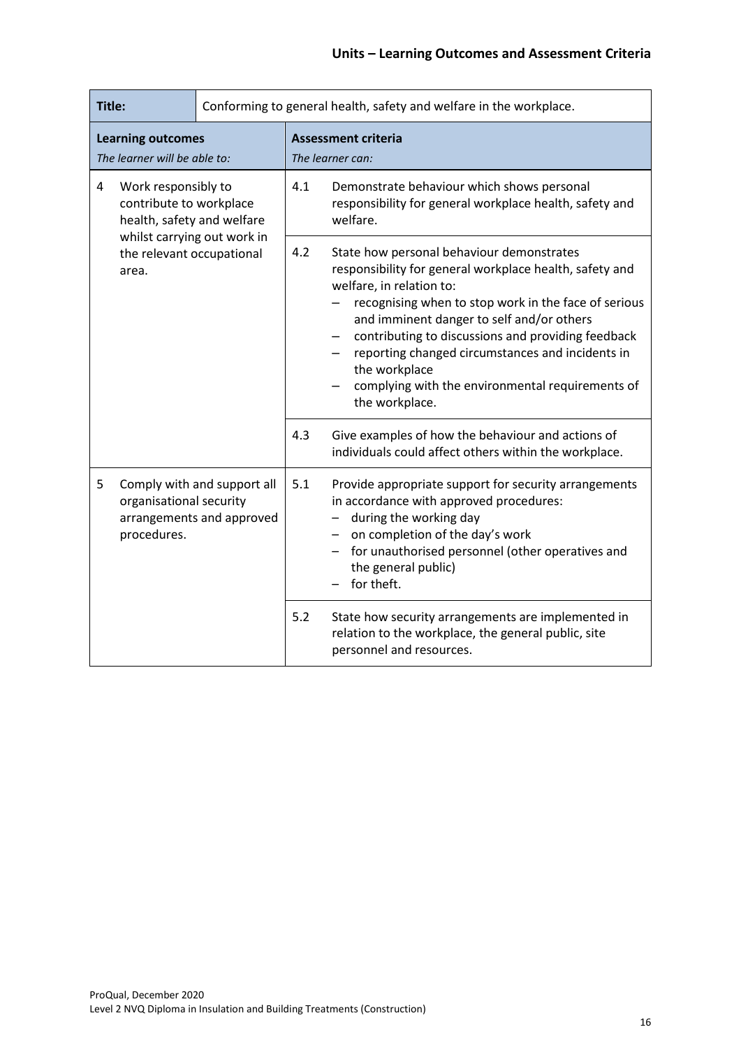## Units – Learning Outcomes and Assessment Criteria

| **Title:** | Conforming to general health, safety and welfare in the workplace. | | |
|---|---|---|---|
| **Learning outcomes** *The learner will be able to:* | | **Assessment criteria** *The learner can:* | |
| 4 | Work responsibly to contribute to workplace health, safety and welfare whilst carrying out work in the relevant occupational area. | 4.1 | Demonstrate behaviour which shows personal responsibility for general workplace health, safety and welfare. |
| | | 4.2 | State how personal behaviour demonstrates responsibility for general workplace health, safety and welfare, in relation to: <br>– recognising when to stop work in the face of serious and imminent danger to self and/or others <br>– contributing to discussions and providing feedback <br>– reporting changed circumstances and incidents in the workplace <br>– complying with the environmental requirements of the workplace. |
| | | 4.3 | Give examples of how the behaviour and actions of individuals could affect others within the workplace. |
| 5 | Comply with and support all organisational security arrangements and approved procedures. | 5.1 | Provide appropriate support for security arrangements in accordance with approved procedures: <br>– during the working day <br>– on completion of the day's work <br>– for unauthorised personnel (other operatives and the general public) <br>– for theft. |
| | | 5.2 | State how security arrangements are implemented in relation to the workplace, the general public, site personnel and resources. |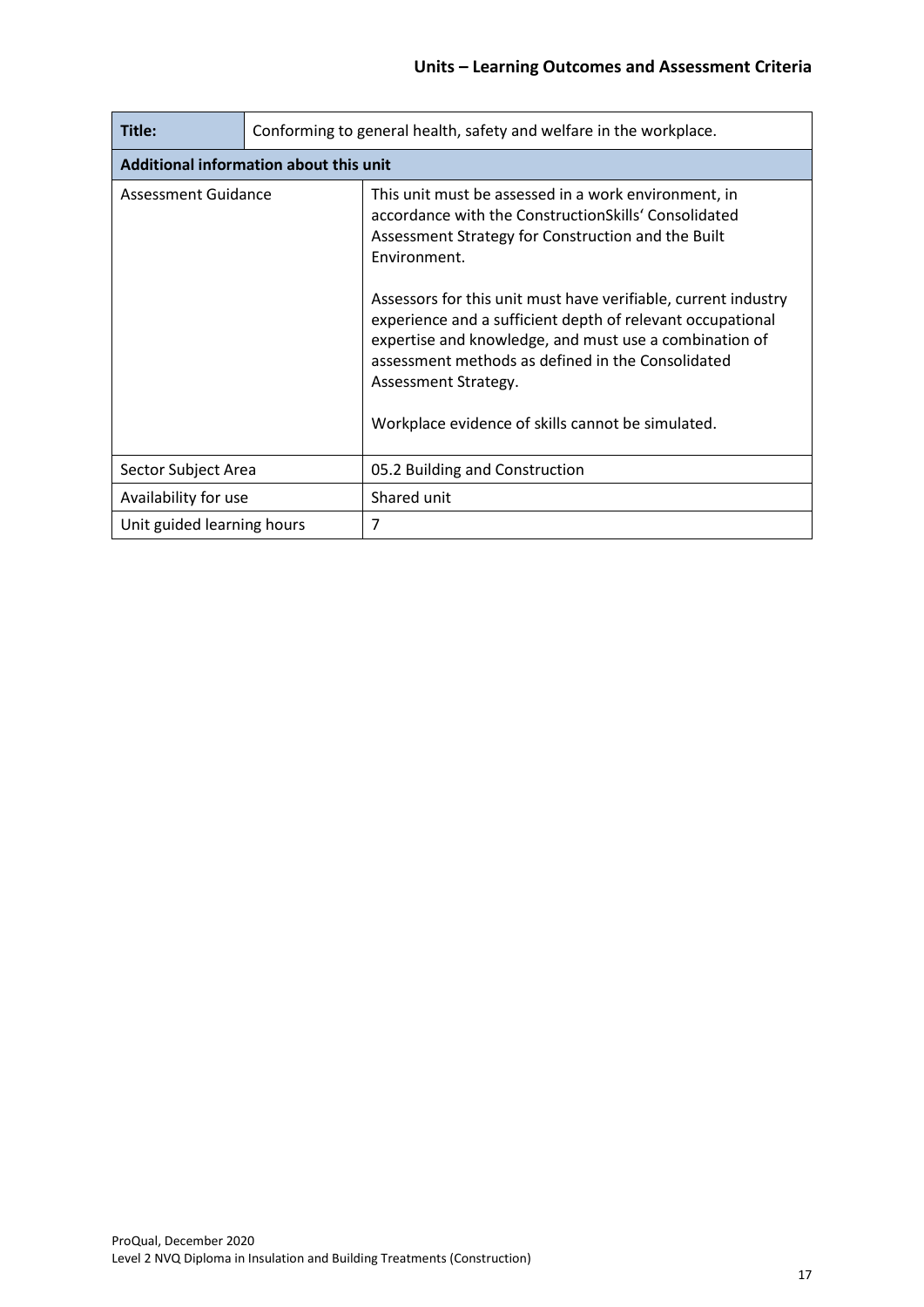| Title: | Conforming to general health, safety and welfare in the workplace. |
|---|---|
| **Additional information about this unit** | |
| Assessment Guidance | This unit must be assessed in a work environment, in accordance with the ConstructionSkills' Consolidated Assessment Strategy for Construction and the Built Environment.<br><br>Assessors for this unit must have verifiable, current industry experience and a sufficient depth of relevant occupational expertise and knowledge, and must use a combination of assessment methods as defined in the Consolidated Assessment Strategy.<br><br>Workplace evidence of skills cannot be simulated. |
| Sector Subject Area | 05.2 Building and Construction |
| Availability for use | Shared unit |
| Unit guided learning hours | 7 |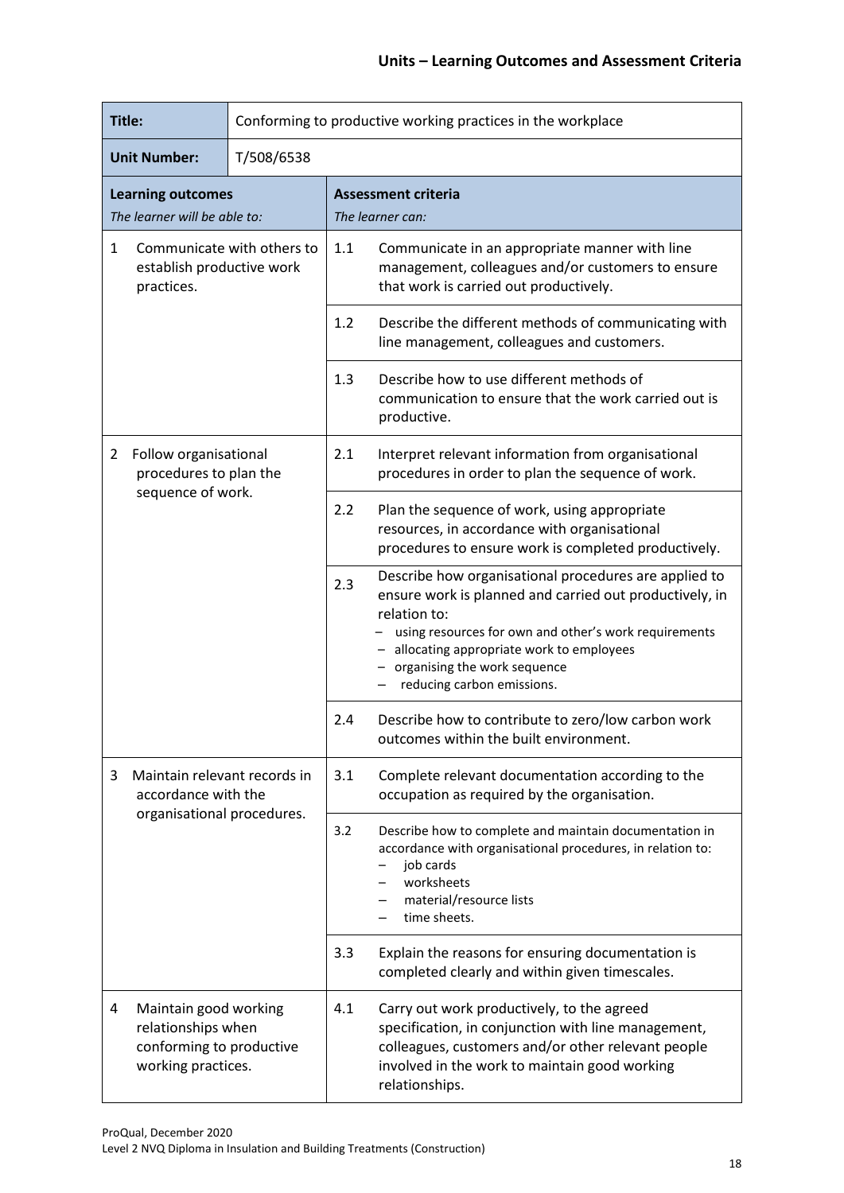## Units – Learning Outcomes and Assessment Criteria

| **Title:** | Conforming to productive working practices in the workplace | | |
|---|---|---|---|
| **Unit Number:** | T/508/6538 | | |
| **Learning outcomes** *The learner will be able to:* | | **Assessment criteria** *The learner can:* | |
| 1 Communicate with others to establish productive work practices. | | 1.1 | Communicate in an appropriate manner with line management, colleagues and/or customers to ensure that work is carried out productively. |
| | | 1.2 | Describe the different methods of communicating with line management, colleagues and customers. |
| | | 1.3 | Describe how to use different methods of communication to ensure that the work carried out is productive. |
| 2 Follow organisational procedures to plan the sequence of work. | | 2.1 | Interpret relevant information from organisational procedures in order to plan the sequence of work. |
| | | 2.2 | Plan the sequence of work, using appropriate resources, in accordance with organisational procedures to ensure work is completed productively. |
| | | 2.3 | Describe how organisational procedures are applied to ensure work is planned and carried out productively, in relation to:<br>– using resources for own and other's work requirements<br>– allocating appropriate work to employees<br>– organising the work sequence<br>– reducing carbon emissions. |
| | | 2.4 | Describe how to contribute to zero/low carbon work outcomes within the built environment. |
| 3 Maintain relevant records in accordance with the organisational procedures. | | 3.1 | Complete relevant documentation according to the occupation as required by the organisation. |
| | | 3.2 | Describe how to complete and maintain documentation in accordance with organisational procedures, in relation to:<br>– job cards<br>– worksheets<br>– material/resource lists<br>– time sheets. |
| | | 3.3 | Explain the reasons for ensuring documentation is completed clearly and within given timescales. |
| 4 Maintain good working relationships when conforming to productive working practices. | | 4.1 | Carry out work productively, to the agreed specification, in conjunction with line management, colleagues, customers and/or other relevant people involved in the work to maintain good working relationships. |

ProQual, December 2020
Level 2 NVQ Diploma in Insulation and Building Treatments (Construction)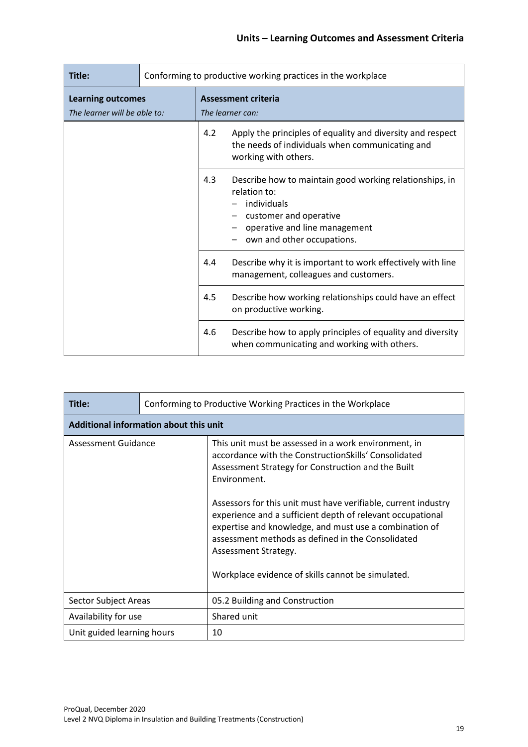## Units – Learning Outcomes and Assessment Criteria

| Title: | Conforming to productive working practices in the workplace | |
|---|---|---|
| **Learning outcomes** *The learner will be able to:* | **Assessment criteria** *The learner can:* | |
| | 4.2 | Apply the principles of equality and diversity and respect the needs of individuals when communicating and working with others. |
| | 4.3 | Describe how to maintain good working relationships, in relation to: – individuals – customer and operative – operative and line management – own and other occupations. |
| | 4.4 | Describe why it is important to work effectively with line management, colleagues and customers. |
| | 4.5 | Describe how working relationships could have an effect on productive working. |
| | 4.6 | Describe how to apply principles of equality and diversity when communicating and working with others. |

| Title: | Conforming to Productive Working Practices in the Workplace |
|---|---|
| **Additional information about this unit** | |
| Assessment Guidance | This unit must be assessed in a work environment, in accordance with the ConstructionSkills' Consolidated Assessment Strategy for Construction and the Built Environment. Assessors for this unit must have verifiable, current industry experience and a sufficient depth of relevant occupational expertise and knowledge, and must use a combination of assessment methods as defined in the Consolidated Assessment Strategy. Workplace evidence of skills cannot be simulated. |
| Sector Subject Areas | 05.2 Building and Construction |
| Availability for use | Shared unit |
| Unit guided learning hours | 10 |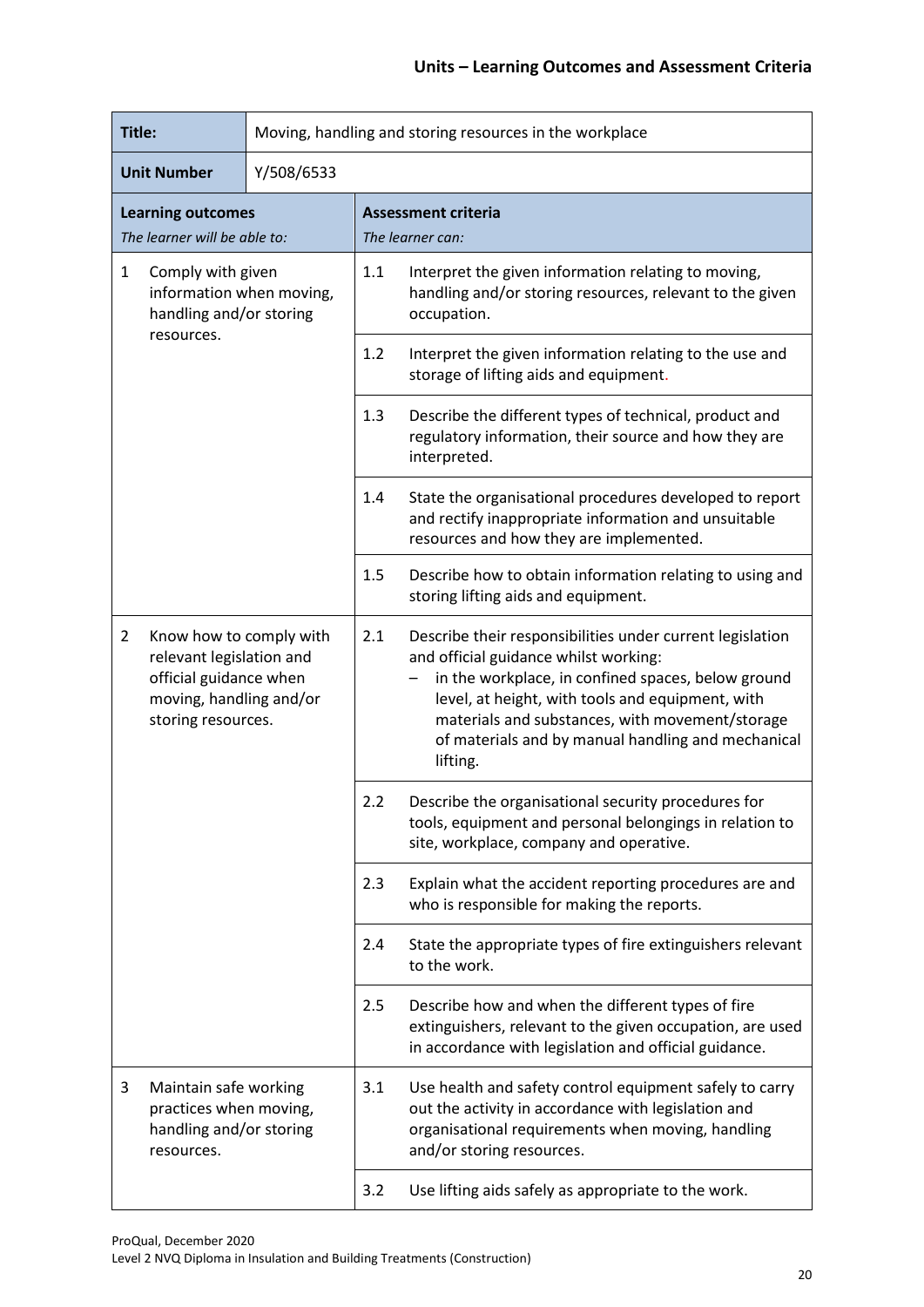## Units – Learning Outcomes and Assessment Criteria

| **Title:** | Moving, handling and storing resources in the workplace | | |
|---|---|---|---|
| **Unit Number** | Y/508/6533 | | |
| **Learning outcomes** *The learner will be able to:* | | **Assessment criteria** *The learner can:* | |
| 1 Comply with given information when moving, handling and/or storing resources. | | 1.1 | Interpret the given information relating to moving, handling and/or storing resources, relevant to the given occupation. |
| | | 1.2 | Interpret the given information relating to the use and storage of lifting aids and equipment. |
| | | 1.3 | Describe the different types of technical, product and regulatory information, their source and how they are interpreted. |
| | | 1.4 | State the organisational procedures developed to report and rectify inappropriate information and unsuitable resources and how they are implemented. |
| | | 1.5 | Describe how to obtain information relating to using and storing lifting aids and equipment. |
| 2 Know how to comply with relevant legislation and official guidance when moving, handling and/or storing resources. | | 2.1 | Describe their responsibilities under current legislation and official guidance whilst working:<br>– in the workplace, in confined spaces, below ground level, at height, with tools and equipment, with materials and substances, with movement/storage of materials and by manual handling and mechanical lifting. |
| | | 2.2 | Describe the organisational security procedures for tools, equipment and personal belongings in relation to site, workplace, company and operative. |
| | | 2.3 | Explain what the accident reporting procedures are and who is responsible for making the reports. |
| | | 2.4 | State the appropriate types of fire extinguishers relevant to the work. |
| | | 2.5 | Describe how and when the different types of fire extinguishers, relevant to the given occupation, are used in accordance with legislation and official guidance. |
| 3 Maintain safe working practices when moving, handling and/or storing resources. | | 3.1 | Use health and safety control equipment safely to carry out the activity in accordance with legislation and organisational requirements when moving, handling and/or storing resources. |
| | | 3.2 | Use lifting aids safely as appropriate to the work. |

ProQual, December 2020
Level 2 NVQ Diploma in Insulation and Building Treatments (Construction)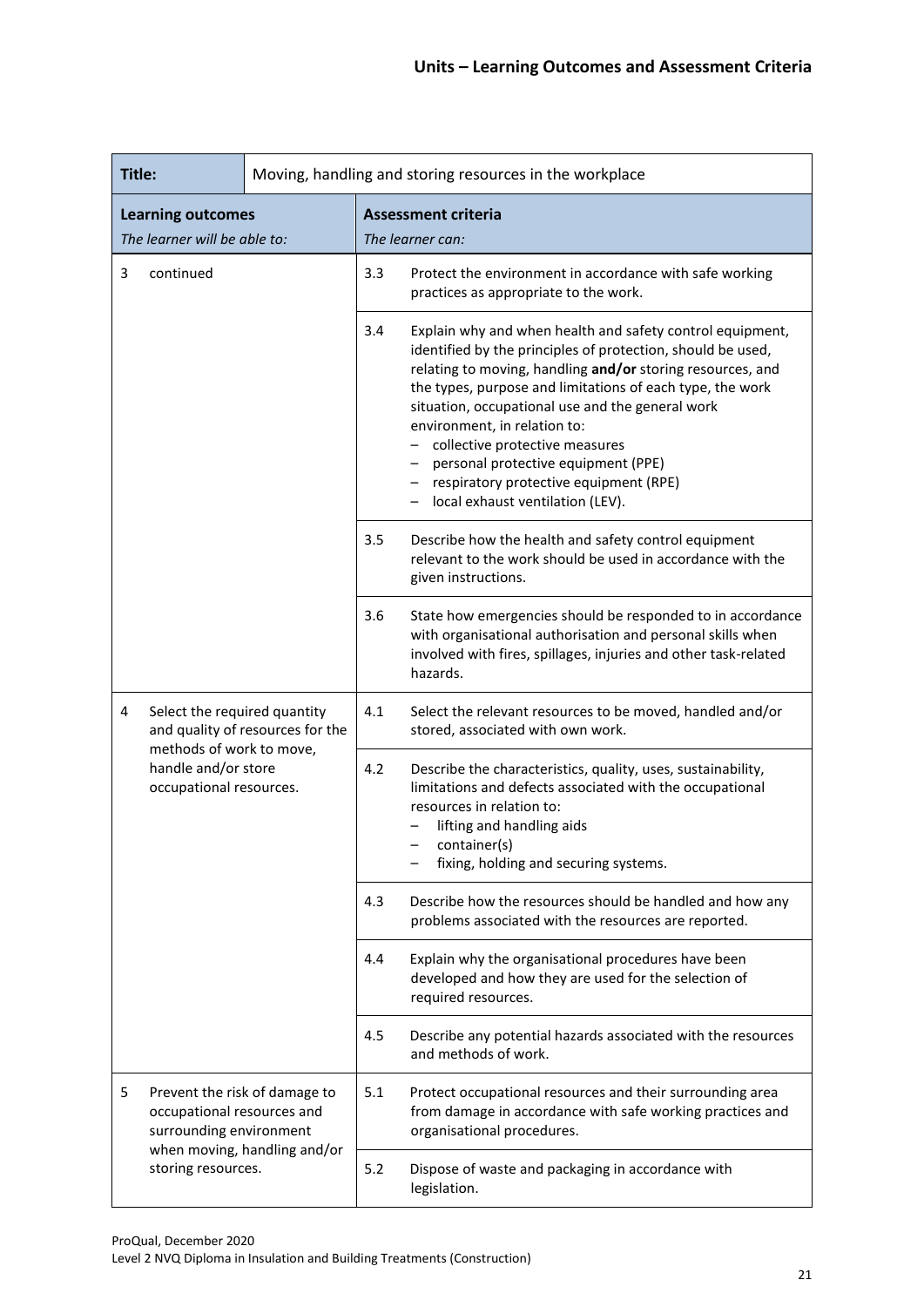## Units – Learning Outcomes and Assessment Criteria

| **Title:** | Moving, handling and storing resources in the workplace | | |
|---|---|---|---|
| **Learning outcomes**<br>*The learner will be able to:* | | **Assessment criteria**<br>*The learner can:* | |
| 3 continued | | 3.3 | Protect the environment in accordance with safe working practices as appropriate to the work. |
| | | 3.4 | Explain why and when health and safety control equipment, identified by the principles of protection, should be used, relating to moving, handling **and/or** storing resources, and the types, purpose and limitations of each type, the work situation, occupational use and the general work environment, in relation to:<br>– collective protective measures<br>– personal protective equipment (PPE)<br>– respiratory protective equipment (RPE)<br>– local exhaust ventilation (LEV). |
| | | 3.5 | Describe how the health and safety control equipment relevant to the work should be used in accordance with the given instructions. |
| | | 3.6 | State how emergencies should be responded to in accordance with organisational authorisation and personal skills when involved with fires, spillages, injuries and other task-related hazards. |
| 4 Select the required quantity and quality of resources for the methods of work to move, handle and/or store occupational resources. | | 4.1 | Select the relevant resources to be moved, handled and/or stored, associated with own work. |
| | | 4.2 | Describe the characteristics, quality, uses, sustainability, limitations and defects associated with the occupational resources in relation to:<br>– lifting and handling aids<br>– container(s)<br>– fixing, holding and securing systems. |
| | | 4.3 | Describe how the resources should be handled and how any problems associated with the resources are reported. |
| | | 4.4 | Explain why the organisational procedures have been developed and how they are used for the selection of required resources. |
| | | 4.5 | Describe any potential hazards associated with the resources and methods of work. |
| 5 Prevent the risk of damage to occupational resources and surrounding environment when moving, handling and/or storing resources. | | 5.1 | Protect occupational resources and their surrounding area from damage in accordance with safe working practices and organisational procedures. |
| | | 5.2 | Dispose of waste and packaging in accordance with legislation. |

ProQual, December 2020
Level 2 NVQ Diploma in Insulation and Building Treatments (Construction)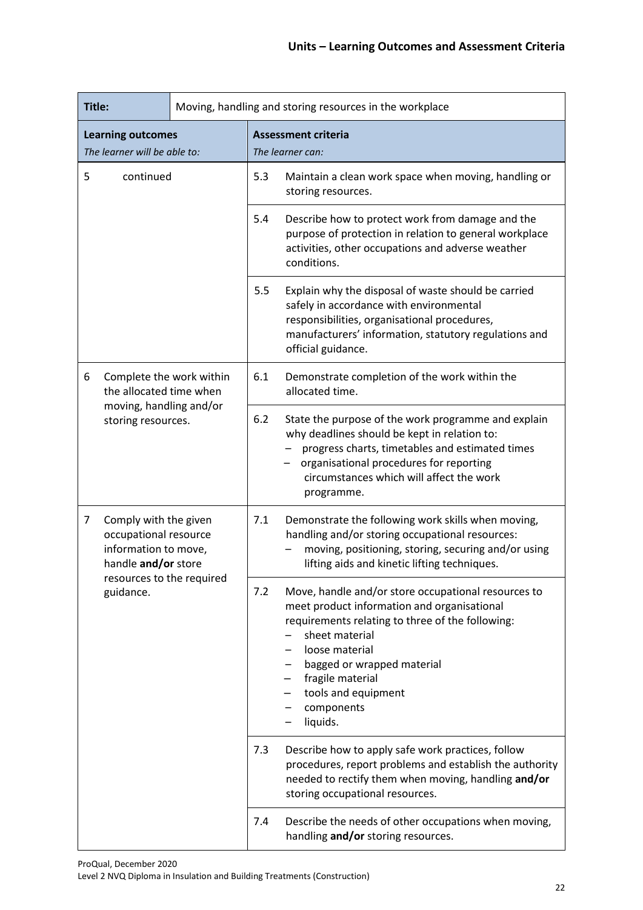| Title: | Moving, handling and storing resources in the workplace |
|---|---|
| **Learning outcomes**<br>*The learner will be able to:* | **Assessment criteria**<br>*The learner can:* |
| 5 continued | 5.3 Maintain a clean work space when moving, handling or storing resources. |
| | 5.4 Describe how to protect work from damage and the purpose of protection in relation to general workplace activities, other occupations and adverse weather conditions. |
| | 5.5 Explain why the disposal of waste should be carried safely in accordance with environmental responsibilities, organisational procedures, manufacturers' information, statutory regulations and official guidance. |
| 6 Complete the work within the allocated time when moving, handling and/or storing resources. | 6.1 Demonstrate completion of the work within the allocated time. |
| | 6.2 State the purpose of the work programme and explain why deadlines should be kept in relation to:<br>– progress charts, timetables and estimated times<br>– organisational procedures for reporting circumstances which will affect the work programme. |
| 7 Comply with the given occupational resource information to move, handle **and/or** store resources to the required guidance. | 7.1 Demonstrate the following work skills when moving, handling and/or storing occupational resources:<br>– moving, positioning, storing, securing and/or using lifting aids and kinetic lifting techniques. |
| | 7.2 Move, handle and/or store occupational resources to meet product information and organisational requirements relating to three of the following:<br>– sheet material<br>– loose material<br>– bagged or wrapped material<br>– fragile material<br>– tools and equipment<br>– components<br>– liquids. |
| | 7.3 Describe how to apply safe work practices, follow procedures, report problems and establish the authority needed to rectify them when moving, handling **and/or** storing occupational resources. |
| | 7.4 Describe the needs of other occupations when moving, handling **and/or** storing resources. |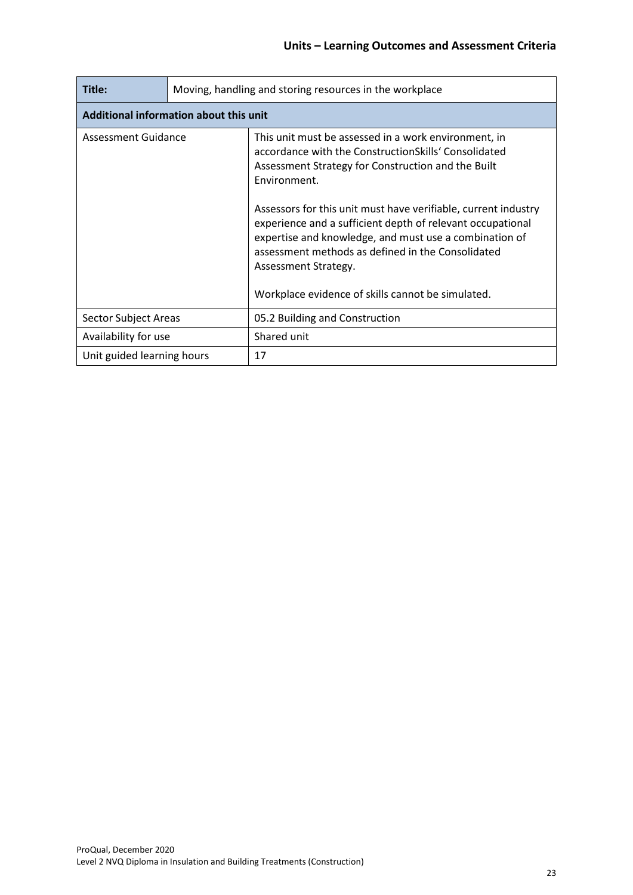## Units – Learning Outcomes and Assessment Criteria

| Title: | Moving, handling and storing resources in the workplace |
|---|---|
| **Additional information about this unit** | |
| Assessment Guidance | This unit must be assessed in a work environment, in accordance with the ConstructionSkills' Consolidated Assessment Strategy for Construction and the Built Environment.<br><br>Assessors for this unit must have verifiable, current industry experience and a sufficient depth of relevant occupational expertise and knowledge, and must use a combination of assessment methods as defined in the Consolidated Assessment Strategy.<br><br>Workplace evidence of skills cannot be simulated. |
| Sector Subject Areas | 05.2 Building and Construction |
| Availability for use | Shared unit |
| Unit guided learning hours | 17 |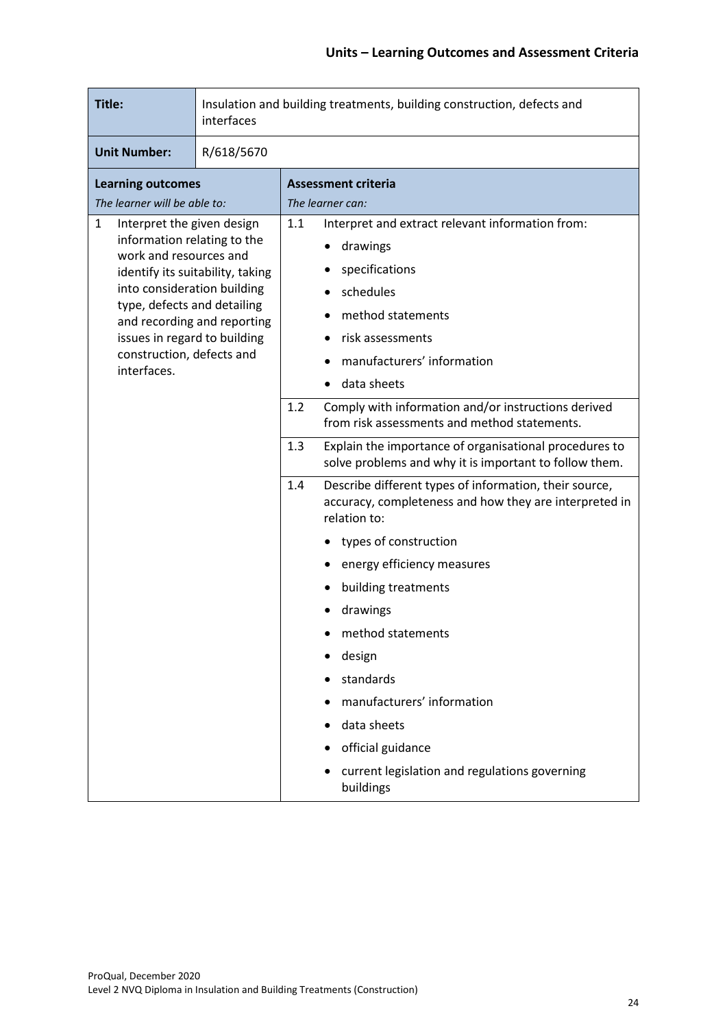## Units – Learning Outcomes and Assessment Criteria

| **Title:** | Insulation and building treatments, building construction, defects and interfaces |
|---|---|
| **Unit Number:** | R/618/5670 |

| **Learning outcomes**<br>*The learner will be able to:* | **Assessment criteria**<br>*The learner can:* |
|---|---|
| 1 Interpret the given design information relating to the work and resources and identify its suitability, taking into consideration building type, defects and detailing and recording and reporting issues in regard to building construction, defects and interfaces. | 1.1 Interpret and extract relevant information from:<br>• drawings<br>• specifications<br>• schedules<br>• method statements<br>• risk assessments<br>• manufacturers' information<br>• data sheets |
| | 1.2 Comply with information and/or instructions derived from risk assessments and method statements. |
| | 1.3 Explain the importance of organisational procedures to solve problems and why it is important to follow them. |
| | 1.4 Describe different types of information, their source, accuracy, completeness and how they are interpreted in relation to:<br>• types of construction<br>• energy efficiency measures<br>• building treatments<br>• drawings<br>• method statements<br>• design<br>• standards<br>• manufacturers' information<br>• data sheets<br>• official guidance<br>• current legislation and regulations governing buildings |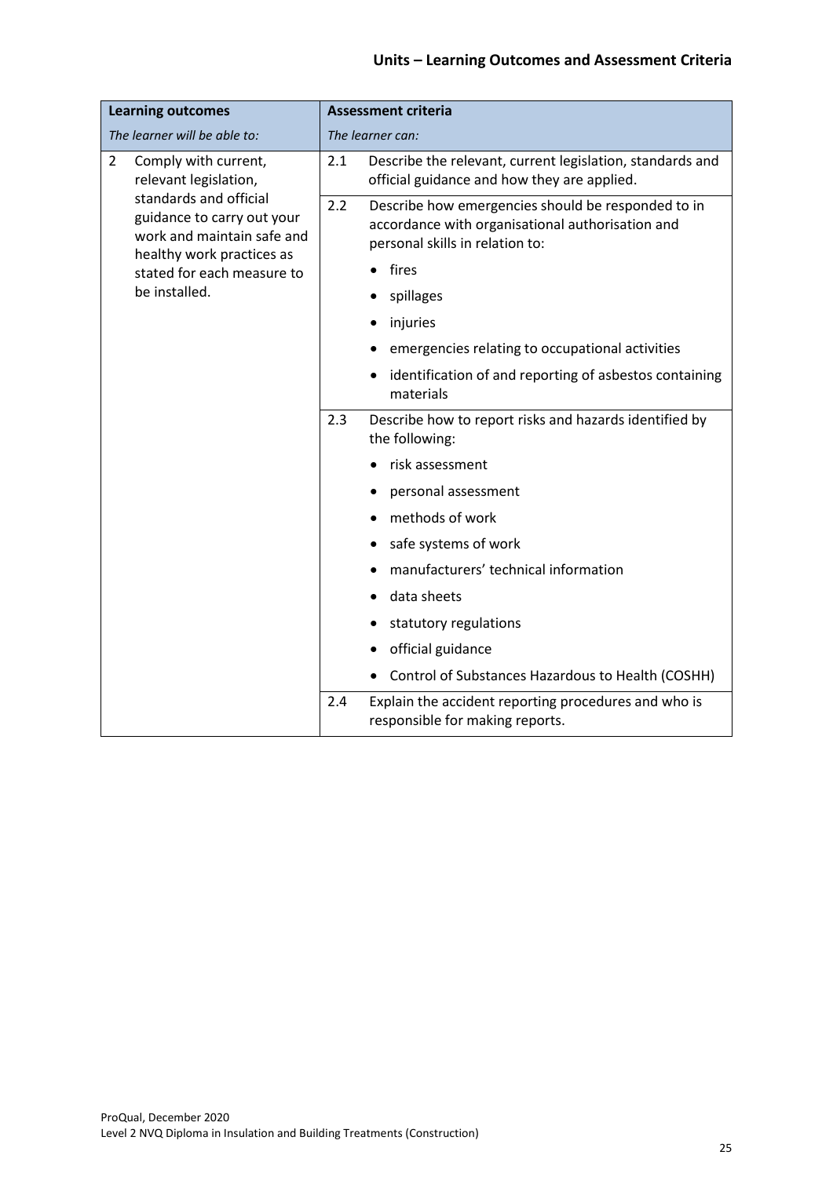| Learning outcomes | Assessment criteria |
|---|---|
| *The learner will be able to:* | *The learner can:* |
| 2 Comply with current, relevant legislation, standards and official guidance to carry out your work and maintain safe and healthy work practices as stated for each measure to be installed. | 2.1 Describe the relevant, current legislation, standards and official guidance and how they are applied. |
| | 2.2 Describe how emergencies should be responded to in accordance with organisational authorisation and personal skills in relation to:<br>• fires<br>• spillages<br>• injuries<br>• emergencies relating to occupational activities<br>• identification of and reporting of asbestos containing materials |
| | 2.3 Describe how to report risks and hazards identified by the following:<br>• risk assessment<br>• personal assessment<br>• methods of work<br>• safe systems of work<br>• manufacturers' technical information<br>• data sheets<br>• statutory regulations<br>• official guidance<br>• Control of Substances Hazardous to Health (COSHH) |
| | 2.4 Explain the accident reporting procedures and who is responsible for making reports. |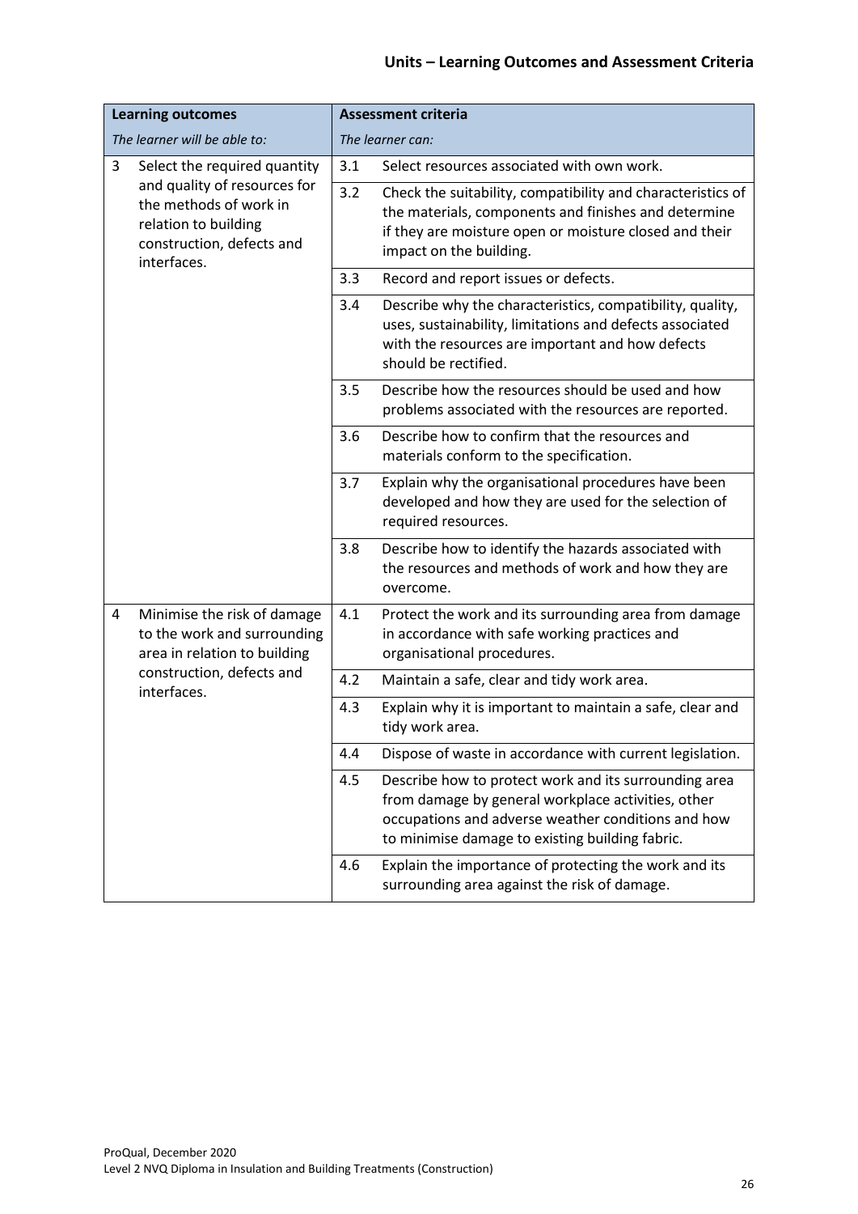## Units – Learning Outcomes and Assessment Criteria

| Learning outcomes<br>*The learner will be able to:* | | Assessment criteria<br>*The learner can:* | |
|---|---|---|---|
| 3 | Select the required quantity and quality of resources for the methods of work in relation to building construction, defects and interfaces. | 3.1 | Select resources associated with own work. |
| | | 3.2 | Check the suitability, compatibility and characteristics of the materials, components and finishes and determine if they are moisture open or moisture closed and their impact on the building. |
| | | 3.3 | Record and report issues or defects. |
| | | 3.4 | Describe why the characteristics, compatibility, quality, uses, sustainability, limitations and defects associated with the resources are important and how defects should be rectified. |
| | | 3.5 | Describe how the resources should be used and how problems associated with the resources are reported. |
| | | 3.6 | Describe how to confirm that the resources and materials conform to the specification. |
| | | 3.7 | Explain why the organisational procedures have been developed and how they are used for the selection of required resources. |
| | | 3.8 | Describe how to identify the hazards associated with the resources and methods of work and how they are overcome. |
| 4 | Minimise the risk of damage to the work and surrounding area in relation to building construction, defects and interfaces. | 4.1 | Protect the work and its surrounding area from damage in accordance with safe working practices and organisational procedures. |
| | | 4.2 | Maintain a safe, clear and tidy work area. |
| | | 4.3 | Explain why it is important to maintain a safe, clear and tidy work area. |
| | | 4.4 | Dispose of waste in accordance with current legislation. |
| | | 4.5 | Describe how to protect work and its surrounding area from damage by general workplace activities, other occupations and adverse weather conditions and how to minimise damage to existing building fabric. |
| | | 4.6 | Explain the importance of protecting the work and its surrounding area against the risk of damage. |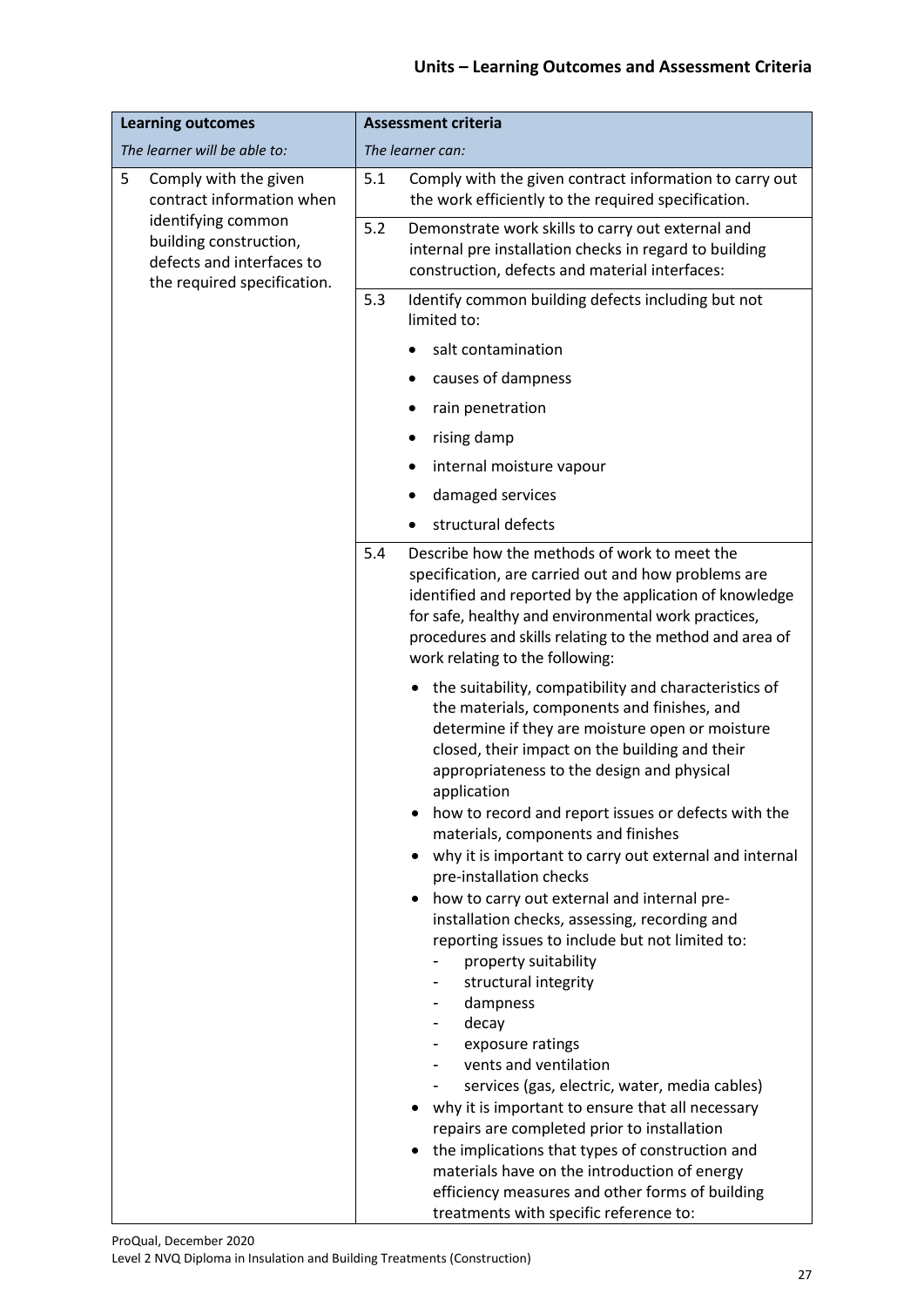| Learning outcomes | Assessment criteria |
|---|---|
| *The learner will be able to:* | *The learner can:* |
| 5 Comply with the given contract information when identifying common building construction, defects and interfaces to the required specification. | 5.1 Comply with the given contract information to carry out the work efficiently to the required specification. |
| | 5.2 Demonstrate work skills to carry out external and internal pre installation checks in regard to building construction, defects and material interfaces: |
| | 5.3 Identify common building defects including but not limited to:<br>• salt contamination<br>• causes of dampness<br>• rain penetration<br>• rising damp<br>• internal moisture vapour<br>• damaged services<br>• structural defects |
| | 5.4 Describe how the methods of work to meet the specification, are carried out and how problems are identified and reported by the application of knowledge for safe, healthy and environmental work practices, procedures and skills relating to the method and area of work relating to the following:<br>• the suitability, compatibility and characteristics of the materials, components and finishes, and determine if they are moisture open or moisture closed, their impact on the building and their appropriateness to the design and physical application<br>• how to record and report issues or defects with the materials, components and finishes<br>• why it is important to carry out external and internal pre-installation checks<br>• how to carry out external and internal pre-installation checks, assessing, recording and reporting issues to include but not limited to:<br>- property suitability<br>- structural integrity<br>- dampness<br>- decay<br>- exposure ratings<br>- vents and ventilation<br>- services (gas, electric, water, media cables)<br>• why it is important to ensure that all necessary repairs are completed prior to installation<br>• the implications that types of construction and materials have on the introduction of energy efficiency measures and other forms of building treatments with specific reference to: |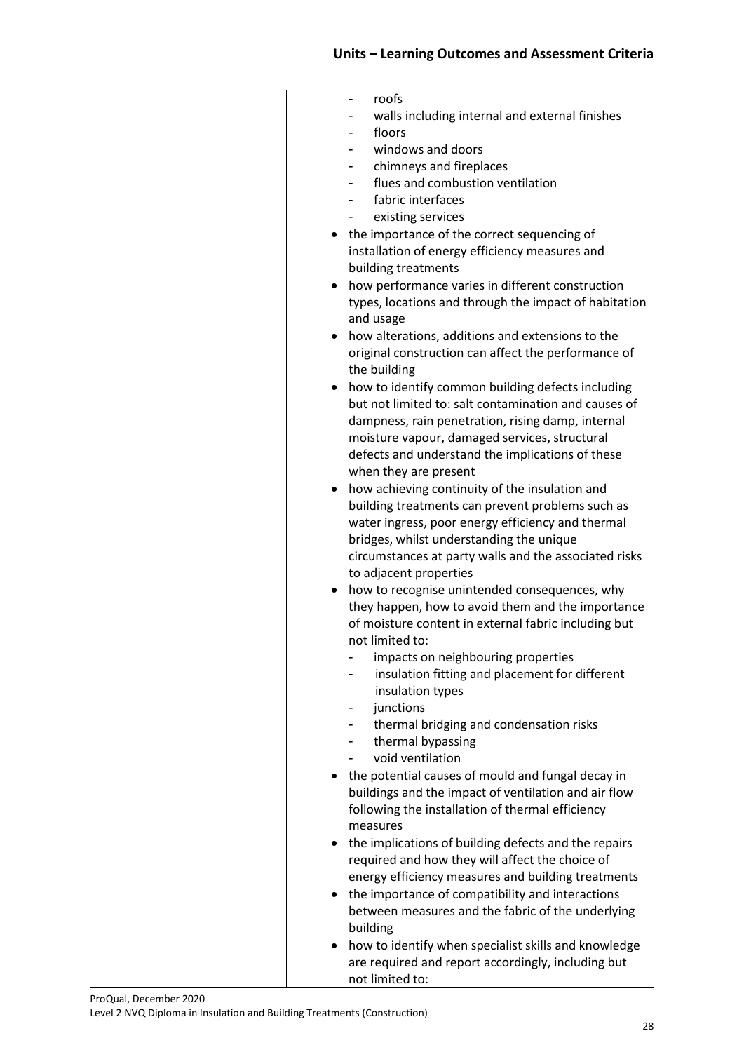| | |
|---|---|
| | - roofs<br>- walls including internal and external finishes<br>- floors<br>- windows and doors<br>- chimneys and fireplaces<br>- flues and combustion ventilation<br>- fabric interfaces<br>- existing services<br>• the importance of the correct sequencing of installation of energy efficiency measures and building treatments<br>• how performance varies in different construction types, locations and through the impact of habitation and usage<br>• how alterations, additions and extensions to the original construction can affect the performance of the building<br>• how to identify common building defects including but not limited to: salt contamination and causes of dampness, rain penetration, rising damp, internal moisture vapour, damaged services, structural defects and understand the implications of these when they are present<br>• how achieving continuity of the insulation and building treatments can prevent problems such as water ingress, poor energy efficiency and thermal bridges, whilst understanding the unique circumstances at party walls and the associated risks to adjacent properties<br>• how to recognise unintended consequences, why they happen, how to avoid them and the importance of moisture content in external fabric including but not limited to:<br>- impacts on neighbouring properties<br>- insulation fitting and placement for different insulation types<br>- junctions<br>- thermal bridging and condensation risks<br>- thermal bypassing<br>- void ventilation<br>• the potential causes of mould and fungal decay in buildings and the impact of ventilation and air flow following the installation of thermal efficiency measures<br>• the implications of building defects and the repairs required and how they will affect the choice of energy efficiency measures and building treatments<br>• the importance of compatibility and interactions between measures and the fabric of the underlying building<br>• how to identify when specialist skills and knowledge are required and report accordingly, including but not limited to: |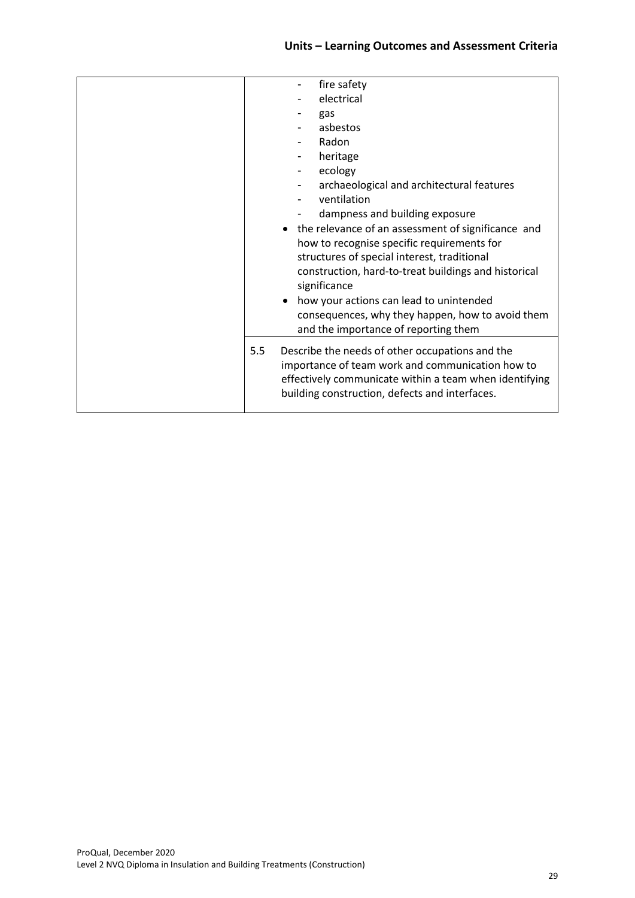| | |
|---|---|
| | - fire safety<br>- electrical<br>- gas<br>- asbestos<br>- Radon<br>- heritage<br>- ecology<br>- archaeological and architectural features<br>- ventilation<br>- dampness and building exposure<br>• the relevance of an assessment of significance and how to recognise specific requirements for structures of special interest, traditional construction, hard-to-treat buildings and historical significance<br>• how your actions can lead to unintended consequences, why they happen, how to avoid them and the importance of reporting them |
| | 5.5 Describe the needs of other occupations and the importance of team work and communication how to effectively communicate within a team when identifying building construction, defects and interfaces. |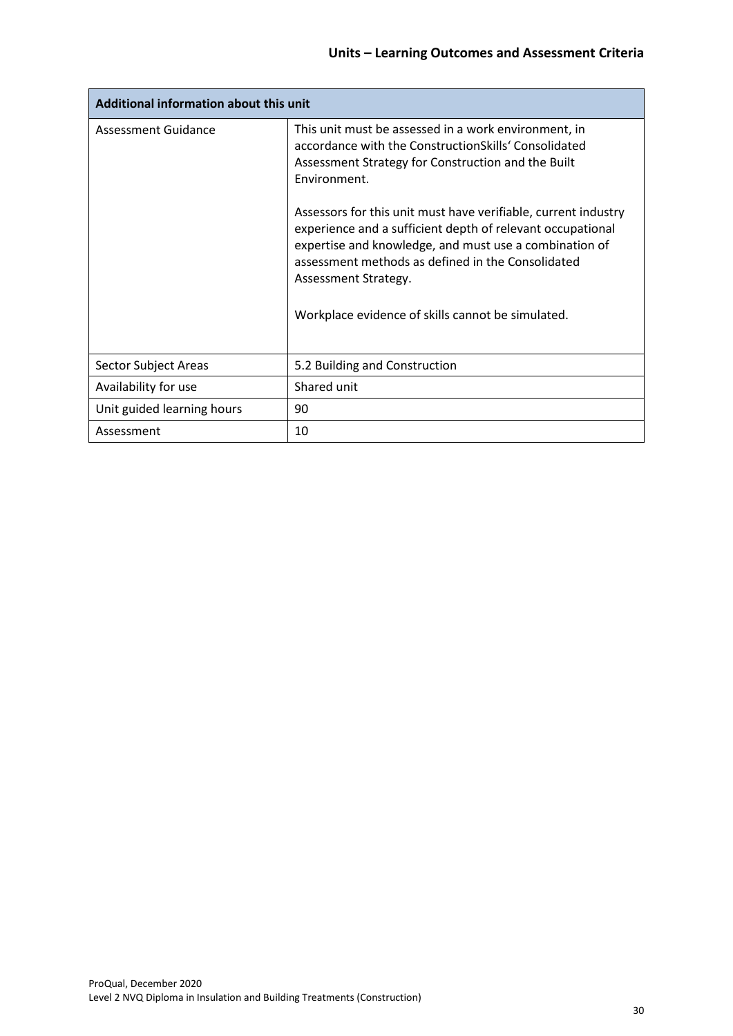| Additional information about this unit | |
|---|---|
| Assessment Guidance | This unit must be assessed in a work environment, in accordance with the ConstructionSkills' Consolidated Assessment Strategy for Construction and the Built Environment.<br><br>Assessors for this unit must have verifiable, current industry experience and a sufficient depth of relevant occupational expertise and knowledge, and must use a combination of assessment methods as defined in the Consolidated Assessment Strategy.<br><br>Workplace evidence of skills cannot be simulated. |
| Sector Subject Areas | 5.2 Building and Construction |
| Availability for use | Shared unit |
| Unit guided learning hours | 90 |
| Assessment | 10 |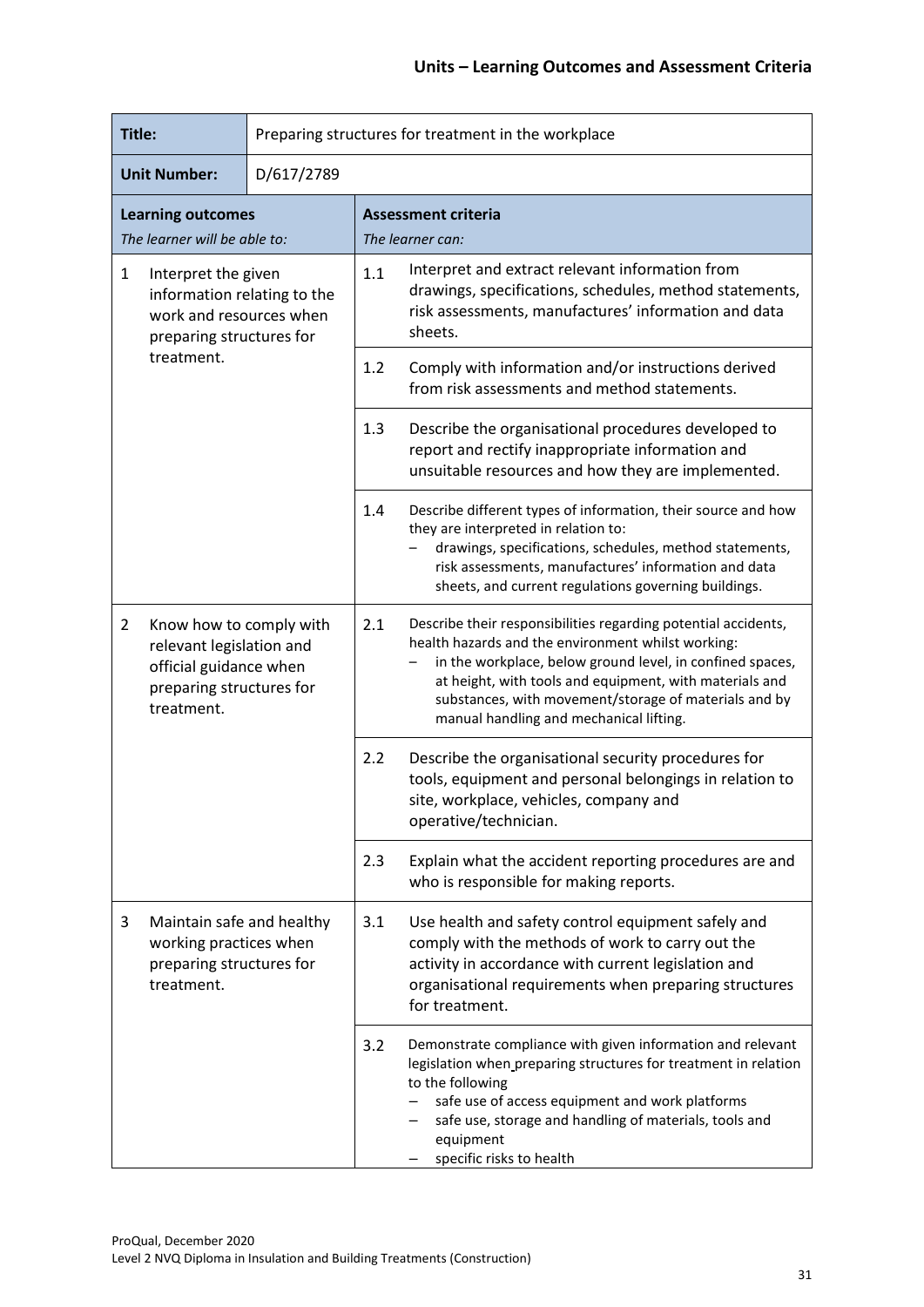## Units – Learning Outcomes and Assessment Criteria

| **Title:** | Preparing structures for treatment in the workplace | | |
|---|---|---|---|
| **Unit Number:** | D/617/2789 | | |
| **Learning outcomes**<br>*The learner will be able to:* | | **Assessment criteria**<br>*The learner can:* | |
| 1 Interpret the given information relating to the work and resources when preparing structures for treatment. | | 1.1 | Interpret and extract relevant information from drawings, specifications, schedules, method statements, risk assessments, manufactures' information and data sheets. |
| | | 1.2 | Comply with information and/or instructions derived from risk assessments and method statements. |
| | | 1.3 | Describe the organisational procedures developed to report and rectify inappropriate information and unsuitable resources and how they are implemented. |
| | | 1.4 | Describe different types of information, their source and how they are interpreted in relation to:<br>– drawings, specifications, schedules, method statements, risk assessments, manufactures' information and data sheets, and current regulations governing buildings. |
| 2 Know how to comply with relevant legislation and official guidance when preparing structures for treatment. | | 2.1 | Describe their responsibilities regarding potential accidents, health hazards and the environment whilst working:<br>– in the workplace, below ground level, in confined spaces, at height, with tools and equipment, with materials and substances, with movement/storage of materials and by manual handling and mechanical lifting. |
| | | 2.2 | Describe the organisational security procedures for tools, equipment and personal belongings in relation to site, workplace, vehicles, company and operative/technician. |
| | | 2.3 | Explain what the accident reporting procedures are and who is responsible for making reports. |
| 3 Maintain safe and healthy working practices when preparing structures for treatment. | | 3.1 | Use health and safety control equipment safely and comply with the methods of work to carry out the activity in accordance with current legislation and organisational requirements when preparing structures for treatment. |
| | | 3.2 | Demonstrate compliance with given information and relevant legislation when preparing structures for treatment in relation to the following<br>– safe use of access equipment and work platforms<br>– safe use, storage and handling of materials, tools and equipment<br>– specific risks to health |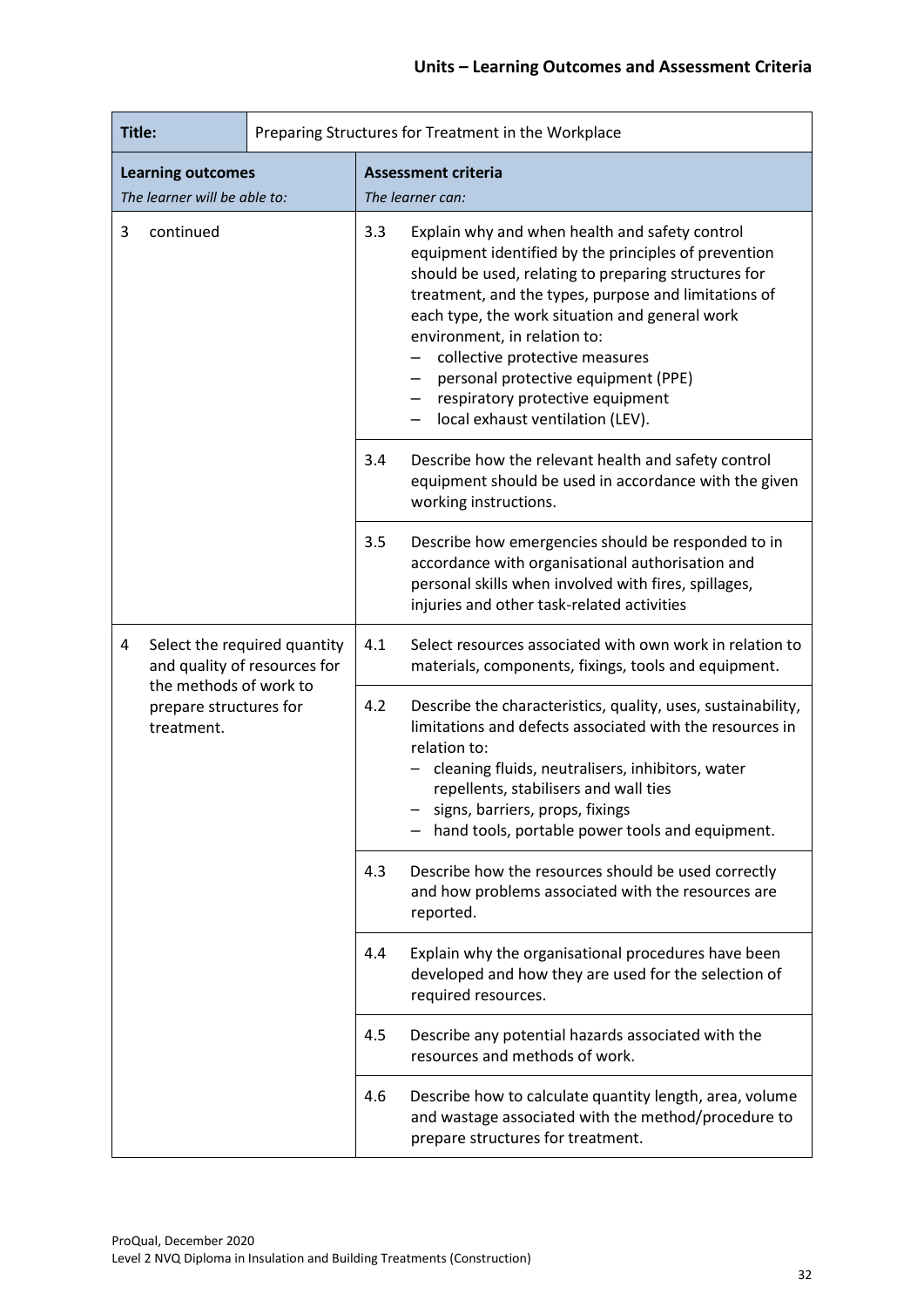## Units – Learning Outcomes and Assessment Criteria

| **Title:** | Preparing Structures for Treatment in the Workplace |
|---|---|
| **Learning outcomes**<br>*The learner will be able to:* | **Assessment criteria**<br>*The learner can:* |
| 3 continued | 3.3 Explain why and when health and safety control equipment identified by the principles of prevention should be used, relating to preparing structures for treatment, and the types, purpose and limitations of each type, the work situation and general work environment, in relation to:<br>– collective protective measures<br>– personal protective equipment (PPE)<br>– respiratory protective equipment<br>– local exhaust ventilation (LEV). |
| | 3.4 Describe how the relevant health and safety control equipment should be used in accordance with the given working instructions. |
| | 3.5 Describe how emergencies should be responded to in accordance with organisational authorisation and personal skills when involved with fires, spillages, injuries and other task-related activities |
| 4 Select the required quantity and quality of resources for the methods of work to prepare structures for treatment. | 4.1 Select resources associated with own work in relation to materials, components, fixings, tools and equipment. |
| | 4.2 Describe the characteristics, quality, uses, sustainability, limitations and defects associated with the resources in relation to:<br>– cleaning fluids, neutralisers, inhibitors, water repellents, stabilisers and wall ties<br>– signs, barriers, props, fixings<br>– hand tools, portable power tools and equipment. |
| | 4.3 Describe how the resources should be used correctly and how problems associated with the resources are reported. |
| | 4.4 Explain why the organisational procedures have been developed and how they are used for the selection of required resources. |
| | 4.5 Describe any potential hazards associated with the resources and methods of work. |
| | 4.6 Describe how to calculate quantity length, area, volume and wastage associated with the method/procedure to prepare structures for treatment. |

ProQual, December 2020
Level 2 NVQ Diploma in Insulation and Building Treatments (Construction)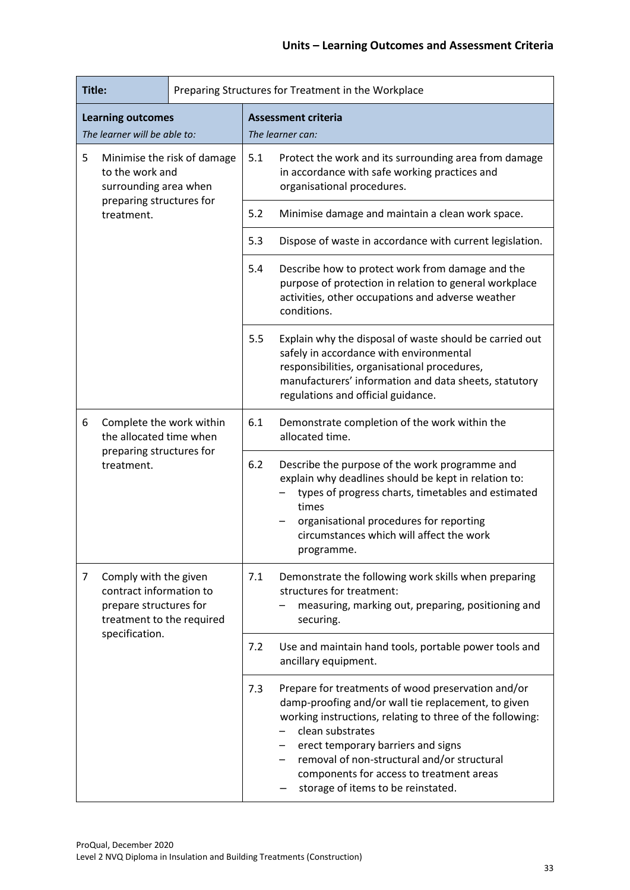| Title: | Preparing Structures for Treatment in the Workplace | |
|---|---|---|
| **Learning outcomes** *The learner will be able to:* | **Assessment criteria** *The learner can:* | |
| 5 Minimise the risk of damage to the work and surrounding area when preparing structures for treatment. | 5.1 | Protect the work and its surrounding area from damage in accordance with safe working practices and organisational procedures. |
| | 5.2 | Minimise damage and maintain a clean work space. |
| | 5.3 | Dispose of waste in accordance with current legislation. |
| | 5.4 | Describe how to protect work from damage and the purpose of protection in relation to general workplace activities, other occupations and adverse weather conditions. |
| | 5.5 | Explain why the disposal of waste should be carried out safely in accordance with environmental responsibilities, organisational procedures, manufacturers' information and data sheets, statutory regulations and official guidance. |
| 6 Complete the work within the allocated time when preparing structures for treatment. | 6.1 | Demonstrate completion of the work within the allocated time. |
| | 6.2 | Describe the purpose of the work programme and explain why deadlines should be kept in relation to: <br> – types of progress charts, timetables and estimated times <br> – organisational procedures for reporting circumstances which will affect the work programme. |
| 7 Comply with the given contract information to prepare structures for treatment to the required specification. | 7.1 | Demonstrate the following work skills when preparing structures for treatment: <br> – measuring, marking out, preparing, positioning and securing. |
| | 7.2 | Use and maintain hand tools, portable power tools and ancillary equipment. |
| | 7.3 | Prepare for treatments of wood preservation and/or damp-proofing and/or wall tie replacement, to given working instructions, relating to three of the following: <br> – clean substrates <br> – erect temporary barriers and signs <br> – removal of non-structural and/or structural components for access to treatment areas <br> – storage of items to be reinstated. |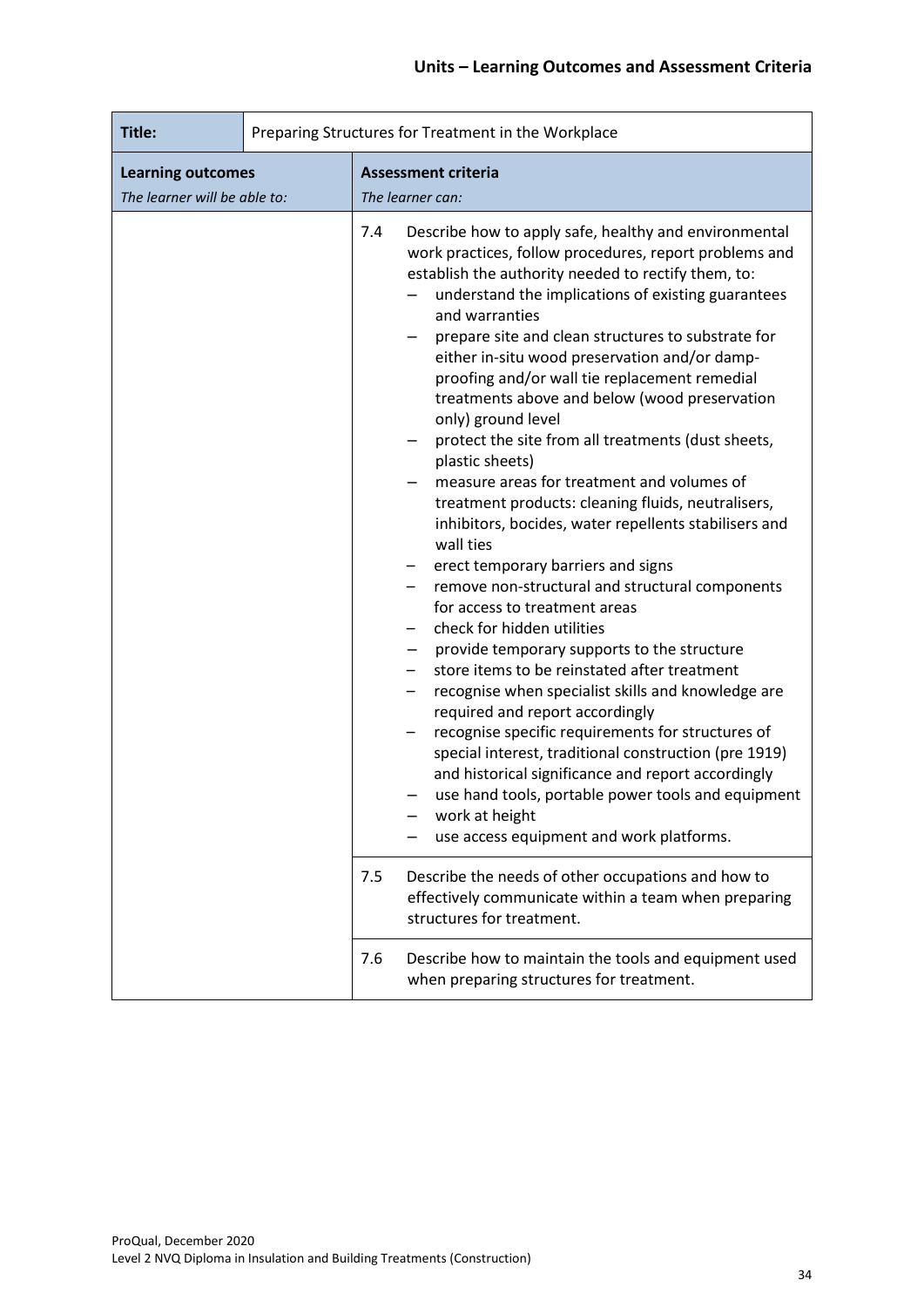## Units – Learning Outcomes and Assessment Criteria

| Title: | Preparing Structures for Treatment in the Workplace |
|---|---|
| **Learning outcomes**<br>*The learner will be able to:* | **Assessment criteria**<br>*The learner can:* |
| | 7.4 Describe how to apply safe, healthy and environmental work practices, follow procedures, report problems and establish the authority needed to rectify them, to:<br>– understand the implications of existing guarantees and warranties<br>– prepare site and clean structures to substrate for either in-situ wood preservation and/or damp-proofing and/or wall tie replacement remedial treatments above and below (wood preservation only) ground level<br>– protect the site from all treatments (dust sheets, plastic sheets)<br>– measure areas for treatment and volumes of treatment products: cleaning fluids, neutralisers, inhibitors, bocides, water repellents stabilisers and wall ties<br>– erect temporary barriers and signs<br>– remove non-structural and structural components for access to treatment areas<br>– check for hidden utilities<br>– provide temporary supports to the structure<br>– store items to be reinstated after treatment<br>– recognise when specialist skills and knowledge are required and report accordingly<br>– recognise specific requirements for structures of special interest, traditional construction (pre 1919) and historical significance and report accordingly<br>– use hand tools, portable power tools and equipment<br>– work at height<br>– use access equipment and work platforms. |
| | 7.5 Describe the needs of other occupations and how to effectively communicate within a team when preparing structures for treatment. |
| | 7.6 Describe how to maintain the tools and equipment used when preparing structures for treatment. |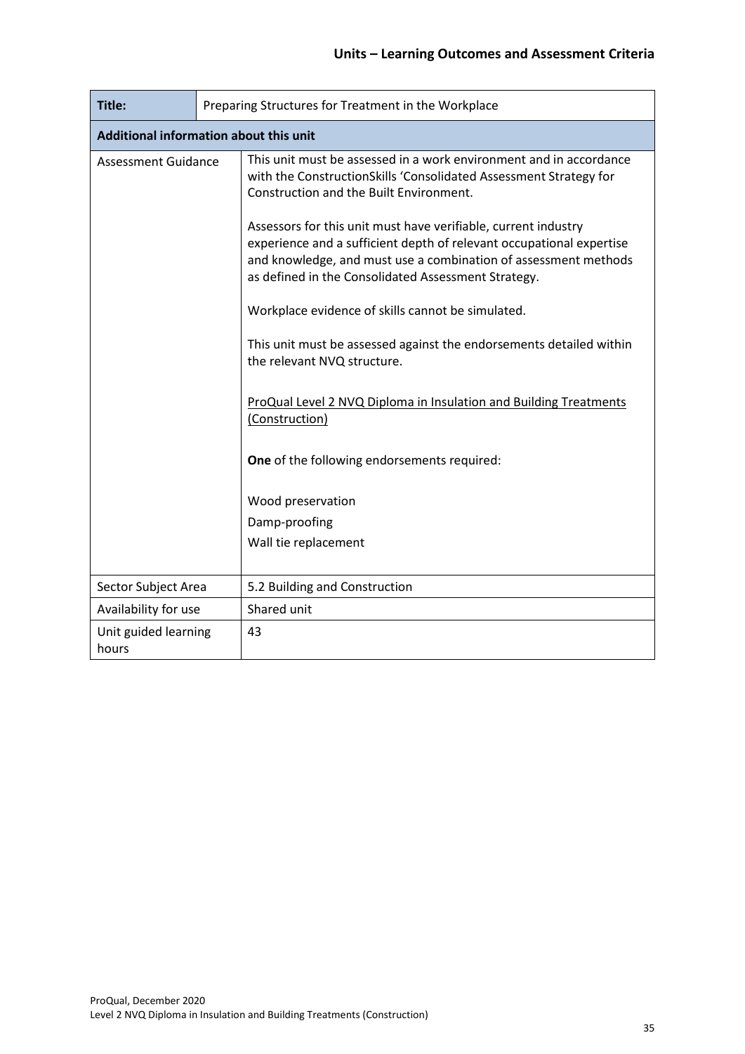## Units – Learning Outcomes and Assessment Criteria

| Title: | Preparing Structures for Treatment in the Workplace |
|---|---|
| **Additional information about this unit** | |
| Assessment Guidance | This unit must be assessed in a work environment and in accordance with the ConstructionSkills 'Consolidated Assessment Strategy for Construction and the Built Environment.<br><br>Assessors for this unit must have verifiable, current industry experience and a sufficient depth of relevant occupational expertise and knowledge, and must use a combination of assessment methods as defined in the Consolidated Assessment Strategy.<br><br>Workplace evidence of skills cannot be simulated.<br><br>This unit must be assessed against the endorsements detailed within the relevant NVQ structure.<br><br><u>ProQual Level 2 NVQ Diploma in Insulation and Building Treatments (Construction)</u><br><br>**One** of the following endorsements required:<br><br>Wood preservation<br>Damp-proofing<br>Wall tie replacement |
| Sector Subject Area | 5.2 Building and Construction |
| Availability for use | Shared unit |
| Unit guided learning hours | 43 |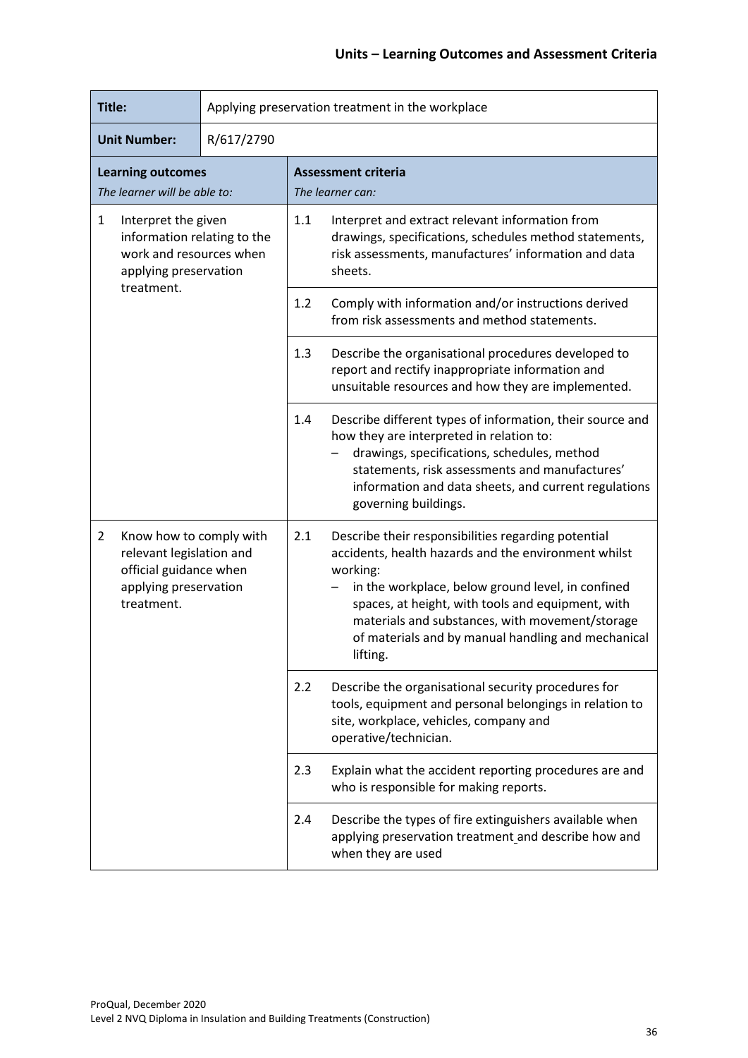## Units – Learning Outcomes and Assessment Criteria

| **Title:** | Applying preservation treatment in the workplace | | |
|---|---|---|---|
| **Unit Number:** | R/617/2790 | | |
| **Learning outcomes**<br>*The learner will be able to:* | | **Assessment criteria**<br>*The learner can:* | |
| 1 Interpret the given information relating to the work and resources when applying preservation treatment. | | 1.1 | Interpret and extract relevant information from drawings, specifications, schedules method statements, risk assessments, manufactures' information and data sheets. |
| | | 1.2 | Comply with information and/or instructions derived from risk assessments and method statements. |
| | | 1.3 | Describe the organisational procedures developed to report and rectify inappropriate information and unsuitable resources and how they are implemented. |
| | | 1.4 | Describe different types of information, their source and how they are interpreted in relation to:<br>– drawings, specifications, schedules, method statements, risk assessments and manufactures' information and data sheets, and current regulations governing buildings. |
| 2 Know how to comply with relevant legislation and official guidance when applying preservation treatment. | | 2.1 | Describe their responsibilities regarding potential accidents, health hazards and the environment whilst working:<br>– in the workplace, below ground level, in confined spaces, at height, with tools and equipment, with materials and substances, with movement/storage of materials and by manual handling and mechanical lifting. |
| | | 2.2 | Describe the organisational security procedures for tools, equipment and personal belongings in relation to site, workplace, vehicles, company and operative/technician. |
| | | 2.3 | Explain what the accident reporting procedures are and who is responsible for making reports. |
| | | 2.4 | Describe the types of fire extinguishers available when applying preservation treatment and describe how and when they are used |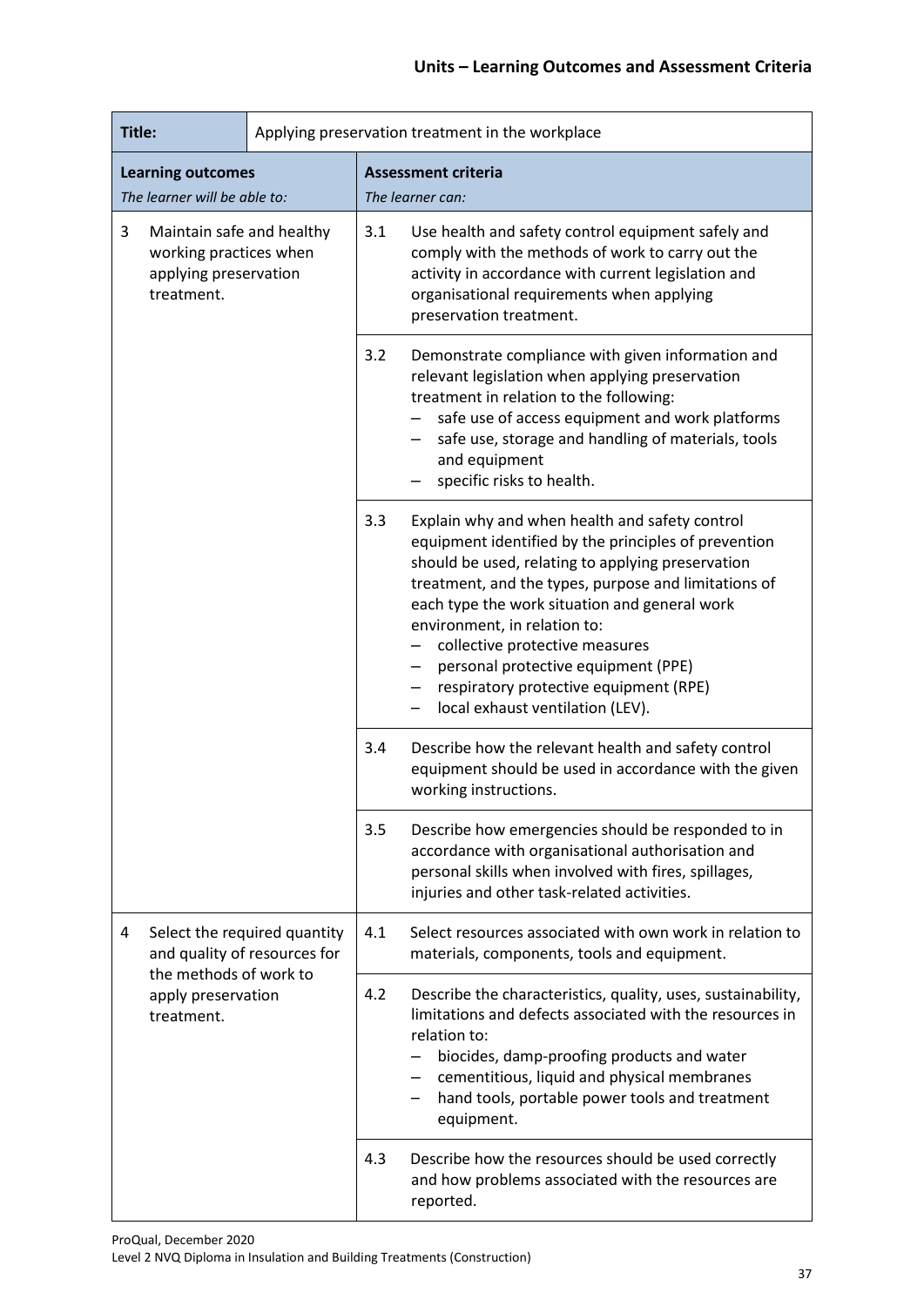| **Title:** | Applying preservation treatment in the workplace | | |
|---|---|---|---|
| **Learning outcomes**<br>*The learner will be able to:* | | **Assessment criteria**<br>*The learner can:* | |
| 3 Maintain safe and healthy working practices when applying preservation treatment. | | 3.1 | Use health and safety control equipment safely and comply with the methods of work to carry out the activity in accordance with current legislation and organisational requirements when applying preservation treatment. |
| | | 3.2 | Demonstrate compliance with given information and relevant legislation when applying preservation treatment in relation to the following:<br>– safe use of access equipment and work platforms<br>– safe use, storage and handling of materials, tools and equipment<br>– specific risks to health. |
| | | 3.3 | Explain why and when health and safety control equipment identified by the principles of prevention should be used, relating to applying preservation treatment, and the types, purpose and limitations of each type the work situation and general work environment, in relation to:<br>– collective protective measures<br>– personal protective equipment (PPE)<br>– respiratory protective equipment (RPE)<br>– local exhaust ventilation (LEV). |
| | | 3.4 | Describe how the relevant health and safety control equipment should be used in accordance with the given working instructions. |
| | | 3.5 | Describe how emergencies should be responded to in accordance with organisational authorisation and personal skills when involved with fires, spillages, injuries and other task-related activities. |
| 4 Select the required quantity and quality of resources for the methods of work to apply preservation treatment. | | 4.1 | Select resources associated with own work in relation to materials, components, tools and equipment. |
| | | 4.2 | Describe the characteristics, quality, uses, sustainability, limitations and defects associated with the resources in relation to:<br>– biocides, damp-proofing products and water<br>– cementitious, liquid and physical membranes<br>– hand tools, portable power tools and treatment equipment. |
| | | 4.3 | Describe how the resources should be used correctly and how problems associated with the resources are reported. |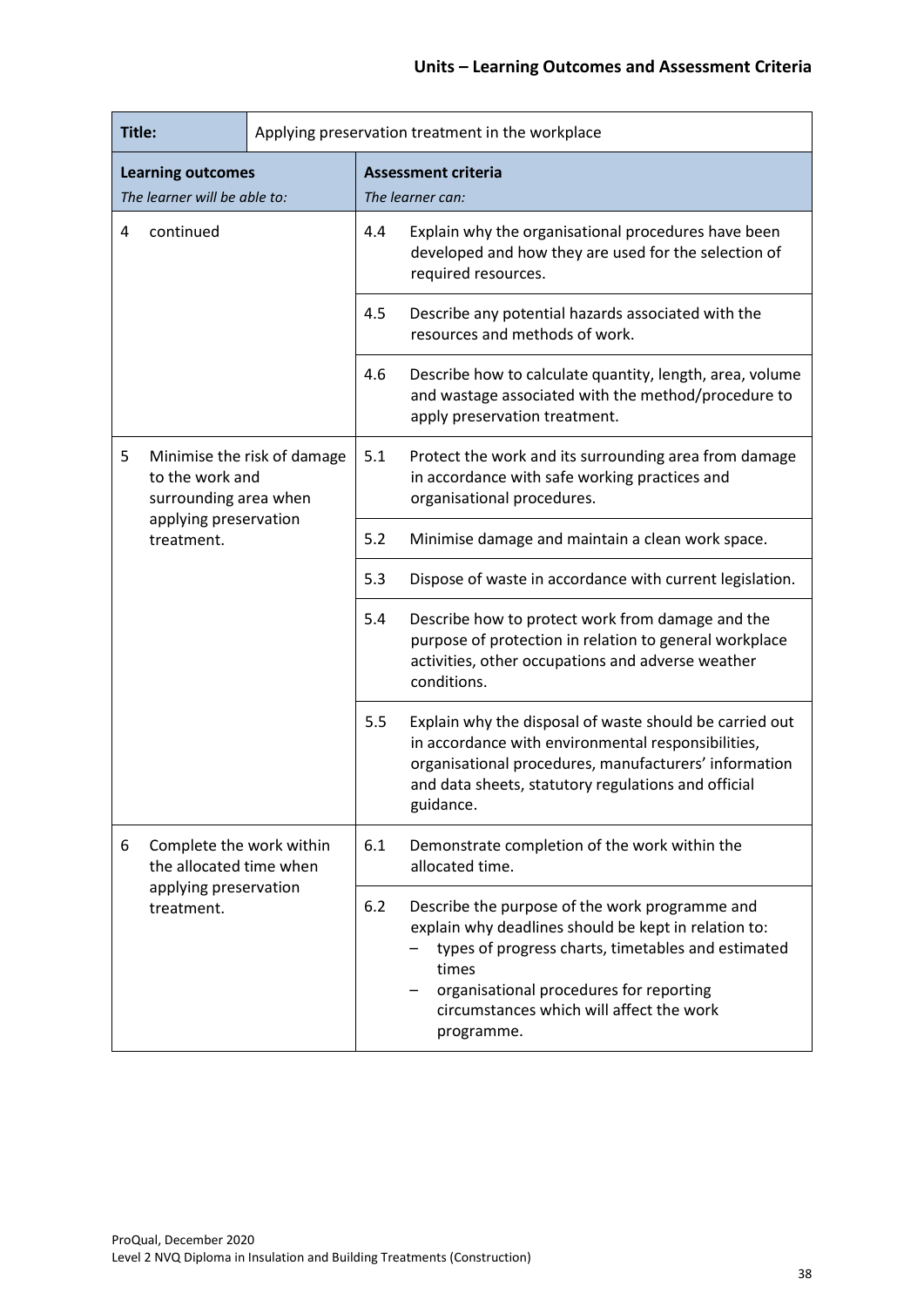| **Title:** | Applying preservation treatment in the workplace | | |
|---|---|---|---|
| **Learning outcomes**<br>*The learner will be able to:* | | **Assessment criteria**<br>*The learner can:* | |
| 4 continued | | 4.4 | Explain why the organisational procedures have been developed and how they are used for the selection of required resources. |
| | | 4.5 | Describe any potential hazards associated with the resources and methods of work. |
| | | 4.6 | Describe how to calculate quantity, length, area, volume and wastage associated with the method/procedure to apply preservation treatment. |
| 5 Minimise the risk of damage to the work and surrounding area when applying preservation treatment. | | 5.1 | Protect the work and its surrounding area from damage in accordance with safe working practices and organisational procedures. |
| | | 5.2 | Minimise damage and maintain a clean work space. |
| | | 5.3 | Dispose of waste in accordance with current legislation. |
| | | 5.4 | Describe how to protect work from damage and the purpose of protection in relation to general workplace activities, other occupations and adverse weather conditions. |
| | | 5.5 | Explain why the disposal of waste should be carried out in accordance with environmental responsibilities, organisational procedures, manufacturers' information and data sheets, statutory regulations and official guidance. |
| 6 Complete the work within the allocated time when applying preservation treatment. | | 6.1 | Demonstrate completion of the work within the allocated time. |
| | | 6.2 | Describe the purpose of the work programme and explain why deadlines should be kept in relation to:<br>– types of progress charts, timetables and estimated times<br>– organisational procedures for reporting circumstances which will affect the work programme. |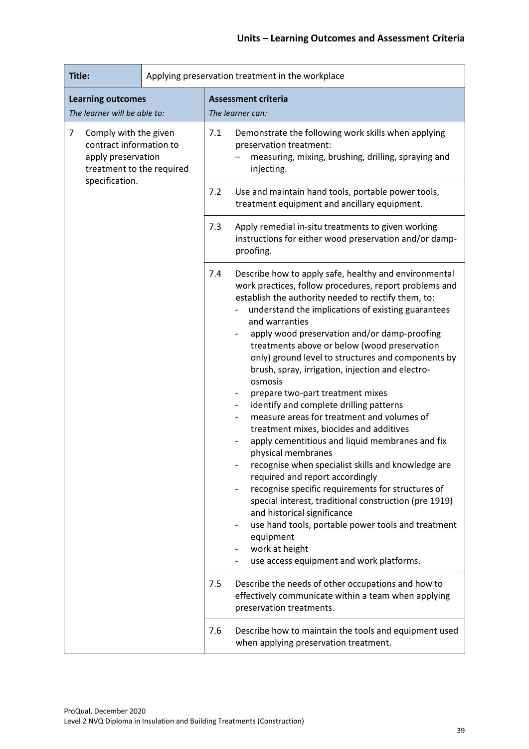| **Title:** | Applying preservation treatment in the workplace | |
|---|---|---|
| **Learning outcomes**<br>*The learner will be able to:* | **Assessment criteria**<br>*The learner can:* | |
| 7 Comply with the given contract information to apply preservation treatment to the required specification. | 7.1 | Demonstrate the following work skills when applying preservation treatment:<br>– measuring, mixing, brushing, drilling, spraying and injecting. |
| | 7.2 | Use and maintain hand tools, portable power tools, treatment equipment and ancillary equipment. |
| | 7.3 | Apply remedial in-situ treatments to given working instructions for either wood preservation and/or damp-proofing. |
| | 7.4 | Describe how to apply safe, healthy and environmental work practices, follow procedures, report problems and establish the authority needed to rectify them, to:<br>- understand the implications of existing guarantees and warranties<br>- apply wood preservation and/or damp-proofing treatments above or below (wood preservation only) ground level to structures and components by brush, spray, irrigation, injection and electro-osmosis<br>- prepare two-part treatment mixes<br>- identify and complete drilling patterns<br>- measure areas for treatment and volumes of treatment mixes, biocides and additives<br>- apply cementitious and liquid membranes and fix physical membranes<br>- recognise when specialist skills and knowledge are required and report accordingly<br>- recognise specific requirements for structures of special interest, traditional construction (pre 1919) and historical significance<br>- use hand tools, portable power tools and treatment equipment<br>- work at height<br>- use access equipment and work platforms. |
| | 7.5 | Describe the needs of other occupations and how to effectively communicate within a team when applying preservation treatments. |
| | 7.6 | Describe how to maintain the tools and equipment used when applying preservation treatment. |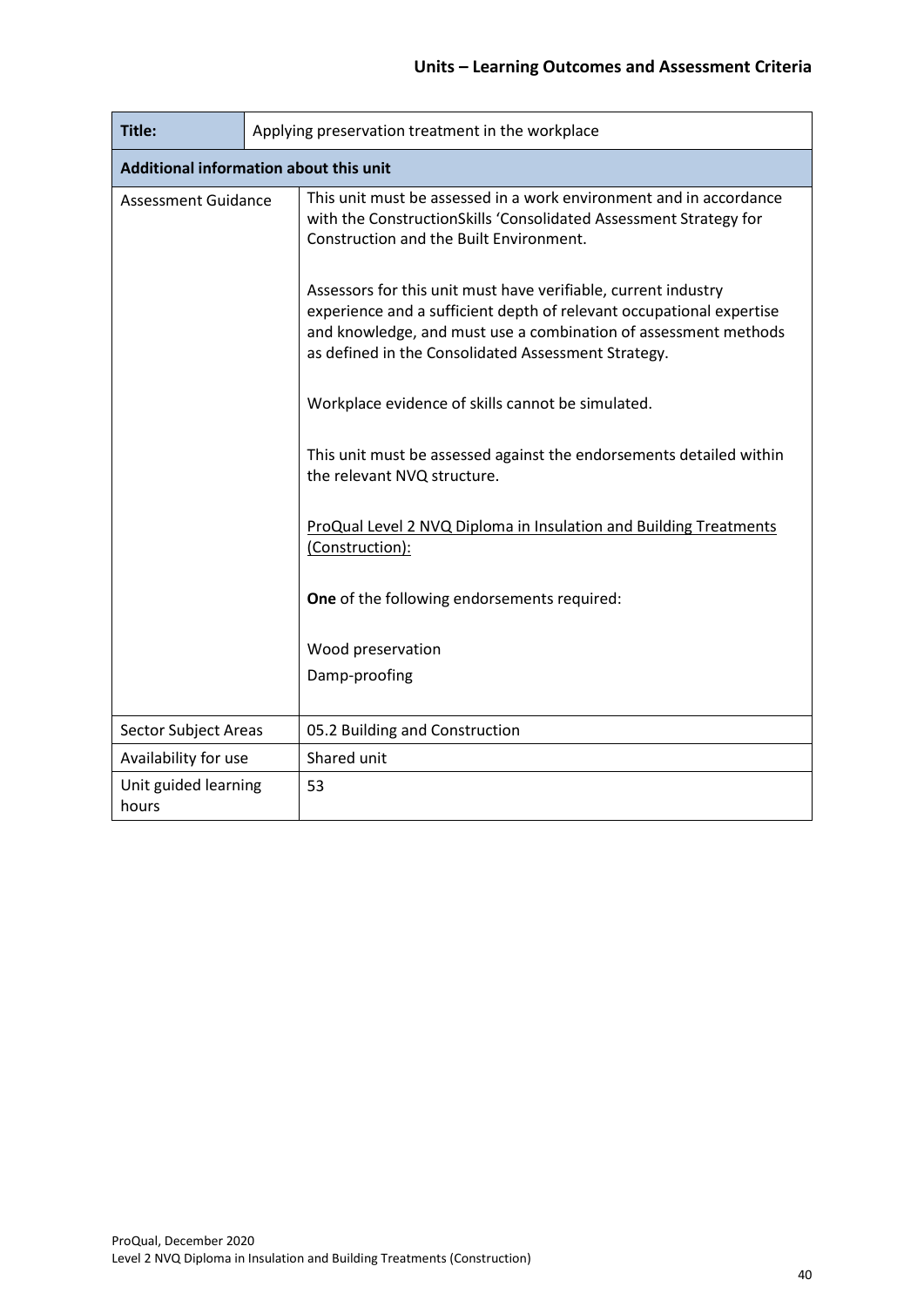## Units – Learning Outcomes and Assessment Criteria

| **Title:** | Applying preservation treatment in the workplace |
|---|---|
| **Additional information about this unit** | |
| Assessment Guidance | This unit must be assessed in a work environment and in accordance with the ConstructionSkills 'Consolidated Assessment Strategy for Construction and the Built Environment.<br><br>Assessors for this unit must have verifiable, current industry experience and a sufficient depth of relevant occupational expertise and knowledge, and must use a combination of assessment methods as defined in the Consolidated Assessment Strategy.<br><br>Workplace evidence of skills cannot be simulated.<br><br>This unit must be assessed against the endorsements detailed within the relevant NVQ structure.<br><br><u>ProQual Level 2 NVQ Diploma in Insulation and Building Treatments (Construction):</u><br><br>**One** of the following endorsements required:<br><br>Wood preservation<br>Damp-proofing |
| Sector Subject Areas | 05.2 Building and Construction |
| Availability for use | Shared unit |
| Unit guided learning hours | 53 |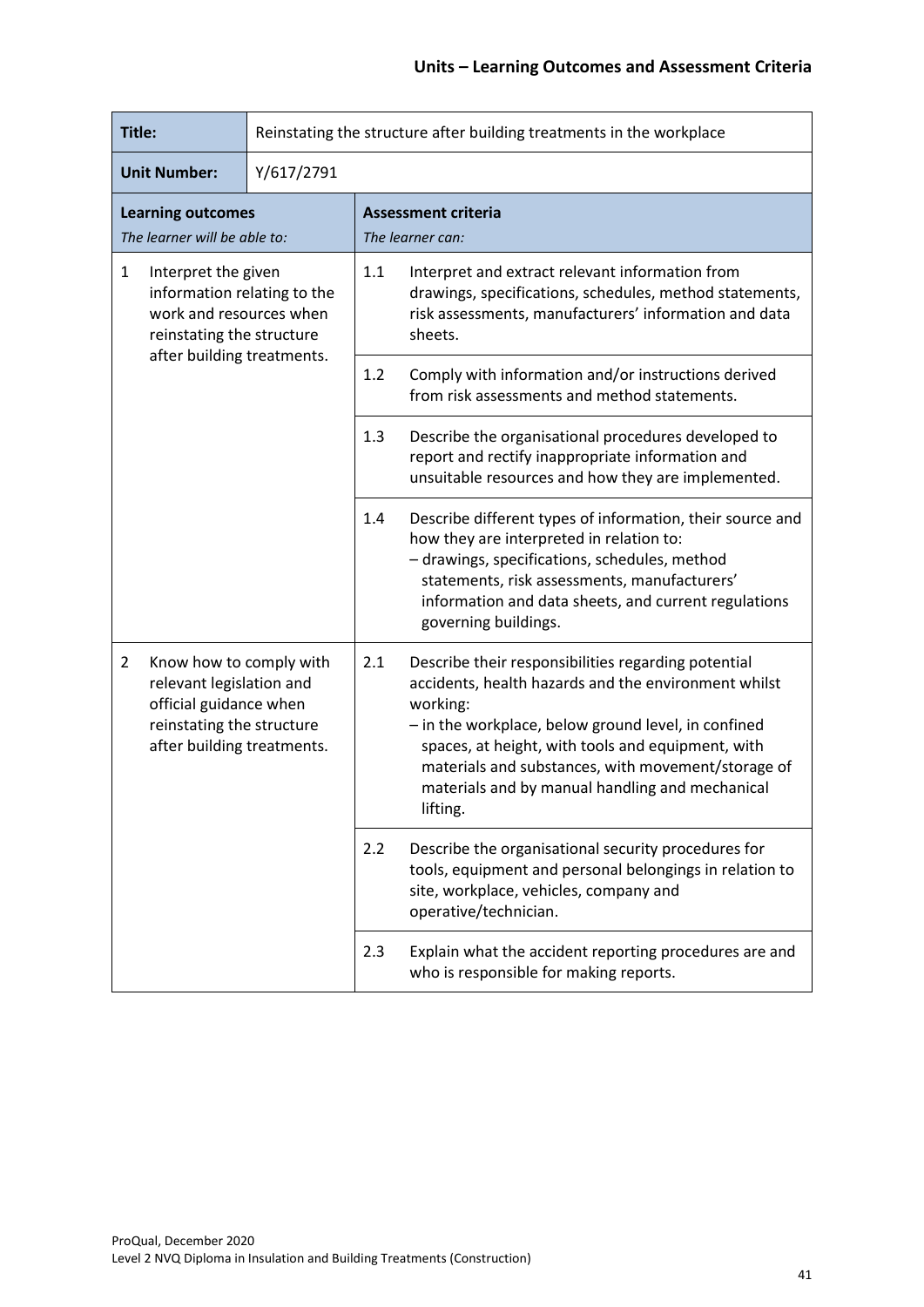## Units – Learning Outcomes and Assessment Criteria

| **Title:** | Reinstating the structure after building treatments in the workplace | | |
|---|---|---|---|
| **Unit Number:** | Y/617/2791 | | |
| **Learning outcomes** *The learner will be able to:* | | **Assessment criteria** *The learner can:* | |
| 1 Interpret the given information relating to the work and resources when reinstating the structure after building treatments. | | 1.1 | Interpret and extract relevant information from drawings, specifications, schedules, method statements, risk assessments, manufacturers' information and data sheets. |
| | | 1.2 | Comply with information and/or instructions derived from risk assessments and method statements. |
| | | 1.3 | Describe the organisational procedures developed to report and rectify inappropriate information and unsuitable resources and how they are implemented. |
| | | 1.4 | Describe different types of information, their source and how they are interpreted in relation to: – drawings, specifications, schedules, method statements, risk assessments, manufacturers' information and data sheets, and current regulations governing buildings. |
| 2 Know how to comply with relevant legislation and official guidance when reinstating the structure after building treatments. | | 2.1 | Describe their responsibilities regarding potential accidents, health hazards and the environment whilst working: – in the workplace, below ground level, in confined spaces, at height, with tools and equipment, with materials and substances, with movement/storage of materials and by manual handling and mechanical lifting. |
| | | 2.2 | Describe the organisational security procedures for tools, equipment and personal belongings in relation to site, workplace, vehicles, company and operative/technician. |
| | | 2.3 | Explain what the accident reporting procedures are and who is responsible for making reports. |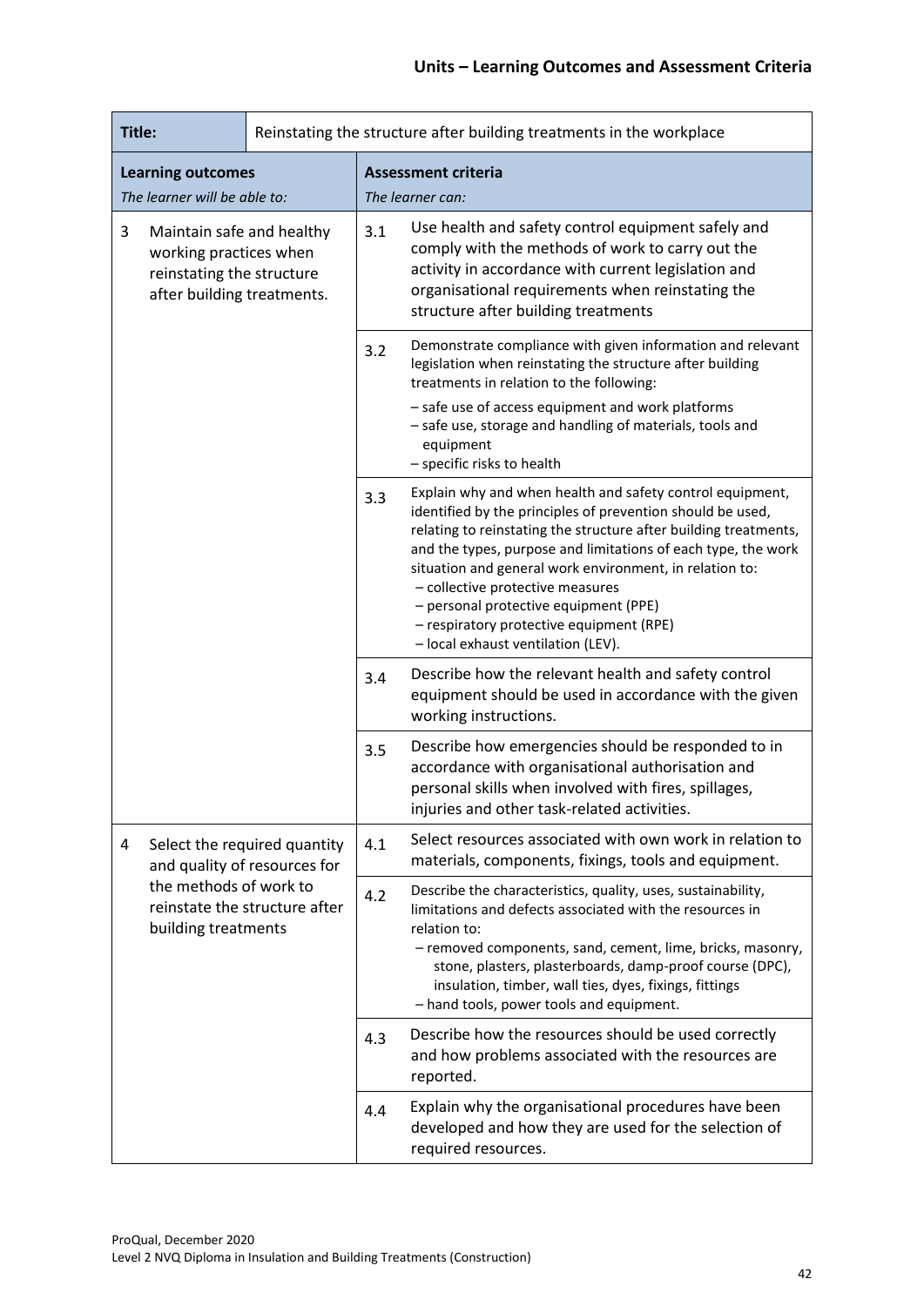| Title: | Reinstating the structure after building treatments in the workplace | |
|---|---|---|
| **Learning outcomes**<br>*The learner will be able to:* | **Assessment criteria**<br>*The learner can:* | |
| 3 Maintain safe and healthy working practices when reinstating the structure after building treatments. | 3.1 | Use health and safety control equipment safely and comply with the methods of work to carry out the activity in accordance with current legislation and organisational requirements when reinstating the structure after building treatments |
| | 3.2 | Demonstrate compliance with given information and relevant legislation when reinstating the structure after building treatments in relation to the following:<br>– safe use of access equipment and work platforms<br>– safe use, storage and handling of materials, tools and equipment<br>– specific risks to health |
| | 3.3 | Explain why and when health and safety control equipment, identified by the principles of prevention should be used, relating to reinstating the structure after building treatments, and the types, purpose and limitations of each type, the work situation and general work environment, in relation to:<br>– collective protective measures<br>– personal protective equipment (PPE)<br>– respiratory protective equipment (RPE)<br>– local exhaust ventilation (LEV). |
| | 3.4 | Describe how the relevant health and safety control equipment should be used in accordance with the given working instructions. |
| | 3.5 | Describe how emergencies should be responded to in accordance with organisational authorisation and personal skills when involved with fires, spillages, injuries and other task-related activities. |
| 4 Select the required quantity and quality of resources for the methods of work to reinstate the structure after building treatments | 4.1 | Select resources associated with own work in relation to materials, components, fixings, tools and equipment. |
| | 4.2 | Describe the characteristics, quality, uses, sustainability, limitations and defects associated with the resources in relation to:<br>– removed components, sand, cement, lime, bricks, masonry, stone, plasters, plasterboards, damp-proof course (DPC), insulation, timber, wall ties, dyes, fixings, fittings<br>– hand tools, power tools and equipment. |
| | 4.3 | Describe how the resources should be used correctly and how problems associated with the resources are reported. |
| | 4.4 | Explain why the organisational procedures have been developed and how they are used for the selection of required resources. |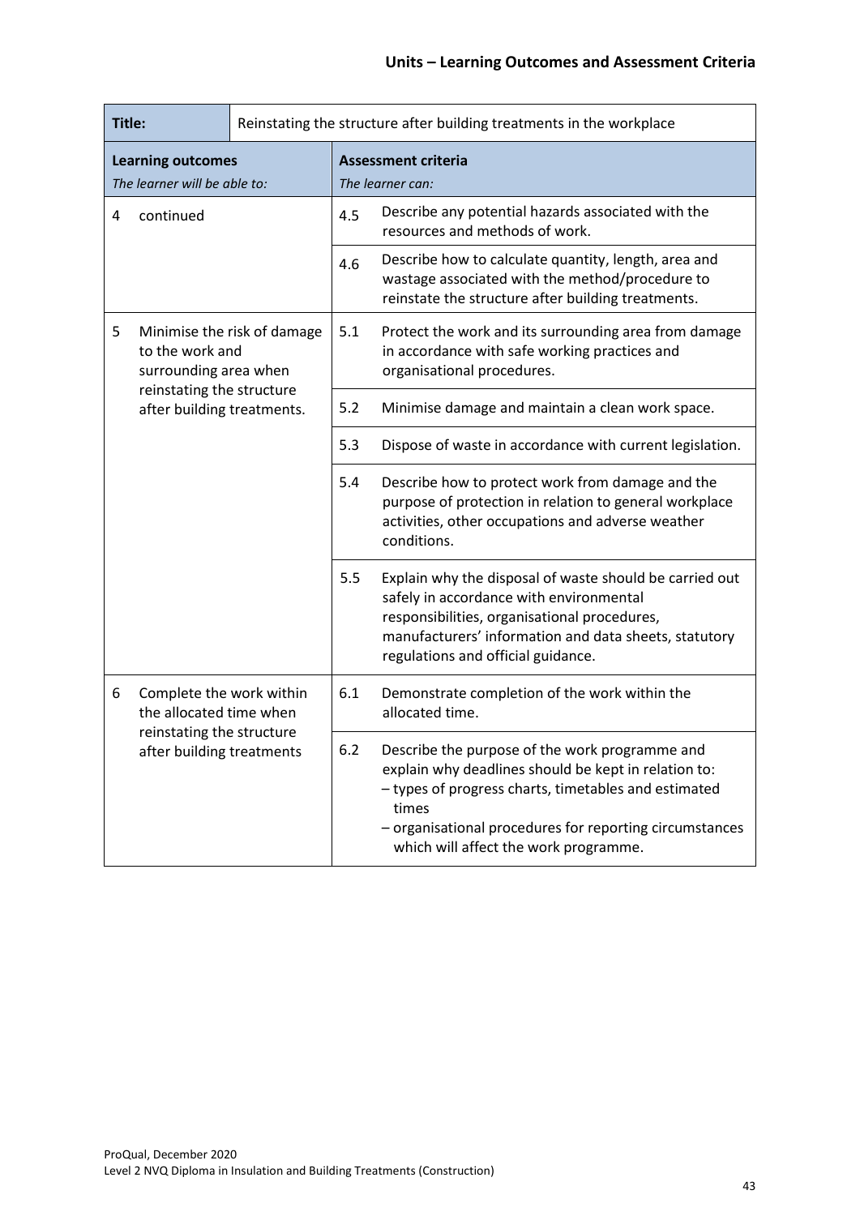## Units – Learning Outcomes and Assessment Criteria

| **Title:** | Reinstating the structure after building treatments in the workplace | |
|---|---|---|
| **Learning outcomes**<br>*The learner will be able to:* | **Assessment criteria**<br>*The learner can:* | |
| 4 continued | 4.5 | Describe any potential hazards associated with the resources and methods of work. |
| | 4.6 | Describe how to calculate quantity, length, area and wastage associated with the method/procedure to reinstate the structure after building treatments. |
| 5 Minimise the risk of damage to the work and surrounding area when reinstating the structure after building treatments. | 5.1 | Protect the work and its surrounding area from damage in accordance with safe working practices and organisational procedures. |
| | 5.2 | Minimise damage and maintain a clean work space. |
| | 5.3 | Dispose of waste in accordance with current legislation. |
| | 5.4 | Describe how to protect work from damage and the purpose of protection in relation to general workplace activities, other occupations and adverse weather conditions. |
| | 5.5 | Explain why the disposal of waste should be carried out safely in accordance with environmental responsibilities, organisational procedures, manufacturers' information and data sheets, statutory regulations and official guidance. |
| 6 Complete the work within the allocated time when reinstating the structure after building treatments | 6.1 | Demonstrate completion of the work within the allocated time. |
| | 6.2 | Describe the purpose of the work programme and explain why deadlines should be kept in relation to:<br>– types of progress charts, timetables and estimated times<br>– organisational procedures for reporting circumstances which will affect the work programme. |

ProQual, December 2020
Level 2 NVQ Diploma in Insulation and Building Treatments (Construction)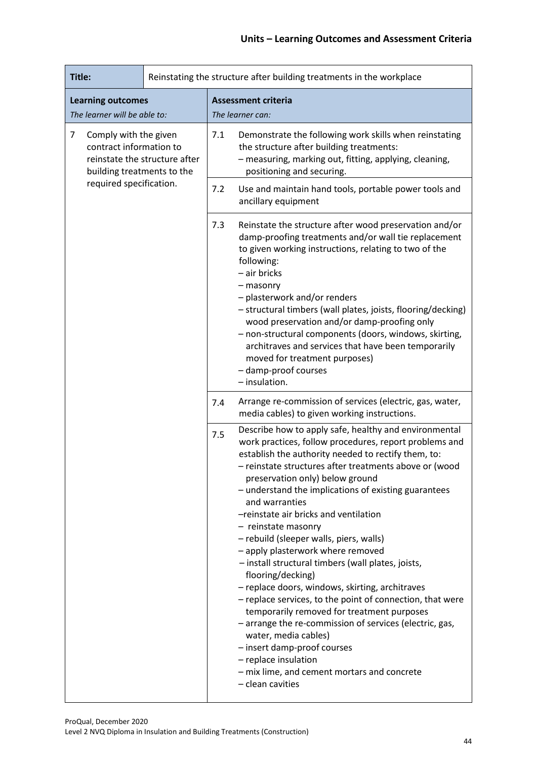| **Title:** | Reinstating the structure after building treatments in the workplace | | |
|---|---|---|---|
| **Learning outcomes**<br>*The learner will be able to:* | | **Assessment criteria**<br>*The learner can:* | |
| 7 | Comply with the given contract information to reinstate the structure after building treatments to the required specification. | 7.1 | Demonstrate the following work skills when reinstating the structure after building treatments:<br>– measuring, marking out, fitting, applying, cleaning, positioning and securing. |
| | | 7.2 | Use and maintain hand tools, portable power tools and ancillary equipment |
| | | 7.3 | Reinstate the structure after wood preservation and/or damp-proofing treatments and/or wall tie replacement to given working instructions, relating to two of the following:<br>– air bricks<br>– masonry<br>– plasterwork and/or renders<br>– structural timbers (wall plates, joists, flooring/decking) wood preservation and/or damp-proofing only<br>– non-structural components (doors, windows, skirting, architraves and services that have been temporarily moved for treatment purposes)<br>– damp-proof courses<br>– insulation. |
| | | 7.4 | Arrange re-commission of services (electric, gas, water, media cables) to given working instructions. |
| | | 7.5 | Describe how to apply safe, healthy and environmental work practices, follow procedures, report problems and establish the authority needed to rectify them, to:<br>– reinstate structures after treatments above or (wood preservation only) below ground<br>– understand the implications of existing guarantees and warranties<br>–reinstate air bricks and ventilation<br>– reinstate masonry<br>– rebuild (sleeper walls, piers, walls)<br>– apply plasterwork where removed<br>– install structural timbers (wall plates, joists, flooring/decking)<br>– replace doors, windows, skirting, architraves<br>– replace services, to the point of connection, that were temporarily removed for treatment purposes<br>– arrange the re-commission of services (electric, gas, water, media cables)<br>– insert damp-proof courses<br>– replace insulation<br>– mix lime, and cement mortars and concrete<br>– clean cavities |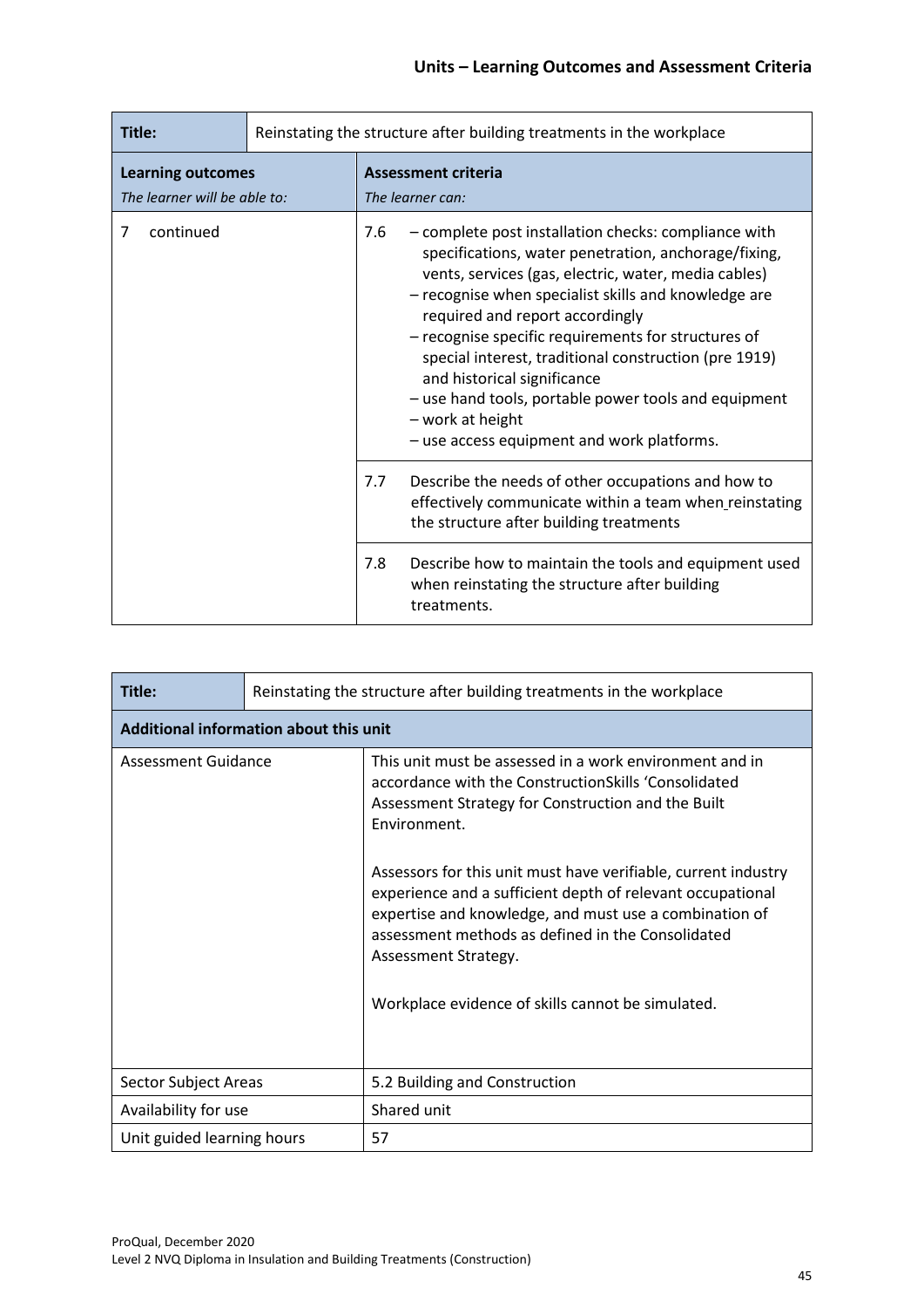| Title: | Reinstating the structure after building treatments in the workplace | |
|---|---|---|
| **Learning outcomes** *The learner will be able to:* | **Assessment criteria** *The learner can:* | |
| 7 continued | 7.6 | – complete post installation checks: compliance with specifications, water penetration, anchorage/fixing, vents, services (gas, electric, water, media cables)<br>– recognise when specialist skills and knowledge are required and report accordingly<br>– recognise specific requirements for structures of special interest, traditional construction (pre 1919) and historical significance<br>– use hand tools, portable power tools and equipment<br>– work at height<br>– use access equipment and work platforms. |
| | 7.7 | Describe the needs of other occupations and how to effectively communicate within a team when reinstating the structure after building treatments |
| | 7.8 | Describe how to maintain the tools and equipment used when reinstating the structure after building treatments. |

| Title: | Reinstating the structure after building treatments in the workplace |
|---|---|
| **Additional information about this unit** | |
| Assessment Guidance | This unit must be assessed in a work environment and in accordance with the ConstructionSkills 'Consolidated Assessment Strategy for Construction and the Built Environment.<br><br>Assessors for this unit must have verifiable, current industry experience and a sufficient depth of relevant occupational expertise and knowledge, and must use a combination of assessment methods as defined in the Consolidated Assessment Strategy.<br><br>Workplace evidence of skills cannot be simulated. |
| Sector Subject Areas | 5.2 Building and Construction |
| Availability for use | Shared unit |
| Unit guided learning hours | 57 |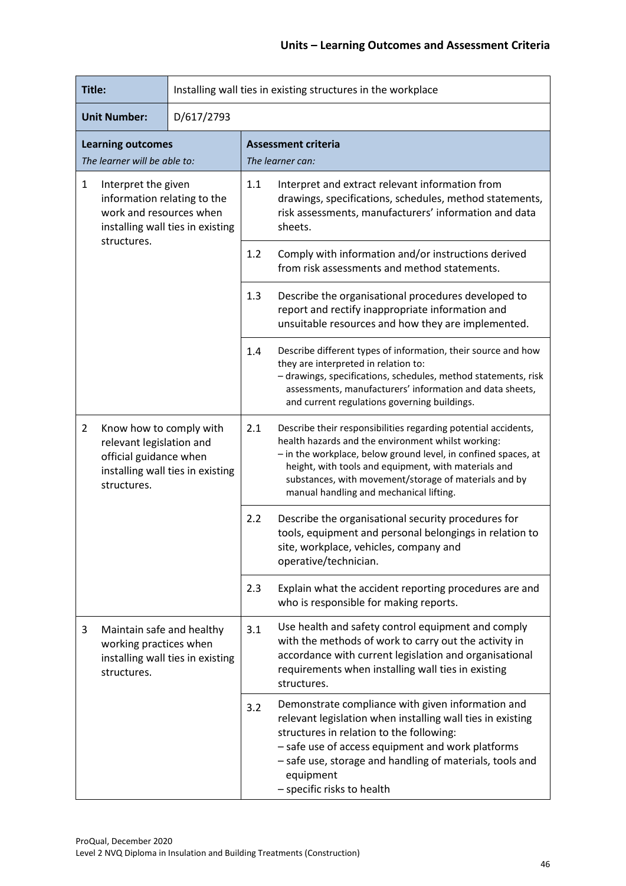## Units – Learning Outcomes and Assessment Criteria

| **Title:** | Installing wall ties in existing structures in the workplace | | |
|---|---|---|---|
| **Unit Number:** | D/617/2793 | | |
| **Learning outcomes** *The learner will be able to:* | | **Assessment criteria** *The learner can:* | |
| 1 Interpret the given information relating to the work and resources when installing wall ties in existing structures. | | 1.1 | Interpret and extract relevant information from drawings, specifications, schedules, method statements, risk assessments, manufacturers' information and data sheets. |
| | | 1.2 | Comply with information and/or instructions derived from risk assessments and method statements. |
| | | 1.3 | Describe the organisational procedures developed to report and rectify inappropriate information and unsuitable resources and how they are implemented. |
| | | 1.4 | Describe different types of information, their source and how they are interpreted in relation to: – drawings, specifications, schedules, method statements, risk assessments, manufacturers' information and data sheets, and current regulations governing buildings. |
| 2 Know how to comply with relevant legislation and official guidance when installing wall ties in existing structures. | | 2.1 | Describe their responsibilities regarding potential accidents, health hazards and the environment whilst working: – in the workplace, below ground level, in confined spaces, at height, with tools and equipment, with materials and substances, with movement/storage of materials and by manual handling and mechanical lifting. |
| | | 2.2 | Describe the organisational security procedures for tools, equipment and personal belongings in relation to site, workplace, vehicles, company and operative/technician. |
| | | 2.3 | Explain what the accident reporting procedures are and who is responsible for making reports. |
| 3 Maintain safe and healthy working practices when installing wall ties in existing structures. | | 3.1 | Use health and safety control equipment and comply with the methods of work to carry out the activity in accordance with current legislation and organisational requirements when installing wall ties in existing structures. |
| | | 3.2 | Demonstrate compliance with given information and relevant legislation when installing wall ties in existing structures in relation to the following: – safe use of access equipment and work platforms – safe use, storage and handling of materials, tools and equipment – specific risks to health |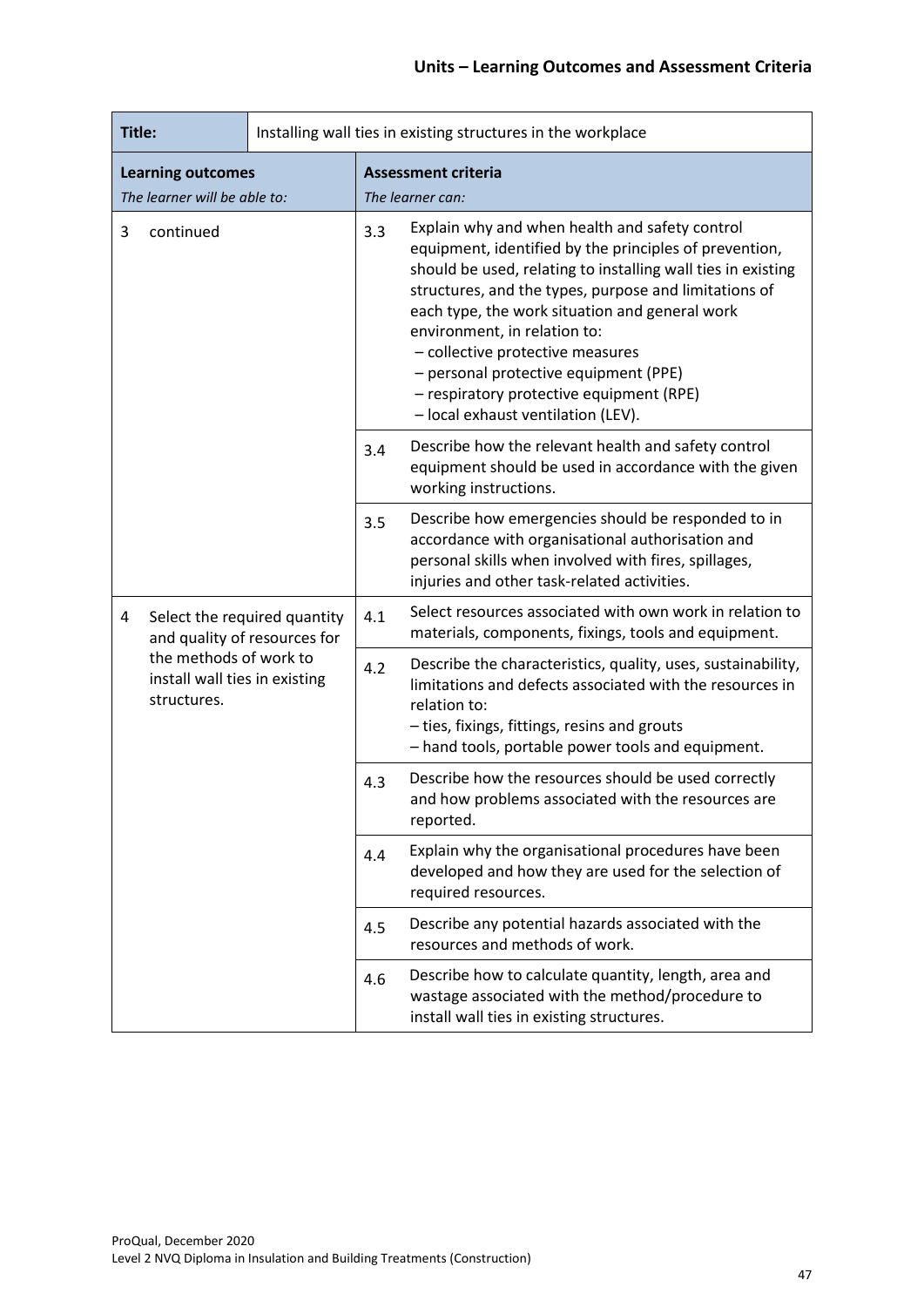| Title: | Installing wall ties in existing structures in the workplace | | |
|---|---|---|---|
| **Learning outcomes**<br>*The learner will be able to:* | | **Assessment criteria**<br>*The learner can:* | |
| 3 continued | | 3.3 | Explain why and when health and safety control equipment, identified by the principles of prevention, should be used, relating to installing wall ties in existing structures, and the types, purpose and limitations of each type, the work situation and general work environment, in relation to:<br>– collective protective measures<br>– personal protective equipment (PPE)<br>– respiratory protective equipment (RPE)<br>– local exhaust ventilation (LEV). |
| | | 3.4 | Describe how the relevant health and safety control equipment should be used in accordance with the given working instructions. |
| | | 3.5 | Describe how emergencies should be responded to in accordance with organisational authorisation and personal skills when involved with fires, spillages, injuries and other task-related activities. |
| 4 Select the required quantity and quality of resources for the methods of work to install wall ties in existing structures. | | 4.1 | Select resources associated with own work in relation to materials, components, fixings, tools and equipment. |
| | | 4.2 | Describe the characteristics, quality, uses, sustainability, limitations and defects associated with the resources in relation to:<br>– ties, fixings, fittings, resins and grouts<br>– hand tools, portable power tools and equipment. |
| | | 4.3 | Describe how the resources should be used correctly and how problems associated with the resources are reported. |
| | | 4.4 | Explain why the organisational procedures have been developed and how they are used for the selection of required resources. |
| | | 4.5 | Describe any potential hazards associated with the resources and methods of work. |
| | | 4.6 | Describe how to calculate quantity, length, area and wastage associated with the method/procedure to install wall ties in existing structures. |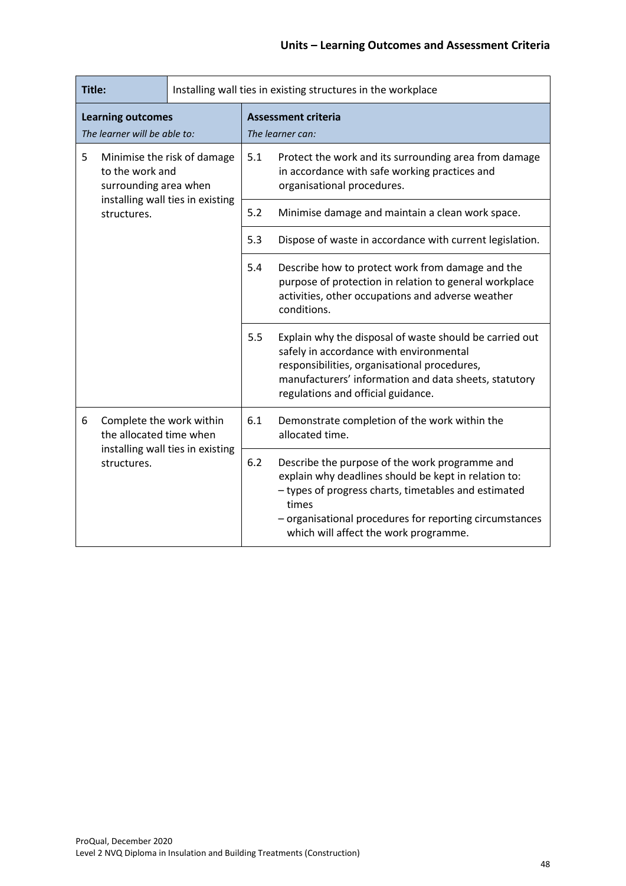| **Title:** | Installing wall ties in existing structures in the workplace | | |
|---|---|---|---|
| **Learning outcomes**<br>*The learner will be able to:* | | **Assessment criteria**<br>*The learner can:* | |
| 5 | Minimise the risk of damage to the work and surrounding area when installing wall ties in existing structures. | 5.1 | Protect the work and its surrounding area from damage in accordance with safe working practices and organisational procedures. |
| | | 5.2 | Minimise damage and maintain a clean work space. |
| | | 5.3 | Dispose of waste in accordance with current legislation. |
| | | 5.4 | Describe how to protect work from damage and the purpose of protection in relation to general workplace activities, other occupations and adverse weather conditions. |
| | | 5.5 | Explain why the disposal of waste should be carried out safely in accordance with environmental responsibilities, organisational procedures, manufacturers' information and data sheets, statutory regulations and official guidance. |
| 6 | Complete the work within the allocated time when installing wall ties in existing structures. | 6.1 | Demonstrate completion of the work within the allocated time. |
| | | 6.2 | Describe the purpose of the work programme and explain why deadlines should be kept in relation to:<br>– types of progress charts, timetables and estimated times<br>– organisational procedures for reporting circumstances which will affect the work programme. |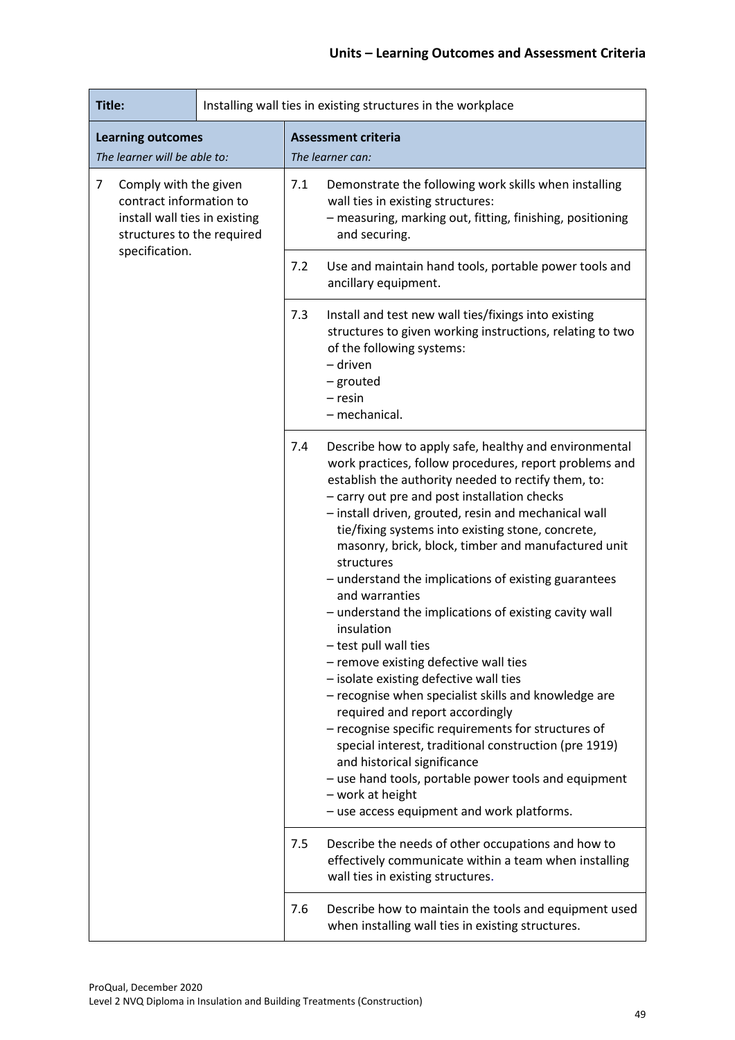| Title: | Installing wall ties in existing structures in the workplace | | |
|---|---|---|---|
| **Learning outcomes** *The learner will be able to:* | | **Assessment criteria** *The learner can:* | |
| 7 Comply with the given contract information to install wall ties in existing structures to the required specification. | | 7.1 | Demonstrate the following work skills when installing wall ties in existing structures: <br>– measuring, marking out, fitting, finishing, positioning and securing. |
| | | 7.2 | Use and maintain hand tools, portable power tools and ancillary equipment. |
| | | 7.3 | Install and test new wall ties/fixings into existing structures to given working instructions, relating to two of the following systems: <br>– driven <br>– grouted <br>– resin <br>– mechanical. |
| | | 7.4 | Describe how to apply safe, healthy and environmental work practices, follow procedures, report problems and establish the authority needed to rectify them, to: <br>– carry out pre and post installation checks <br>– install driven, grouted, resin and mechanical wall tie/fixing systems into existing stone, concrete, masonry, brick, block, timber and manufactured unit structures <br>– understand the implications of existing guarantees and warranties <br>– understand the implications of existing cavity wall insulation <br>– test pull wall ties <br>– remove existing defective wall ties <br>– isolate existing defective wall ties <br>– recognise when specialist skills and knowledge are required and report accordingly <br>– recognise specific requirements for structures of special interest, traditional construction (pre 1919) and historical significance <br>– use hand tools, portable power tools and equipment <br>– work at height <br>– use access equipment and work platforms. |
| | | 7.5 | Describe the needs of other occupations and how to effectively communicate within a team when installing wall ties in existing structures. |
| | | 7.6 | Describe how to maintain the tools and equipment used when installing wall ties in existing structures. |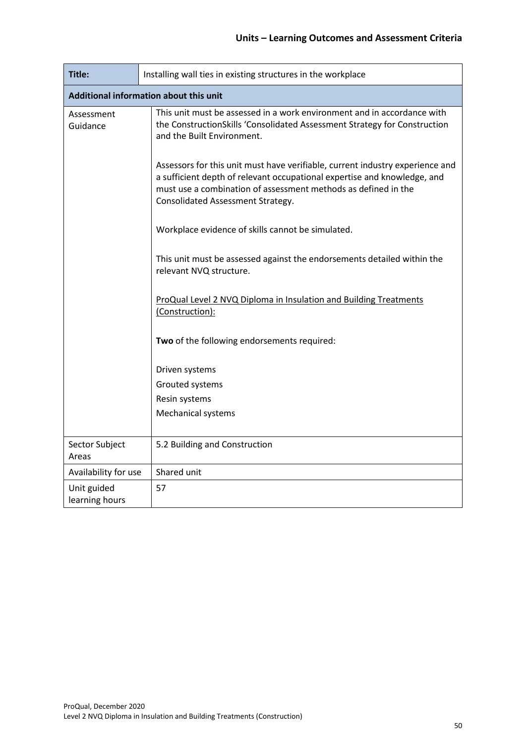| **Title:** | Installing wall ties in existing structures in the workplace |
|---|---|
| **Additional information about this unit** | |
| Assessment Guidance | This unit must be assessed in a work environment and in accordance with the ConstructionSkills 'Consolidated Assessment Strategy for Construction and the Built Environment.<br><br>Assessors for this unit must have verifiable, current industry experience and a sufficient depth of relevant occupational expertise and knowledge, and must use a combination of assessment methods as defined in the Consolidated Assessment Strategy.<br><br>Workplace evidence of skills cannot be simulated.<br><br>This unit must be assessed against the endorsements detailed within the relevant NVQ structure.<br><br>ProQual Level 2 NVQ Diploma in Insulation and Building Treatments (Construction):<br><br>**Two** of the following endorsements required:<br><br>Driven systems<br>Grouted systems<br>Resin systems<br>Mechanical systems |
| Sector Subject Areas | 5.2 Building and Construction |
| Availability for use | Shared unit |
| Unit guided learning hours | 57 |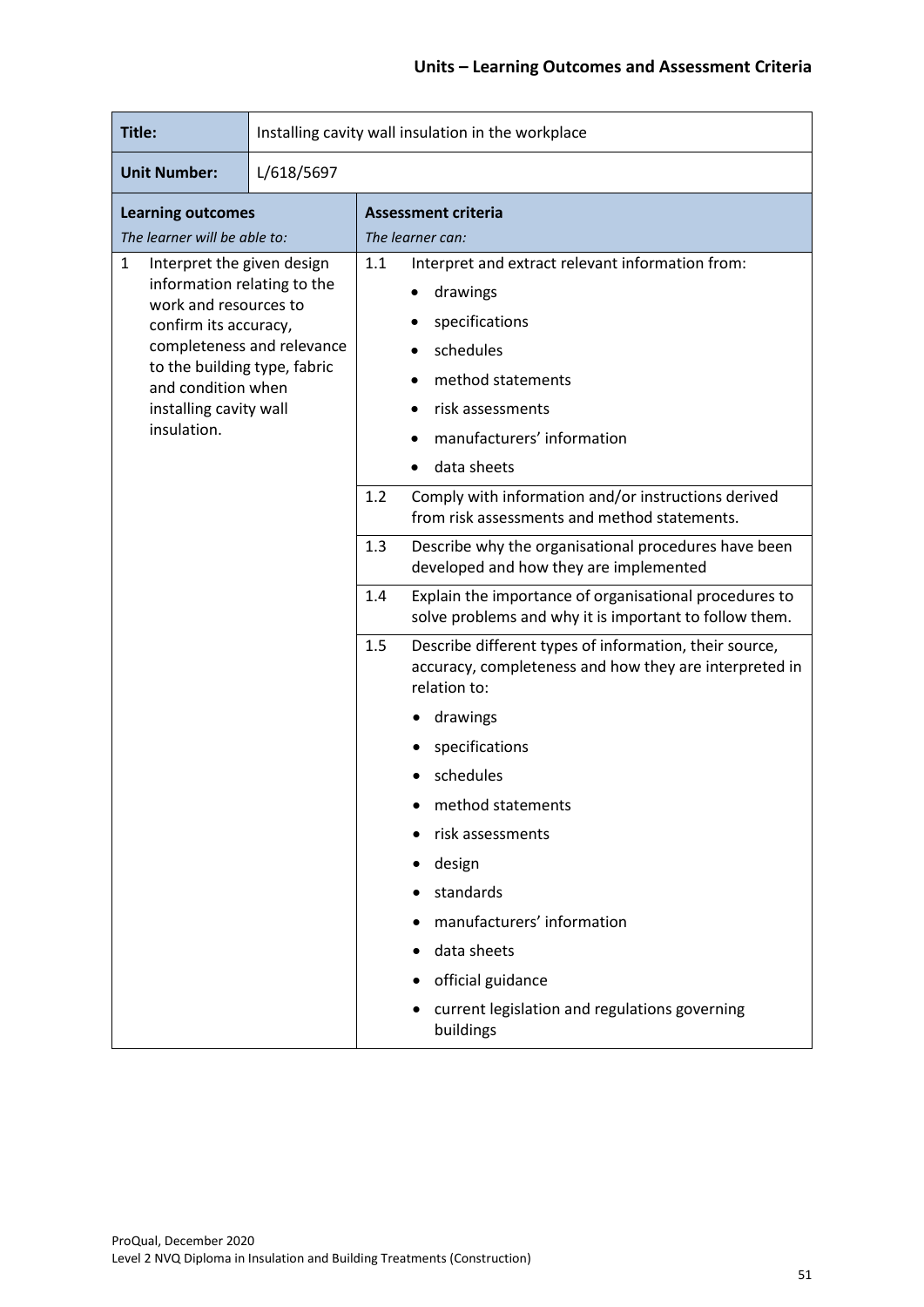| Title: | Installing cavity wall insulation in the workplace | | |
|---|---|---|---|
| **Unit Number:** | L/618/5697 | | |
| **Learning outcomes** *The learner will be able to:* | | **Assessment criteria** *The learner can:* | |
| 1 | Interpret the given design information relating to the work and resources to confirm its accuracy, completeness and relevance to the building type, fabric and condition when installing cavity wall insulation. | 1.1 | Interpret and extract relevant information from: <br>• drawings <br>• specifications <br>• schedules <br>• method statements <br>• risk assessments <br>• manufacturers' information <br>• data sheets |
| | | 1.2 | Comply with information and/or instructions derived from risk assessments and method statements. |
| | | 1.3 | Describe why the organisational procedures have been developed and how they are implemented |
| | | 1.4 | Explain the importance of organisational procedures to solve problems and why it is important to follow them. |
| | | 1.5 | Describe different types of information, their source, accuracy, completeness and how they are interpreted in relation to: <br>• drawings <br>• specifications <br>• schedules <br>• method statements <br>• risk assessments <br>• design <br>• standards <br>• manufacturers' information <br>• data sheets <br>• official guidance <br>• current legislation and regulations governing buildings |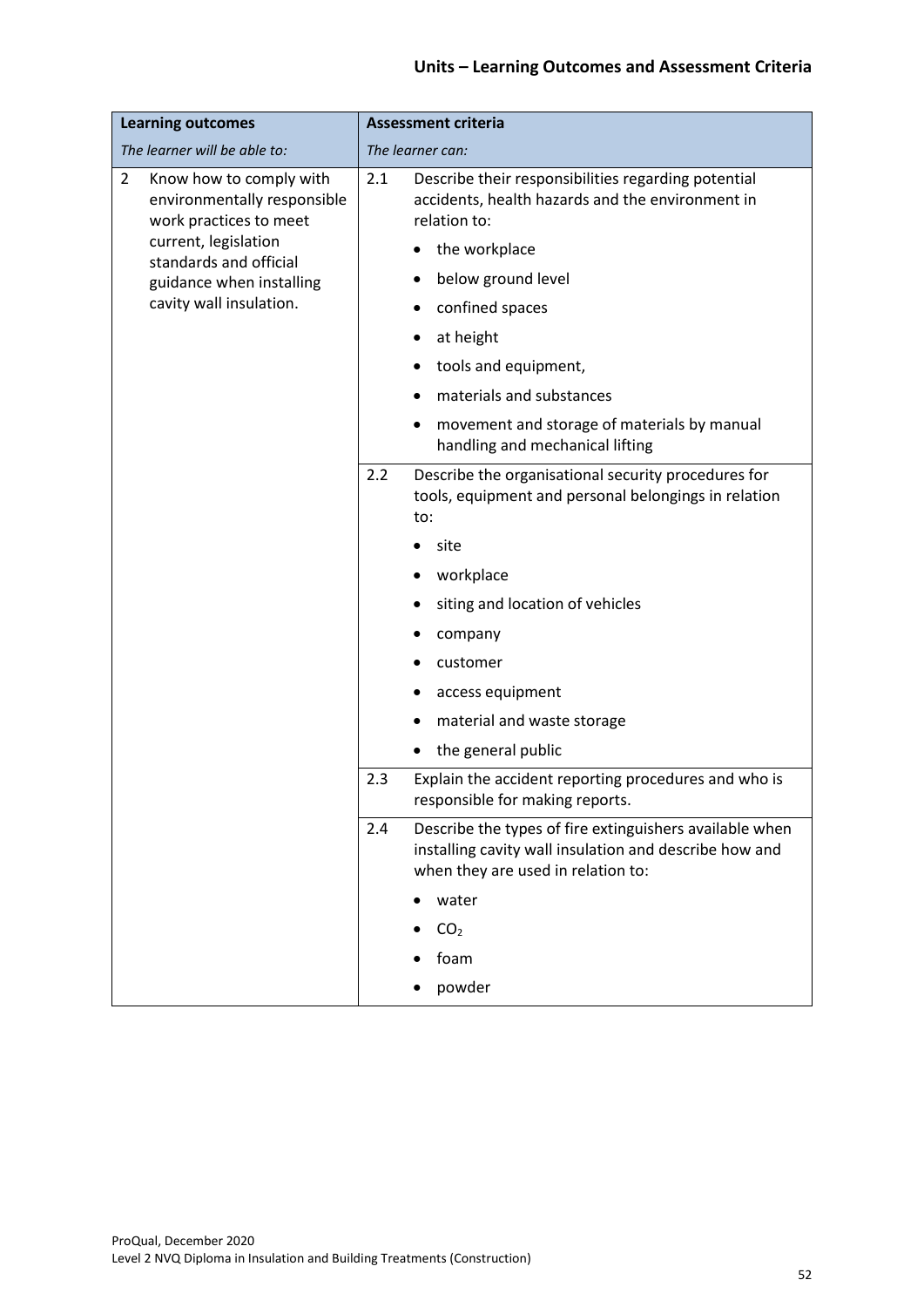## Units – Learning Outcomes and Assessment Criteria

| Learning outcomes | | Assessment criteria | |
|---|---|---|---|
| *The learner will be able to:* | | *The learner can:* | |
| 2 | Know how to comply with environmentally responsible work practices to meet current, legislation standards and official guidance when installing cavity wall insulation. | 2.1 | Describe their responsibilities regarding potential accidents, health hazards and the environment in relation to:<br>• the workplace<br>• below ground level<br>• confined spaces<br>• at height<br>• tools and equipment,<br>• materials and substances<br>• movement and storage of materials by manual handling and mechanical lifting |
| | | 2.2 | Describe the organisational security procedures for tools, equipment and personal belongings in relation to:<br>• site<br>• workplace<br>• siting and location of vehicles<br>• company<br>• customer<br>• access equipment<br>• material and waste storage<br>• the general public |
| | | 2.3 | Explain the accident reporting procedures and who is responsible for making reports. |
| | | 2.4 | Describe the types of fire extinguishers available when installing cavity wall insulation and describe how and when they are used in relation to:<br>• water<br>• $CO_2$<br>• foam<br>• powder |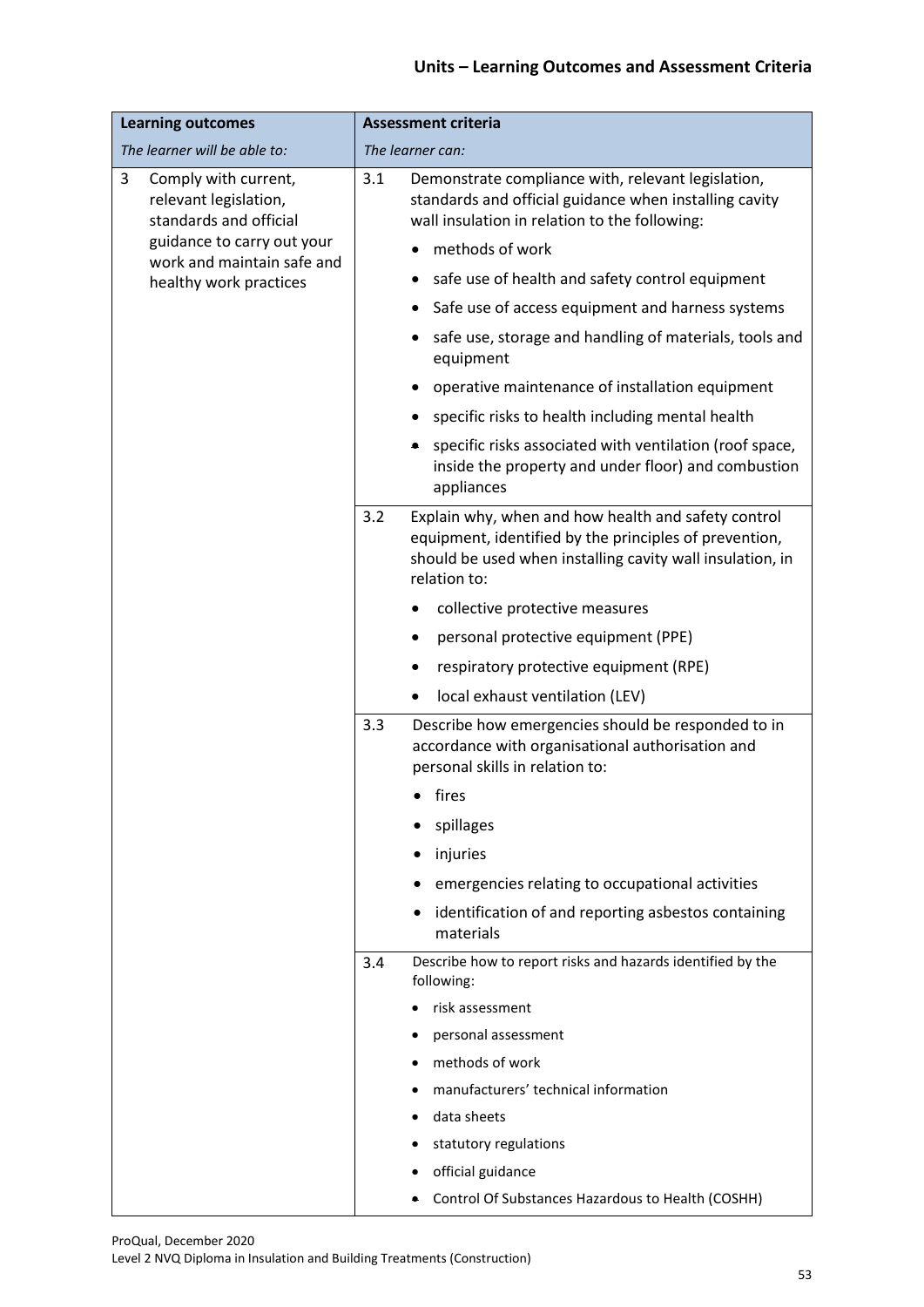## Units – Learning Outcomes and Assessment Criteria

| Learning outcomes | Assessment criteria |
| --- | --- |
| *The learner will be able to:* | *The learner can:* |
| 3 Comply with current, relevant legislation, standards and official guidance to carry out your work and maintain safe and healthy work practices | 3.1 Demonstrate compliance with, relevant legislation, standards and official guidance when installing cavity wall insulation in relation to the following: <br>• methods of work <br>• safe use of health and safety control equipment <br>• Safe use of access equipment and harness systems <br>• safe use, storage and handling of materials, tools and equipment <br>• operative maintenance of installation equipment <br>• specific risks to health including mental health <br>• specific risks associated with ventilation (roof space, inside the property and under floor) and combustion appliances |
| | 3.2 Explain why, when and how health and safety control equipment, identified by the principles of prevention, should be used when installing cavity wall insulation, in relation to: <br>• collective protective measures <br>• personal protective equipment (PPE) <br>• respiratory protective equipment (RPE) <br>• local exhaust ventilation (LEV) |
| | 3.3 Describe how emergencies should be responded to in accordance with organisational authorisation and personal skills in relation to: <br>• fires <br>• spillages <br>• injuries <br>• emergencies relating to occupational activities <br>• identification of and reporting asbestos containing materials |
| | 3.4 Describe how to report risks and hazards identified by the following: <br>• risk assessment <br>• personal assessment <br>• methods of work <br>• manufacturers' technical information <br>• data sheets <br>• statutory regulations <br>• official guidance <br>• Control Of Substances Hazardous to Health (COSHH) |

ProQual, December 2020
Level 2 NVQ Diploma in Insulation and Building Treatments (Construction)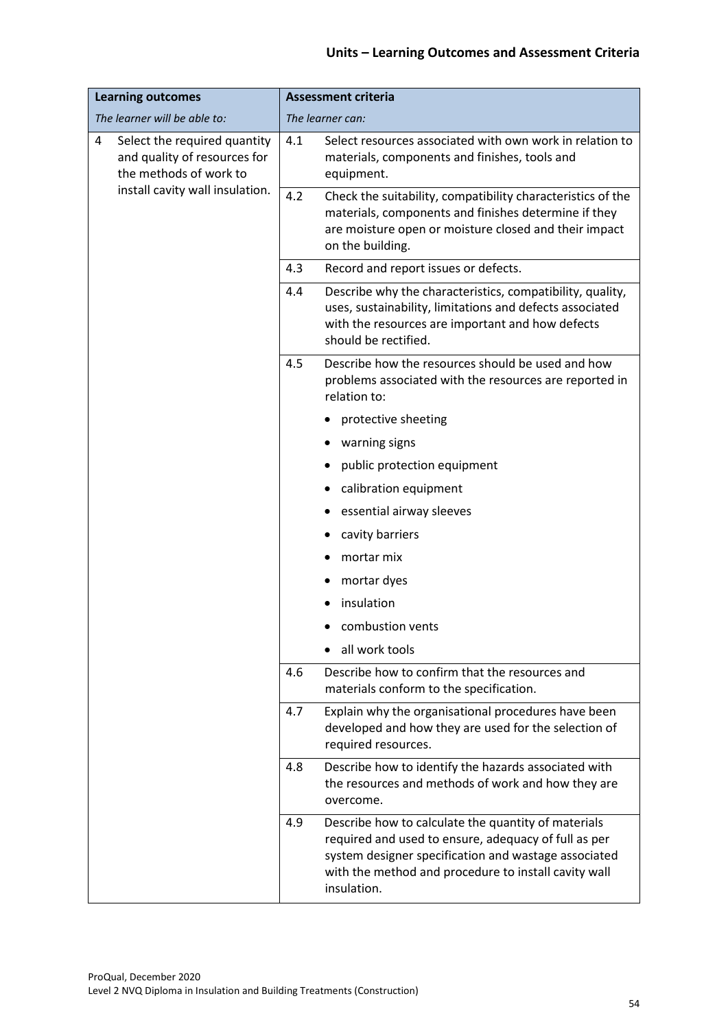| Learning outcomes | | Assessment criteria | |
|---|---|---|---|
| *The learner will be able to:* | | *The learner can:* | |
| 4 | Select the required quantity and quality of resources for the methods of work to install cavity wall insulation. | 4.1 | Select resources associated with own work in relation to materials, components and finishes, tools and equipment. |
| | | 4.2 | Check the suitability, compatibility characteristics of the materials, components and finishes determine if they are moisture open or moisture closed and their impact on the building. |
| | | 4.3 | Record and report issues or defects. |
| | | 4.4 | Describe why the characteristics, compatibility, quality, uses, sustainability, limitations and defects associated with the resources are important and how defects should be rectified. |
| | | 4.5 | Describe how the resources should be used and how problems associated with the resources are reported in relation to:<br>• protective sheeting<br>• warning signs<br>• public protection equipment<br>• calibration equipment<br>• essential airway sleeves<br>• cavity barriers<br>• mortar mix<br>• mortar dyes<br>• insulation<br>• combustion vents<br>• all work tools |
| | | 4.6 | Describe how to confirm that the resources and materials conform to the specification. |
| | | 4.7 | Explain why the organisational procedures have been developed and how they are used for the selection of required resources. |
| | | 4.8 | Describe how to identify the hazards associated with the resources and methods of work and how they are overcome. |
| | | 4.9 | Describe how to calculate the quantity of materials required and used to ensure, adequacy of full as per system designer specification and wastage associated with the method and procedure to install cavity wall insulation. |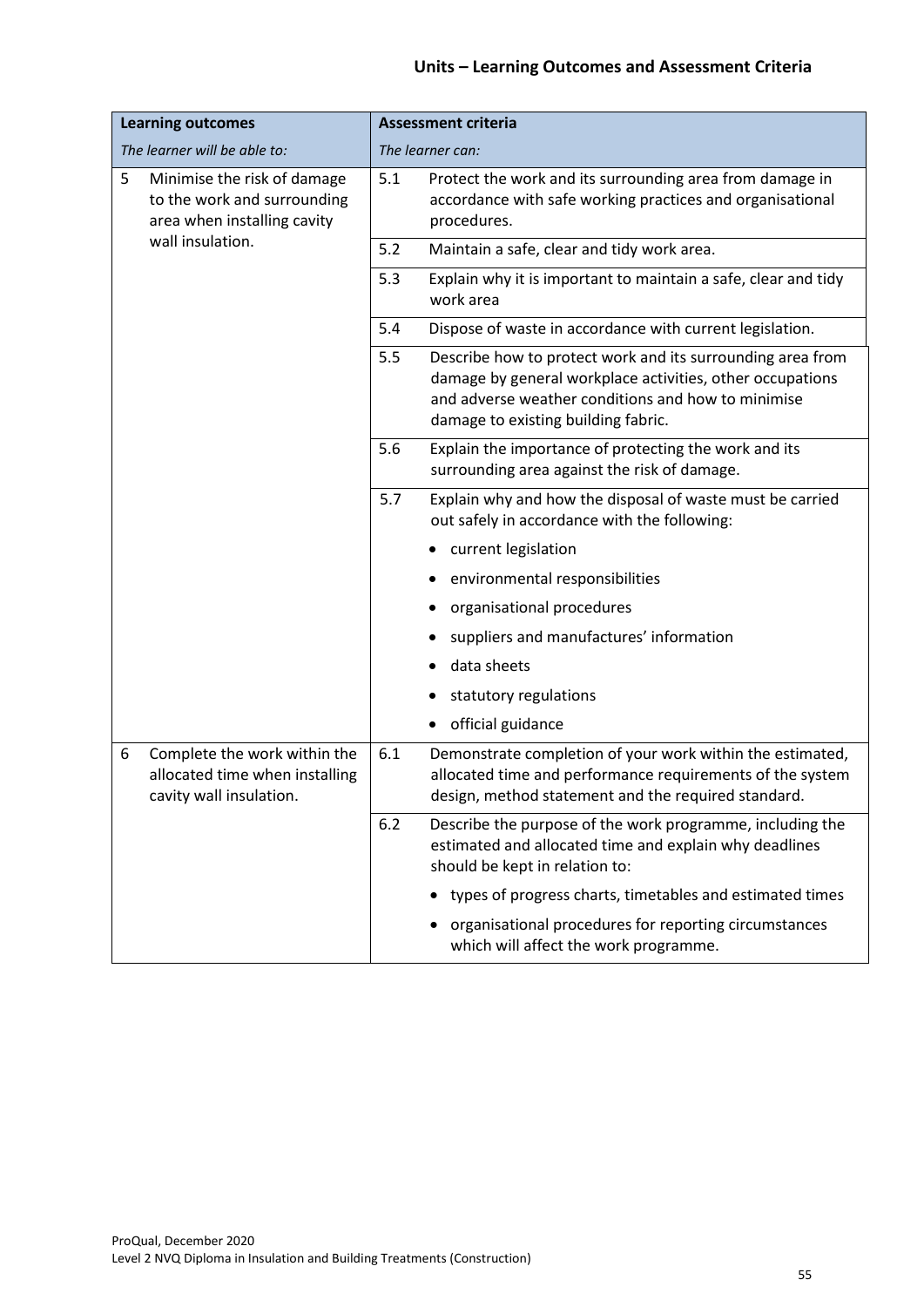| **Learning outcomes** | | **Assessment criteria** | |
|---|---|---|---|
| *The learner will be able to:* | | *The learner can:* | |
| 5 | Minimise the risk of damage to the work and surrounding area when installing cavity wall insulation. | 5.1 | Protect the work and its surrounding area from damage in accordance with safe working practices and organisational procedures. |
| | | 5.2 | Maintain a safe, clear and tidy work area. |
| | | 5.3 | Explain why it is important to maintain a safe, clear and tidy work area |
| | | 5.4 | Dispose of waste in accordance with current legislation. |
| | | 5.5 | Describe how to protect work and its surrounding area from damage by general workplace activities, other occupations and adverse weather conditions and how to minimise damage to existing building fabric. |
| | | 5.6 | Explain the importance of protecting the work and its surrounding area against the risk of damage. |
| | | 5.7 | Explain why and how the disposal of waste must be carried out safely in accordance with the following:<br>• current legislation<br>• environmental responsibilities<br>• organisational procedures<br>• suppliers and manufactures' information<br>• data sheets<br>• statutory regulations<br>• official guidance |
| 6 | Complete the work within the allocated time when installing cavity wall insulation. | 6.1 | Demonstrate completion of your work within the estimated, allocated time and performance requirements of the system design, method statement and the required standard. |
| | | 6.2 | Describe the purpose of the work programme, including the estimated and allocated time and explain why deadlines should be kept in relation to:<br>• types of progress charts, timetables and estimated times<br>• organisational procedures for reporting circumstances which will affect the work programme. |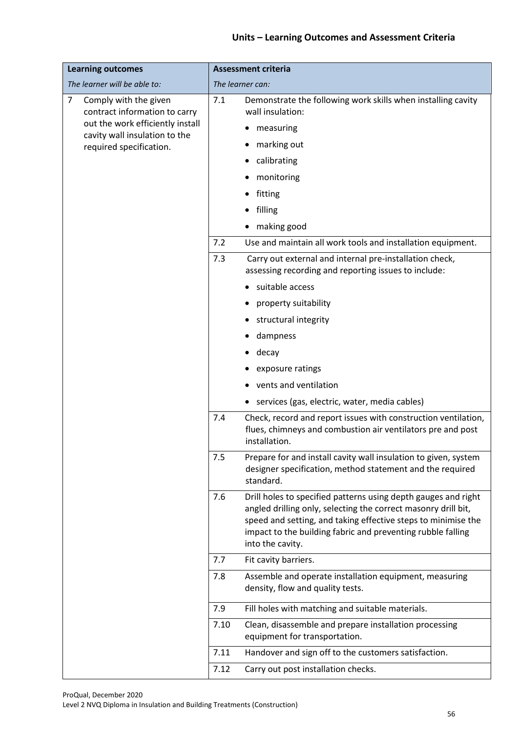| Learning outcomes | Assessment criteria | |
|---|---|---|
| *The learner will be able to:* | *The learner can:* | |
| 7 Comply with the given contract information to carry out the work efficiently install cavity wall insulation to the required specification. | 7.1 | Demonstrate the following work skills when installing cavity wall insulation:<br>• measuring<br>• marking out<br>• calibrating<br>• monitoring<br>• fitting<br>• filling<br>• making good |
| | 7.2 | Use and maintain all work tools and installation equipment. |
| | 7.3 | Carry out external and internal pre-installation check, assessing recording and reporting issues to include:<br>• suitable access<br>• property suitability<br>• structural integrity<br>• dampness<br>• decay<br>• exposure ratings<br>• vents and ventilation<br>• services (gas, electric, water, media cables) |
| | 7.4 | Check, record and report issues with construction ventilation, flues, chimneys and combustion air ventilators pre and post installation. |
| | 7.5 | Prepare for and install cavity wall insulation to given, system designer specification, method statement and the required standard. |
| | 7.6 | Drill holes to specified patterns using depth gauges and right angled drilling only, selecting the correct masonry drill bit, speed and setting, and taking effective steps to minimise the impact to the building fabric and preventing rubble falling into the cavity. |
| | 7.7 | Fit cavity barriers. |
| | 7.8 | Assemble and operate installation equipment, measuring density, flow and quality tests. |
| | 7.9 | Fill holes with matching and suitable materials. |
| | 7.10 | Clean, disassemble and prepare installation processing equipment for transportation. |
| | 7.11 | Handover and sign off to the customers satisfaction. |
| | 7.12 | Carry out post installation checks. |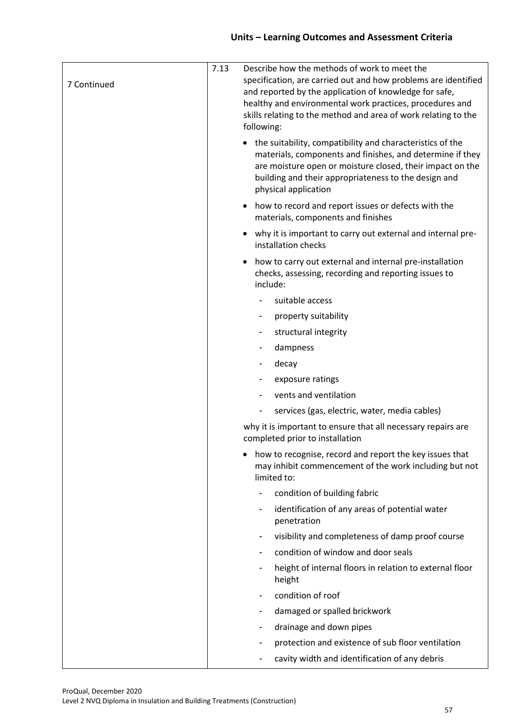## Units – Learning Outcomes and Assessment Criteria

| | | |
|---|---|---|
| 7 Continued | 7.13 | Describe how the methods of work to meet the specification, are carried out and how problems are identified and reported by the application of knowledge for safe, healthy and environmental work practices, procedures and skills relating to the method and area of work relating to the following:<br><br>• the suitability, compatibility and characteristics of the materials, components and finishes, and determine if they are moisture open or moisture closed, their impact on the building and their appropriateness to the design and physical application<br>• how to record and report issues or defects with the materials, components and finishes<br>• why it is important to carry out external and internal pre-installation checks<br>• how to carry out external and internal pre-installation checks, assessing, recording and reporting issues to include:<br>  - suitable access<br>  - property suitability<br>  - structural integrity<br>  - dampness<br>  - decay<br>  - exposure ratings<br>  - vents and ventilation<br>  - services (gas, electric, water, media cables)<br><br>why it is important to ensure that all necessary repairs are completed prior to installation<br><br>• how to recognise, record and report the key issues that may inhibit commencement of the work including but not limited to:<br>  - condition of building fabric<br>  - identification of any areas of potential water penetration<br>  - visibility and completeness of damp proof course<br>  - condition of window and door seals<br>  - height of internal floors in relation to external floor height<br>  - condition of roof<br>  - damaged or spalled brickwork<br>  - drainage and down pipes<br>  - protection and existence of sub floor ventilation<br>  - cavity width and identification of any debris |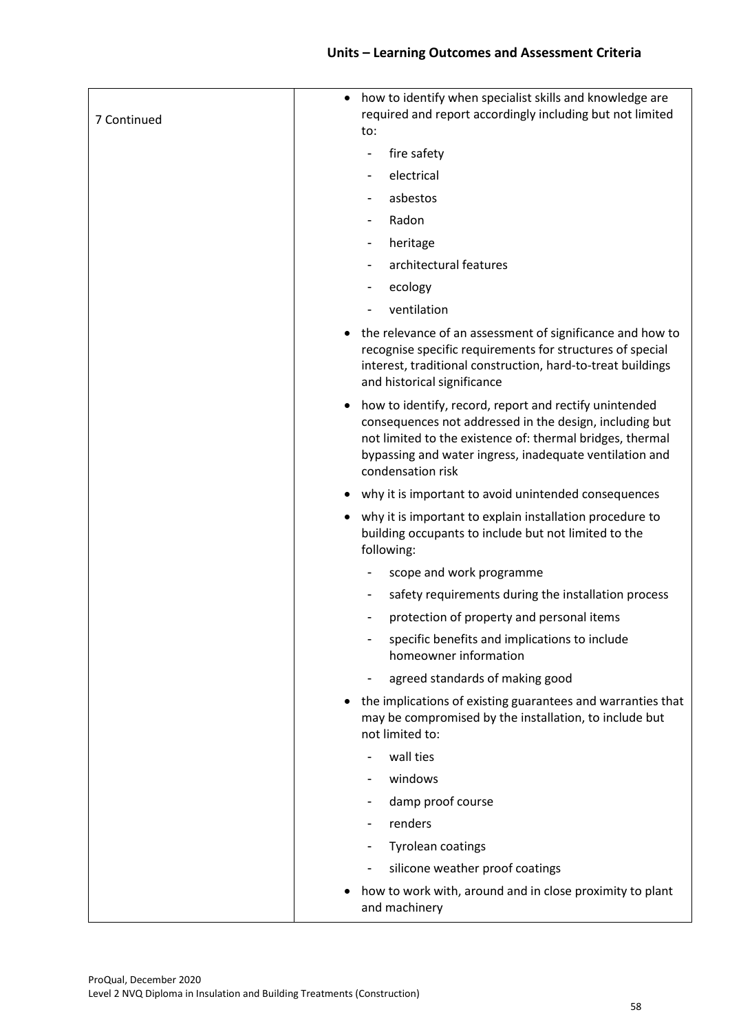| | |
|---|---|
| 7 Continued | • how to identify when specialist skills and knowledge are required and report accordingly including but not limited to:<br>- fire safety<br>- electrical<br>- asbestos<br>- Radon<br>- heritage<br>- architectural features<br>- ecology<br>- ventilation<br>• the relevance of an assessment of significance and how to recognise specific requirements for structures of special interest, traditional construction, hard-to-treat buildings and historical significance<br>• how to identify, record, report and rectify unintended consequences not addressed in the design, including but not limited to the existence of: thermal bridges, thermal bypassing and water ingress, inadequate ventilation and condensation risk<br>• why it is important to avoid unintended consequences<br>• why it is important to explain installation procedure to building occupants to include but not limited to the following:<br>- scope and work programme<br>- safety requirements during the installation process<br>- protection of property and personal items<br>- specific benefits and implications to include homeowner information<br>- agreed standards of making good<br>• the implications of existing guarantees and warranties that may be compromised by the installation, to include but not limited to:<br>- wall ties<br>- windows<br>- damp proof course<br>- renders<br>- Tyrolean coatings<br>- silicone weather proof coatings<br>• how to work with, around and in close proximity to plant and machinery |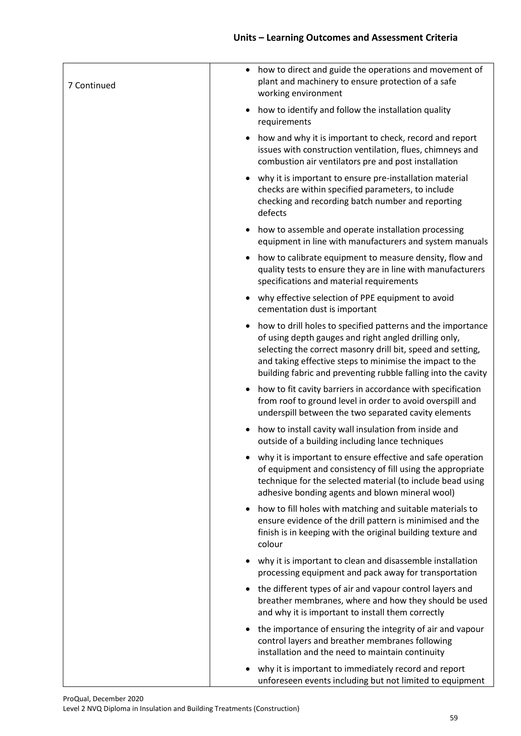## Units – Learning Outcomes and Assessment Criteria

| | |
|---|---|
| 7 Continued | • how to direct and guide the operations and movement of plant and machinery to ensure protection of a safe working environment<br>• how to identify and follow the installation quality requirements<br>• how and why it is important to check, record and report issues with construction ventilation, flues, chimneys and combustion air ventilators pre and post installation<br>• why it is important to ensure pre-installation material checks are within specified parameters, to include checking and recording batch number and reporting defects<br>• how to assemble and operate installation processing equipment in line with manufacturers and system manuals<br>• how to calibrate equipment to measure density, flow and quality tests to ensure they are in line with manufacturers specifications and material requirements<br>• why effective selection of PPE equipment to avoid cementation dust is important<br>• how to drill holes to specified patterns and the importance of using depth gauges and right angled drilling only, selecting the correct masonry drill bit, speed and setting, and taking effective steps to minimise the impact to the building fabric and preventing rubble falling into the cavity<br>• how to fit cavity barriers in accordance with specification from roof to ground level in order to avoid overspill and underspill between the two separated cavity elements<br>• how to install cavity wall insulation from inside and outside of a building including lance techniques<br>• why it is important to ensure effective and safe operation of equipment and consistency of fill using the appropriate technique for the selected material (to include bead using adhesive bonding agents and blown mineral wool)<br>• how to fill holes with matching and suitable materials to ensure evidence of the drill pattern is minimised and the finish is in keeping with the original building texture and colour<br>• why it is important to clean and disassemble installation processing equipment and pack away for transportation<br>• the different types of air and vapour control layers and breather membranes, where and how they should be used and why it is important to install them correctly<br>• the importance of ensuring the integrity of air and vapour control layers and breather membranes following installation and the need to maintain continuity<br>• why it is important to immediately record and report unforeseen events including but not limited to equipment |

ProQual, December 2020
Level 2 NVQ Diploma in Insulation and Building Treatments (Construction)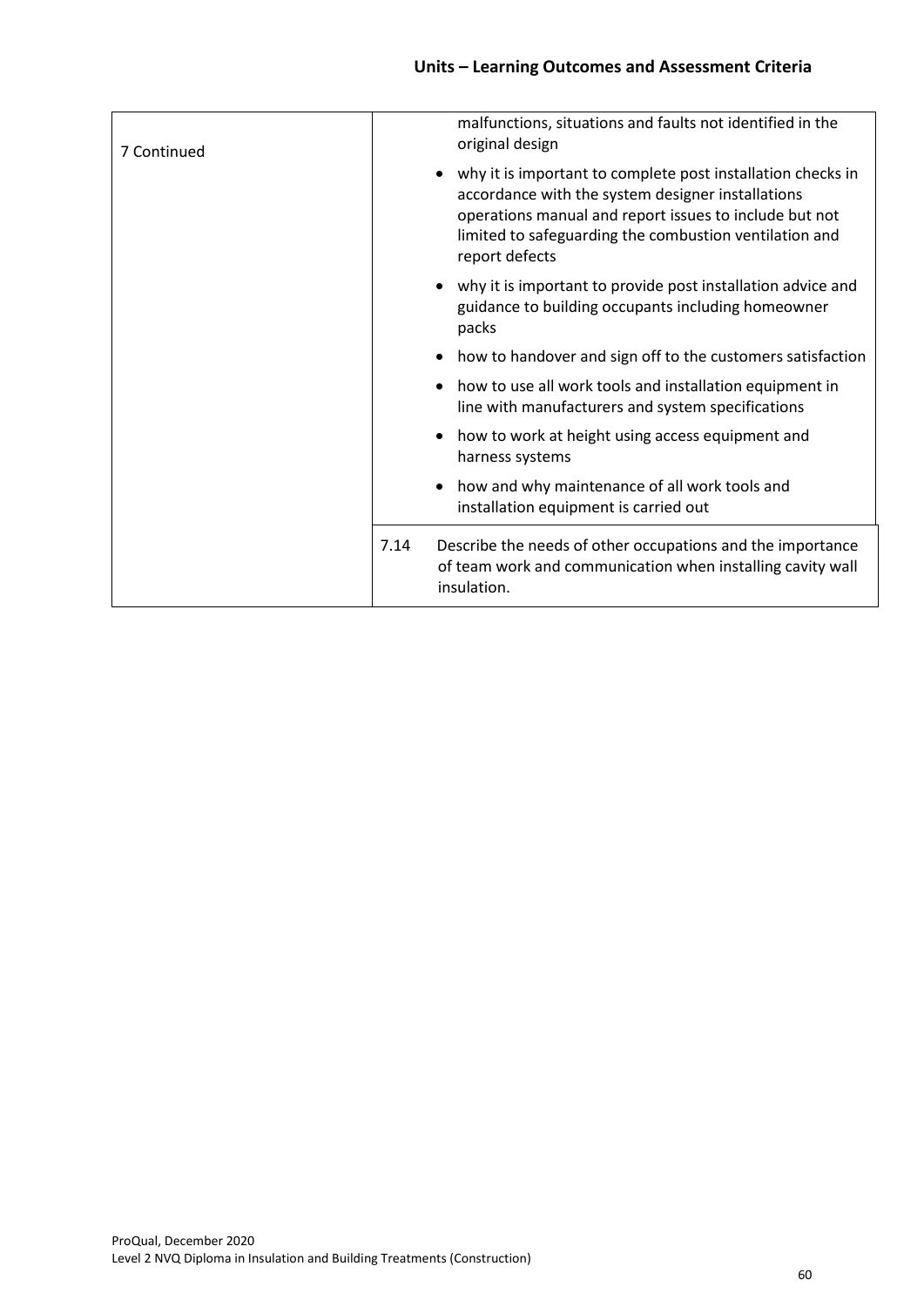## Units – Learning Outcomes and Assessment Criteria

| | |
|---|---|
| 7 Continued | malfunctions, situations and faults not identified in the original design<br>• why it is important to complete post installation checks in accordance with the system designer installations operations manual and report issues to include but not limited to safeguarding the combustion ventilation and report defects<br>• why it is important to provide post installation advice and guidance to building occupants including homeowner packs<br>• how to handover and sign off to the customers satisfaction<br>• how to use all work tools and installation equipment in line with manufacturers and system specifications<br>• how to work at height using access equipment and harness systems<br>• how and why maintenance of all work tools and installation equipment is carried out |
| | 7.14 Describe the needs of other occupations and the importance of team work and communication when installing cavity wall insulation. |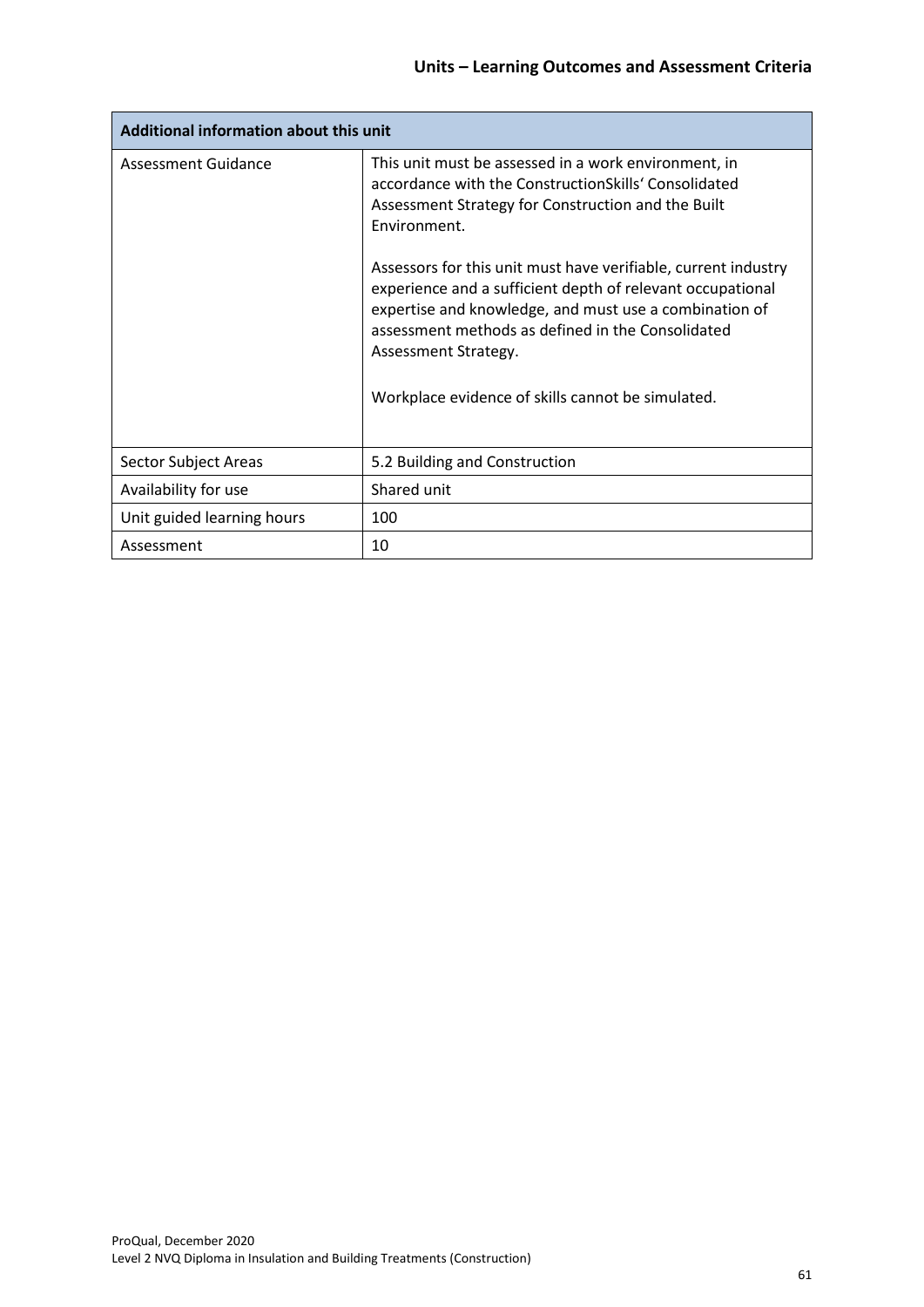| Additional information about this unit | |
|---|---|
| Assessment Guidance | This unit must be assessed in a work environment, in accordance with the ConstructionSkills' Consolidated Assessment Strategy for Construction and the Built Environment.<br><br>Assessors for this unit must have verifiable, current industry experience and a sufficient depth of relevant occupational expertise and knowledge, and must use a combination of assessment methods as defined in the Consolidated Assessment Strategy.<br><br>Workplace evidence of skills cannot be simulated. |
| Sector Subject Areas | 5.2 Building and Construction |
| Availability for use | Shared unit |
| Unit guided learning hours | 100 |
| Assessment | 10 |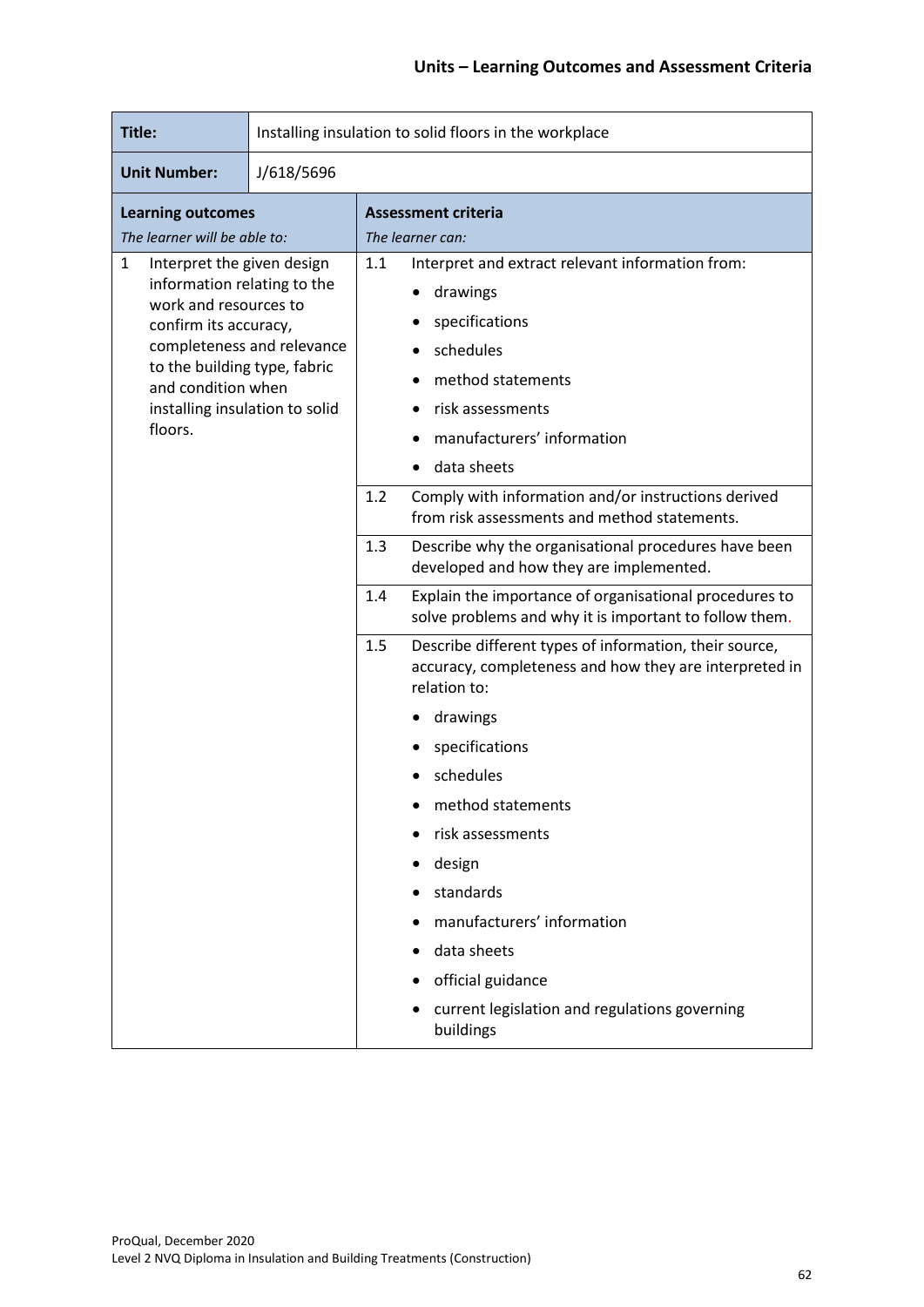| **Title:** | Installing insulation to solid floors in the workplace | | |
|---|---|---|---|
| **Unit Number:** | J/618/5696 | | |
| **Learning outcomes**<br>*The learner will be able to:* | | **Assessment criteria**<br>*The learner can:* | |
| 1 Interpret the given design information relating to the work and resources to confirm its accuracy, completeness and relevance to the building type, fabric and condition when installing insulation to solid floors. | | 1.1 | Interpret and extract relevant information from:<br>• drawings<br>• specifications<br>• schedules<br>• method statements<br>• risk assessments<br>• manufacturers' information<br>• data sheets |
| | | 1.2 | Comply with information and/or instructions derived from risk assessments and method statements. |
| | | 1.3 | Describe why the organisational procedures have been developed and how they are implemented. |
| | | 1.4 | Explain the importance of organisational procedures to solve problems and why it is important to follow them. |
| | | 1.5 | Describe different types of information, their source, accuracy, completeness and how they are interpreted in relation to:<br>• drawings<br>• specifications<br>• schedules<br>• method statements<br>• risk assessments<br>• design<br>• standards<br>• manufacturers' information<br>• data sheets<br>• official guidance<br>• current legislation and regulations governing buildings |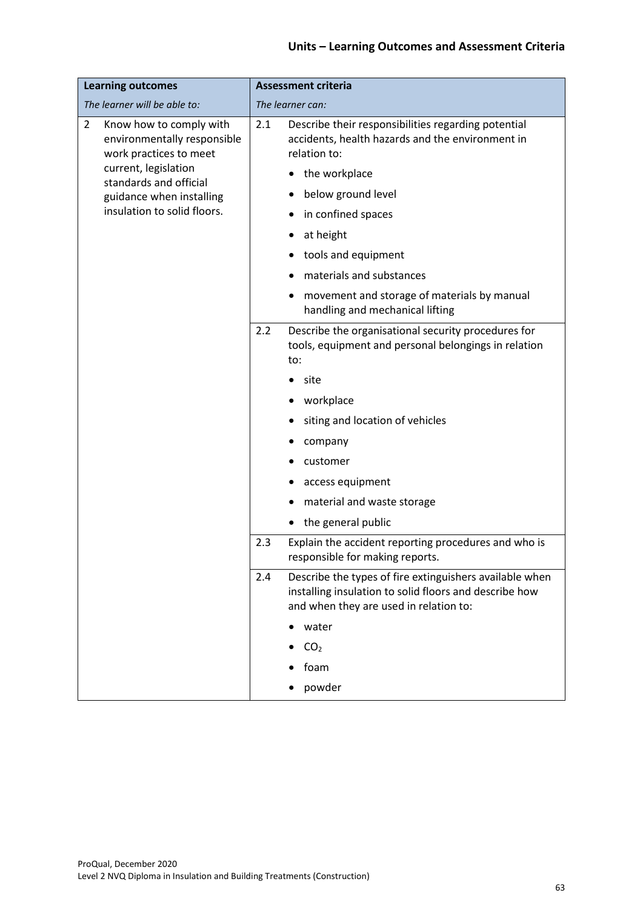## Units – Learning Outcomes and Assessment Criteria

| Learning outcomes | Assessment criteria |
|---|---|
| *The learner will be able to:* | *The learner can:* |
| 2 Know how to comply with environmentally responsible work practices to meet current, legislation standards and official guidance when installing insulation to solid floors. | 2.1 Describe their responsibilities regarding potential accidents, health hazards and the environment in relation to:<br>• the workplace<br>• below ground level<br>• in confined spaces<br>• at height<br>• tools and equipment<br>• materials and substances<br>• movement and storage of materials by manual handling and mechanical lifting |
| | 2.2 Describe the organisational security procedures for tools, equipment and personal belongings in relation to:<br>• site<br>• workplace<br>• siting and location of vehicles<br>• company<br>• customer<br>• access equipment<br>• material and waste storage<br>• the general public |
| | 2.3 Explain the accident reporting procedures and who is responsible for making reports. |
| | 2.4 Describe the types of fire extinguishers available when installing insulation to solid floors and describe how and when they are used in relation to:<br>• water<br>• $CO_2$<br>• foam<br>• powder |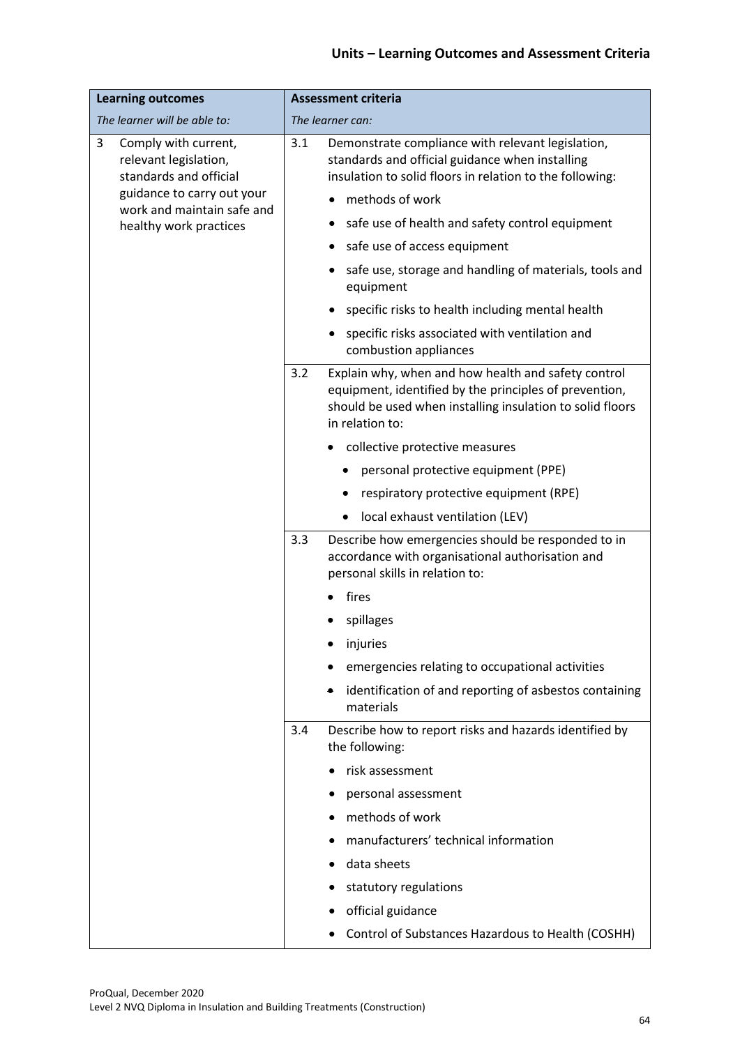## Units – Learning Outcomes and Assessment Criteria

| Learning outcomes | Assessment criteria |
|---|---|
| *The learner will be able to:* | *The learner can:* |
| 3 Comply with current, relevant legislation, standards and official guidance to carry out your work and maintain safe and healthy work practices | 3.1 Demonstrate compliance with relevant legislation, standards and official guidance when installing insulation to solid floors in relation to the following:<br>• methods of work<br>• safe use of health and safety control equipment<br>• safe use of access equipment<br>• safe use, storage and handling of materials, tools and equipment<br>• specific risks to health including mental health<br>• specific risks associated with ventilation and combustion appliances |
| | 3.2 Explain why, when and how health and safety control equipment, identified by the principles of prevention, should be used when installing insulation to solid floors in relation to:<br>• collective protective measures<br>• personal protective equipment (PPE)<br>• respiratory protective equipment (RPE)<br>• local exhaust ventilation (LEV) |
| | 3.3 Describe how emergencies should be responded to in accordance with organisational authorisation and personal skills in relation to:<br>• fires<br>• spillages<br>• injuries<br>• emergencies relating to occupational activities<br>• identification of and reporting of asbestos containing materials |
| | 3.4 Describe how to report risks and hazards identified by the following:<br>• risk assessment<br>• personal assessment<br>• methods of work<br>• manufacturers' technical information<br>• data sheets<br>• statutory regulations<br>• official guidance<br>• Control of Substances Hazardous to Health (COSHH) |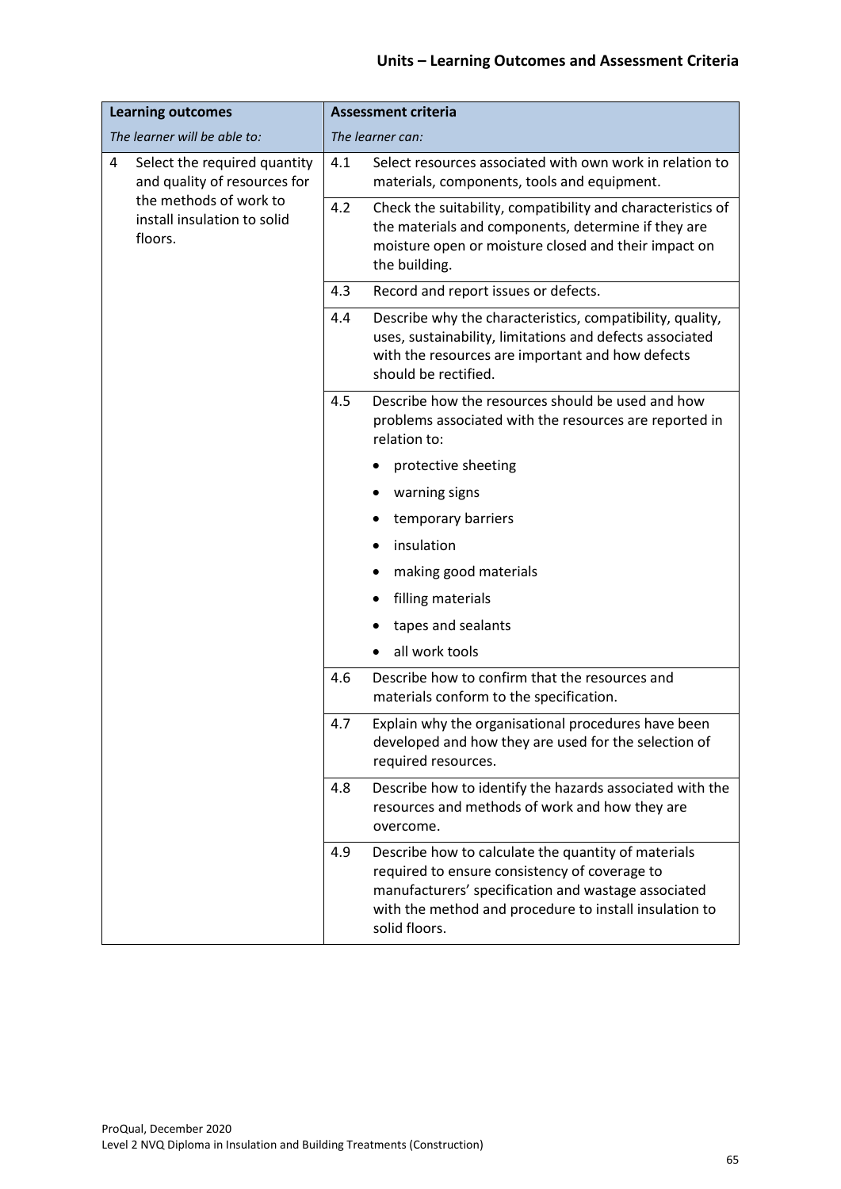| Learning outcomes | | Assessment criteria | |
|---|---|---|---|
| *The learner will be able to:* | | *The learner can:* | |
| 4 | Select the required quantity and quality of resources for the methods of work to install insulation to solid floors. | 4.1 | Select resources associated with own work in relation to materials, components, tools and equipment. |
| | | 4.2 | Check the suitability, compatibility and characteristics of the materials and components, determine if they are moisture open or moisture closed and their impact on the building. |
| | | 4.3 | Record and report issues or defects. |
| | | 4.4 | Describe why the characteristics, compatibility, quality, uses, sustainability, limitations and defects associated with the resources are important and how defects should be rectified. |
| | | 4.5 | Describe how the resources should be used and how problems associated with the resources are reported in relation to:<br>• protective sheeting<br>• warning signs<br>• temporary barriers<br>• insulation<br>• making good materials<br>• filling materials<br>• tapes and sealants<br>• all work tools |
| | | 4.6 | Describe how to confirm that the resources and materials conform to the specification. |
| | | 4.7 | Explain why the organisational procedures have been developed and how they are used for the selection of required resources. |
| | | 4.8 | Describe how to identify the hazards associated with the resources and methods of work and how they are overcome. |
| | | 4.9 | Describe how to calculate the quantity of materials required to ensure consistency of coverage to manufacturers' specification and wastage associated with the method and procedure to install insulation to solid floors. |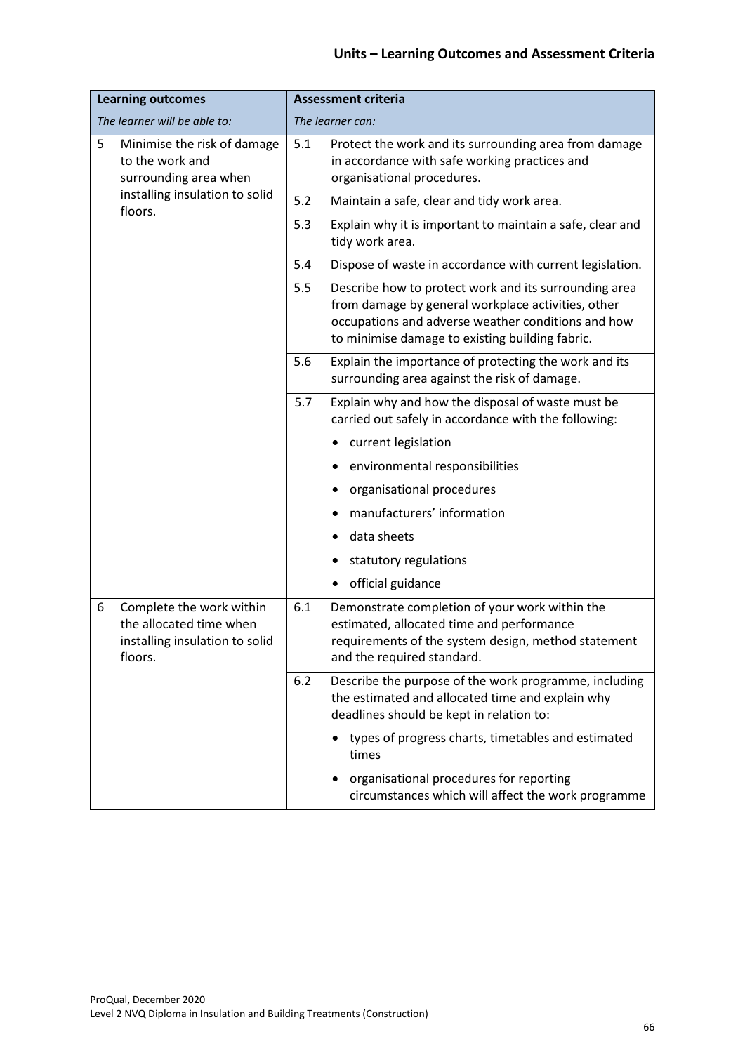| Learning outcomes | | Assessment criteria | |
|---|---|---|---|
| *The learner will be able to:* | | *The learner can:* | |
| 5 | Minimise the risk of damage to the work and surrounding area when installing insulation to solid floors. | 5.1 | Protect the work and its surrounding area from damage in accordance with safe working practices and organisational procedures. |
| | | 5.2 | Maintain a safe, clear and tidy work area. |
| | | 5.3 | Explain why it is important to maintain a safe, clear and tidy work area. |
| | | 5.4 | Dispose of waste in accordance with current legislation. |
| | | 5.5 | Describe how to protect work and its surrounding area from damage by general workplace activities, other occupations and adverse weather conditions and how to minimise damage to existing building fabric. |
| | | 5.6 | Explain the importance of protecting the work and its surrounding area against the risk of damage. |
| | | 5.7 | Explain why and how the disposal of waste must be carried out safely in accordance with the following:<br>• current legislation<br>• environmental responsibilities<br>• organisational procedures<br>• manufacturers' information<br>• data sheets<br>• statutory regulations<br>• official guidance |
| 6 | Complete the work within the allocated time when installing insulation to solid floors. | 6.1 | Demonstrate completion of your work within the estimated, allocated time and performance requirements of the system design, method statement and the required standard. |
| | | 6.2 | Describe the purpose of the work programme, including the estimated and allocated time and explain why deadlines should be kept in relation to:<br>• types of progress charts, timetables and estimated times<br>• organisational procedures for reporting circumstances which will affect the work programme |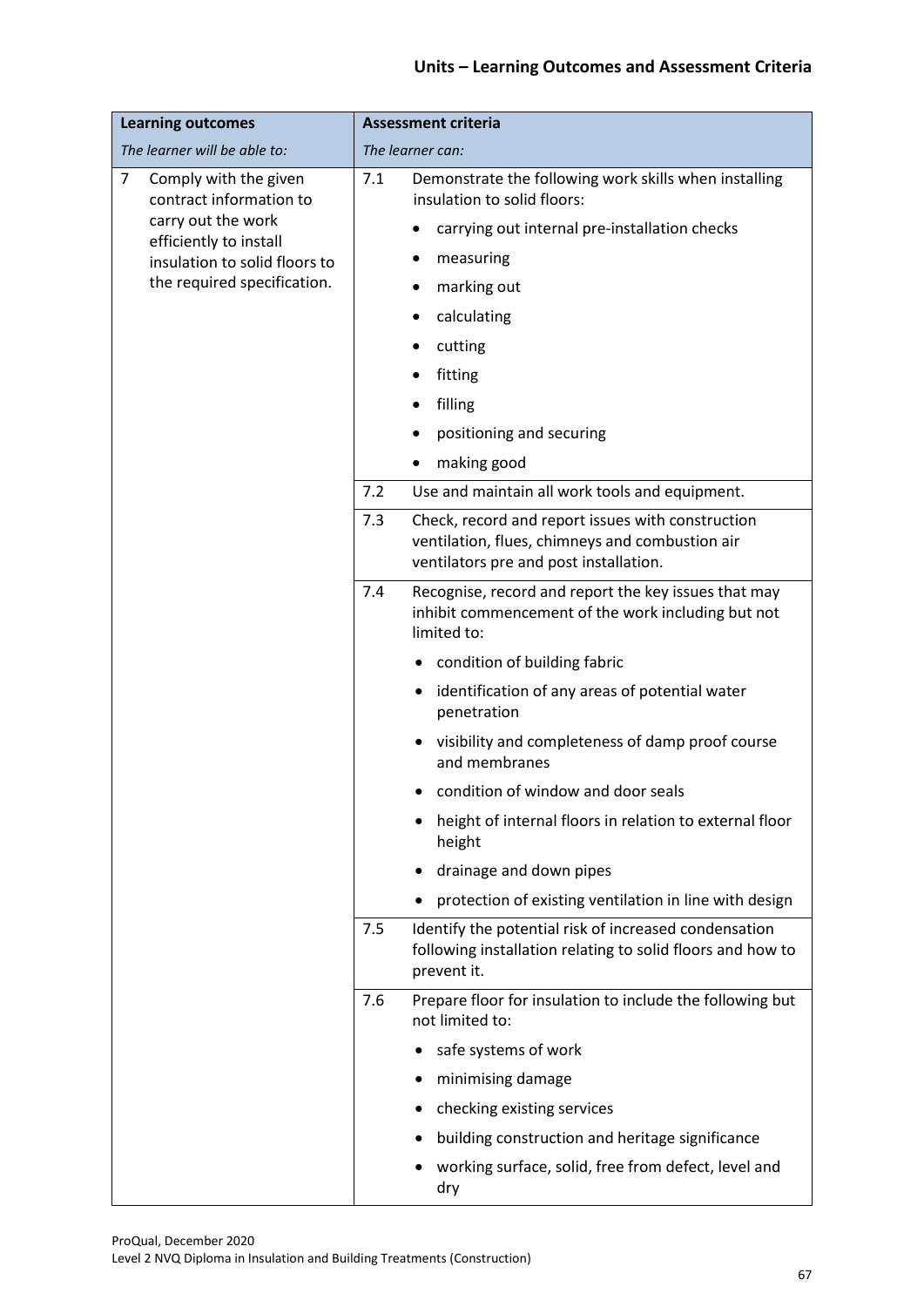## Units – Learning Outcomes and Assessment Criteria

| Learning outcomes | Assessment criteria |
|---|---|
| *The learner will be able to:* | *The learner can:* |
| 7 Comply with the given contract information to carry out the work efficiently to install insulation to solid floors to the required specification. | 7.1 Demonstrate the following work skills when installing insulation to solid floors:<br>• carrying out internal pre-installation checks<br>• measuring<br>• marking out<br>• calculating<br>• cutting<br>• fitting<br>• filling<br>• positioning and securing<br>• making good |
| | 7.2 Use and maintain all work tools and equipment. |
| | 7.3 Check, record and report issues with construction ventilation, flues, chimneys and combustion air ventilators pre and post installation. |
| | 7.4 Recognise, record and report the key issues that may inhibit commencement of the work including but not limited to:<br>• condition of building fabric<br>• identification of any areas of potential water penetration<br>• visibility and completeness of damp proof course and membranes<br>• condition of window and door seals<br>• height of internal floors in relation to external floor height<br>• drainage and down pipes<br>• protection of existing ventilation in line with design |
| | 7.5 Identify the potential risk of increased condensation following installation relating to solid floors and how to prevent it. |
| | 7.6 Prepare floor for insulation to include the following but not limited to:<br>• safe systems of work<br>• minimising damage<br>• checking existing services<br>• building construction and heritage significance<br>• working surface, solid, free from defect, level and dry |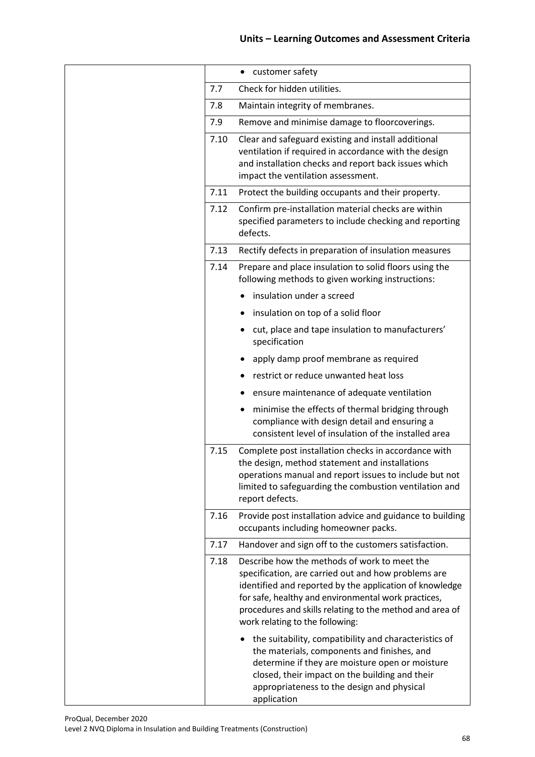| | | |
|---|---|---|
| | | • customer safety |
| | 7.7 | Check for hidden utilities. |
| | 7.8 | Maintain integrity of membranes. |
| | 7.9 | Remove and minimise damage to floorcoverings. |
| | 7.10 | Clear and safeguard existing and install additional ventilation if required in accordance with the design and installation checks and report back issues which impact the ventilation assessment. |
| | 7.11 | Protect the building occupants and their property. |
| | 7.12 | Confirm pre-installation material checks are within specified parameters to include checking and reporting defects. |
| | 7.13 | Rectify defects in preparation of insulation measures |
| | 7.14 | Prepare and place insulation to solid floors using the following methods to given working instructions:<br>• insulation under a screed<br>• insulation on top of a solid floor<br>• cut, place and tape insulation to manufacturers' specification<br>• apply damp proof membrane as required<br>• restrict or reduce unwanted heat loss<br>• ensure maintenance of adequate ventilation<br>• minimise the effects of thermal bridging through compliance with design detail and ensuring a consistent level of insulation of the installed area |
| | 7.15 | Complete post installation checks in accordance with the design, method statement and installations operations manual and report issues to include but not limited to safeguarding the combustion ventilation and report defects. |
| | 7.16 | Provide post installation advice and guidance to building occupants including homeowner packs. |
| | 7.17 | Handover and sign off to the customers satisfaction. |
| | 7.18 | Describe how the methods of work to meet the specification, are carried out and how problems are identified and reported by the application of knowledge for safe, healthy and environmental work practices, procedures and skills relating to the method and area of work relating to the following:<br>• the suitability, compatibility and characteristics of the materials, components and finishes, and determine if they are moisture open or moisture closed, their impact on the building and their appropriateness to the design and physical application |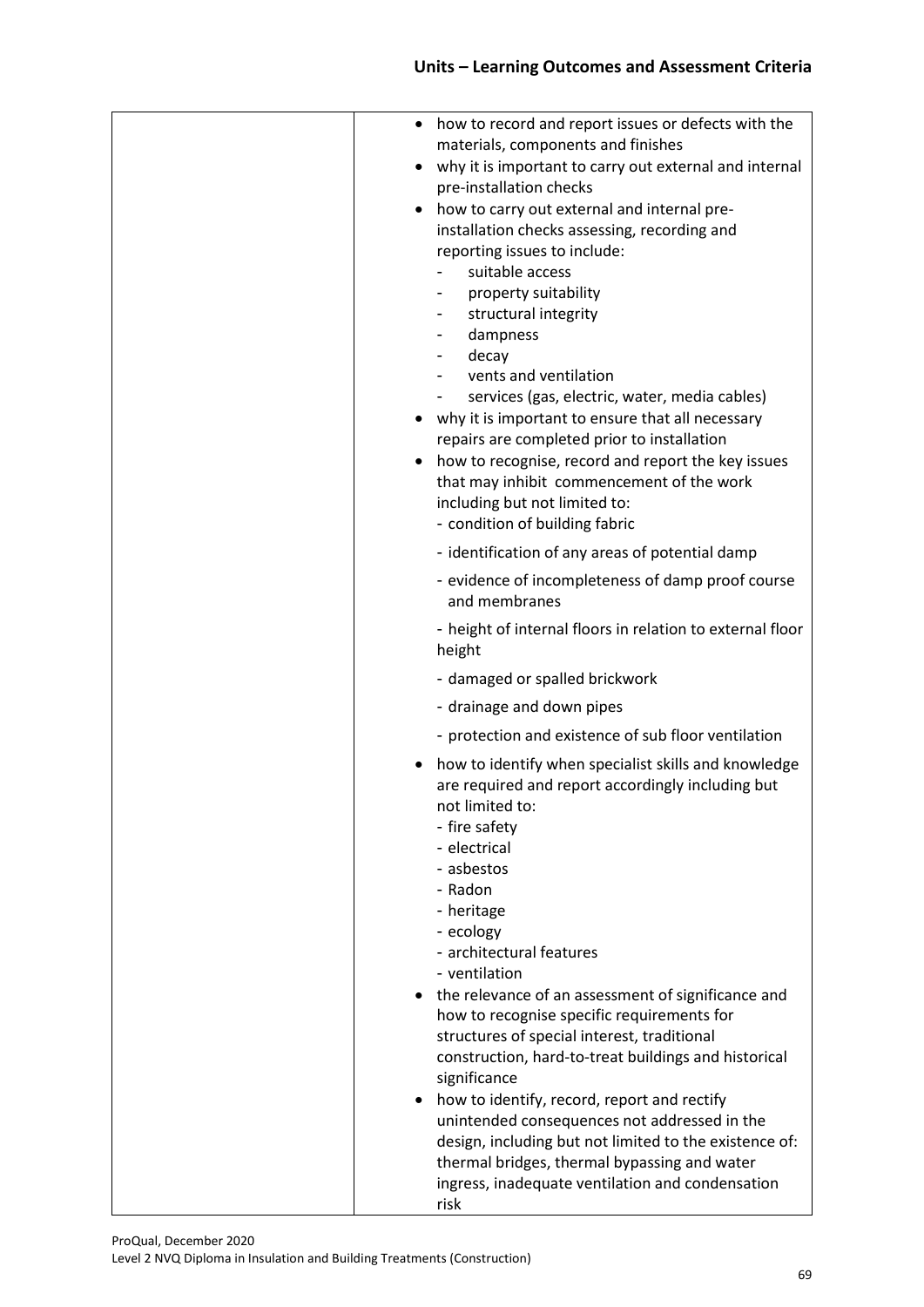| | |
|---|---|
| | • how to record and report issues or defects with the materials, components and finishes<br>• why it is important to carry out external and internal pre-installation checks<br>• how to carry out external and internal pre-installation checks assessing, recording and reporting issues to include:<br>  - suitable access<br>  - property suitability<br>  - structural integrity<br>  - dampness<br>  - decay<br>  - vents and ventilation<br>  - services (gas, electric, water, media cables)<br>• why it is important to ensure that all necessary repairs are completed prior to installation<br>• how to recognise, record and report the key issues that may inhibit commencement of the work including but not limited to:<br>  - condition of building fabric<br>  - identification of any areas of potential damp<br>  - evidence of incompleteness of damp proof course and membranes<br>  - height of internal floors in relation to external floor height<br>  - damaged or spalled brickwork<br>  - drainage and down pipes<br>  - protection and existence of sub floor ventilation<br>• how to identify when specialist skills and knowledge are required and report accordingly including but not limited to:<br>  - fire safety<br>  - electrical<br>  - asbestos<br>  - Radon<br>  - heritage<br>  - ecology<br>  - architectural features<br>  - ventilation<br>• the relevance of an assessment of significance and how to recognise specific requirements for structures of special interest, traditional construction, hard-to-treat buildings and historical significance<br>• how to identify, record, report and rectify unintended consequences not addressed in the design, including but not limited to the existence of: thermal bridges, thermal bypassing and water ingress, inadequate ventilation and condensation risk |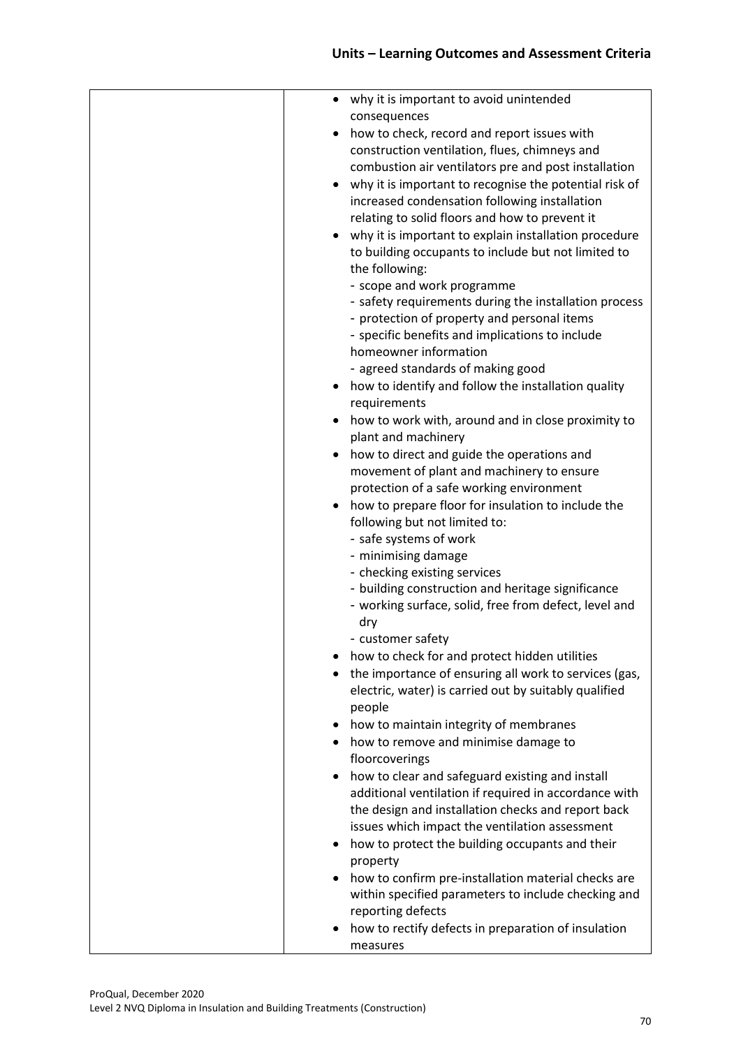| | |
|---|---|
| | • why it is important to avoid unintended consequences<br>• how to check, record and report issues with construction ventilation, flues, chimneys and combustion air ventilators pre and post installation<br>• why it is important to recognise the potential risk of increased condensation following installation relating to solid floors and how to prevent it<br>• why it is important to explain installation procedure to building occupants to include but not limited to the following:<br>- scope and work programme<br>- safety requirements during the installation process<br>- protection of property and personal items<br>- specific benefits and implications to include homeowner information<br>- agreed standards of making good<br>• how to identify and follow the installation quality requirements<br>• how to work with, around and in close proximity to plant and machinery<br>• how to direct and guide the operations and movement of plant and machinery to ensure protection of a safe working environment<br>• how to prepare floor for insulation to include the following but not limited to:<br>- safe systems of work<br>- minimising damage<br>- checking existing services<br>- building construction and heritage significance<br>- working surface, solid, free from defect, level and dry<br>- customer safety<br>• how to check for and protect hidden utilities<br>• the importance of ensuring all work to services (gas, electric, water) is carried out by suitably qualified people<br>• how to maintain integrity of membranes<br>• how to remove and minimise damage to floorcoverings<br>• how to clear and safeguard existing and install additional ventilation if required in accordance with the design and installation checks and report back issues which impact the ventilation assessment<br>• how to protect the building occupants and their property<br>• how to confirm pre-installation material checks are within specified parameters to include checking and reporting defects<br>• how to rectify defects in preparation of insulation measures |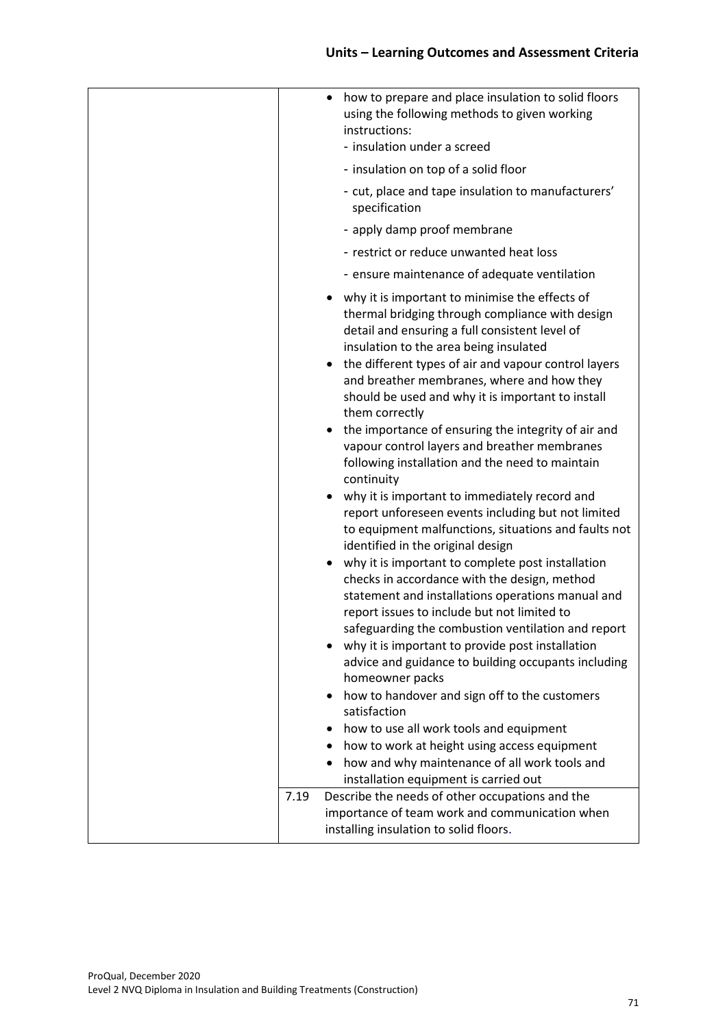| | |
|---|---|
| | • how to prepare and place insulation to solid floors using the following methods to given working instructions:<br>- insulation under a screed<br>- insulation on top of a solid floor<br>- cut, place and tape insulation to manufacturers' specification<br>- apply damp proof membrane<br>- restrict or reduce unwanted heat loss<br>- ensure maintenance of adequate ventilation<br>• why it is important to minimise the effects of thermal bridging through compliance with design detail and ensuring a full consistent level of insulation to the area being insulated<br>• the different types of air and vapour control layers and breather membranes, where and how they should be used and why it is important to install them correctly<br>• the importance of ensuring the integrity of air and vapour control layers and breather membranes following installation and the need to maintain continuity<br>• why it is important to immediately record and report unforeseen events including but not limited to equipment malfunctions, situations and faults not identified in the original design<br>• why it is important to complete post installation checks in accordance with the design, method statement and installations operations manual and report issues to include but not limited to safeguarding the combustion ventilation and report<br>• why it is important to provide post installation advice and guidance to building occupants including homeowner packs<br>• how to handover and sign off to the customers satisfaction<br>• how to use all work tools and equipment<br>• how to work at height using access equipment<br>• how and why maintenance of all work tools and installation equipment is carried out |
| | 7.19 Describe the needs of other occupations and the importance of team work and communication when installing insulation to solid floors. |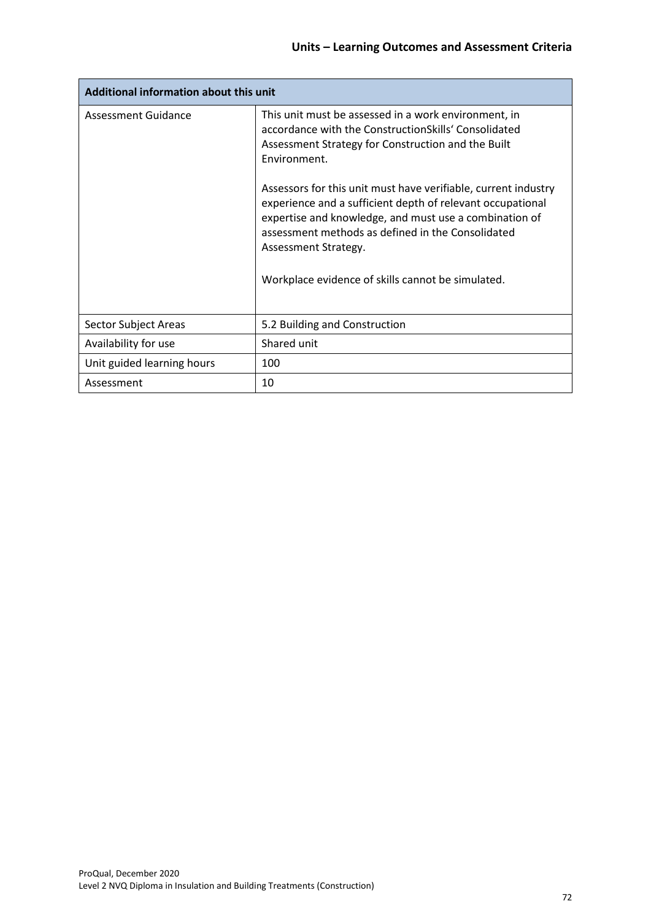| Additional information about this unit | |
|---|---|
| Assessment Guidance | This unit must be assessed in a work environment, in accordance with the ConstructionSkills' Consolidated Assessment Strategy for Construction and the Built Environment.<br><br>Assessors for this unit must have verifiable, current industry experience and a sufficient depth of relevant occupational expertise and knowledge, and must use a combination of assessment methods as defined in the Consolidated Assessment Strategy.<br><br>Workplace evidence of skills cannot be simulated. |
| Sector Subject Areas | 5.2 Building and Construction |
| Availability for use | Shared unit |
| Unit guided learning hours | 100 |
| Assessment | 10 |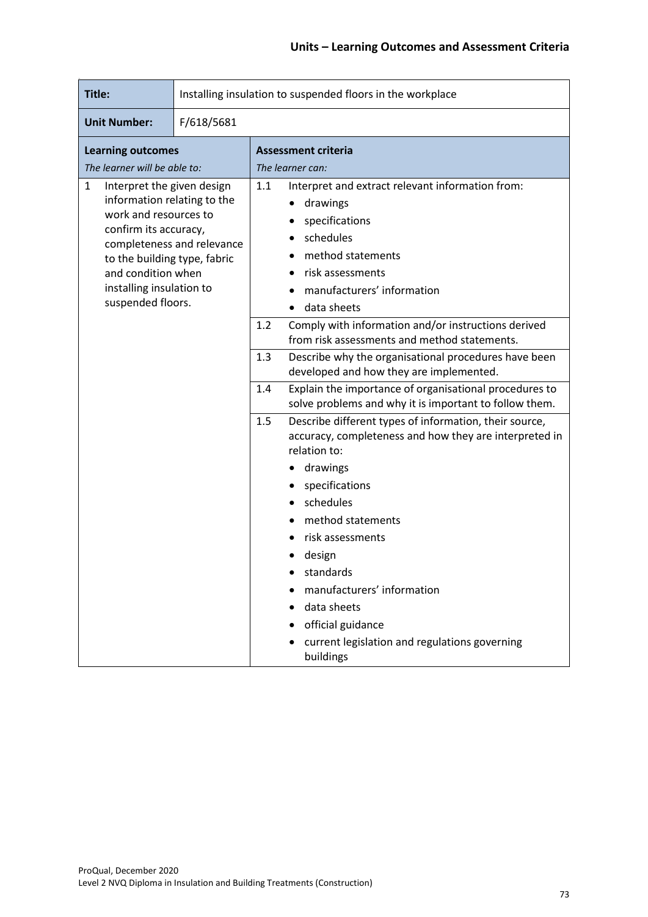| Title: | Installing insulation to suspended floors in the workplace | | |
|---|---|---|---|
| **Unit Number:** | F/618/5681 | | |
| **Learning outcomes**<br>*The learner will be able to:* | | **Assessment criteria**<br>*The learner can:* | |
| 1 Interpret the given design information relating to the work and resources to confirm its accuracy, completeness and relevance to the building type, fabric and condition when installing insulation to suspended floors. | | 1.1 | Interpret and extract relevant information from:<br>• drawings<br>• specifications<br>• schedules<br>• method statements<br>• risk assessments<br>• manufacturers' information<br>• data sheets |
| | | 1.2 | Comply with information and/or instructions derived from risk assessments and method statements. |
| | | 1.3 | Describe why the organisational procedures have been developed and how they are implemented. |
| | | 1.4 | Explain the importance of organisational procedures to solve problems and why it is important to follow them. |
| | | 1.5 | Describe different types of information, their source, accuracy, completeness and how they are interpreted in relation to:<br>• drawings<br>• specifications<br>• schedules<br>• method statements<br>• risk assessments<br>• design<br>• standards<br>• manufacturers' information<br>• data sheets<br>• official guidance<br>• current legislation and regulations governing buildings |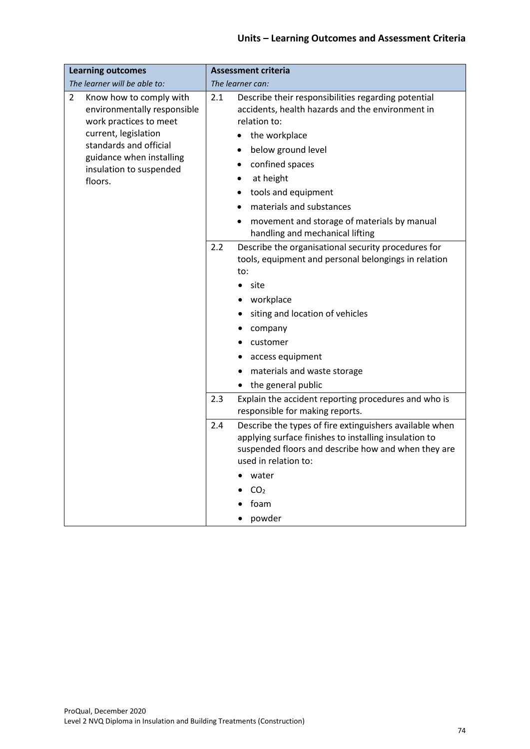| Learning outcomes<br>*The learner will be able to:* | Assessment criteria<br>*The learner can:* |
|---|---|
| 2 Know how to comply with environmentally responsible work practices to meet current, legislation standards and official guidance when installing insulation to suspended floors. | 2.1 Describe their responsibilities regarding potential accidents, health hazards and the environment in relation to:<br>• the workplace<br>• below ground level<br>• confined spaces<br>• at height<br>• tools and equipment<br>• materials and substances<br>• movement and storage of materials by manual handling and mechanical lifting |
| | 2.2 Describe the organisational security procedures for tools, equipment and personal belongings in relation to:<br>• site<br>• workplace<br>• siting and location of vehicles<br>• company<br>• customer<br>• access equipment<br>• materials and waste storage<br>• the general public |
| | 2.3 Explain the accident reporting procedures and who is responsible for making reports. |
| | 2.4 Describe the types of fire extinguishers available when applying surface finishes to installing insulation to suspended floors and describe how and when they are used in relation to:<br>• water<br>• $CO_2$<br>• foam<br>• powder |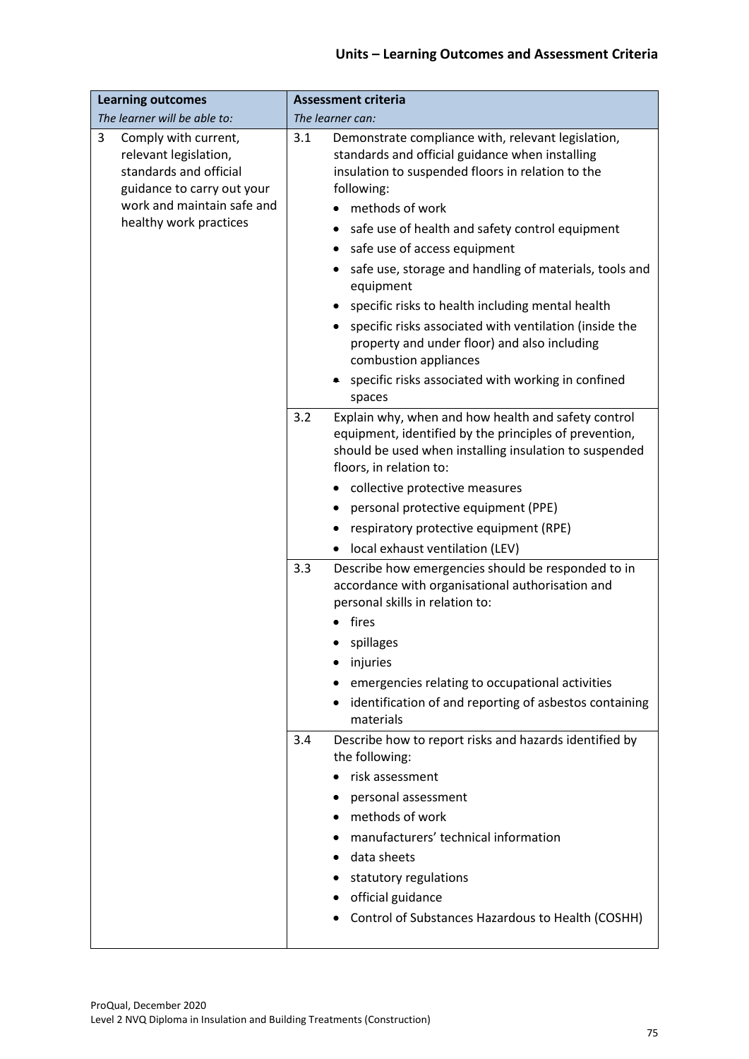| Learning outcomes<br>*The learner will be able to:* | Assessment criteria<br>*The learner can:* |
|---|---|
| 3 Comply with current, relevant legislation, standards and official guidance to carry out your work and maintain safe and healthy work practices | 3.1 Demonstrate compliance with, relevant legislation, standards and official guidance when installing insulation to suspended floors in relation to the following:<br>• methods of work<br>• safe use of health and safety control equipment<br>• safe use of access equipment<br>• safe use, storage and handling of materials, tools and equipment<br>• specific risks to health including mental health<br>• specific risks associated with ventilation (inside the property and under floor) and also including combustion appliances<br>• specific risks associated with working in confined spaces |
| | 3.2 Explain why, when and how health and safety control equipment, identified by the principles of prevention, should be used when installing insulation to suspended floors, in relation to:<br>• collective protective measures<br>• personal protective equipment (PPE)<br>• respiratory protective equipment (RPE)<br>• local exhaust ventilation (LEV) |
| | 3.3 Describe how emergencies should be responded to in accordance with organisational authorisation and personal skills in relation to:<br>• fires<br>• spillages<br>• injuries<br>• emergencies relating to occupational activities<br>• identification of and reporting of asbestos containing materials |
| | 3.4 Describe how to report risks and hazards identified by the following:<br>• risk assessment<br>• personal assessment<br>• methods of work<br>• manufacturers' technical information<br>• data sheets<br>• statutory regulations<br>• official guidance<br>• Control of Substances Hazardous to Health (COSHH) |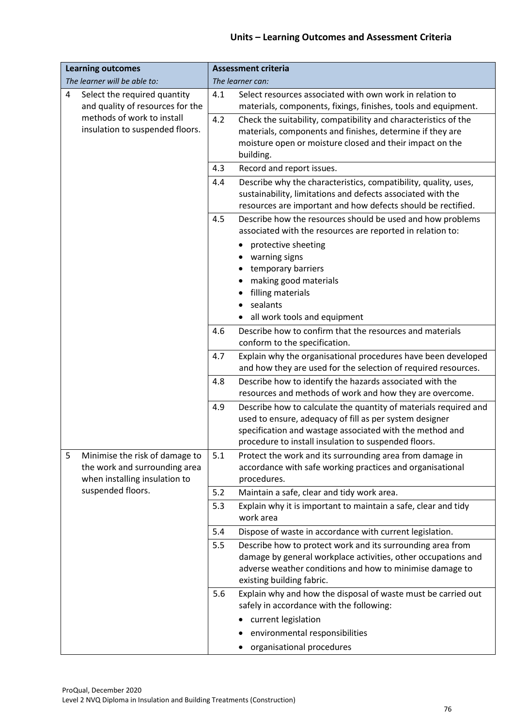## Units – Learning Outcomes and Assessment Criteria

| Learning outcomes<br>*The learner will be able to:* | Assessment criteria<br>*The learner can:* | |
|---|---|---|
| 4 Select the required quantity and quality of resources for the methods of work to install insulation to suspended floors. | 4.1 | Select resources associated with own work in relation to materials, components, fixings, finishes, tools and equipment. |
| | 4.2 | Check the suitability, compatibility and characteristics of the materials, components and finishes, determine if they are moisture open or moisture closed and their impact on the building. |
| | 4.3 | Record and report issues. |
| | 4.4 | Describe why the characteristics, compatibility, quality, uses, sustainability, limitations and defects associated with the resources are important and how defects should be rectified. |
| | 4.5 | Describe how the resources should be used and how problems associated with the resources are reported in relation to:<br>• protective sheeting<br>• warning signs<br>• temporary barriers<br>• making good materials<br>• filling materials<br>• sealants<br>• all work tools and equipment |
| | 4.6 | Describe how to confirm that the resources and materials conform to the specification. |
| | 4.7 | Explain why the organisational procedures have been developed and how they are used for the selection of required resources. |
| | 4.8 | Describe how to identify the hazards associated with the resources and methods of work and how they are overcome. |
| | 4.9 | Describe how to calculate the quantity of materials required and used to ensure, adequacy of fill as per system designer specification and wastage associated with the method and procedure to install insulation to suspended floors. |
| 5 Minimise the risk of damage to the work and surrounding area when installing insulation to suspended floors. | 5.1 | Protect the work and its surrounding area from damage in accordance with safe working practices and organisational procedures. |
| | 5.2 | Maintain a safe, clear and tidy work area. |
| | 5.3 | Explain why it is important to maintain a safe, clear and tidy work area |
| | 5.4 | Dispose of waste in accordance with current legislation. |
| | 5.5 | Describe how to protect work and its surrounding area from damage by general workplace activities, other occupations and adverse weather conditions and how to minimise damage to existing building fabric. |
| | 5.6 | Explain why and how the disposal of waste must be carried out safely in accordance with the following:<br>• current legislation<br>• environmental responsibilities<br>• organisational procedures |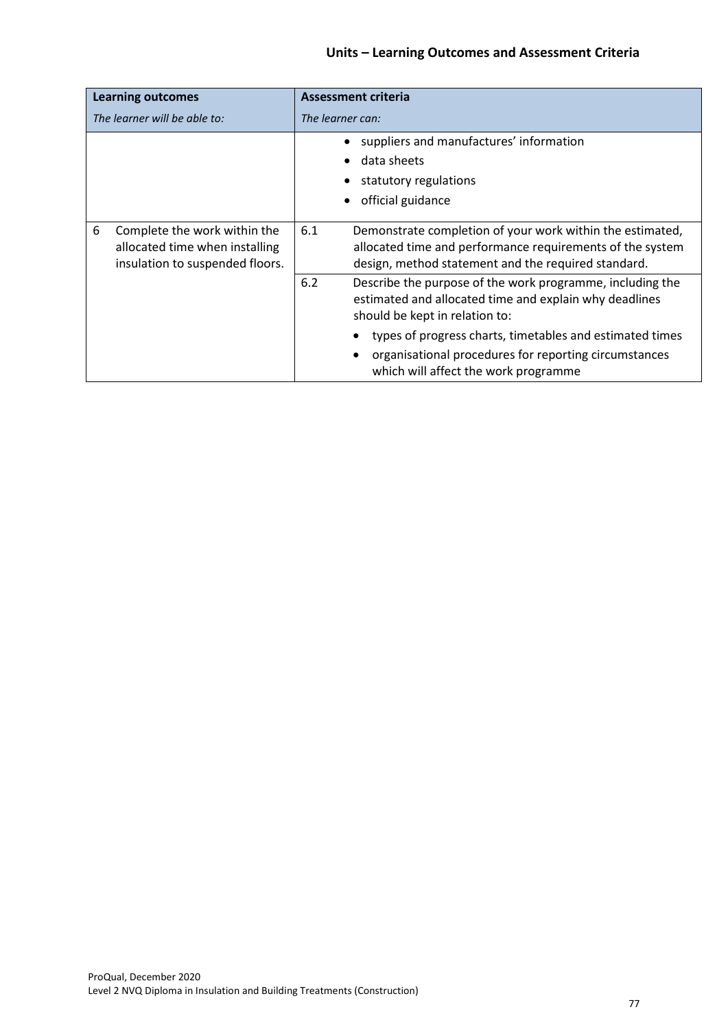| Learning outcomes<br>*The learner will be able to:* | Assessment criteria<br>*The learner can:* | |
|---|---|---|
| | | • suppliers and manufactures' information<br>• data sheets<br>• statutory regulations<br>• official guidance |
| 6 Complete the work within the allocated time when installing insulation to suspended floors. | 6.1 | Demonstrate completion of your work within the estimated, allocated time and performance requirements of the system design, method statement and the required standard. |
| | 6.2 | Describe the purpose of the work programme, including the estimated and allocated time and explain why deadlines should be kept in relation to:<br>• types of progress charts, timetables and estimated times<br>• organisational procedures for reporting circumstances which will affect the work programme |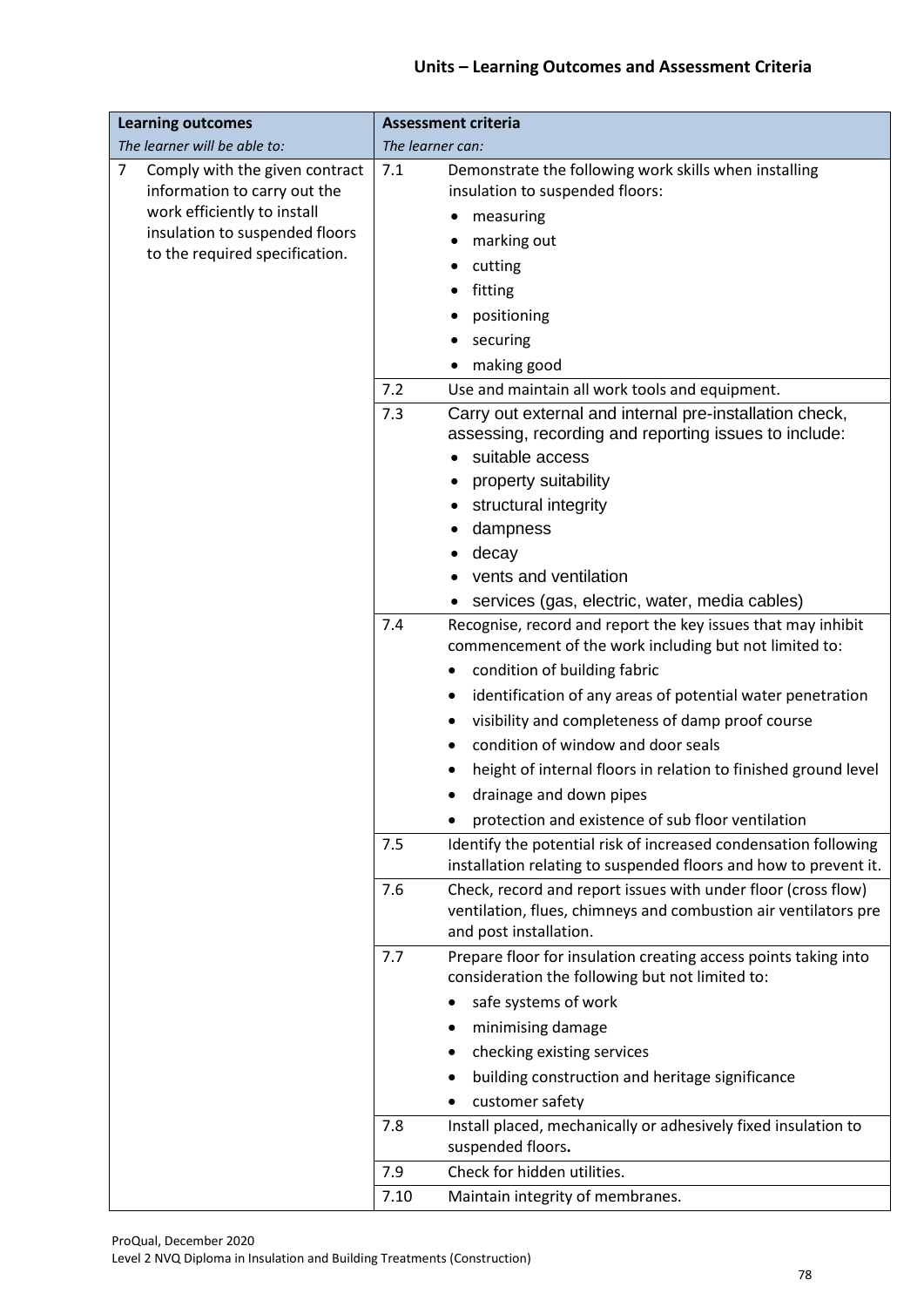## Units – Learning Outcomes and Assessment Criteria

| **Learning outcomes**<br>*The learner will be able to:* | **Assessment criteria**<br>*The learner can:* | |
|---|---|---|
| 7 Comply with the given contract information to carry out the work efficiently to install insulation to suspended floors to the required specification. | 7.1 | Demonstrate the following work skills when installing insulation to suspended floors:<br>• measuring<br>• marking out<br>• cutting<br>• fitting<br>• positioning<br>• securing<br>• making good |
| | 7.2 | Use and maintain all work tools and equipment. |
| | 7.3 | Carry out external and internal pre-installation check, assessing, recording and reporting issues to include:<br>• suitable access<br>• property suitability<br>• structural integrity<br>• dampness<br>• decay<br>• vents and ventilation<br>• services (gas, electric, water, media cables) |
| | 7.4 | Recognise, record and report the key issues that may inhibit commencement of the work including but not limited to:<br>• condition of building fabric<br>• identification of any areas of potential water penetration<br>• visibility and completeness of damp proof course<br>• condition of window and door seals<br>• height of internal floors in relation to finished ground level<br>• drainage and down pipes<br>• protection and existence of sub floor ventilation |
| | 7.5 | Identify the potential risk of increased condensation following installation relating to suspended floors and how to prevent it. |
| | 7.6 | Check, record and report issues with under floor (cross flow) ventilation, flues, chimneys and combustion air ventilators pre and post installation. |
| | 7.7 | Prepare floor for insulation creating access points taking into consideration the following but not limited to:<br>• safe systems of work<br>• minimising damage<br>• checking existing services<br>• building construction and heritage significance<br>• customer safety |
| | 7.8 | Install placed, mechanically or adhesively fixed insulation to suspended floors. |
| | 7.9 | Check for hidden utilities. |
| | 7.10 | Maintain integrity of membranes. |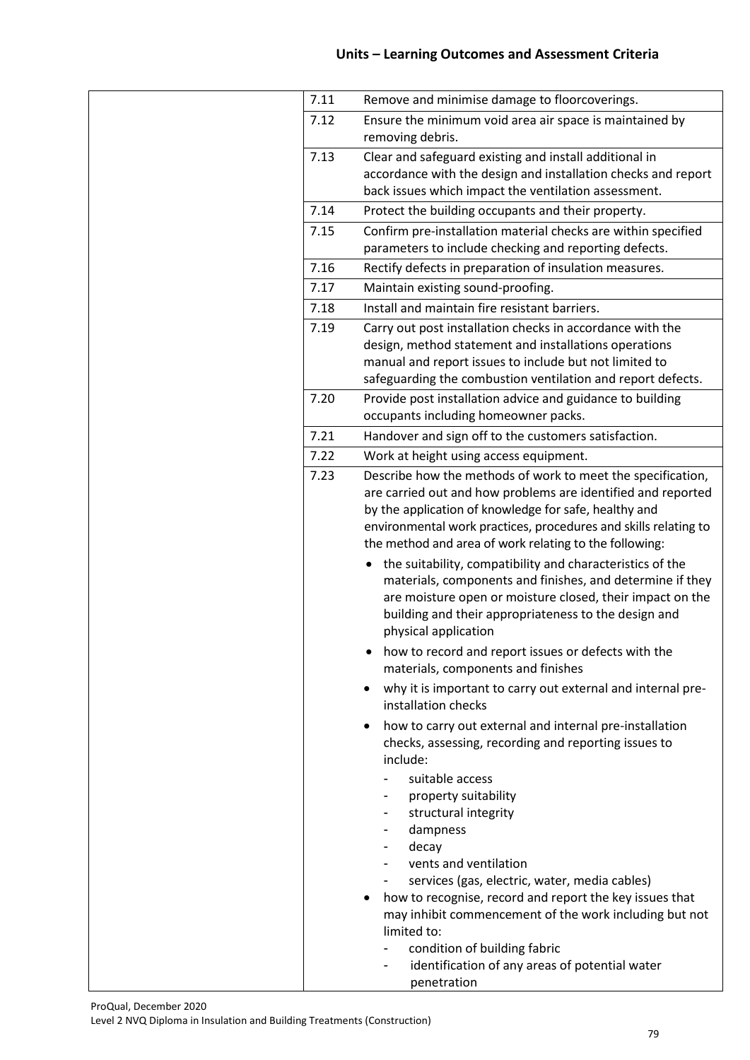## Units – Learning Outcomes and Assessment Criteria

| | | |
|---|---|---|
| | 7.11 | Remove and minimise damage to floorcoverings. |
| | 7.12 | Ensure the minimum void area air space is maintained by removing debris. |
| | 7.13 | Clear and safeguard existing and install additional in accordance with the design and installation checks and report back issues which impact the ventilation assessment. |
| | 7.14 | Protect the building occupants and their property. |
| | 7.15 | Confirm pre-installation material checks are within specified parameters to include checking and reporting defects. |
| | 7.16 | Rectify defects in preparation of insulation measures. |
| | 7.17 | Maintain existing sound-proofing. |
| | 7.18 | Install and maintain fire resistant barriers. |
| | 7.19 | Carry out post installation checks in accordance with the design, method statement and installations operations manual and report issues to include but not limited to safeguarding the combustion ventilation and report defects. |
| | 7.20 | Provide post installation advice and guidance to building occupants including homeowner packs. |
| | 7.21 | Handover and sign off to the customers satisfaction. |
| | 7.22 | Work at height using access equipment. |
| | 7.23 | Describe how the methods of work to meet the specification, are carried out and how problems are identified and reported by the application of knowledge for safe, healthy and environmental work practices, procedures and skills relating to the method and area of work relating to the following:<br>• the suitability, compatibility and characteristics of the materials, components and finishes, and determine if they are moisture open or moisture closed, their impact on the building and their appropriateness to the design and physical application<br>• how to record and report issues or defects with the materials, components and finishes<br>• why it is important to carry out external and internal pre-installation checks<br>• how to carry out external and internal pre-installation checks, assessing, recording and reporting issues to include:<br>- suitable access<br>- property suitability<br>- structural integrity<br>- dampness<br>- decay<br>- vents and ventilation<br>- services (gas, electric, water, media cables)<br>• how to recognise, record and report the key issues that may inhibit commencement of the work including but not limited to:<br>- condition of building fabric<br>- identification of any areas of potential water penetration |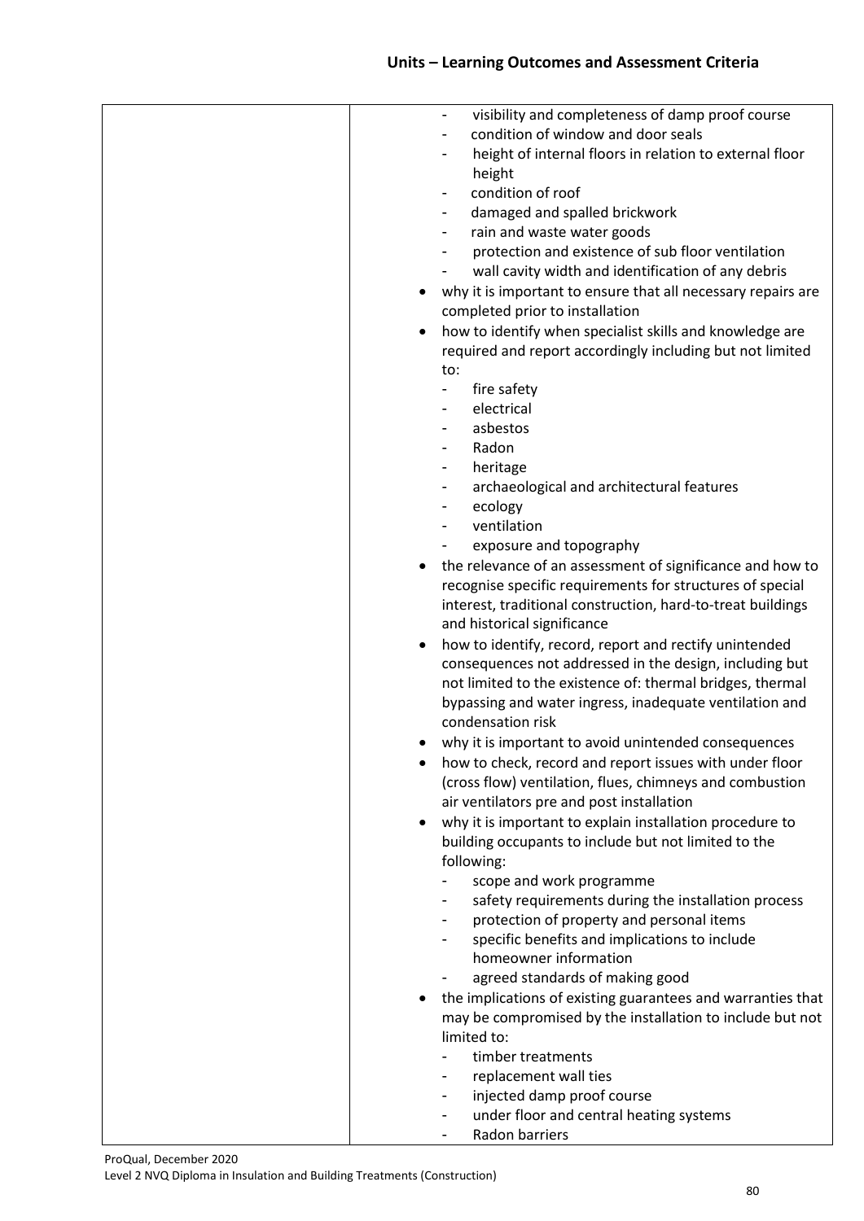## Units – Learning Outcomes and Assessment Criteria

| | |
|---|---|
| | - visibility and completeness of damp proof course<br>- condition of window and door seals<br>- height of internal floors in relation to external floor height<br>- condition of roof<br>- damaged and spalled brickwork<br>- rain and waste water goods<br>- protection and existence of sub floor ventilation<br>- wall cavity width and identification of any debris<br>• why it is important to ensure that all necessary repairs are completed prior to installation<br>• how to identify when specialist skills and knowledge are required and report accordingly including but not limited to:<br>- fire safety<br>- electrical<br>- asbestos<br>- Radon<br>- heritage<br>- archaeological and architectural features<br>- ecology<br>- ventilation<br>- exposure and topography<br>• the relevance of an assessment of significance and how to recognise specific requirements for structures of special interest, traditional construction, hard-to-treat buildings and historical significance<br>• how to identify, record, report and rectify unintended consequences not addressed in the design, including but not limited to the existence of: thermal bridges, thermal bypassing and water ingress, inadequate ventilation and condensation risk<br>• why it is important to avoid unintended consequences<br>• how to check, record and report issues with under floor (cross flow) ventilation, flues, chimneys and combustion air ventilators pre and post installation<br>• why it is important to explain installation procedure to building occupants to include but not limited to the following:<br>- scope and work programme<br>- safety requirements during the installation process<br>- protection of property and personal items<br>- specific benefits and implications to include homeowner information<br>- agreed standards of making good<br>• the implications of existing guarantees and warranties that may be compromised by the installation to include but not limited to:<br>- timber treatments<br>- replacement wall ties<br>- injected damp proof course<br>- under floor and central heating systems<br>- Radon barriers |

ProQual, December 2020
Level 2 NVQ Diploma in Insulation and Building Treatments (Construction)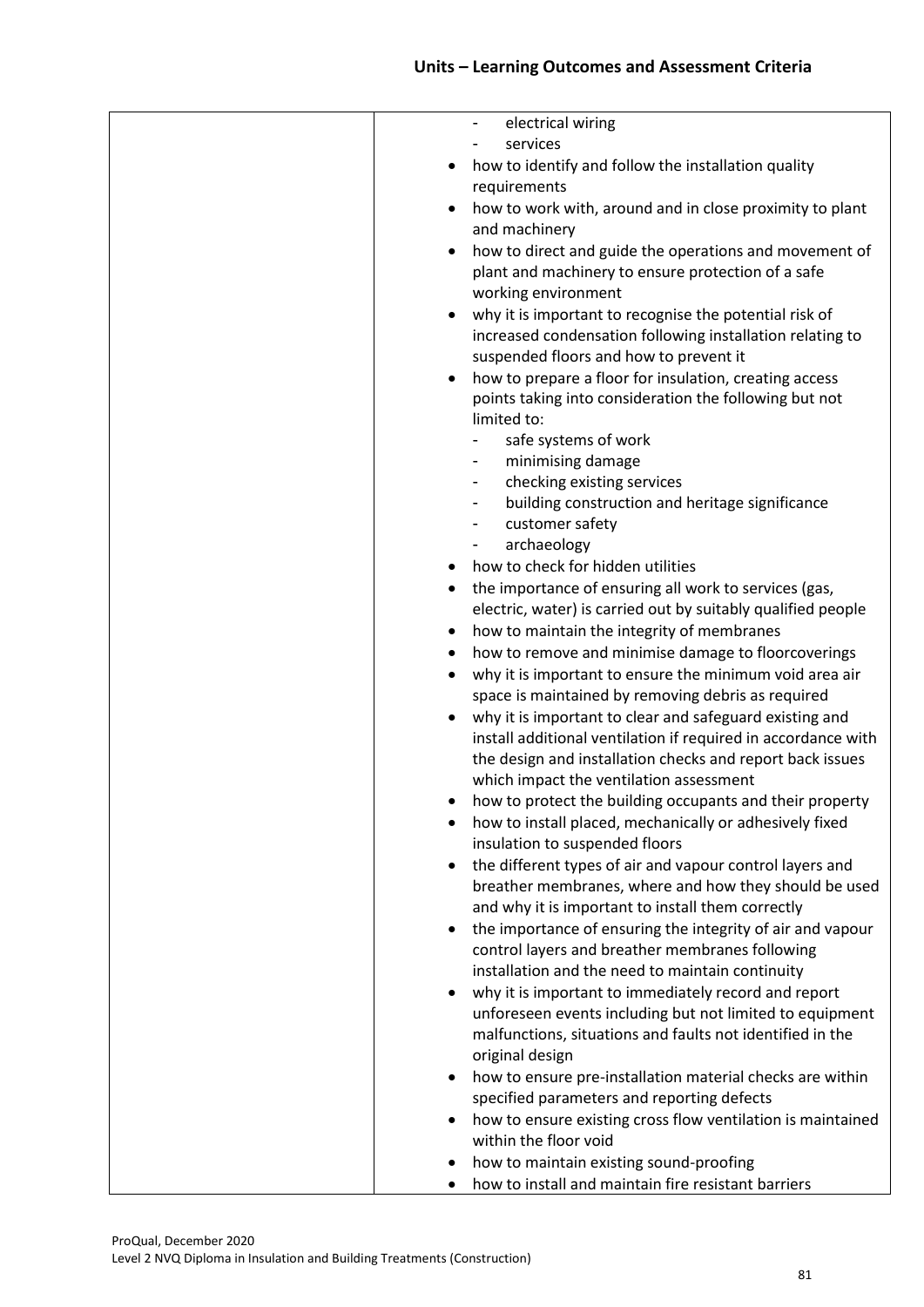| | |
|---|---|
| | - electrical wiring<br>- services<br>• how to identify and follow the installation quality requirements<br>• how to work with, around and in close proximity to plant and machinery<br>• how to direct and guide the operations and movement of plant and machinery to ensure protection of a safe working environment<br>• why it is important to recognise the potential risk of increased condensation following installation relating to suspended floors and how to prevent it<br>• how to prepare a floor for insulation, creating access points taking into consideration the following but not limited to:<br>- safe systems of work<br>- minimising damage<br>- checking existing services<br>- building construction and heritage significance<br>- customer safety<br>- archaeology<br>• how to check for hidden utilities<br>• the importance of ensuring all work to services (gas, electric, water) is carried out by suitably qualified people<br>• how to maintain the integrity of membranes<br>• how to remove and minimise damage to floorcoverings<br>• why it is important to ensure the minimum void area air space is maintained by removing debris as required<br>• why it is important to clear and safeguard existing and install additional ventilation if required in accordance with the design and installation checks and report back issues which impact the ventilation assessment<br>• how to protect the building occupants and their property<br>• how to install placed, mechanically or adhesively fixed insulation to suspended floors<br>• the different types of air and vapour control layers and breather membranes, where and how they should be used and why it is important to install them correctly<br>• the importance of ensuring the integrity of air and vapour control layers and breather membranes following installation and the need to maintain continuity<br>• why it is important to immediately record and report unforeseen events including but not limited to equipment malfunctions, situations and faults not identified in the original design<br>• how to ensure pre-installation material checks are within specified parameters and reporting defects<br>• how to ensure existing cross flow ventilation is maintained within the floor void<br>• how to maintain existing sound-proofing<br>• how to install and maintain fire resistant barriers |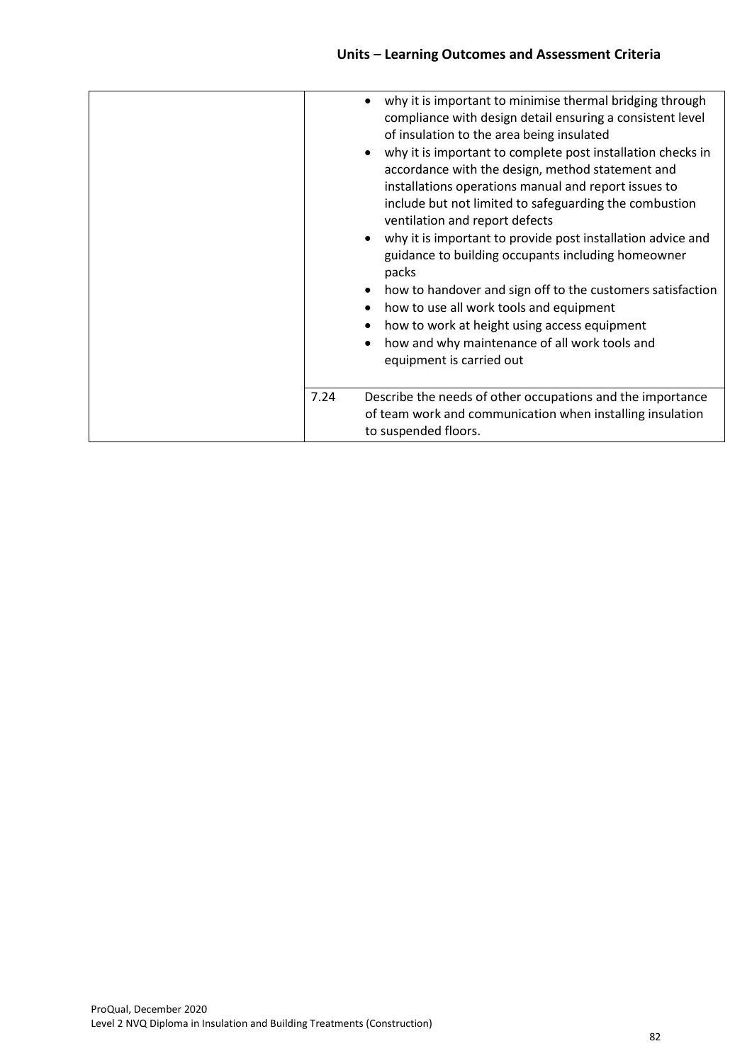| | |
|---|---|
| | • why it is important to minimise thermal bridging through compliance with design detail ensuring a consistent level of insulation to the area being insulated<br>• why it is important to complete post installation checks in accordance with the design, method statement and installations operations manual and report issues to include but not limited to safeguarding the combustion ventilation and report defects<br>• why it is important to provide post installation advice and guidance to building occupants including homeowner packs<br>• how to handover and sign off to the customers satisfaction<br>• how to use all work tools and equipment<br>• how to work at height using access equipment<br>• how and why maintenance of all work tools and equipment is carried out |
| | 7.24 Describe the needs of other occupations and the importance of team work and communication when installing insulation to suspended floors. |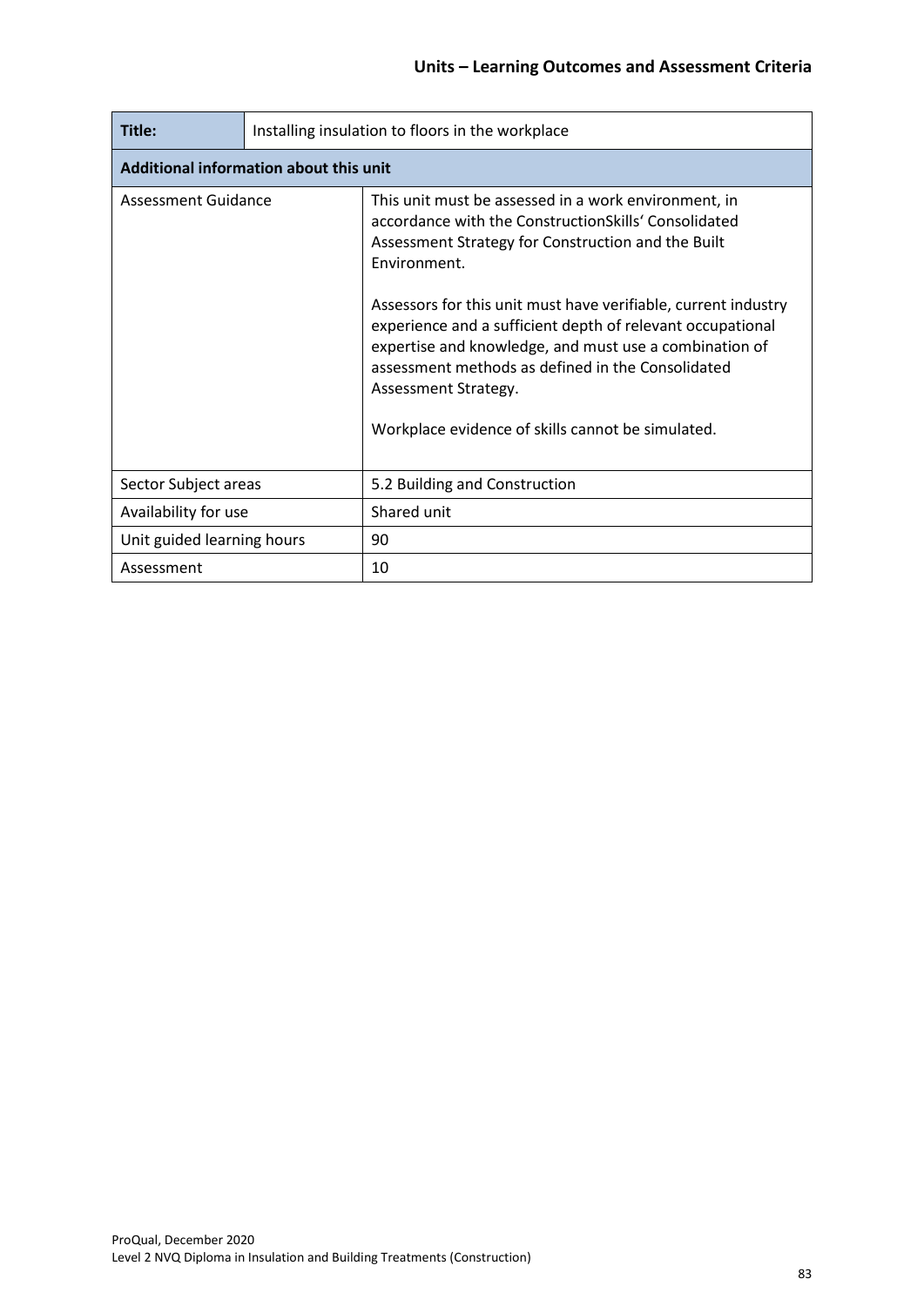| Title: | Installing insulation to floors in the workplace |
|---|---|
| **Additional information about this unit** | |
| Assessment Guidance | This unit must be assessed in a work environment, in accordance with the ConstructionSkills' Consolidated Assessment Strategy for Construction and the Built Environment.<br><br>Assessors for this unit must have verifiable, current industry experience and a sufficient depth of relevant occupational expertise and knowledge, and must use a combination of assessment methods as defined in the Consolidated Assessment Strategy.<br><br>Workplace evidence of skills cannot be simulated. |
| Sector Subject areas | 5.2 Building and Construction |
| Availability for use | Shared unit |
| Unit guided learning hours | 90 |
| Assessment | 10 |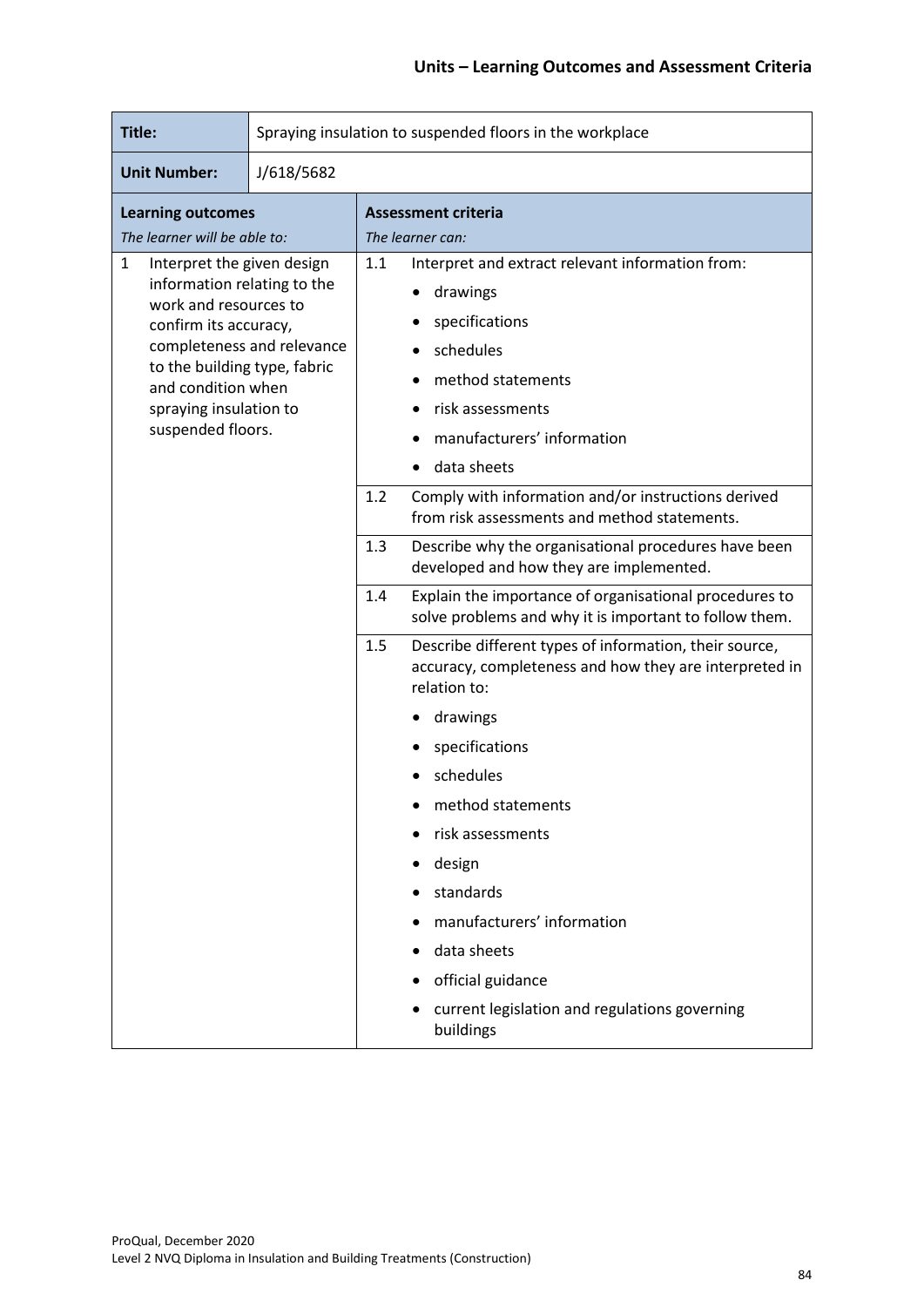## Units – Learning Outcomes and Assessment Criteria

| **Title:** | Spraying insulation to suspended floors in the workplace |
|---|---|
| **Unit Number:** | J/618/5682 |

| **Learning outcomes**<br>*The learner will be able to:* | **Assessment criteria**<br>*The learner can:* |
|---|---|
| 1 Interpret the given design information relating to the work and resources to confirm its accuracy, completeness and relevance to the building type, fabric and condition when spraying insulation to suspended floors. | 1.1 Interpret and extract relevant information from:<br>• drawings<br>• specifications<br>• schedules<br>• method statements<br>• risk assessments<br>• manufacturers' information<br>• data sheets |
| | 1.2 Comply with information and/or instructions derived from risk assessments and method statements. |
| | 1.3 Describe why the organisational procedures have been developed and how they are implemented. |
| | 1.4 Explain the importance of organisational procedures to solve problems and why it is important to follow them. |
| | 1.5 Describe different types of information, their source, accuracy, completeness and how they are interpreted in relation to:<br>• drawings<br>• specifications<br>• schedules<br>• method statements<br>• risk assessments<br>• design<br>• standards<br>• manufacturers' information<br>• data sheets<br>• official guidance<br>• current legislation and regulations governing buildings |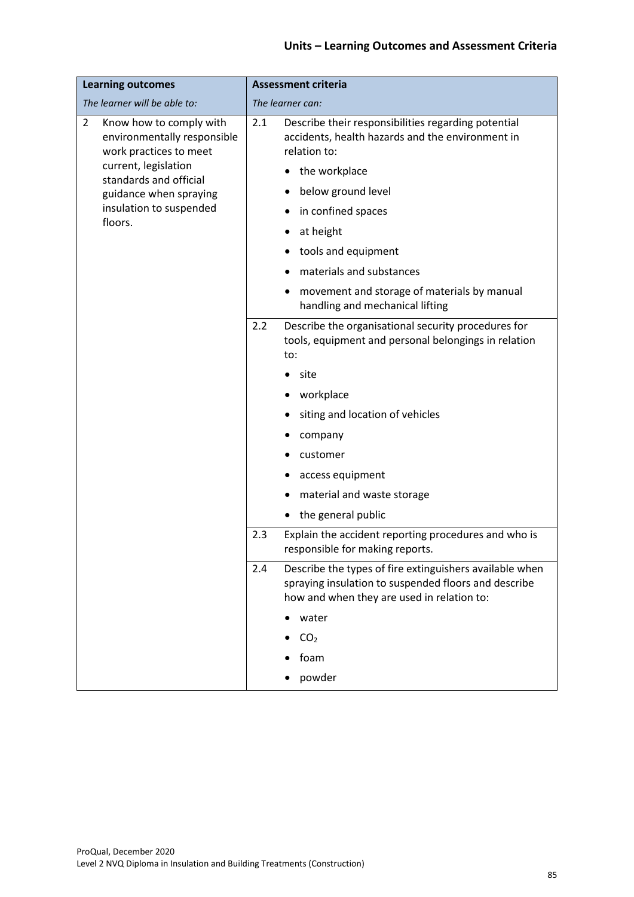| Learning outcomes | Assessment criteria |
| --- | --- |
| *The learner will be able to:* | *The learner can:* |
| 2 Know how to comply with environmentally responsible work practices to meet current, legislation standards and official guidance when spraying insulation to suspended floors. | 2.1 Describe their responsibilities regarding potential accidents, health hazards and the environment in relation to:<br>• the workplace<br>• below ground level<br>• in confined spaces<br>• at height<br>• tools and equipment<br>• materials and substances<br>• movement and storage of materials by manual handling and mechanical lifting |
| | 2.2 Describe the organisational security procedures for tools, equipment and personal belongings in relation to:<br>• site<br>• workplace<br>• siting and location of vehicles<br>• company<br>• customer<br>• access equipment<br>• material and waste storage<br>• the general public |
| | 2.3 Explain the accident reporting procedures and who is responsible for making reports. |
| | 2.4 Describe the types of fire extinguishers available when spraying insulation to suspended floors and describe how and when they are used in relation to:<br>• water<br>• $CO_2$<br>• foam<br>• powder |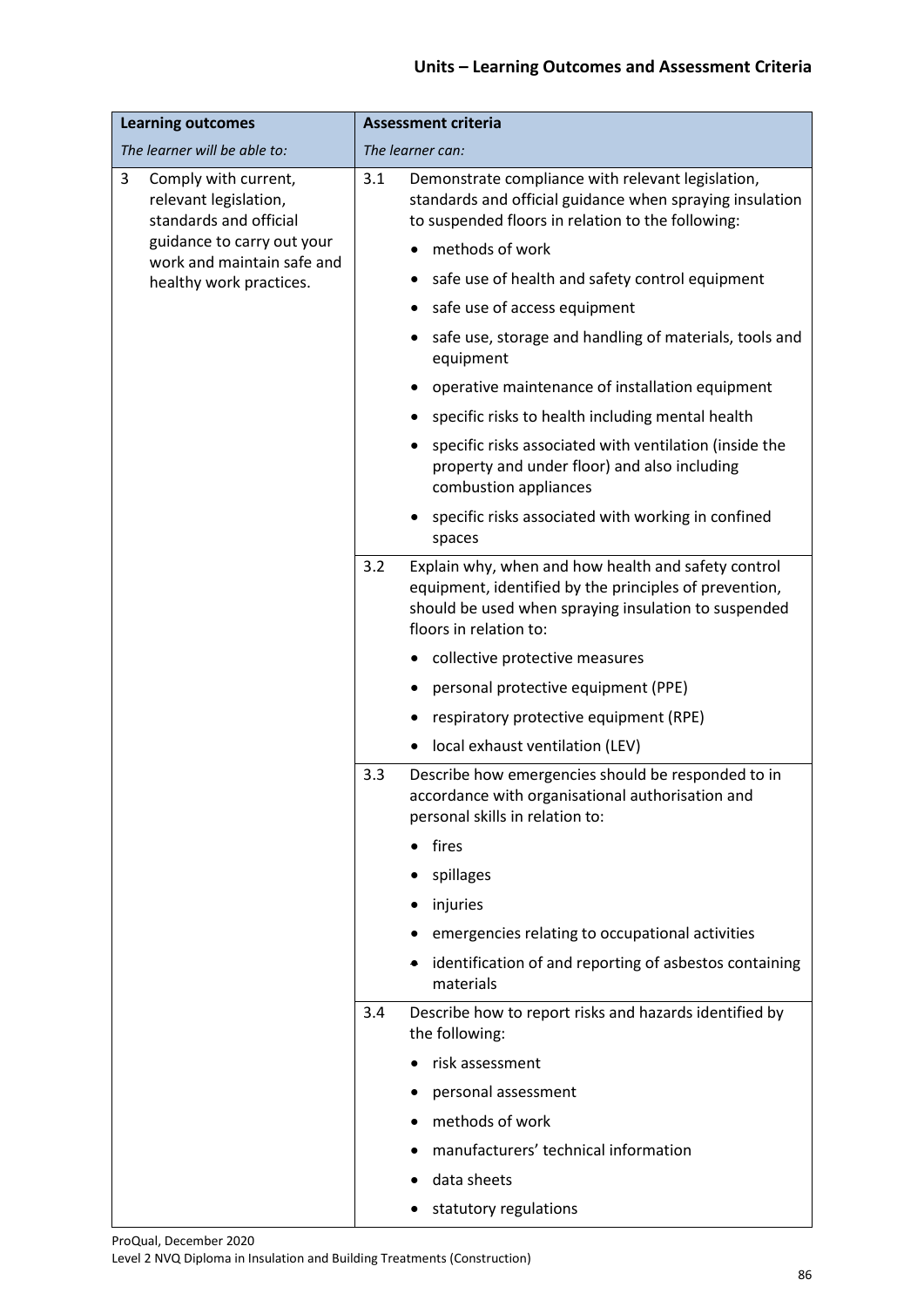## Units – Learning Outcomes and Assessment Criteria

| Learning outcomes | Assessment criteria |
|---|---|
| *The learner will be able to:* | *The learner can:* |
| 3 Comply with current, relevant legislation, standards and official guidance to carry out your work and maintain safe and healthy work practices. | 3.1 Demonstrate compliance with relevant legislation, standards and official guidance when spraying insulation to suspended floors in relation to the following:<br>• methods of work<br>• safe use of health and safety control equipment<br>• safe use of access equipment<br>• safe use, storage and handling of materials, tools and equipment<br>• operative maintenance of installation equipment<br>• specific risks to health including mental health<br>• specific risks associated with ventilation (inside the property and under floor) and also including combustion appliances<br>• specific risks associated with working in confined spaces |
| | 3.2 Explain why, when and how health and safety control equipment, identified by the principles of prevention, should be used when spraying insulation to suspended floors in relation to:<br>• collective protective measures<br>• personal protective equipment (PPE)<br>• respiratory protective equipment (RPE)<br>• local exhaust ventilation (LEV) |
| | 3.3 Describe how emergencies should be responded to in accordance with organisational authorisation and personal skills in relation to:<br>• fires<br>• spillages<br>• injuries<br>• emergencies relating to occupational activities<br>• identification of and reporting of asbestos containing materials |
| | 3.4 Describe how to report risks and hazards identified by the following:<br>• risk assessment<br>• personal assessment<br>• methods of work<br>• manufacturers' technical information<br>• data sheets<br>• statutory regulations |

ProQual, December 2020
Level 2 NVQ Diploma in Insulation and Building Treatments (Construction)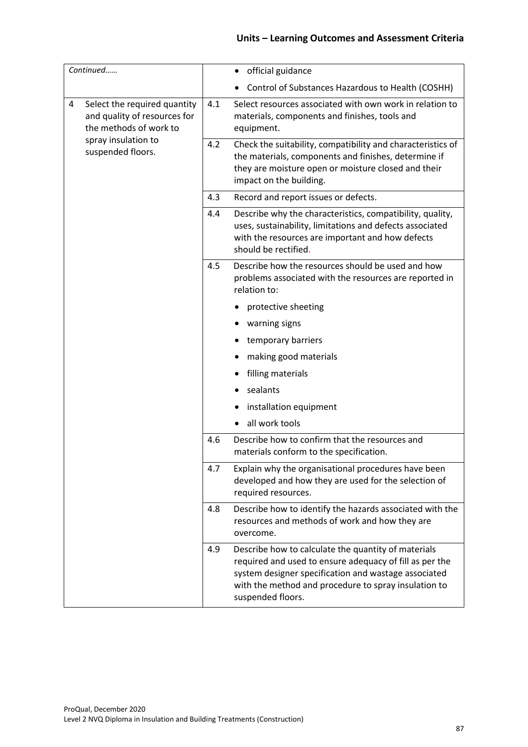| Learning outcome | | Assessment criteria |
|---|---|---|
| *Continued……* | | • official guidance<br>• Control of Substances Hazardous to Health (COSHH) |
| 4 Select the required quantity and quality of resources for the methods of work to spray insulation to suspended floors. | 4.1 | Select resources associated with own work in relation to materials, components and finishes, tools and equipment. |
| | 4.2 | Check the suitability, compatibility and characteristics of the materials, components and finishes, determine if they are moisture open or moisture closed and their impact on the building. |
| | 4.3 | Record and report issues or defects. |
| | 4.4 | Describe why the characteristics, compatibility, quality, uses, sustainability, limitations and defects associated with the resources are important and how defects should be rectified. |
| | 4.5 | Describe how the resources should be used and how problems associated with the resources are reported in relation to:<br>• protective sheeting<br>• warning signs<br>• temporary barriers<br>• making good materials<br>• filling materials<br>• sealants<br>• installation equipment<br>• all work tools |
| | 4.6 | Describe how to confirm that the resources and materials conform to the specification. |
| | 4.7 | Explain why the organisational procedures have been developed and how they are used for the selection of required resources. |
| | 4.8 | Describe how to identify the hazards associated with the resources and methods of work and how they are overcome. |
| | 4.9 | Describe how to calculate the quantity of materials required and used to ensure adequacy of fill as per the system designer specification and wastage associated with the method and procedure to spray insulation to suspended floors. |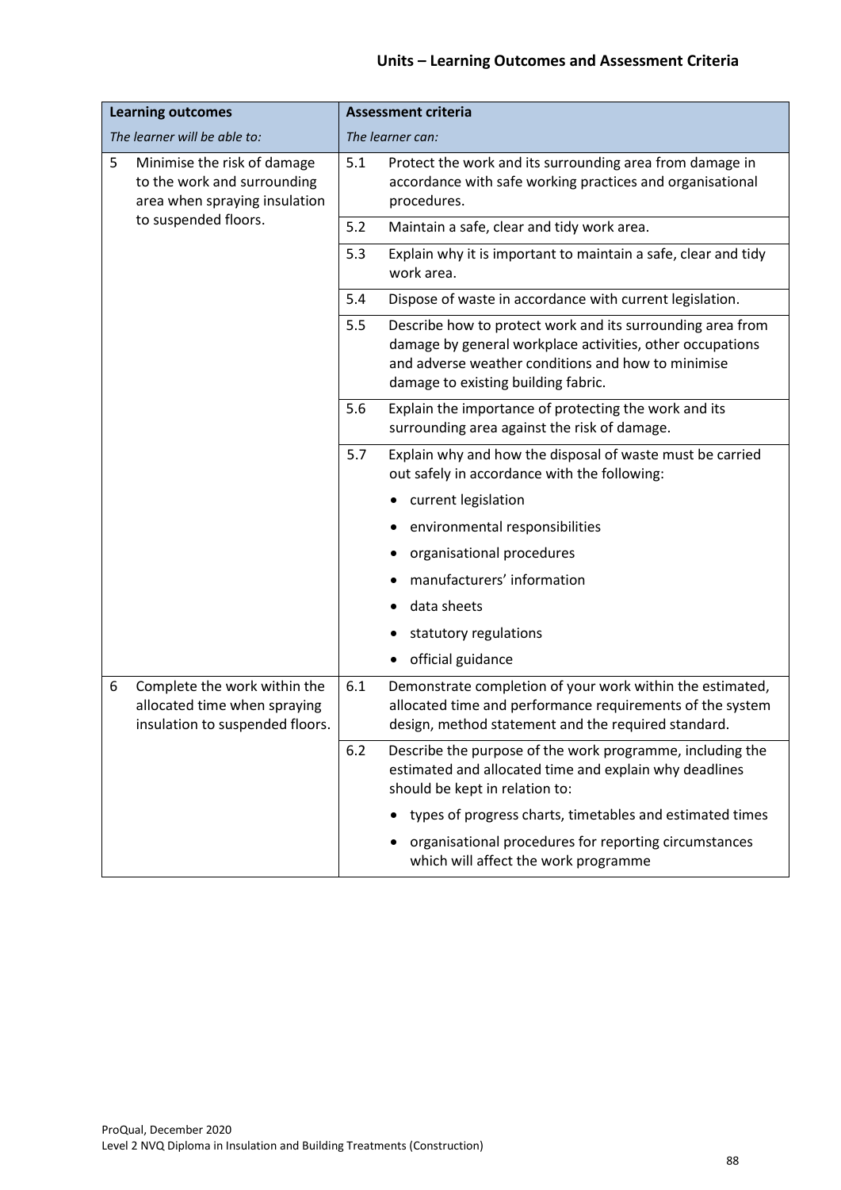## Units – Learning Outcomes and Assessment Criteria

| Learning outcomes | | Assessment criteria | |
|---|---|---|---|
| *The learner will be able to:* | | *The learner can:* | |
| 5 | Minimise the risk of damage to the work and surrounding area when spraying insulation to suspended floors. | 5.1 | Protect the work and its surrounding area from damage in accordance with safe working practices and organisational procedures. |
| | | 5.2 | Maintain a safe, clear and tidy work area. |
| | | 5.3 | Explain why it is important to maintain a safe, clear and tidy work area. |
| | | 5.4 | Dispose of waste in accordance with current legislation. |
| | | 5.5 | Describe how to protect work and its surrounding area from damage by general workplace activities, other occupations and adverse weather conditions and how to minimise damage to existing building fabric. |
| | | 5.6 | Explain the importance of protecting the work and its surrounding area against the risk of damage. |
| | | 5.7 | Explain why and how the disposal of waste must be carried out safely in accordance with the following:<br>• current legislation<br>• environmental responsibilities<br>• organisational procedures<br>• manufacturers' information<br>• data sheets<br>• statutory regulations<br>• official guidance |
| 6 | Complete the work within the allocated time when spraying insulation to suspended floors. | 6.1 | Demonstrate completion of your work within the estimated, allocated time and performance requirements of the system design, method statement and the required standard. |
| | | 6.2 | Describe the purpose of the work programme, including the estimated and allocated time and explain why deadlines should be kept in relation to:<br>• types of progress charts, timetables and estimated times<br>• organisational procedures for reporting circumstances which will affect the work programme |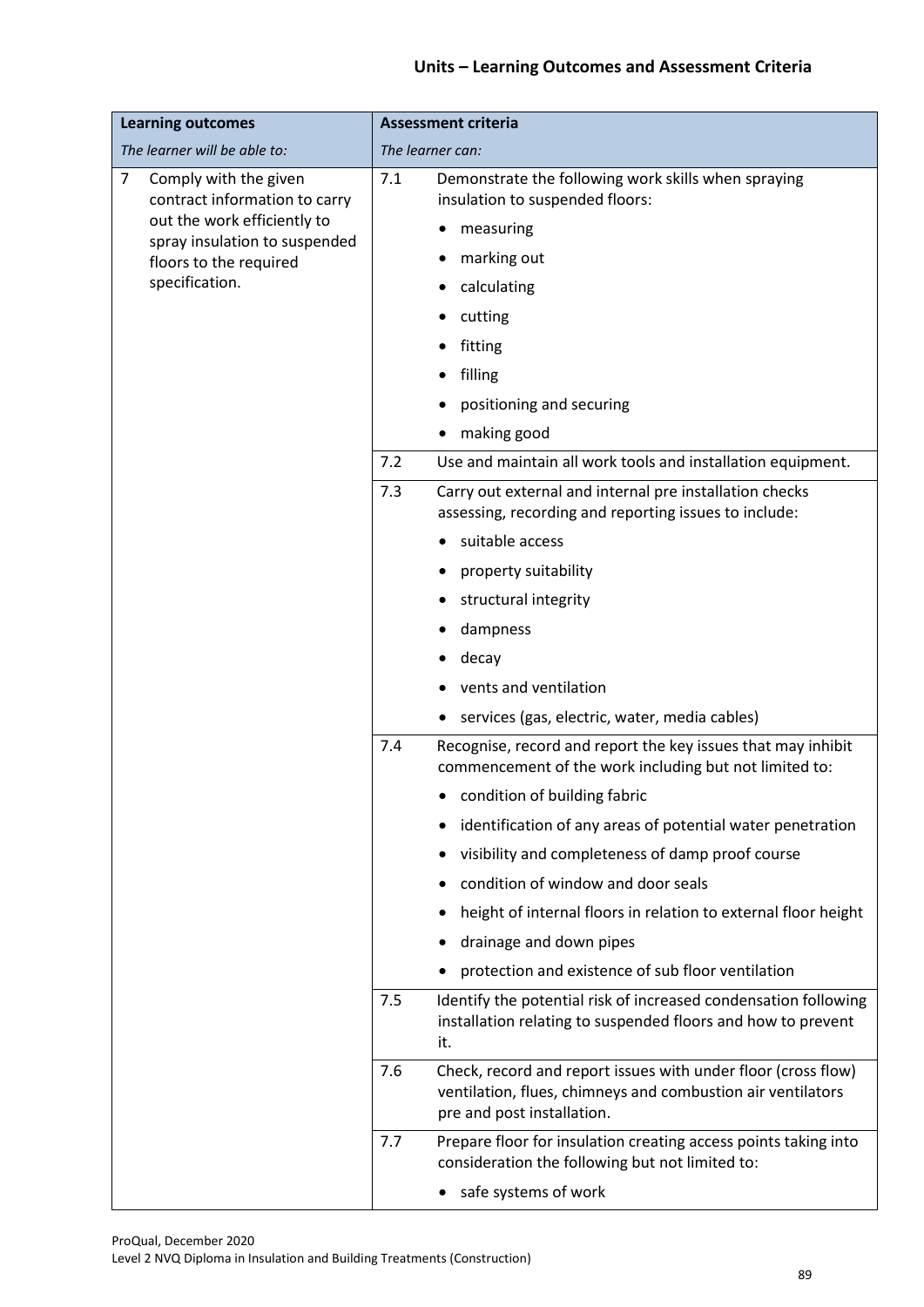| Learning outcomes | Assessment criteria |
|---|---|
| *The learner will be able to:* | *The learner can:* |
| 7 Comply with the given contract information to carry out the work efficiently to spray insulation to suspended floors to the required specification. | 7.1 Demonstrate the following work skills when spraying insulation to suspended floors: <br>• measuring <br>• marking out <br>• calculating <br>• cutting <br>• fitting <br>• filling <br>• positioning and securing <br>• making good |
| | 7.2 Use and maintain all work tools and installation equipment. |
| | 7.3 Carry out external and internal pre installation checks assessing, recording and reporting issues to include: <br>• suitable access <br>• property suitability <br>• structural integrity <br>• dampness <br>• decay <br>• vents and ventilation <br>• services (gas, electric, water, media cables) |
| | 7.4 Recognise, record and report the key issues that may inhibit commencement of the work including but not limited to: <br>• condition of building fabric <br>• identification of any areas of potential water penetration <br>• visibility and completeness of damp proof course <br>• condition of window and door seals <br>• height of internal floors in relation to external floor height <br>• drainage and down pipes <br>• protection and existence of sub floor ventilation |
| | 7.5 Identify the potential risk of increased condensation following installation relating to suspended floors and how to prevent it. |
| | 7.6 Check, record and report issues with under floor (cross flow) ventilation, flues, chimneys and combustion air ventilators pre and post installation. |
| | 7.7 Prepare floor for insulation creating access points taking into consideration the following but not limited to: <br>• safe systems of work |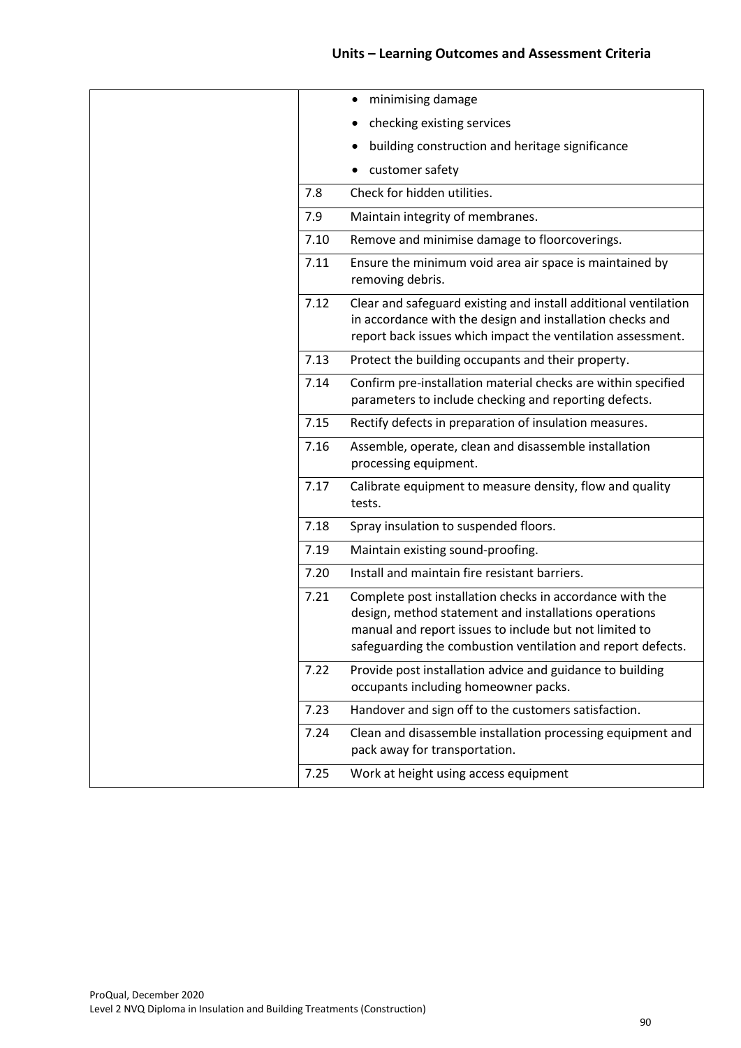| | | |
|---|---|---|
| | | • minimising damage<br>• checking existing services<br>• building construction and heritage significance<br>• customer safety |
| | 7.8 | Check for hidden utilities. |
| | 7.9 | Maintain integrity of membranes. |
| | 7.10 | Remove and minimise damage to floorcoverings. |
| | 7.11 | Ensure the minimum void area air space is maintained by removing debris. |
| | 7.12 | Clear and safeguard existing and install additional ventilation in accordance with the design and installation checks and report back issues which impact the ventilation assessment. |
| | 7.13 | Protect the building occupants and their property. |
| | 7.14 | Confirm pre-installation material checks are within specified parameters to include checking and reporting defects. |
| | 7.15 | Rectify defects in preparation of insulation measures. |
| | 7.16 | Assemble, operate, clean and disassemble installation processing equipment. |
| | 7.17 | Calibrate equipment to measure density, flow and quality tests. |
| | 7.18 | Spray insulation to suspended floors. |
| | 7.19 | Maintain existing sound-proofing. |
| | 7.20 | Install and maintain fire resistant barriers. |
| | 7.21 | Complete post installation checks in accordance with the design, method statement and installations operations manual and report issues to include but not limited to safeguarding the combustion ventilation and report defects. |
| | 7.22 | Provide post installation advice and guidance to building occupants including homeowner packs. |
| | 7.23 | Handover and sign off to the customers satisfaction. |
| | 7.24 | Clean and disassemble installation processing equipment and pack away for transportation. |
| | 7.25 | Work at height using access equipment |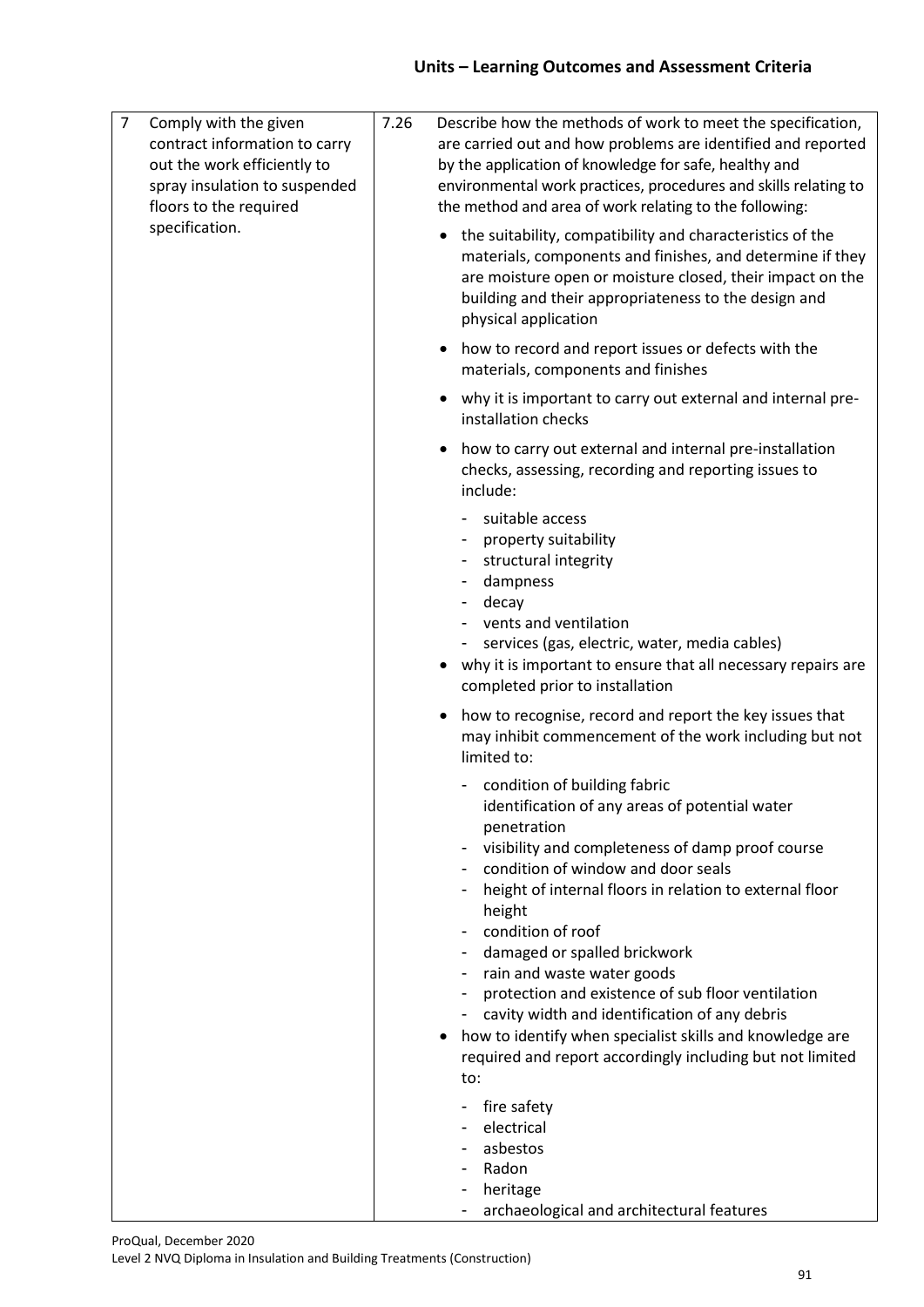## Units – Learning Outcomes and Assessment Criteria

| | | | |
|---|---|---|---|
| 7 | Comply with the given contract information to carry out the work efficiently to spray insulation to suspended floors to the required specification. | 7.26 | Describe how the methods of work to meet the specification, are carried out and how problems are identified and reported by the application of knowledge for safe, healthy and environmental work practices, procedures and skills relating to the method and area of work relating to the following:<br><br>• the suitability, compatibility and characteristics of the materials, components and finishes, and determine if they are moisture open or moisture closed, their impact on the building and their appropriateness to the design and physical application<br>• how to record and report issues or defects with the materials, components and finishes<br>• why it is important to carry out external and internal pre-installation checks<br>• how to carry out external and internal pre-installation checks, assessing, recording and reporting issues to include:<br>&nbsp;&nbsp;- suitable access<br>&nbsp;&nbsp;- property suitability<br>&nbsp;&nbsp;- structural integrity<br>&nbsp;&nbsp;- dampness<br>&nbsp;&nbsp;- decay<br>&nbsp;&nbsp;- vents and ventilation<br>&nbsp;&nbsp;- services (gas, electric, water, media cables)<br>• why it is important to ensure that all necessary repairs are completed prior to installation<br>• how to recognise, record and report the key issues that may inhibit commencement of the work including but not limited to:<br>&nbsp;&nbsp;- condition of building fabric<br>&nbsp;&nbsp;identification of any areas of potential water penetration<br>&nbsp;&nbsp;- visibility and completeness of damp proof course<br>&nbsp;&nbsp;- condition of window and door seals<br>&nbsp;&nbsp;- height of internal floors in relation to external floor height<br>&nbsp;&nbsp;- condition of roof<br>&nbsp;&nbsp;- damaged or spalled brickwork<br>&nbsp;&nbsp;- rain and waste water goods<br>&nbsp;&nbsp;- protection and existence of sub floor ventilation<br>&nbsp;&nbsp;- cavity width and identification of any debris<br>• how to identify when specialist skills and knowledge are required and report accordingly including but not limited to:<br>&nbsp;&nbsp;- fire safety<br>&nbsp;&nbsp;- electrical<br>&nbsp;&nbsp;- asbestos<br>&nbsp;&nbsp;- Radon<br>&nbsp;&nbsp;- heritage<br>&nbsp;&nbsp;- archaeological and architectural features |

ProQual, December 2020
Level 2 NVQ Diploma in Insulation and Building Treatments (Construction)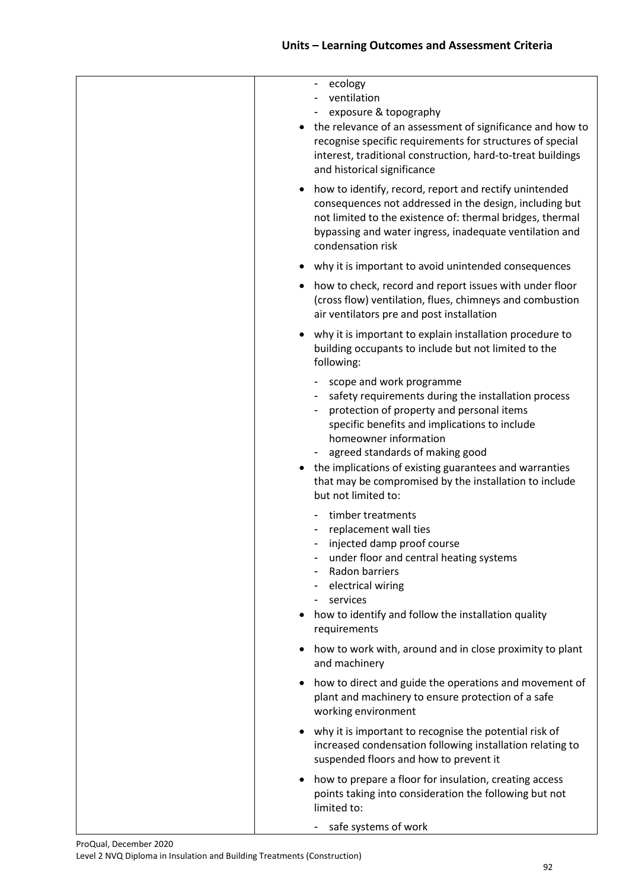## Units – Learning Outcomes and Assessment Criteria

| | |
|---|---|
| | - ecology<br>- ventilation<br>- exposure & topography<br>• the relevance of an assessment of significance and how to recognise specific requirements for structures of special interest, traditional construction, hard-to-treat buildings and historical significance<br>• how to identify, record, report and rectify unintended consequences not addressed in the design, including but not limited to the existence of: thermal bridges, thermal bypassing and water ingress, inadequate ventilation and condensation risk<br>• why it is important to avoid unintended consequences<br>• how to check, record and report issues with under floor (cross flow) ventilation, flues, chimneys and combustion air ventilators pre and post installation<br>• why it is important to explain installation procedure to building occupants to include but not limited to the following:<br>- scope and work programme<br>- safety requirements during the installation process<br>- protection of property and personal items specific benefits and implications to include homeowner information<br>- agreed standards of making good<br>• the implications of existing guarantees and warranties that may be compromised by the installation to include but not limited to:<br>- timber treatments<br>- replacement wall ties<br>- injected damp proof course<br>- under floor and central heating systems<br>- Radon barriers<br>- electrical wiring<br>- services<br>• how to identify and follow the installation quality requirements<br>• how to work with, around and in close proximity to plant and machinery<br>• how to direct and guide the operations and movement of plant and machinery to ensure protection of a safe working environment<br>• why it is important to recognise the potential risk of increased condensation following installation relating to suspended floors and how to prevent it<br>• how to prepare a floor for insulation, creating access points taking into consideration the following but not limited to:<br>- safe systems of work |

ProQual, December 2020
Level 2 NVQ Diploma in Insulation and Building Treatments (Construction)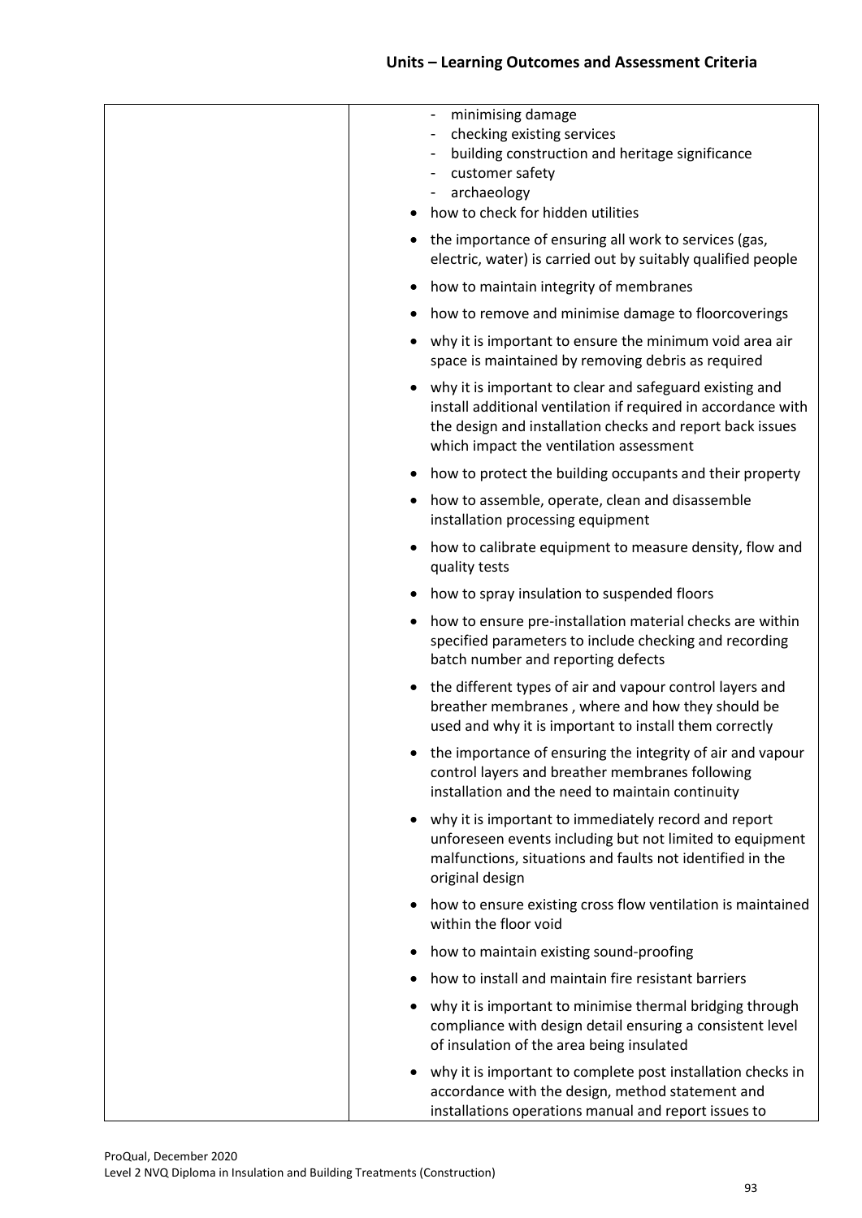| | - minimising damage<br>- checking existing services<br>- building construction and heritage significance<br>- customer safety<br>- archaeology<br>• how to check for hidden utilities<br>• the importance of ensuring all work to services (gas, electric, water) is carried out by suitably qualified people<br>• how to maintain integrity of membranes<br>• how to remove and minimise damage to floorcoverings<br>• why it is important to ensure the minimum void area air space is maintained by removing debris as required<br>• why it is important to clear and safeguard existing and install additional ventilation if required in accordance with the design and installation checks and report back issues which impact the ventilation assessment<br>• how to protect the building occupants and their property<br>• how to assemble, operate, clean and disassemble installation processing equipment<br>• how to calibrate equipment to measure density, flow and quality tests<br>• how to spray insulation to suspended floors<br>• how to ensure pre-installation material checks are within specified parameters to include checking and recording batch number and reporting defects<br>• the different types of air and vapour control layers and breather membranes , where and how they should be used and why it is important to install them correctly<br>• the importance of ensuring the integrity of air and vapour control layers and breather membranes following installation and the need to maintain continuity<br>• why it is important to immediately record and report unforeseen events including but not limited to equipment malfunctions, situations and faults not identified in the original design<br>• how to ensure existing cross flow ventilation is maintained within the floor void<br>• how to maintain existing sound-proofing<br>• how to install and maintain fire resistant barriers<br>• why it is important to minimise thermal bridging through compliance with design detail ensuring a consistent level of insulation of the area being insulated<br>• why it is important to complete post installation checks in accordance with the design, method statement and installations operations manual and report issues to |
|---|---|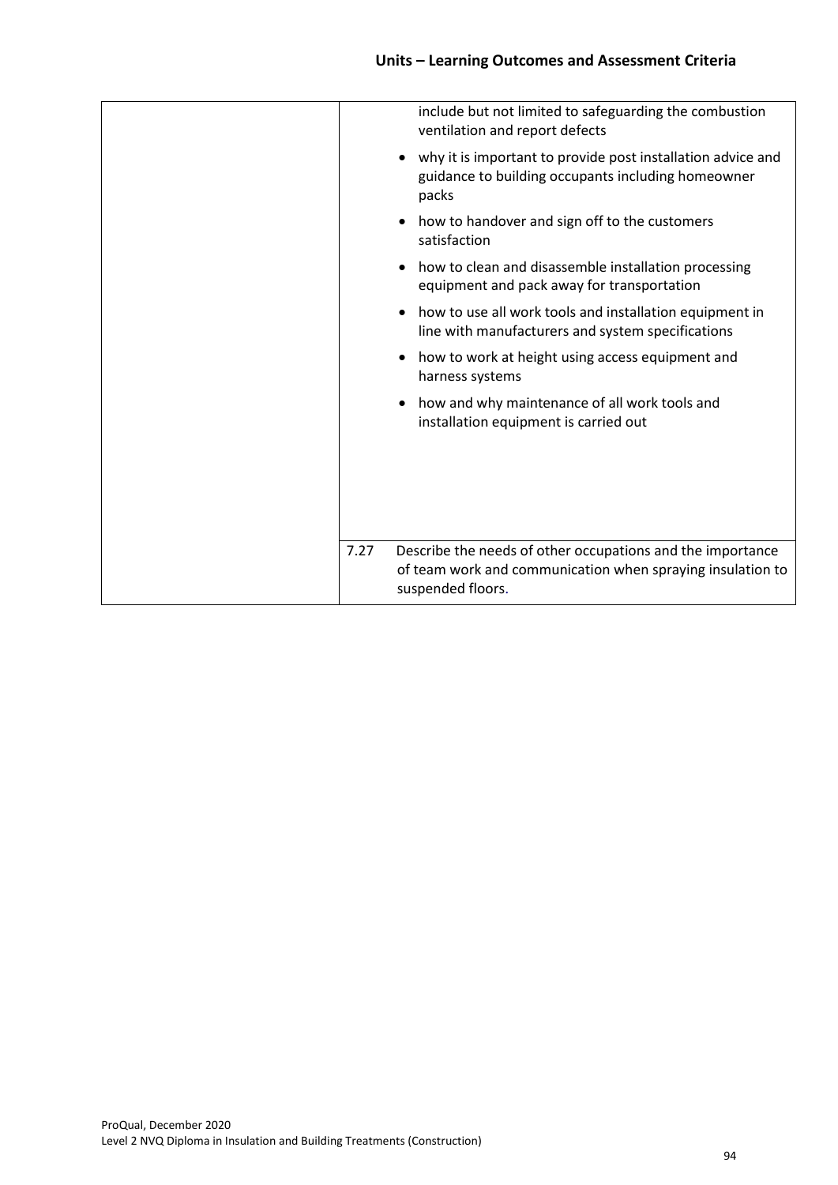| | |
|---|---|
| | include but not limited to safeguarding the combustion ventilation and report defects<br>• why it is important to provide post installation advice and guidance to building occupants including homeowner packs<br>• how to handover and sign off to the customers satisfaction<br>• how to clean and disassemble installation processing equipment and pack away for transportation<br>• how to use all work tools and installation equipment in line with manufacturers and system specifications<br>• how to work at height using access equipment and harness systems<br>• how and why maintenance of all work tools and installation equipment is carried out |
| | 7.27 Describe the needs of other occupations and the importance of team work and communication when spraying insulation to suspended floors. |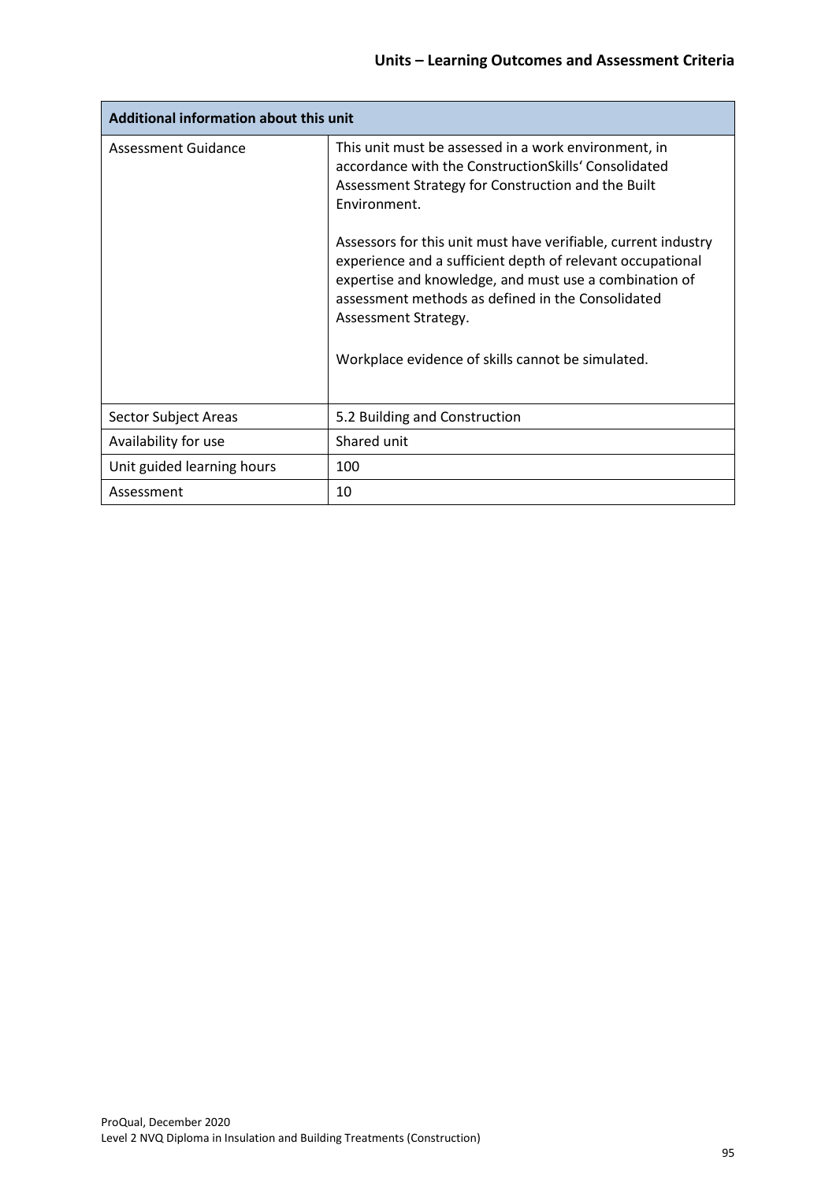| Additional information about this unit | |
|---|---|
| Assessment Guidance | This unit must be assessed in a work environment, in accordance with the ConstructionSkills' Consolidated Assessment Strategy for Construction and the Built Environment.<br><br>Assessors for this unit must have verifiable, current industry experience and a sufficient depth of relevant occupational expertise and knowledge, and must use a combination of assessment methods as defined in the Consolidated Assessment Strategy.<br><br>Workplace evidence of skills cannot be simulated. |
| Sector Subject Areas | 5.2 Building and Construction |
| Availability for use | Shared unit |
| Unit guided learning hours | 100 |
| Assessment | 10 |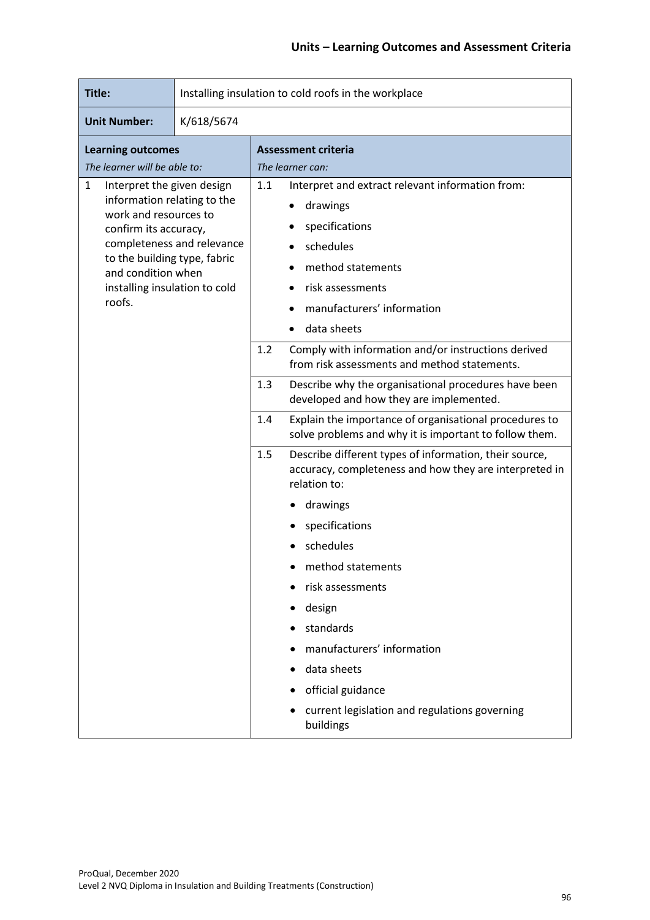## Units – Learning Outcomes and Assessment Criteria

| Title: | Installing insulation to cold roofs in the workplace | |
|---|---|---|
| **Unit Number:** | K/618/5674 | |
| **Learning outcomes**<br>*The learner will be able to:* | | **Assessment criteria**<br>*The learner can:* |
| 1 Interpret the given design information relating to the work and resources to confirm its accuracy, completeness and relevance to the building type, fabric and condition when installing insulation to cold roofs. | | 1.1 Interpret and extract relevant information from:<br>• drawings<br>• specifications<br>• schedules<br>• method statements<br>• risk assessments<br>• manufacturers' information<br>• data sheets |
| | | 1.2 Comply with information and/or instructions derived from risk assessments and method statements. |
| | | 1.3 Describe why the organisational procedures have been developed and how they are implemented. |
| | | 1.4 Explain the importance of organisational procedures to solve problems and why it is important to follow them. |
| | | 1.5 Describe different types of information, their source, accuracy, completeness and how they are interpreted in relation to:<br>• drawings<br>• specifications<br>• schedules<br>• method statements<br>• risk assessments<br>• design<br>• standards<br>• manufacturers' information<br>• data sheets<br>• official guidance<br>• current legislation and regulations governing buildings |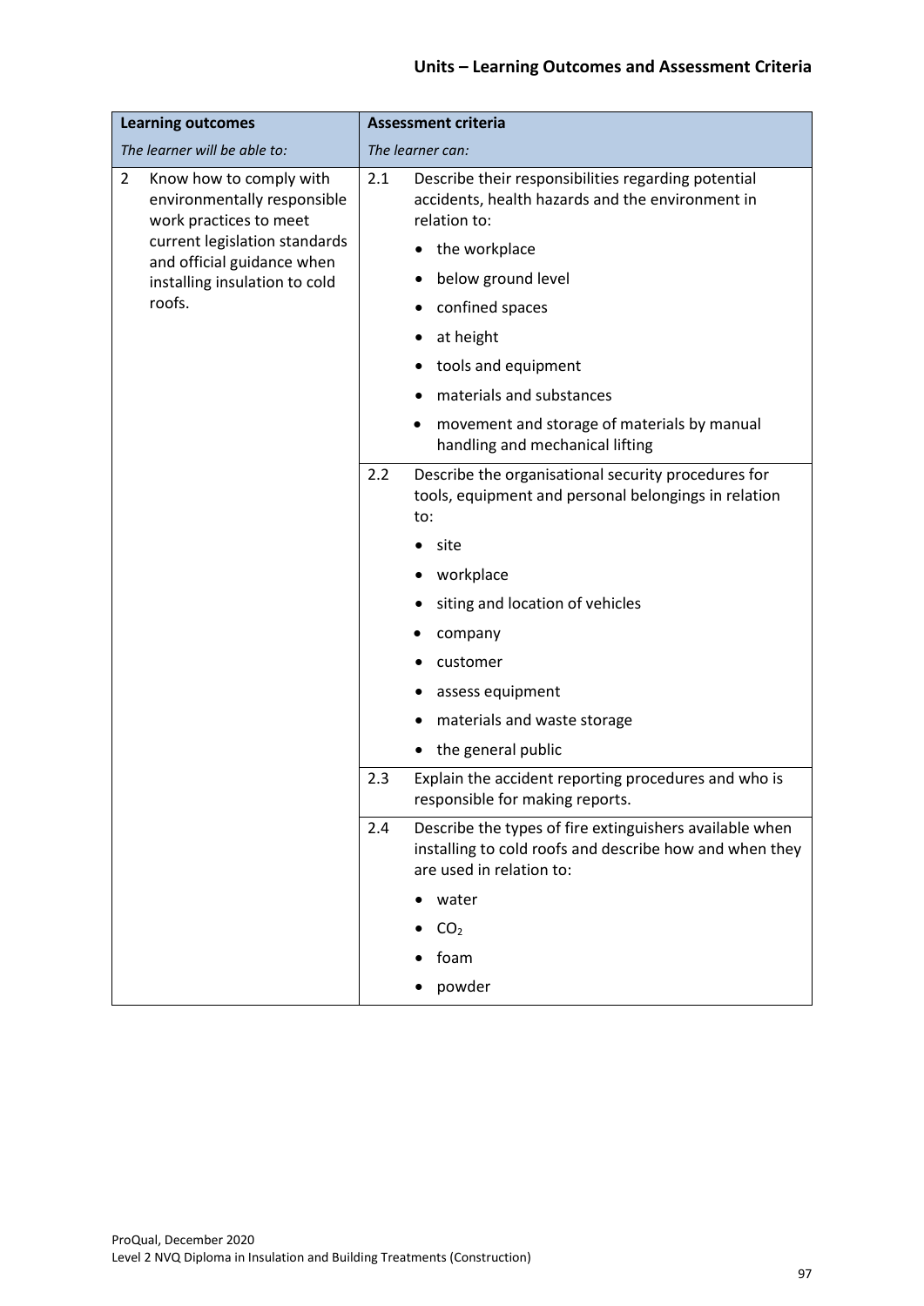| Learning outcomes | | Assessment criteria | |
|---|---|---|---|
| *The learner will be able to:* | | *The learner can:* | |
| 2 | Know how to comply with environmentally responsible work practices to meet current legislation standards and official guidance when installing insulation to cold roofs. | 2.1 | Describe their responsibilities regarding potential accidents, health hazards and the environment in relation to:<br>• the workplace<br>• below ground level<br>• confined spaces<br>• at height<br>• tools and equipment<br>• materials and substances<br>• movement and storage of materials by manual handling and mechanical lifting |
| | | 2.2 | Describe the organisational security procedures for tools, equipment and personal belongings in relation to:<br>• site<br>• workplace<br>• siting and location of vehicles<br>• company<br>• customer<br>• assess equipment<br>• materials and waste storage<br>• the general public |
| | | 2.3 | Explain the accident reporting procedures and who is responsible for making reports. |
| | | 2.4 | Describe the types of fire extinguishers available when installing to cold roofs and describe how and when they are used in relation to:<br>• water<br>• $CO_2$<br>• foam<br>• powder |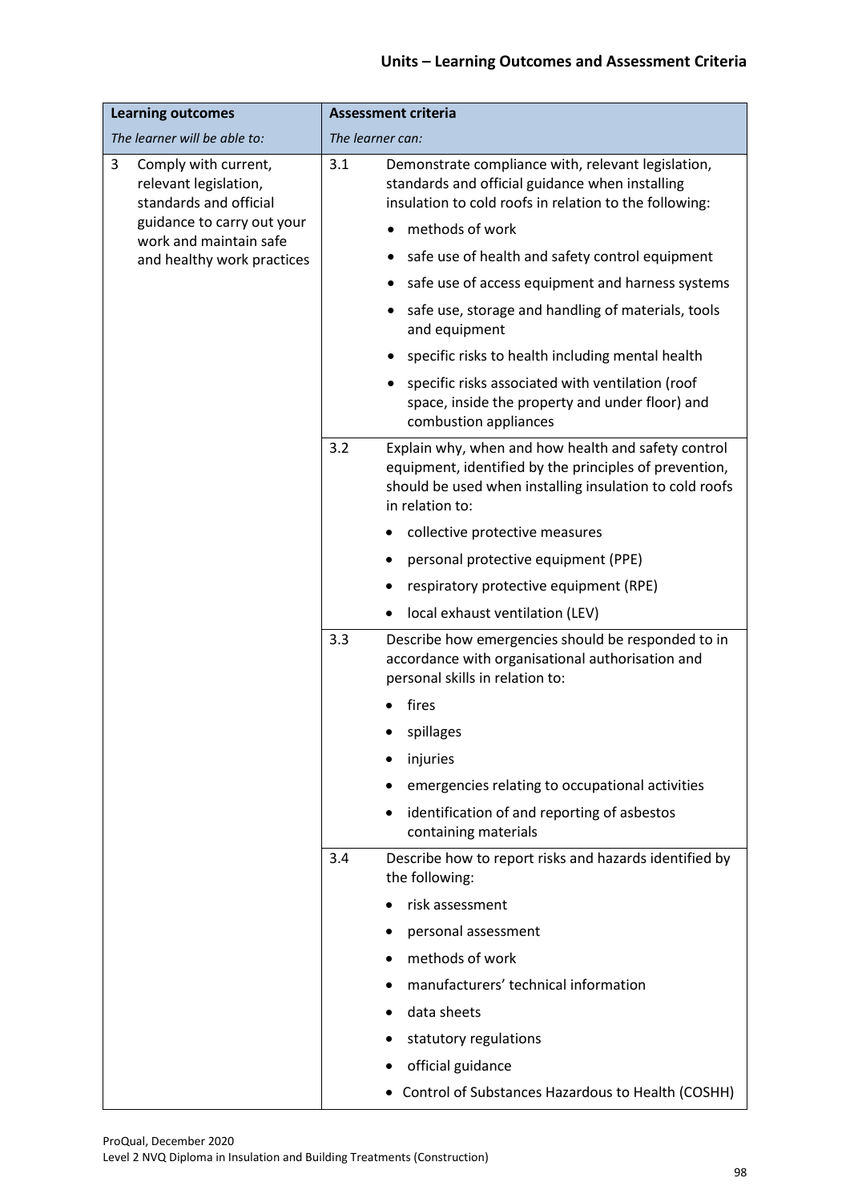## Units – Learning Outcomes and Assessment Criteria

| Learning outcomes | Assessment criteria |
| --- | --- |
| *The learner will be able to:* | *The learner can:* |
| 3 Comply with current, relevant legislation, standards and official guidance to carry out your work and maintain safe and healthy work practices | 3.1 Demonstrate compliance with, relevant legislation, standards and official guidance when installing insulation to cold roofs in relation to the following:<br>• methods of work<br>• safe use of health and safety control equipment<br>• safe use of access equipment and harness systems<br>• safe use, storage and handling of materials, tools and equipment<br>• specific risks to health including mental health<br>• specific risks associated with ventilation (roof space, inside the property and under floor) and combustion appliances |
| | 3.2 Explain why, when and how health and safety control equipment, identified by the principles of prevention, should be used when installing insulation to cold roofs in relation to:<br>• collective protective measures<br>• personal protective equipment (PPE)<br>• respiratory protective equipment (RPE)<br>• local exhaust ventilation (LEV) |
| | 3.3 Describe how emergencies should be responded to in accordance with organisational authorisation and personal skills in relation to:<br>• fires<br>• spillages<br>• injuries<br>• emergencies relating to occupational activities<br>• identification of and reporting of asbestos containing materials |
| | 3.4 Describe how to report risks and hazards identified by the following:<br>• risk assessment<br>• personal assessment<br>• methods of work<br>• manufacturers' technical information<br>• data sheets<br>• statutory regulations<br>• official guidance<br>• Control of Substances Hazardous to Health (COSHH) |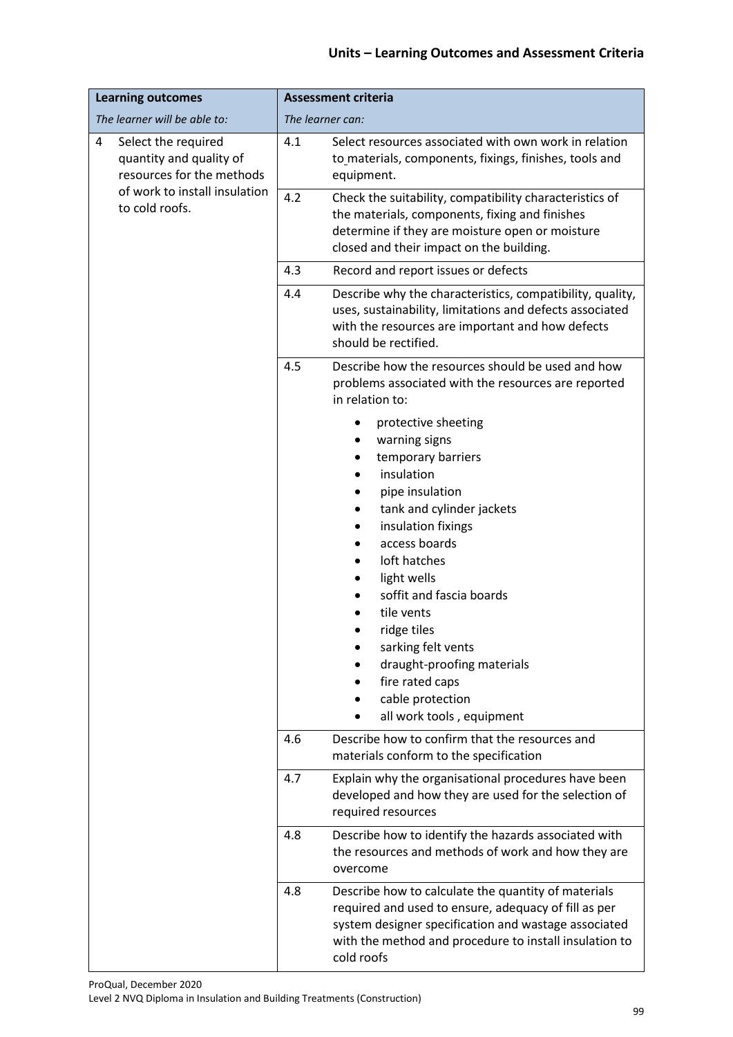## Units – Learning Outcomes and Assessment Criteria

| Learning outcomes | Assessment criteria | |
|---|---|---|
| *The learner will be able to:* | *The learner can:* | |
| 4 Select the required quantity and quality of resources for the methods of work to install insulation to cold roofs. | 4.1 | Select resources associated with own work in relation to materials, components, fixings, finishes, tools and equipment. |
| | 4.2 | Check the suitability, compatibility characteristics of the materials, components, fixing and finishes determine if they are moisture open or moisture closed and their impact on the building. |
| | 4.3 | Record and report issues or defects |
| | 4.4 | Describe why the characteristics, compatibility, quality, uses, sustainability, limitations and defects associated with the resources are important and how defects should be rectified. |
| | 4.5 | Describe how the resources should be used and how problems associated with the resources are reported in relation to: <br>• protective sheeting<br>• warning signs<br>• temporary barriers<br>• insulation<br>• pipe insulation<br>• tank and cylinder jackets<br>• insulation fixings<br>• access boards<br>• loft hatches<br>• light wells<br>• soffit and fascia boards<br>• tile vents<br>• ridge tiles<br>• sarking felt vents<br>• draught-proofing materials<br>• fire rated caps<br>• cable protection<br>• all work tools , equipment |
| | 4.6 | Describe how to confirm that the resources and materials conform to the specification |
| | 4.7 | Explain why the organisational procedures have been developed and how they are used for the selection of required resources |
| | 4.8 | Describe how to identify the hazards associated with the resources and methods of work and how they are overcome |
| | 4.8 | Describe how to calculate the quantity of materials required and used to ensure, adequacy of fill as per system designer specification and wastage associated with the method and procedure to install insulation to cold roofs |

ProQual, December 2020
Level 2 NVQ Diploma in Insulation and Building Treatments (Construction)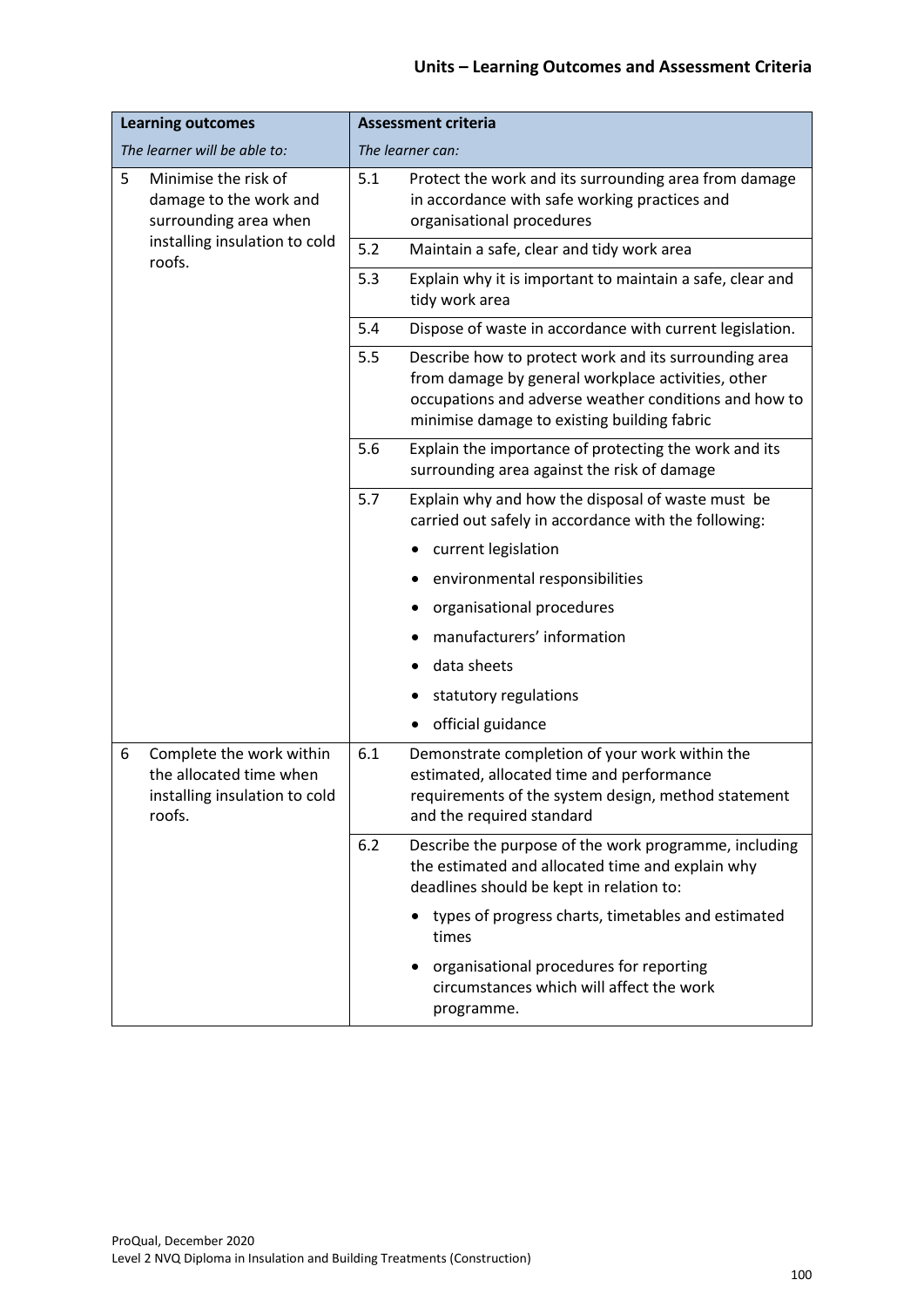## Units – Learning Outcomes and Assessment Criteria

| **Learning outcomes** | **Assessment criteria** |
|---|---|
| *The learner will be able to:* | *The learner can:* |
| 5 Minimise the risk of damage to the work and surrounding area when installing insulation to cold roofs. | 5.1 Protect the work and its surrounding area from damage in accordance with safe working practices and organisational procedures |
| | 5.2 Maintain a safe, clear and tidy work area |
| | 5.3 Explain why it is important to maintain a safe, clear and tidy work area |
| | 5.4 Dispose of waste in accordance with current legislation. |
| | 5.5 Describe how to protect work and its surrounding area from damage by general workplace activities, other occupations and adverse weather conditions and how to minimise damage to existing building fabric |
| | 5.6 Explain the importance of protecting the work and its surrounding area against the risk of damage |
| | 5.7 Explain why and how the disposal of waste must be carried out safely in accordance with the following:<br>• current legislation<br>• environmental responsibilities<br>• organisational procedures<br>• manufacturers' information<br>• data sheets<br>• statutory regulations<br>• official guidance |
| 6 Complete the work within the allocated time when installing insulation to cold roofs. | 6.1 Demonstrate completion of your work within the estimated, allocated time and performance requirements of the system design, method statement and the required standard |
| | 6.2 Describe the purpose of the work programme, including the estimated and allocated time and explain why deadlines should be kept in relation to:<br>• types of progress charts, timetables and estimated times<br>• organisational procedures for reporting circumstances which will affect the work programme. |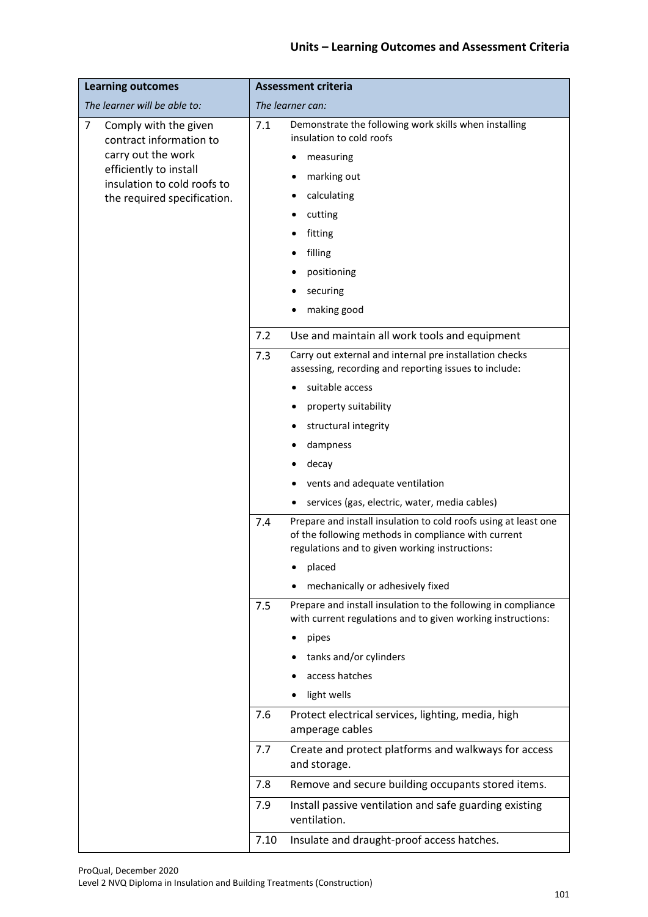| Learning outcomes<br>*The learner will be able to:* | Assessment criteria<br>*The learner can:* |
|---|---|
| 7 Comply with the given contract information to carry out the work efficiently to install insulation to cold roofs to the required specification. | 7.1 Demonstrate the following work skills when installing insulation to cold roofs<br>• measuring<br>• marking out<br>• calculating<br>• cutting<br>• fitting<br>• filling<br>• positioning<br>• securing<br>• making good |
| | 7.2 Use and maintain all work tools and equipment |
| | 7.3 Carry out external and internal pre installation checks assessing, recording and reporting issues to include:<br>• suitable access<br>• property suitability<br>• structural integrity<br>• dampness<br>• decay<br>• vents and adequate ventilation<br>• services (gas, electric, water, media cables) |
| | 7.4 Prepare and install insulation to cold roofs using at least one of the following methods in compliance with current regulations and to given working instructions:<br>• placed<br>• mechanically or adhesively fixed |
| | 7.5 Prepare and install insulation to the following in compliance with current regulations and to given working instructions:<br>• pipes<br>• tanks and/or cylinders<br>• access hatches<br>• light wells |
| | 7.6 Protect electrical services, lighting, media, high amperage cables |
| | 7.7 Create and protect platforms and walkways for access and storage. |
| | 7.8 Remove and secure building occupants stored items. |
| | 7.9 Install passive ventilation and safe guarding existing ventilation. |
| | 7.10 Insulate and draught-proof access hatches. |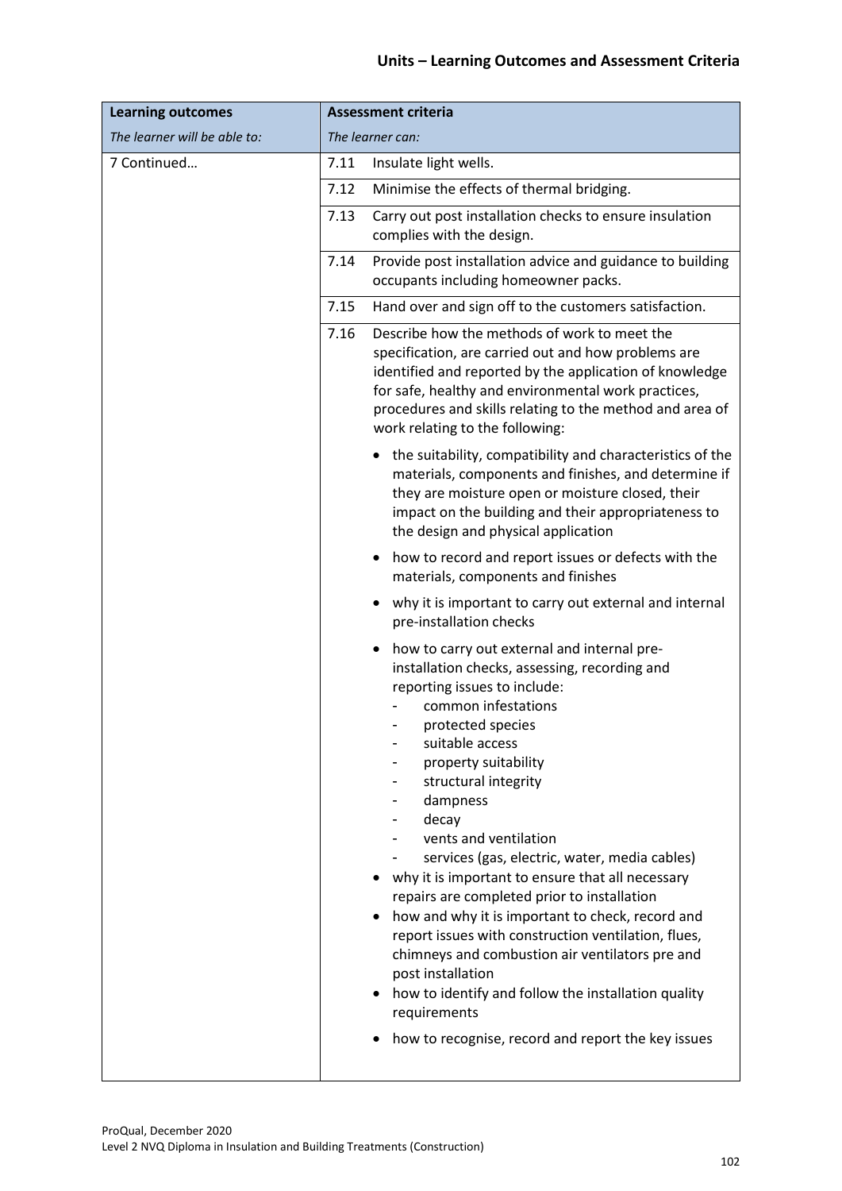## Units – Learning Outcomes and Assessment Criteria

| **Learning outcomes** | **Assessment criteria** |
|---|---|
| *The learner will be able to:* | *The learner can:* |
| 7 Continued… | 7.11 Insulate light wells. |
| | 7.12 Minimise the effects of thermal bridging. |
| | 7.13 Carry out post installation checks to ensure insulation complies with the design. |
| | 7.14 Provide post installation advice and guidance to building occupants including homeowner packs. |
| | 7.15 Hand over and sign off to the customers satisfaction. |
| | 7.16 Describe how the methods of work to meet the specification, are carried out and how problems are identified and reported by the application of knowledge for safe, healthy and environmental work practices, procedures and skills relating to the method and area of work relating to the following:<br><br>• the suitability, compatibility and characteristics of the materials, components and finishes, and determine if they are moisture open or moisture closed, their impact on the building and their appropriateness to the design and physical application<br>• how to record and report issues or defects with the materials, components and finishes<br>• why it is important to carry out external and internal pre-installation checks<br>• how to carry out external and internal pre-installation checks, assessing, recording and reporting issues to include:<br>&nbsp;&nbsp;- common infestations<br>&nbsp;&nbsp;- protected species<br>&nbsp;&nbsp;- suitable access<br>&nbsp;&nbsp;- property suitability<br>&nbsp;&nbsp;- structural integrity<br>&nbsp;&nbsp;- dampness<br>&nbsp;&nbsp;- decay<br>&nbsp;&nbsp;- vents and ventilation<br>&nbsp;&nbsp;- services (gas, electric, water, media cables)<br>• why it is important to ensure that all necessary repairs are completed prior to installation<br>• how and why it is important to check, record and report issues with construction ventilation, flues, chimneys and combustion air ventilators pre and post installation<br>• how to identify and follow the installation quality requirements<br>• how to recognise, record and report the key issues |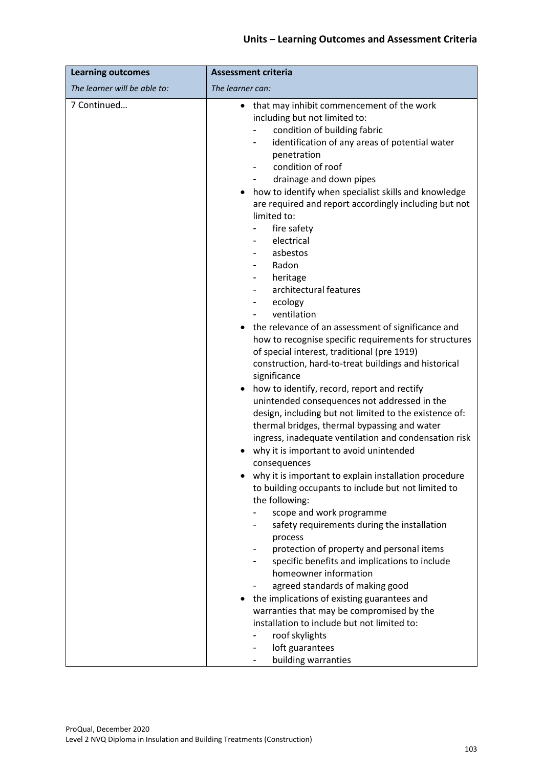| Learning outcomes | Assessment criteria |
|---|---|
| *The learner will be able to:* | *The learner can:* |
| 7 Continued… | • that may inhibit commencement of the work including but not limited to:<br>- condition of building fabric<br>- identification of any areas of potential water penetration<br>- condition of roof<br>- drainage and down pipes<br>• how to identify when specialist skills and knowledge are required and report accordingly including but not limited to:<br>- fire safety<br>- electrical<br>- asbestos<br>- Radon<br>- heritage<br>- architectural features<br>- ecology<br>- ventilation<br>• the relevance of an assessment of significance and how to recognise specific requirements for structures of special interest, traditional (pre 1919) construction, hard-to-treat buildings and historical significance<br>• how to identify, record, report and rectify unintended consequences not addressed in the design, including but not limited to the existence of: thermal bridges, thermal bypassing and water ingress, inadequate ventilation and condensation risk<br>• why it is important to avoid unintended consequences<br>• why it is important to explain installation procedure to building occupants to include but not limited to the following:<br>- scope and work programme<br>- safety requirements during the installation process<br>- protection of property and personal items<br>- specific benefits and implications to include homeowner information<br>- agreed standards of making good<br>• the implications of existing guarantees and warranties that may be compromised by the installation to include but not limited to:<br>- roof skylights<br>- loft guarantees<br>- building warranties |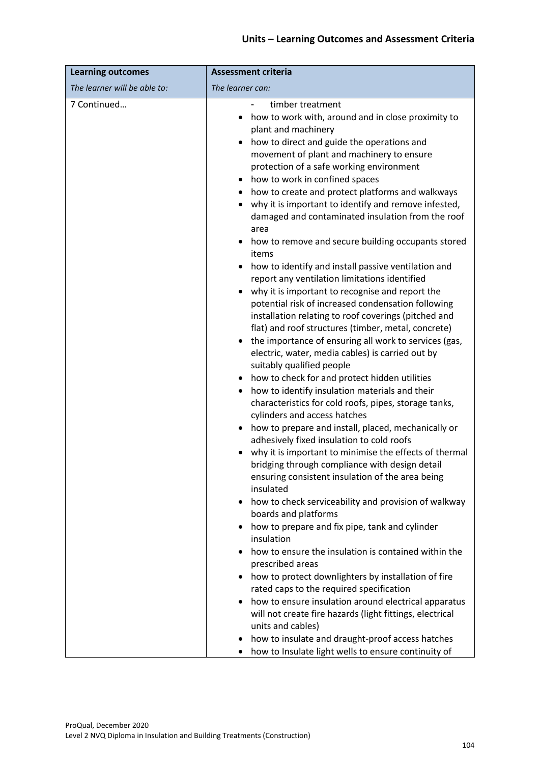## Units – Learning Outcomes and Assessment Criteria

| Learning outcomes | Assessment criteria |
|---|---|
| *The learner will be able to:* | *The learner can:* |
| 7 Continued… | - timber treatment<br>• how to work with, around and in close proximity to plant and machinery<br>• how to direct and guide the operations and movement of plant and machinery to ensure protection of a safe working environment<br>• how to work in confined spaces<br>• how to create and protect platforms and walkways<br>• why it is important to identify and remove infested, damaged and contaminated insulation from the roof area<br>• how to remove and secure building occupants stored items<br>• how to identify and install passive ventilation and report any ventilation limitations identified<br>• why it is important to recognise and report the potential risk of increased condensation following installation relating to roof coverings (pitched and flat) and roof structures (timber, metal, concrete)<br>• the importance of ensuring all work to services (gas, electric, water, media cables) is carried out by suitably qualified people<br>• how to check for and protect hidden utilities<br>• how to identify insulation materials and their characteristics for cold roofs, pipes, storage tanks, cylinders and access hatches<br>• how to prepare and install, placed, mechanically or adhesively fixed insulation to cold roofs<br>• why it is important to minimise the effects of thermal bridging through compliance with design detail ensuring consistent insulation of the area being insulated<br>• how to check serviceability and provision of walkway boards and platforms<br>• how to prepare and fix pipe, tank and cylinder insulation<br>• how to ensure the insulation is contained within the prescribed areas<br>• how to protect downlighters by installation of fire rated caps to the required specification<br>• how to ensure insulation around electrical apparatus will not create fire hazards (light fittings, electrical units and cables)<br>• how to insulate and draught-proof access hatches<br>• how to Insulate light wells to ensure continuity of |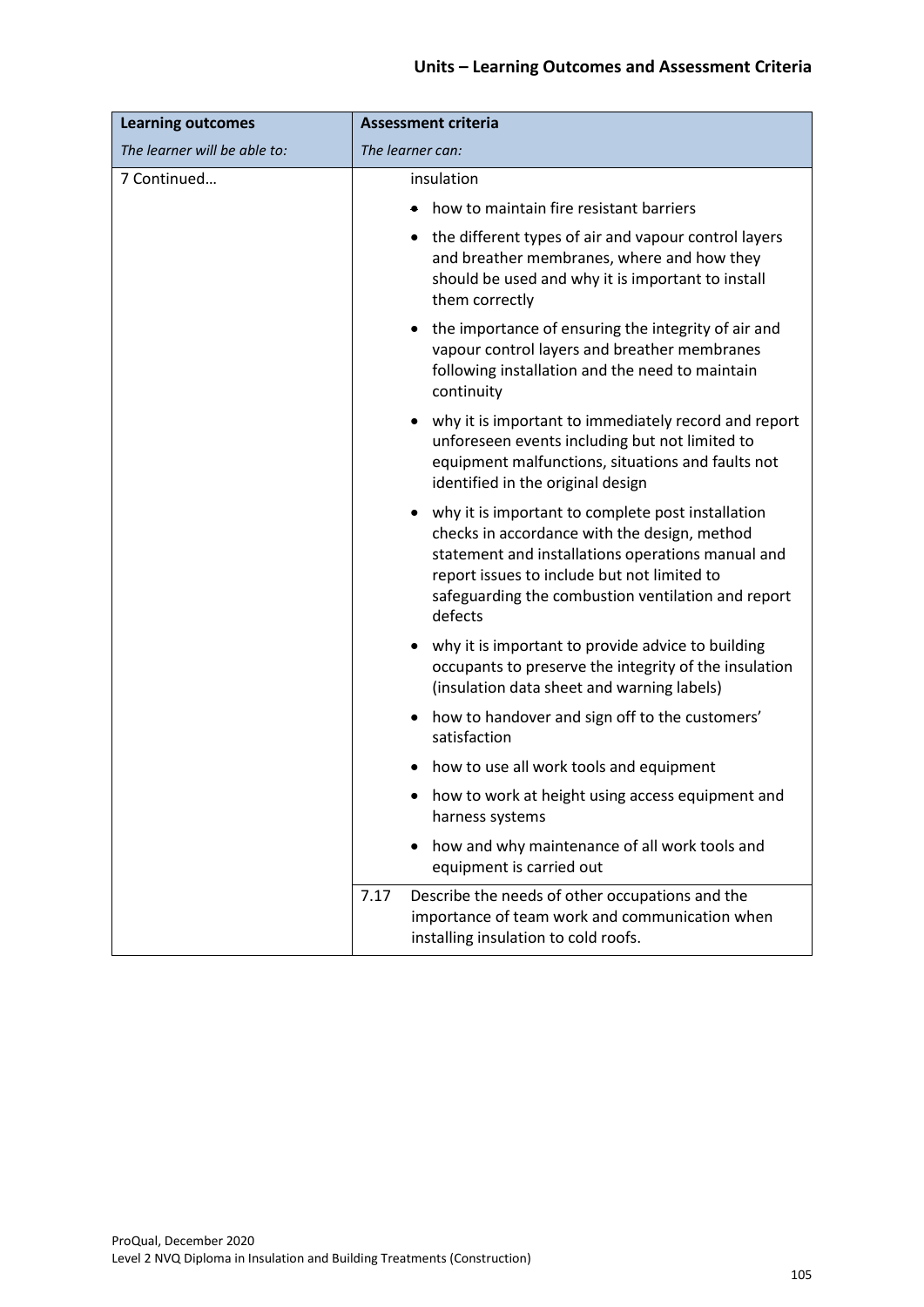| Learning outcomes | Assessment criteria |
| --- | --- |
| *The learner will be able to:* | *The learner can:* |
| 7 Continued… | insulation<br>• how to maintain fire resistant barriers<br>• the different types of air and vapour control layers and breather membranes, where and how they should be used and why it is important to install them correctly<br>• the importance of ensuring the integrity of air and vapour control layers and breather membranes following installation and the need to maintain continuity<br>• why it is important to immediately record and report unforeseen events including but not limited to equipment malfunctions, situations and faults not identified in the original design<br>• why it is important to complete post installation checks in accordance with the design, method statement and installations operations manual and report issues to include but not limited to safeguarding the combustion ventilation and report defects<br>• why it is important to provide advice to building occupants to preserve the integrity of the insulation (insulation data sheet and warning labels)<br>• how to handover and sign off to the customers' satisfaction<br>• how to use all work tools and equipment<br>• how to work at height using access equipment and harness systems<br>• how and why maintenance of all work tools and equipment is carried out |
| | 7.17 Describe the needs of other occupations and the importance of team work and communication when installing insulation to cold roofs. |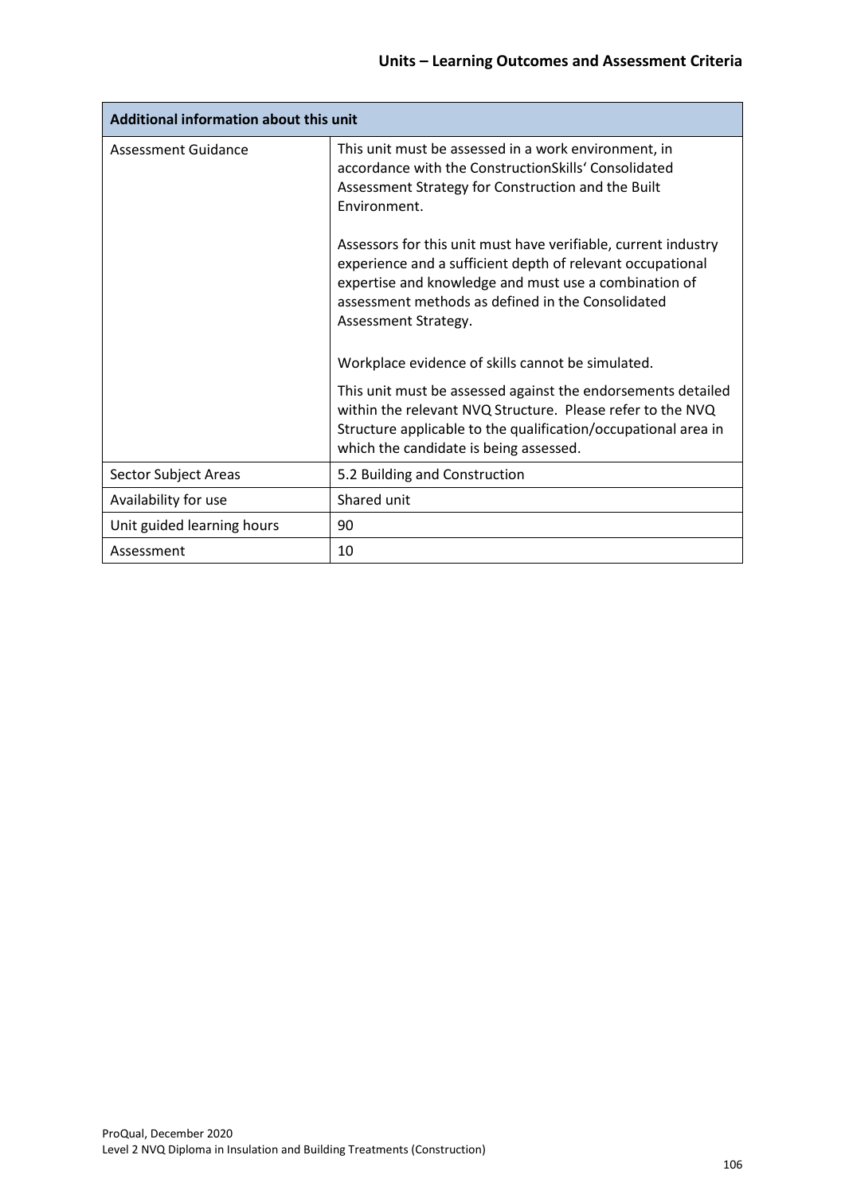| Additional information about this unit | |
|---|---|
| Assessment Guidance | This unit must be assessed in a work environment, in accordance with the ConstructionSkills' Consolidated Assessment Strategy for Construction and the Built Environment.<br><br>Assessors for this unit must have verifiable, current industry experience and a sufficient depth of relevant occupational expertise and knowledge and must use a combination of assessment methods as defined in the Consolidated Assessment Strategy.<br><br>Workplace evidence of skills cannot be simulated.<br><br>This unit must be assessed against the endorsements detailed within the relevant NVQ Structure. Please refer to the NVQ Structure applicable to the qualification/occupational area in which the candidate is being assessed. |
| Sector Subject Areas | 5.2 Building and Construction |
| Availability for use | Shared unit |
| Unit guided learning hours | 90 |
| Assessment | 10 |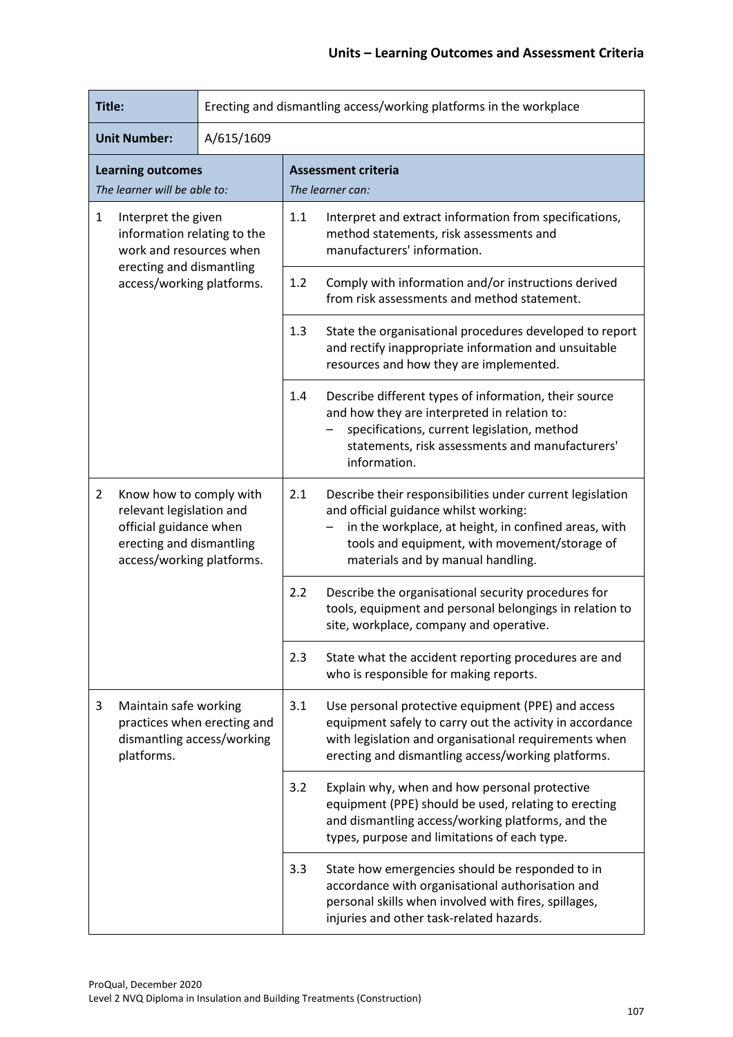| Title: | Erecting and dismantling access/working platforms in the workplace | |
|---|---|---|
| **Unit Number:** | A/615/1609 | |
| **Learning outcomes**<br>*The learner will be able to:* | **Assessment criteria**<br>*The learner can:* | |
| 1 Interpret the given information relating to the work and resources when erecting and dismantling access/working platforms. | 1.1 | Interpret and extract information from specifications, method statements, risk assessments and manufacturers' information. |
| | 1.2 | Comply with information and/or instructions derived from risk assessments and method statement. |
| | 1.3 | State the organisational procedures developed to report and rectify inappropriate information and unsuitable resources and how they are implemented. |
| | 1.4 | Describe different types of information, their source and how they are interpreted in relation to:<br>– specifications, current legislation, method statements, risk assessments and manufacturers' information. |
| 2 Know how to comply with relevant legislation and official guidance when erecting and dismantling access/working platforms. | 2.1 | Describe their responsibilities under current legislation and official guidance whilst working:<br>– in the workplace, at height, in confined areas, with tools and equipment, with movement/storage of materials and by manual handling. |
| | 2.2 | Describe the organisational security procedures for tools, equipment and personal belongings in relation to site, workplace, company and operative. |
| | 2.3 | State what the accident reporting procedures are and who is responsible for making reports. |
| 3 Maintain safe working practices when erecting and dismantling access/working platforms. | 3.1 | Use personal protective equipment (PPE) and access equipment safely to carry out the activity in accordance with legislation and organisational requirements when erecting and dismantling access/working platforms. |
| | 3.2 | Explain why, when and how personal protective equipment (PPE) should be used, relating to erecting and dismantling access/working platforms, and the types, purpose and limitations of each type. |
| | 3.3 | State how emergencies should be responded to in accordance with organisational authorisation and personal skills when involved with fires, spillages, injuries and other task-related hazards. |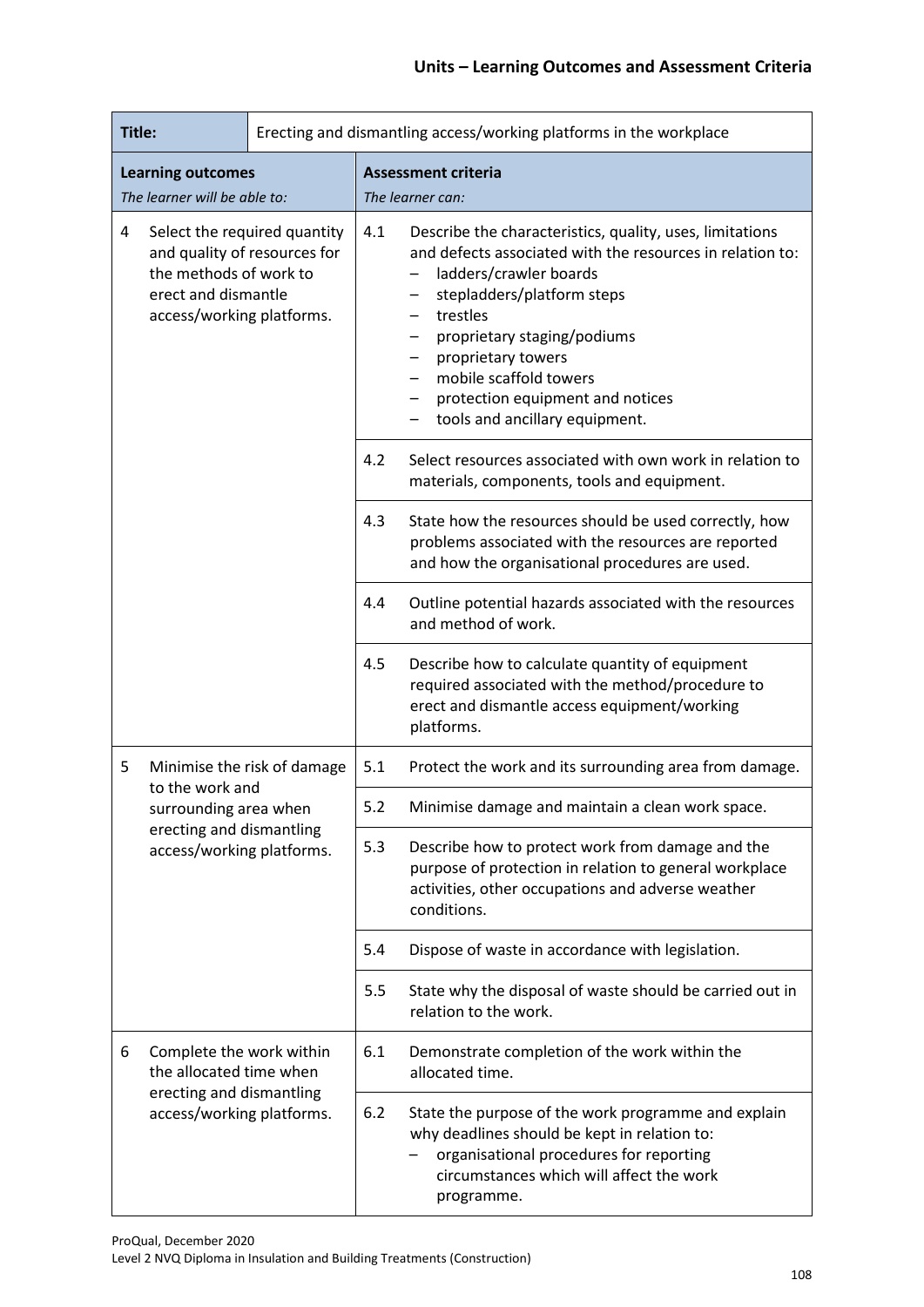| Title: | Erecting and dismantling access/working platforms in the workplace | |
|---|---|---|
| **Learning outcomes**<br>*The learner will be able to:* | **Assessment criteria**<br>*The learner can:* | |
| 4 Select the required quantity and quality of resources for the methods of work to erect and dismantle access/working platforms. | 4.1 | Describe the characteristics, quality, uses, limitations and defects associated with the resources in relation to:<br>– ladders/crawler boards<br>– stepladders/platform steps<br>– trestles<br>– proprietary staging/podiums<br>– proprietary towers<br>– mobile scaffold towers<br>– protection equipment and notices<br>– tools and ancillary equipment. |
| | 4.2 | Select resources associated with own work in relation to materials, components, tools and equipment. |
| | 4.3 | State how the resources should be used correctly, how problems associated with the resources are reported and how the organisational procedures are used. |
| | 4.4 | Outline potential hazards associated with the resources and method of work. |
| | 4.5 | Describe how to calculate quantity of equipment required associated with the method/procedure to erect and dismantle access equipment/working platforms. |
| 5 Minimise the risk of damage to the work and surrounding area when erecting and dismantling access/working platforms. | 5.1 | Protect the work and its surrounding area from damage. |
| | 5.2 | Minimise damage and maintain a clean work space. |
| | 5.3 | Describe how to protect work from damage and the purpose of protection in relation to general workplace activities, other occupations and adverse weather conditions. |
| | 5.4 | Dispose of waste in accordance with legislation. |
| | 5.5 | State why the disposal of waste should be carried out in relation to the work. |
| 6 Complete the work within the allocated time when erecting and dismantling access/working platforms. | 6.1 | Demonstrate completion of the work within the allocated time. |
| | 6.2 | State the purpose of the work programme and explain why deadlines should be kept in relation to:<br>– organisational procedures for reporting circumstances which will affect the work programme. |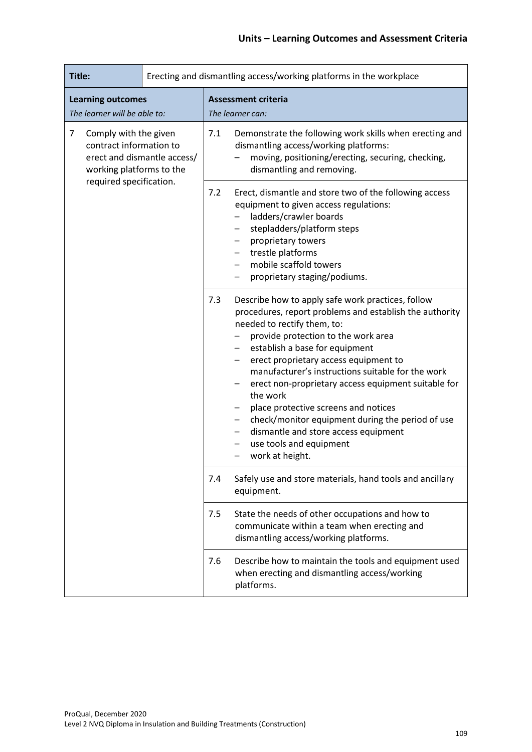| Title: | Erecting and dismantling access/working platforms in the workplace |
|---|---|
| **Learning outcomes**<br>*The learner will be able to:* | **Assessment criteria**<br>*The learner can:* |
| 7 Comply with the given contract information to erect and dismantle access/ working platforms to the required specification. | 7.1 Demonstrate the following work skills when erecting and dismantling access/working platforms:<br>– moving, positioning/erecting, securing, checking, dismantling and removing. |
| | 7.2 Erect, dismantle and store two of the following access equipment to given access regulations:<br>– ladders/crawler boards<br>– stepladders/platform steps<br>– proprietary towers<br>– trestle platforms<br>– mobile scaffold towers<br>– proprietary staging/podiums. |
| | 7.3 Describe how to apply safe work practices, follow procedures, report problems and establish the authority needed to rectify them, to:<br>– provide protection to the work area<br>– establish a base for equipment<br>– erect proprietary access equipment to manufacturer's instructions suitable for the work<br>– erect non-proprietary access equipment suitable for the work<br>– place protective screens and notices<br>– check/monitor equipment during the period of use<br>– dismantle and store access equipment<br>– use tools and equipment<br>– work at height. |
| | 7.4 Safely use and store materials, hand tools and ancillary equipment. |
| | 7.5 State the needs of other occupations and how to communicate within a team when erecting and dismantling access/working platforms. |
| | 7.6 Describe how to maintain the tools and equipment used when erecting and dismantling access/working platforms. |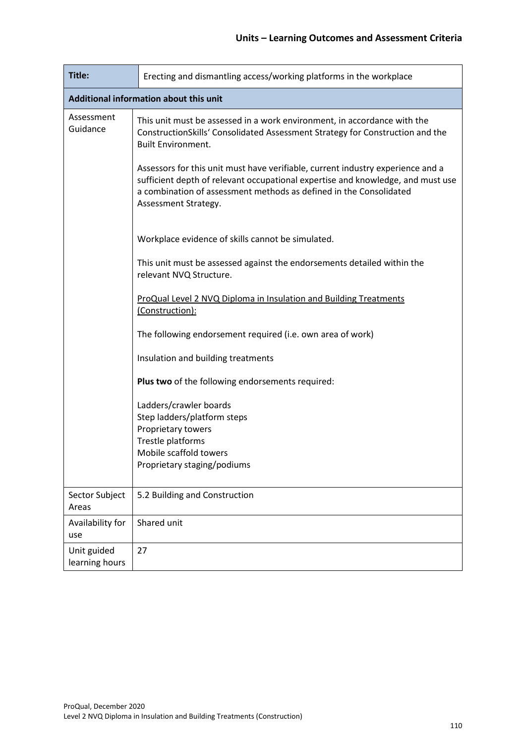| Title: | Erecting and dismantling access/working platforms in the workplace |
|---|---|
| **Additional information about this unit** | |
| Assessment Guidance | This unit must be assessed in a work environment, in accordance with the ConstructionSkills' Consolidated Assessment Strategy for Construction and the Built Environment.<br><br>Assessors for this unit must have verifiable, current industry experience and a sufficient depth of relevant occupational expertise and knowledge, and must use a combination of assessment methods as defined in the Consolidated Assessment Strategy.<br><br>Workplace evidence of skills cannot be simulated.<br><br>This unit must be assessed against the endorsements detailed within the relevant NVQ Structure.<br><br><u>ProQual Level 2 NVQ Diploma in Insulation and Building Treatments (Construction):</u><br><br>The following endorsement required (i.e. own area of work)<br><br>Insulation and building treatments<br><br>**Plus two** of the following endorsements required:<br><br>Ladders/crawler boards<br>Step ladders/platform steps<br>Proprietary towers<br>Trestle platforms<br>Mobile scaffold towers<br>Proprietary staging/podiums |
| Sector Subject Areas | 5.2 Building and Construction |
| Availability for use | Shared unit |
| Unit guided learning hours | 27 |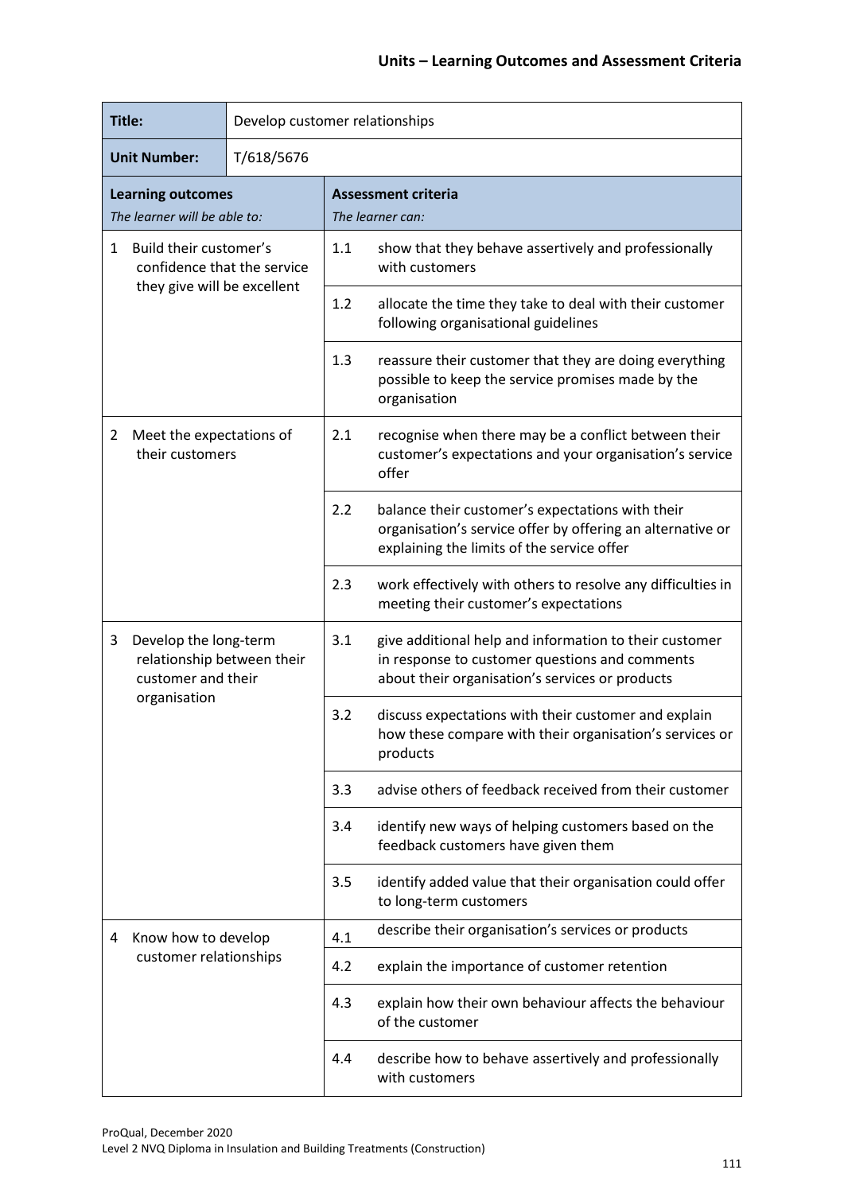| Title: | Develop customer relationships | | |
|---|---|---|---|
| **Unit Number:** | T/618/5676 | | |
| **Learning outcomes**<br>*The learner will be able to:* | | **Assessment criteria**<br>*The learner can:* | |
| 1 Build their customer's confidence that the service they give will be excellent | | 1.1 | show that they behave assertively and professionally with customers |
| | | 1.2 | allocate the time they take to deal with their customer following organisational guidelines |
| | | 1.3 | reassure their customer that they are doing everything possible to keep the service promises made by the organisation |
| 2 Meet the expectations of their customers | | 2.1 | recognise when there may be a conflict between their customer's expectations and your organisation's service offer |
| | | 2.2 | balance their customer's expectations with their organisation's service offer by offering an alternative or explaining the limits of the service offer |
| | | 2.3 | work effectively with others to resolve any difficulties in meeting their customer's expectations |
| 3 Develop the long-term relationship between their customer and their organisation | | 3.1 | give additional help and information to their customer in response to customer questions and comments about their organisation's services or products |
| | | 3.2 | discuss expectations with their customer and explain how these compare with their organisation's services or products |
| | | 3.3 | advise others of feedback received from their customer |
| | | 3.4 | identify new ways of helping customers based on the feedback customers have given them |
| | | 3.5 | identify added value that their organisation could offer to long-term customers |
| 4 Know how to develop customer relationships | | 4.1 | describe their organisation's services or products |
| | | 4.2 | explain the importance of customer retention |
| | | 4.3 | explain how their own behaviour affects the behaviour of the customer |
| | | 4.4 | describe how to behave assertively and professionally with customers |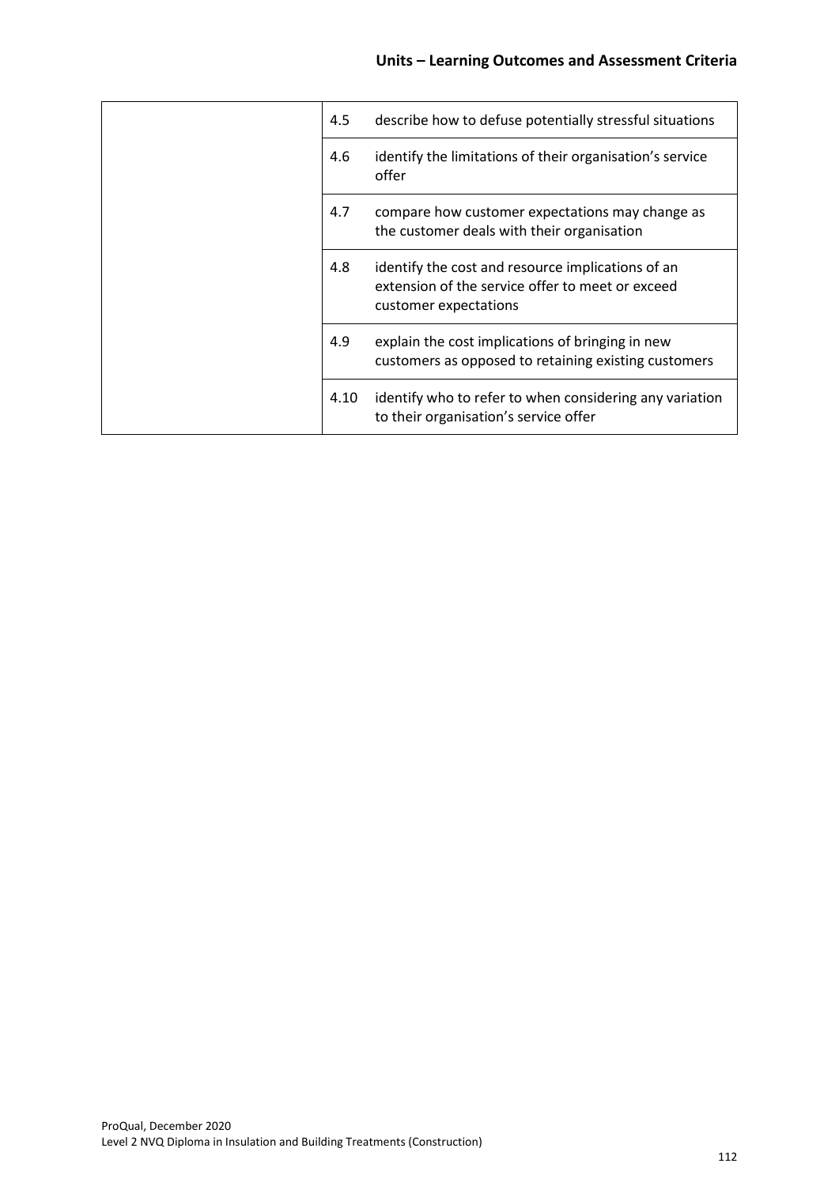| | | |
|---|---|---|
| | 4.5 | describe how to defuse potentially stressful situations |
| | 4.6 | identify the limitations of their organisation's service offer |
| | 4.7 | compare how customer expectations may change as the customer deals with their organisation |
| | 4.8 | identify the cost and resource implications of an extension of the service offer to meet or exceed customer expectations |
| | 4.9 | explain the cost implications of bringing in new customers as opposed to retaining existing customers |
| | 4.10 | identify who to refer to when considering any variation to their organisation's service offer |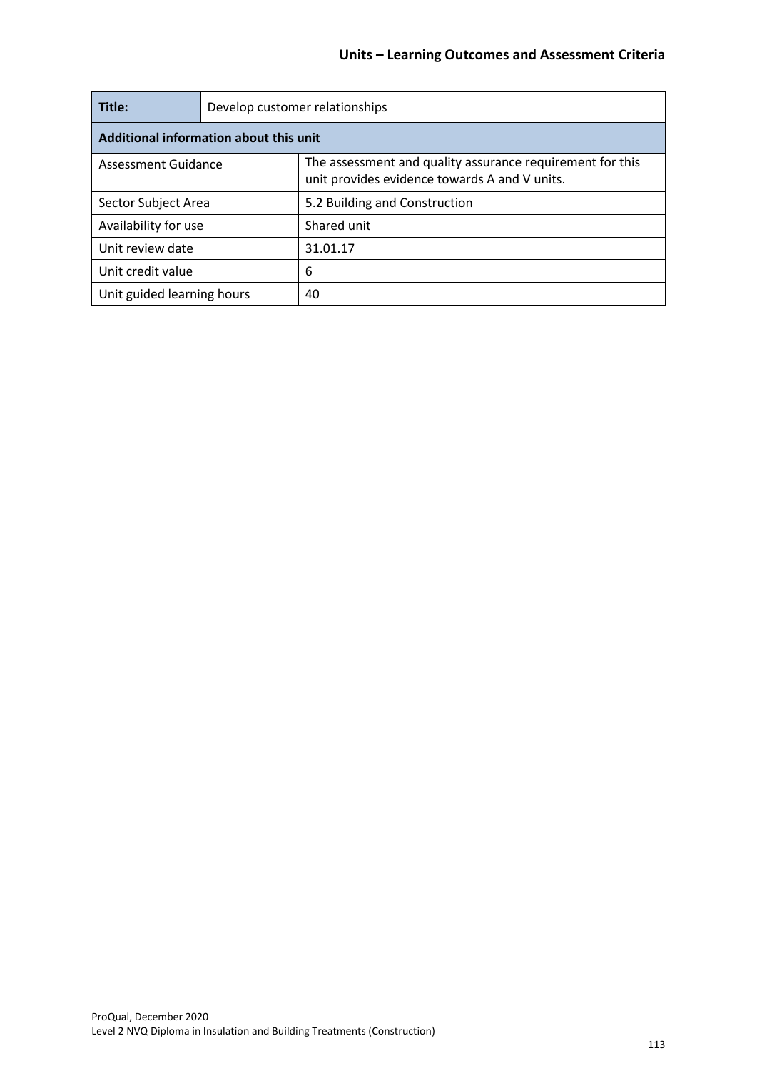| Title: | Develop customer relationships |
|---|---|
| **Additional information about this unit** | |
| Assessment Guidance | The assessment and quality assurance requirement for this unit provides evidence towards A and V units. |
| Sector Subject Area | 5.2 Building and Construction |
| Availability for use | Shared unit |
| Unit review date | 31.01.17 |
| Unit credit value | 6 |
| Unit guided learning hours | 40 |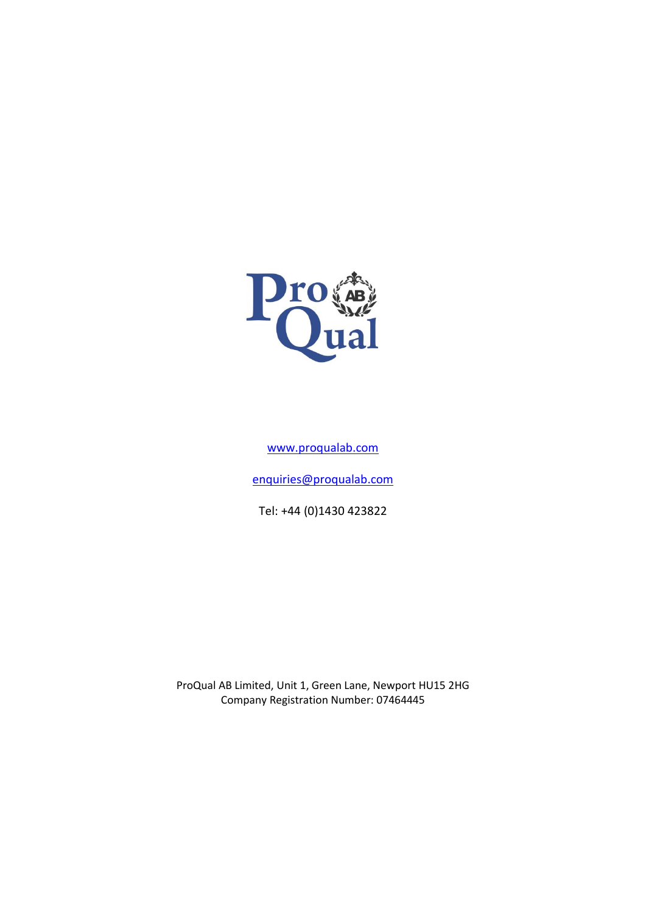ProQual AB

www.proqualab.com

enquiries@proqualab.com

Tel: +44 (0)1430 423822

ProQual AB Limited, Unit 1, Green Lane, Newport HU15 2HG
Company Registration Number: 07464445